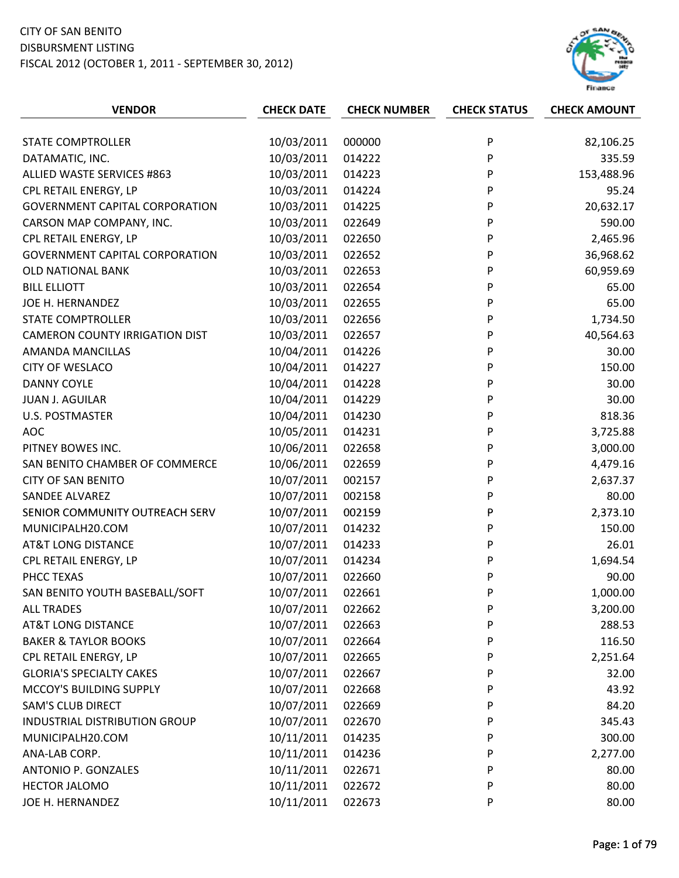CITY OF SAN BENITO
DISBURSMENT LISTING
FISCAL 2012 (OCTOBER 1, 2011 - SEPTEMBER 30, 2012)

| VENDOR | CHECK DATE | CHECK NUMBER | CHECK STATUS | CHECK AMOUNT |
|---|---|---|---|---|
| STATE COMPTROLLER | 10/03/2011 | 000000 | P | 82,106.25 |
| DATAMATIC, INC. | 10/03/2011 | 014222 | P | 335.59 |
| ALLIED WASTE SERVICES #863 | 10/03/2011 | 014223 | P | 153,488.96 |
| CPL RETAIL ENERGY, LP | 10/03/2011 | 014224 | P | 95.24 |
| GOVERNMENT CAPITAL CORPORATION | 10/03/2011 | 014225 | P | 20,632.17 |
| CARSON MAP COMPANY, INC. | 10/03/2011 | 022649 | P | 590.00 |
| CPL RETAIL ENERGY, LP | 10/03/2011 | 022650 | P | 2,465.96 |
| GOVERNMENT CAPITAL CORPORATION | 10/03/2011 | 022652 | P | 36,968.62 |
| OLD NATIONAL BANK | 10/03/2011 | 022653 | P | 60,959.69 |
| BILL ELLIOTT | 10/03/2011 | 022654 | P | 65.00 |
| JOE H. HERNANDEZ | 10/03/2011 | 022655 | P | 65.00 |
| STATE COMPTROLLER | 10/03/2011 | 022656 | P | 1,734.50 |
| CAMERON COUNTY IRRIGATION DIST | 10/03/2011 | 022657 | P | 40,564.63 |
| AMANDA MANCILLAS | 10/04/2011 | 014226 | P | 30.00 |
| CITY OF WESLACO | 10/04/2011 | 014227 | P | 150.00 |
| DANNY COYLE | 10/04/2011 | 014228 | P | 30.00 |
| JUAN J. AGUILAR | 10/04/2011 | 014229 | P | 30.00 |
| U.S. POSTMASTER | 10/04/2011 | 014230 | P | 818.36 |
| AOC | 10/05/2011 | 014231 | P | 3,725.88 |
| PITNEY BOWES INC. | 10/06/2011 | 022658 | P | 3,000.00 |
| SAN BENITO CHAMBER OF COMMERCE | 10/06/2011 | 022659 | P | 4,479.16 |
| CITY OF SAN BENITO | 10/07/2011 | 002157 | P | 2,637.37 |
| SANDEE ALVAREZ | 10/07/2011 | 002158 | P | 80.00 |
| SENIOR COMMUNITY OUTREACH SERV | 10/07/2011 | 002159 | P | 2,373.10 |
| MUNICIPALH20.COM | 10/07/2011 | 014232 | P | 150.00 |
| AT&T LONG DISTANCE | 10/07/2011 | 014233 | P | 26.01 |
| CPL RETAIL ENERGY, LP | 10/07/2011 | 014234 | P | 1,694.54 |
| PHCC TEXAS | 10/07/2011 | 022660 | P | 90.00 |
| SAN BENITO YOUTH BASEBALL/SOFT | 10/07/2011 | 022661 | P | 1,000.00 |
| ALL TRADES | 10/07/2011 | 022662 | P | 3,200.00 |
| AT&T LONG DISTANCE | 10/07/2011 | 022663 | P | 288.53 |
| BAKER & TAYLOR BOOKS | 10/07/2011 | 022664 | P | 116.50 |
| CPL RETAIL ENERGY, LP | 10/07/2011 | 022665 | P | 2,251.64 |
| GLORIA'S SPECIALTY CAKES | 10/07/2011 | 022667 | P | 32.00 |
| MCCOY'S BUILDING SUPPLY | 10/07/2011 | 022668 | P | 43.92 |
| SAM'S CLUB DIRECT | 10/07/2011 | 022669 | P | 84.20 |
| INDUSTRIAL DISTRIBUTION GROUP | 10/07/2011 | 022670 | P | 345.43 |
| MUNICIPALH20.COM | 10/11/2011 | 014235 | P | 300.00 |
| ANA-LAB CORP. | 10/11/2011 | 014236 | P | 2,277.00 |
| ANTONIO P. GONZALES | 10/11/2011 | 022671 | P | 80.00 |
| HECTOR JALOMO | 10/11/2011 | 022672 | P | 80.00 |
| JOE H. HERNANDEZ | 10/11/2011 | 022673 | P | 80.00 |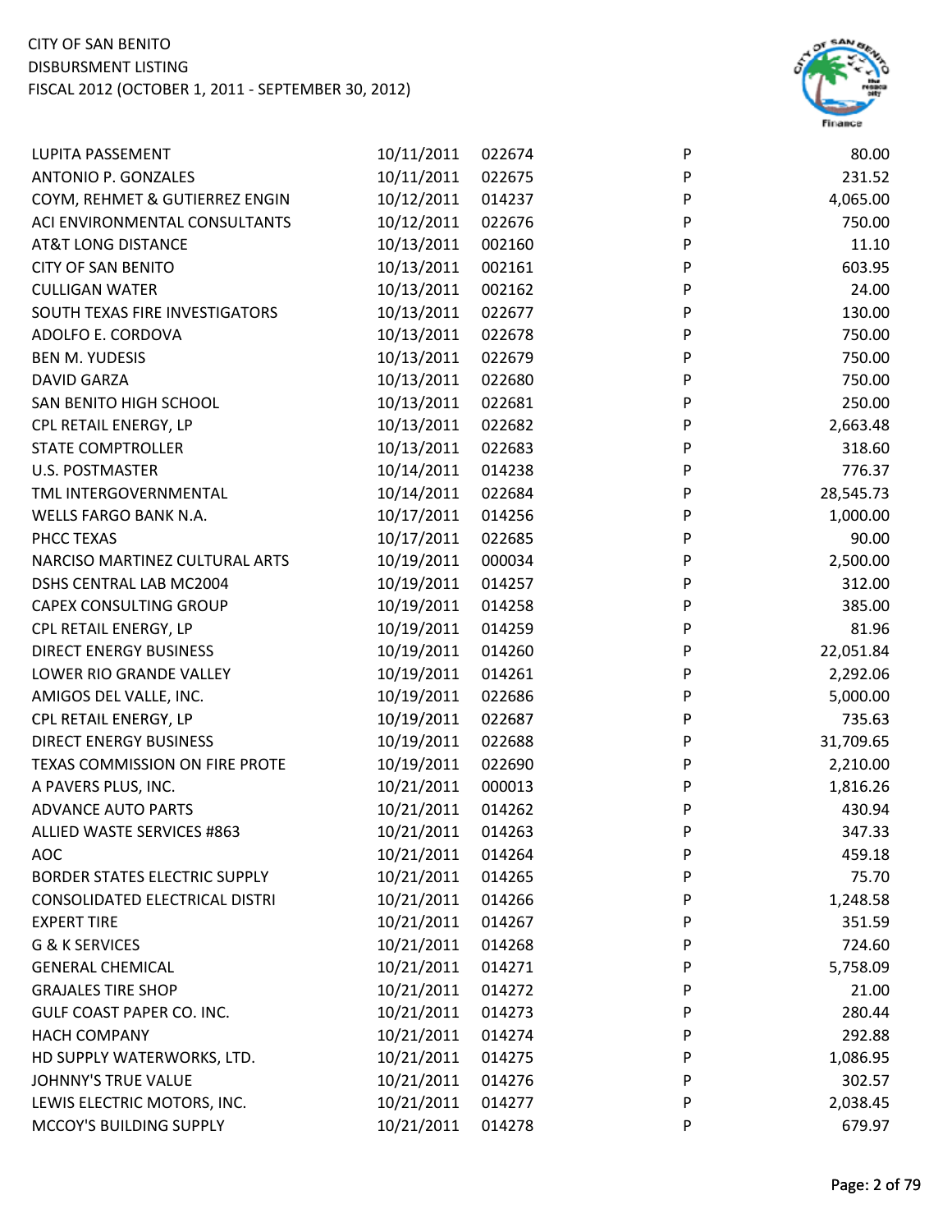| Vendor | Date | Check No. | Status | Amount |
|---|---|---|---|---|
| LUPITA PASSEMENT | 10/11/2011 | 022674 | P | 80.00 |
| ANTONIO P. GONZALES | 10/11/2011 | 022675 | P | 231.52 |
| COYM, REHMET & GUTIERREZ ENGIN | 10/12/2011 | 014237 | P | 4,065.00 |
| ACI ENVIRONMENTAL CONSULTANTS | 10/12/2011 | 022676 | P | 750.00 |
| AT&T LONG DISTANCE | 10/13/2011 | 002160 | P | 11.10 |
| CITY OF SAN BENITO | 10/13/2011 | 002161 | P | 603.95 |
| CULLIGAN WATER | 10/13/2011 | 002162 | P | 24.00 |
| SOUTH TEXAS FIRE INVESTIGATORS | 10/13/2011 | 022677 | P | 130.00 |
| ADOLFO E. CORDOVA | 10/13/2011 | 022678 | P | 750.00 |
| BEN M. YUDESIS | 10/13/2011 | 022679 | P | 750.00 |
| DAVID GARZA | 10/13/2011 | 022680 | P | 750.00 |
| SAN BENITO HIGH SCHOOL | 10/13/2011 | 022681 | P | 250.00 |
| CPL RETAIL ENERGY, LP | 10/13/2011 | 022682 | P | 2,663.48 |
| STATE COMPTROLLER | 10/13/2011 | 022683 | P | 318.60 |
| U.S. POSTMASTER | 10/14/2011 | 014238 | P | 776.37 |
| TML INTERGOVERNMENTAL | 10/14/2011 | 022684 | P | 28,545.73 |
| WELLS FARGO BANK N.A. | 10/17/2011 | 014256 | P | 1,000.00 |
| PHCC TEXAS | 10/17/2011 | 022685 | P | 90.00 |
| NARCISO MARTINEZ CULTURAL ARTS | 10/19/2011 | 000034 | P | 2,500.00 |
| DSHS CENTRAL LAB MC2004 | 10/19/2011 | 014257 | P | 312.00 |
| CAPEX CONSULTING GROUP | 10/19/2011 | 014258 | P | 385.00 |
| CPL RETAIL ENERGY, LP | 10/19/2011 | 014259 | P | 81.96 |
| DIRECT ENERGY BUSINESS | 10/19/2011 | 014260 | P | 22,051.84 |
| LOWER RIO GRANDE VALLEY | 10/19/2011 | 014261 | P | 2,292.06 |
| AMIGOS DEL VALLE, INC. | 10/19/2011 | 022686 | P | 5,000.00 |
| CPL RETAIL ENERGY, LP | 10/19/2011 | 022687 | P | 735.63 |
| DIRECT ENERGY BUSINESS | 10/19/2011 | 022688 | P | 31,709.65 |
| TEXAS COMMISSION ON FIRE PROTE | 10/19/2011 | 022690 | P | 2,210.00 |
| A PAVERS PLUS, INC. | 10/21/2011 | 000013 | P | 1,816.26 |
| ADVANCE AUTO PARTS | 10/21/2011 | 014262 | P | 430.94 |
| ALLIED WASTE SERVICES #863 | 10/21/2011 | 014263 | P | 347.33 |
| AOC | 10/21/2011 | 014264 | P | 459.18 |
| BORDER STATES ELECTRIC SUPPLY | 10/21/2011 | 014265 | P | 75.70 |
| CONSOLIDATED ELECTRICAL DISTRI | 10/21/2011 | 014266 | P | 1,248.58 |
| EXPERT TIRE | 10/21/2011 | 014267 | P | 351.59 |
| G & K SERVICES | 10/21/2011 | 014268 | P | 724.60 |
| GENERAL CHEMICAL | 10/21/2011 | 014271 | P | 5,758.09 |
| GRAJALES TIRE SHOP | 10/21/2011 | 014272 | P | 21.00 |
| GULF COAST PAPER CO. INC. | 10/21/2011 | 014273 | P | 280.44 |
| HACH COMPANY | 10/21/2011 | 014274 | P | 292.88 |
| HD SUPPLY WATERWORKS, LTD. | 10/21/2011 | 014275 | P | 1,086.95 |
| JOHNNY'S TRUE VALUE | 10/21/2011 | 014276 | P | 302.57 |
| LEWIS ELECTRIC MOTORS, INC. | 10/21/2011 | 014277 | P | 2,038.45 |
| MCCOY'S BUILDING SUPPLY | 10/21/2011 | 014278 | P | 679.97 |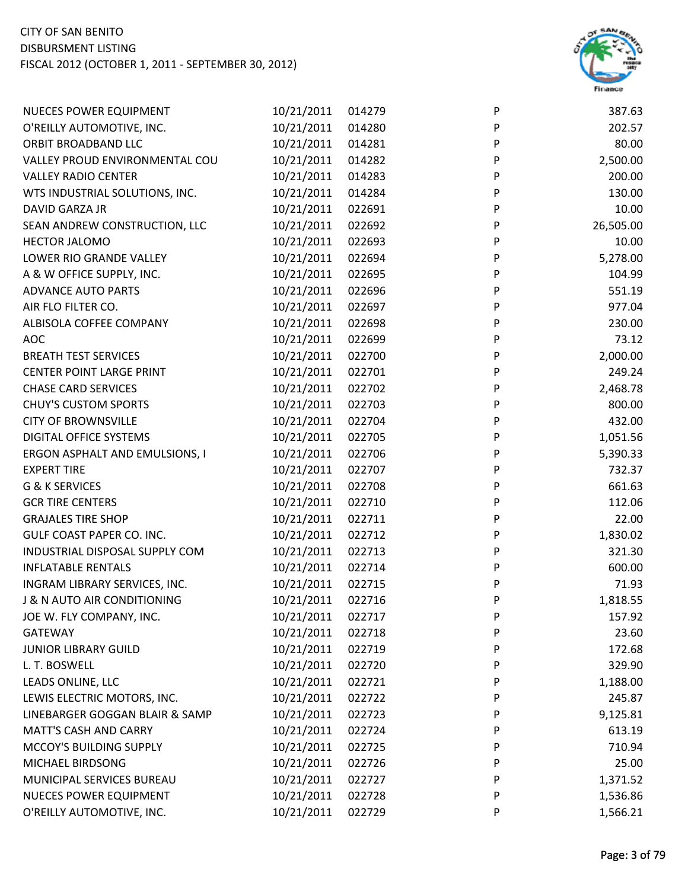| | | | | |
|---|---|---|---|---|
| NUECES POWER EQUIPMENT | 10/21/2011 | 014279 | P | 387.63 |
| O'REILLY AUTOMOTIVE, INC. | 10/21/2011 | 014280 | P | 202.57 |
| ORBIT BROADBAND LLC | 10/21/2011 | 014281 | P | 80.00 |
| VALLEY PROUD ENVIRONMENTAL COU | 10/21/2011 | 014282 | P | 2,500.00 |
| VALLEY RADIO CENTER | 10/21/2011 | 014283 | P | 200.00 |
| WTS INDUSTRIAL SOLUTIONS, INC. | 10/21/2011 | 014284 | P | 130.00 |
| DAVID GARZA JR | 10/21/2011 | 022691 | P | 10.00 |
| SEAN ANDREW CONSTRUCTION, LLC | 10/21/2011 | 022692 | P | 26,505.00 |
| HECTOR JALOMO | 10/21/2011 | 022693 | P | 10.00 |
| LOWER RIO GRANDE VALLEY | 10/21/2011 | 022694 | P | 5,278.00 |
| A & W OFFICE SUPPLY, INC. | 10/21/2011 | 022695 | P | 104.99 |
| ADVANCE AUTO PARTS | 10/21/2011 | 022696 | P | 551.19 |
| AIR FLO FILTER CO. | 10/21/2011 | 022697 | P | 977.04 |
| ALBISOLA COFFEE COMPANY | 10/21/2011 | 022698 | P | 230.00 |
| AOC | 10/21/2011 | 022699 | P | 73.12 |
| BREATH TEST SERVICES | 10/21/2011 | 022700 | P | 2,000.00 |
| CENTER POINT LARGE PRINT | 10/21/2011 | 022701 | P | 249.24 |
| CHASE CARD SERVICES | 10/21/2011 | 022702 | P | 2,468.78 |
| CHUY'S CUSTOM SPORTS | 10/21/2011 | 022703 | P | 800.00 |
| CITY OF BROWNSVILLE | 10/21/2011 | 022704 | P | 432.00 |
| DIGITAL OFFICE SYSTEMS | 10/21/2011 | 022705 | P | 1,051.56 |
| ERGON ASPHALT AND EMULSIONS, I | 10/21/2011 | 022706 | P | 5,390.33 |
| EXPERT TIRE | 10/21/2011 | 022707 | P | 732.37 |
| G & K SERVICES | 10/21/2011 | 022708 | P | 661.63 |
| GCR TIRE CENTERS | 10/21/2011 | 022710 | P | 112.06 |
| GRAJALES TIRE SHOP | 10/21/2011 | 022711 | P | 22.00 |
| GULF COAST PAPER CO. INC. | 10/21/2011 | 022712 | P | 1,830.02 |
| INDUSTRIAL DISPOSAL SUPPLY COM | 10/21/2011 | 022713 | P | 321.30 |
| INFLATABLE RENTALS | 10/21/2011 | 022714 | P | 600.00 |
| INGRAM LIBRARY SERVICES, INC. | 10/21/2011 | 022715 | P | 71.93 |
| J & N AUTO AIR CONDITIONING | 10/21/2011 | 022716 | P | 1,818.55 |
| JOE W. FLY COMPANY, INC. | 10/21/2011 | 022717 | P | 157.92 |
| GATEWAY | 10/21/2011 | 022718 | P | 23.60 |
| JUNIOR LIBRARY GUILD | 10/21/2011 | 022719 | P | 172.68 |
| L. T. BOSWELL | 10/21/2011 | 022720 | P | 329.90 |
| LEADS ONLINE, LLC | 10/21/2011 | 022721 | P | 1,188.00 |
| LEWIS ELECTRIC MOTORS, INC. | 10/21/2011 | 022722 | P | 245.87 |
| LINEBARGER GOGGAN BLAIR & SAMP | 10/21/2011 | 022723 | P | 9,125.81 |
| MATT'S CASH AND CARRY | 10/21/2011 | 022724 | P | 613.19 |
| MCCOY'S BUILDING SUPPLY | 10/21/2011 | 022725 | P | 710.94 |
| MICHAEL BIRDSONG | 10/21/2011 | 022726 | P | 25.00 |
| MUNICIPAL SERVICES BUREAU | 10/21/2011 | 022727 | P | 1,371.52 |
| NUECES POWER EQUIPMENT | 10/21/2011 | 022728 | P | 1,536.86 |
| O'REILLY AUTOMOTIVE, INC. | 10/21/2011 | 022729 | P | 1,566.21 |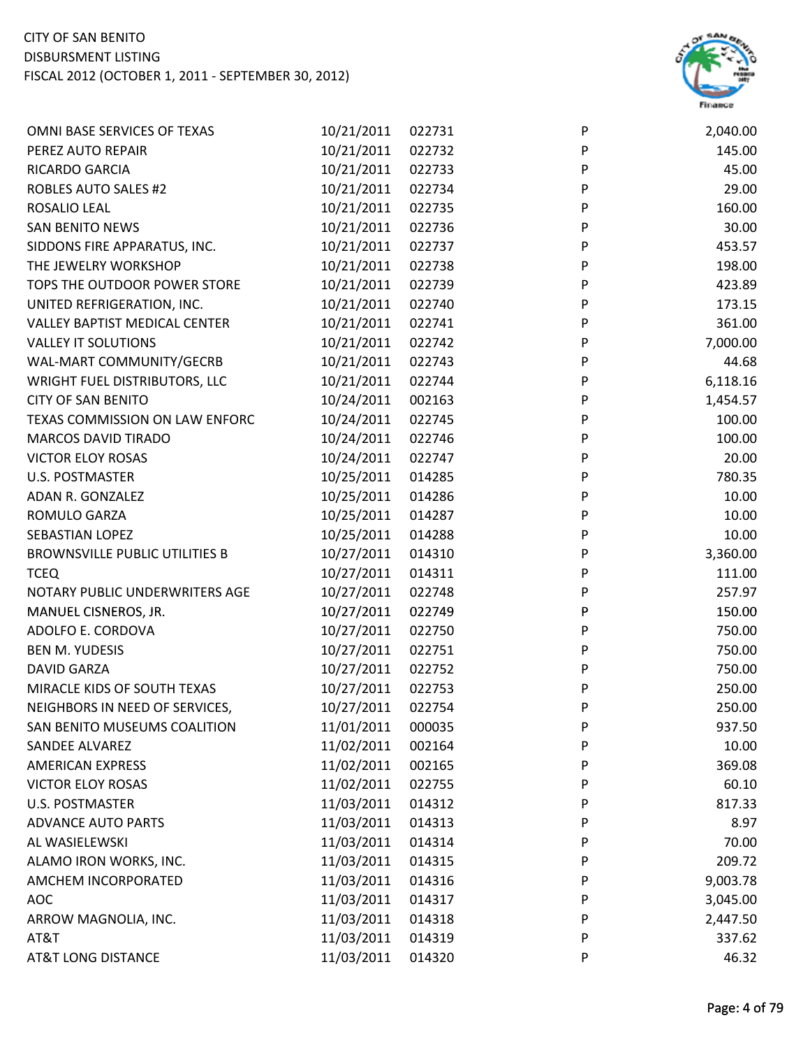CITY OF SAN BENITO
DISBURSMENT LISTING
FISCAL 2012 (OCTOBER 1, 2011 - SEPTEMBER 30, 2012)

| | | | | |
|---|---|---|---|---|
| OMNI BASE SERVICES OF TEXAS | 10/21/2011 | 022731 | P | 2,040.00 |
| PEREZ AUTO REPAIR | 10/21/2011 | 022732 | P | 145.00 |
| RICARDO GARCIA | 10/21/2011 | 022733 | P | 45.00 |
| ROBLES AUTO SALES #2 | 10/21/2011 | 022734 | P | 29.00 |
| ROSALIO LEAL | 10/21/2011 | 022735 | P | 160.00 |
| SAN BENITO NEWS | 10/21/2011 | 022736 | P | 30.00 |
| SIDDONS FIRE APPARATUS, INC. | 10/21/2011 | 022737 | P | 453.57 |
| THE JEWELRY WORKSHOP | 10/21/2011 | 022738 | P | 198.00 |
| TOPS THE OUTDOOR POWER STORE | 10/21/2011 | 022739 | P | 423.89 |
| UNITED REFRIGERATION, INC. | 10/21/2011 | 022740 | P | 173.15 |
| VALLEY BAPTIST MEDICAL CENTER | 10/21/2011 | 022741 | P | 361.00 |
| VALLEY IT SOLUTIONS | 10/21/2011 | 022742 | P | 7,000.00 |
| WAL-MART COMMUNITY/GECRB | 10/21/2011 | 022743 | P | 44.68 |
| WRIGHT FUEL DISTRIBUTORS, LLC | 10/21/2011 | 022744 | P | 6,118.16 |
| CITY OF SAN BENITO | 10/24/2011 | 002163 | P | 1,454.57 |
| TEXAS COMMISSION ON LAW ENFORC | 10/24/2011 | 022745 | P | 100.00 |
| MARCOS DAVID TIRADO | 10/24/2011 | 022746 | P | 100.00 |
| VICTOR ELOY ROSAS | 10/24/2011 | 022747 | P | 20.00 |
| U.S. POSTMASTER | 10/25/2011 | 014285 | P | 780.35 |
| ADAN R. GONZALEZ | 10/25/2011 | 014286 | P | 10.00 |
| ROMULO GARZA | 10/25/2011 | 014287 | P | 10.00 |
| SEBASTIAN LOPEZ | 10/25/2011 | 014288 | P | 10.00 |
| BROWNSVILLE PUBLIC UTILITIES B | 10/27/2011 | 014310 | P | 3,360.00 |
| TCEQ | 10/27/2011 | 014311 | P | 111.00 |
| NOTARY PUBLIC UNDERWRITERS AGE | 10/27/2011 | 022748 | P | 257.97 |
| MANUEL CISNEROS, JR. | 10/27/2011 | 022749 | P | 150.00 |
| ADOLFO E. CORDOVA | 10/27/2011 | 022750 | P | 750.00 |
| BEN M. YUDESIS | 10/27/2011 | 022751 | P | 750.00 |
| DAVID GARZA | 10/27/2011 | 022752 | P | 750.00 |
| MIRACLE KIDS OF SOUTH TEXAS | 10/27/2011 | 022753 | P | 250.00 |
| NEIGHBORS IN NEED OF SERVICES, | 10/27/2011 | 022754 | P | 250.00 |
| SAN BENITO MUSEUMS COALITION | 11/01/2011 | 000035 | P | 937.50 |
| SANDEE ALVAREZ | 11/02/2011 | 002164 | P | 10.00 |
| AMERICAN EXPRESS | 11/02/2011 | 002165 | P | 369.08 |
| VICTOR ELOY ROSAS | 11/02/2011 | 022755 | P | 60.10 |
| U.S. POSTMASTER | 11/03/2011 | 014312 | P | 817.33 |
| ADVANCE AUTO PARTS | 11/03/2011 | 014313 | P | 8.97 |
| AL WASIELEWSKI | 11/03/2011 | 014314 | P | 70.00 |
| ALAMO IRON WORKS, INC. | 11/03/2011 | 014315 | P | 209.72 |
| AMCHEM INCORPORATED | 11/03/2011 | 014316 | P | 9,003.78 |
| AOC | 11/03/2011 | 014317 | P | 3,045.00 |
| ARROW MAGNOLIA, INC. | 11/03/2011 | 014318 | P | 2,447.50 |
| AT&T | 11/03/2011 | 014319 | P | 337.62 |
| AT&T LONG DISTANCE | 11/03/2011 | 014320 | P | 46.32 |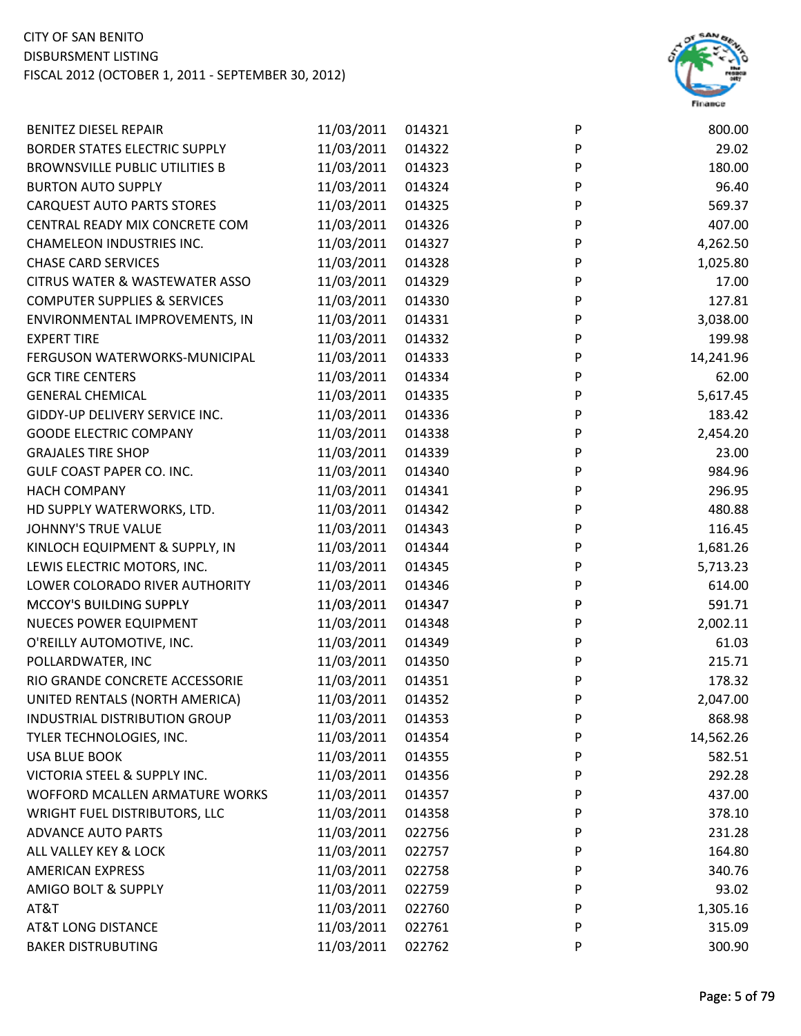| | | | | |
|---|---|---|---|---|
| BENITEZ DIESEL REPAIR | 11/03/2011 | 014321 | P | 800.00 |
| BORDER STATES ELECTRIC SUPPLY | 11/03/2011 | 014322 | P | 29.02 |
| BROWNSVILLE PUBLIC UTILITIES B | 11/03/2011 | 014323 | P | 180.00 |
| BURTON AUTO SUPPLY | 11/03/2011 | 014324 | P | 96.40 |
| CARQUEST AUTO PARTS STORES | 11/03/2011 | 014325 | P | 569.37 |
| CENTRAL READY MIX CONCRETE COM | 11/03/2011 | 014326 | P | 407.00 |
| CHAMELEON INDUSTRIES INC. | 11/03/2011 | 014327 | P | 4,262.50 |
| CHASE CARD SERVICES | 11/03/2011 | 014328 | P | 1,025.80 |
| CITRUS WATER & WASTEWATER ASSO | 11/03/2011 | 014329 | P | 17.00 |
| COMPUTER SUPPLIES & SERVICES | 11/03/2011 | 014330 | P | 127.81 |
| ENVIRONMENTAL IMPROVEMENTS, IN | 11/03/2011 | 014331 | P | 3,038.00 |
| EXPERT TIRE | 11/03/2011 | 014332 | P | 199.98 |
| FERGUSON WATERWORKS-MUNICIPAL | 11/03/2011 | 014333 | P | 14,241.96 |
| GCR TIRE CENTERS | 11/03/2011 | 014334 | P | 62.00 |
| GENERAL CHEMICAL | 11/03/2011 | 014335 | P | 5,617.45 |
| GIDDY-UP DELIVERY SERVICE INC. | 11/03/2011 | 014336 | P | 183.42 |
| GOODE ELECTRIC COMPANY | 11/03/2011 | 014338 | P | 2,454.20 |
| GRAJALES TIRE SHOP | 11/03/2011 | 014339 | P | 23.00 |
| GULF COAST PAPER CO. INC. | 11/03/2011 | 014340 | P | 984.96 |
| HACH COMPANY | 11/03/2011 | 014341 | P | 296.95 |
| HD SUPPLY WATERWORKS, LTD. | 11/03/2011 | 014342 | P | 480.88 |
| JOHNNY'S TRUE VALUE | 11/03/2011 | 014343 | P | 116.45 |
| KINLOCH EQUIPMENT & SUPPLY, IN | 11/03/2011 | 014344 | P | 1,681.26 |
| LEWIS ELECTRIC MOTORS, INC. | 11/03/2011 | 014345 | P | 5,713.23 |
| LOWER COLORADO RIVER AUTHORITY | 11/03/2011 | 014346 | P | 614.00 |
| MCCOY'S BUILDING SUPPLY | 11/03/2011 | 014347 | P | 591.71 |
| NUECES POWER EQUIPMENT | 11/03/2011 | 014348 | P | 2,002.11 |
| O'REILLY AUTOMOTIVE, INC. | 11/03/2011 | 014349 | P | 61.03 |
| POLLARDWATER, INC | 11/03/2011 | 014350 | P | 215.71 |
| RIO GRANDE CONCRETE ACCESSORIE | 11/03/2011 | 014351 | P | 178.32 |
| UNITED RENTALS (NORTH AMERICA) | 11/03/2011 | 014352 | P | 2,047.00 |
| INDUSTRIAL DISTRIBUTION GROUP | 11/03/2011 | 014353 | P | 868.98 |
| TYLER TECHNOLOGIES, INC. | 11/03/2011 | 014354 | P | 14,562.26 |
| USA BLUE BOOK | 11/03/2011 | 014355 | P | 582.51 |
| VICTORIA STEEL & SUPPLY INC. | 11/03/2011 | 014356 | P | 292.28 |
| WOFFORD MCALLEN ARMATURE WORKS | 11/03/2011 | 014357 | P | 437.00 |
| WRIGHT FUEL DISTRIBUTORS, LLC | 11/03/2011 | 014358 | P | 378.10 |
| ADVANCE AUTO PARTS | 11/03/2011 | 022756 | P | 231.28 |
| ALL VALLEY KEY & LOCK | 11/03/2011 | 022757 | P | 164.80 |
| AMERICAN EXPRESS | 11/03/2011 | 022758 | P | 340.76 |
| AMIGO BOLT & SUPPLY | 11/03/2011 | 022759 | P | 93.02 |
| AT&T | 11/03/2011 | 022760 | P | 1,305.16 |
| AT&T LONG DISTANCE | 11/03/2011 | 022761 | P | 315.09 |
| BAKER DISTRUBUTING | 11/03/2011 | 022762 | P | 300.90 |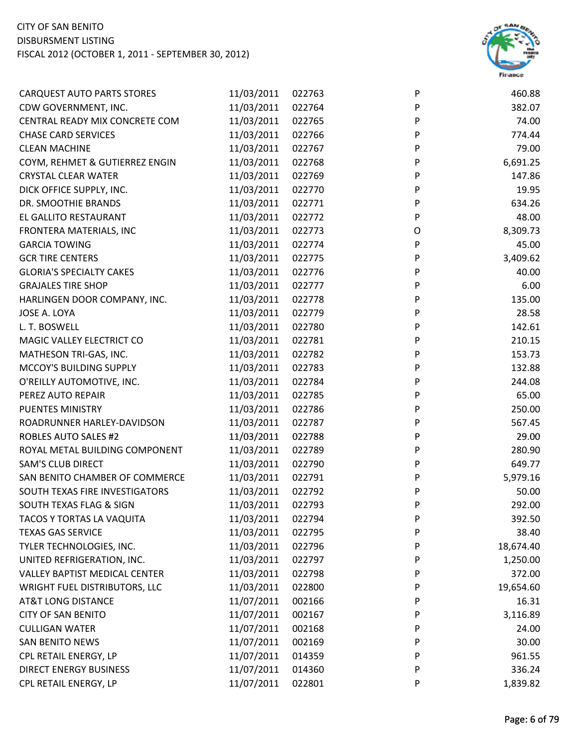| | | | | |
|---|---|---|---|---|
| CARQUEST AUTO PARTS STORES | 11/03/2011 | 022763 | P | 460.88 |
| CDW GOVERNMENT, INC. | 11/03/2011 | 022764 | P | 382.07 |
| CENTRAL READY MIX CONCRETE COM | 11/03/2011 | 022765 | P | 74.00 |
| CHASE CARD SERVICES | 11/03/2011 | 022766 | P | 774.44 |
| CLEAN MACHINE | 11/03/2011 | 022767 | P | 79.00 |
| COYM, REHMET & GUTIERREZ ENGIN | 11/03/2011 | 022768 | P | 6,691.25 |
| CRYSTAL CLEAR WATER | 11/03/2011 | 022769 | P | 147.86 |
| DICK OFFICE SUPPLY, INC. | 11/03/2011 | 022770 | P | 19.95 |
| DR. SMOOTHIE BRANDS | 11/03/2011 | 022771 | P | 634.26 |
| EL GALLITO RESTAURANT | 11/03/2011 | 022772 | P | 48.00 |
| FRONTERA MATERIALS, INC | 11/03/2011 | 022773 | O | 8,309.73 |
| GARCIA TOWING | 11/03/2011 | 022774 | P | 45.00 |
| GCR TIRE CENTERS | 11/03/2011 | 022775 | P | 3,409.62 |
| GLORIA'S SPECIALTY CAKES | 11/03/2011 | 022776 | P | 40.00 |
| GRAJALES TIRE SHOP | 11/03/2011 | 022777 | P | 6.00 |
| HARLINGEN DOOR COMPANY, INC. | 11/03/2011 | 022778 | P | 135.00 |
| JOSE A. LOYA | 11/03/2011 | 022779 | P | 28.58 |
| L. T. BOSWELL | 11/03/2011 | 022780 | P | 142.61 |
| MAGIC VALLEY ELECTRICT CO | 11/03/2011 | 022781 | P | 210.15 |
| MATHESON TRI-GAS, INC. | 11/03/2011 | 022782 | P | 153.73 |
| MCCOY'S BUILDING SUPPLY | 11/03/2011 | 022783 | P | 132.88 |
| O'REILLY AUTOMOTIVE, INC. | 11/03/2011 | 022784 | P | 244.08 |
| PEREZ AUTO REPAIR | 11/03/2011 | 022785 | P | 65.00 |
| PUENTES MINISTRY | 11/03/2011 | 022786 | P | 250.00 |
| ROADRUNNER HARLEY-DAVIDSON | 11/03/2011 | 022787 | P | 567.45 |
| ROBLES AUTO SALES #2 | 11/03/2011 | 022788 | P | 29.00 |
| ROYAL METAL BUILDING COMPONENT | 11/03/2011 | 022789 | P | 280.90 |
| SAM'S CLUB DIRECT | 11/03/2011 | 022790 | P | 649.77 |
| SAN BENITO CHAMBER OF COMMERCE | 11/03/2011 | 022791 | P | 5,979.16 |
| SOUTH TEXAS FIRE INVESTIGATORS | 11/03/2011 | 022792 | P | 50.00 |
| SOUTH TEXAS FLAG & SIGN | 11/03/2011 | 022793 | P | 292.00 |
| TACOS Y TORTAS LA VAQUITA | 11/03/2011 | 022794 | P | 392.50 |
| TEXAS GAS SERVICE | 11/03/2011 | 022795 | P | 38.40 |
| TYLER TECHNOLOGIES, INC. | 11/03/2011 | 022796 | P | 18,674.40 |
| UNITED REFRIGERATION, INC. | 11/03/2011 | 022797 | P | 1,250.00 |
| VALLEY BAPTIST MEDICAL CENTER | 11/03/2011 | 022798 | P | 372.00 |
| WRIGHT FUEL DISTRIBUTORS, LLC | 11/03/2011 | 022800 | P | 19,654.60 |
| AT&T LONG DISTANCE | 11/07/2011 | 002166 | P | 16.31 |
| CITY OF SAN BENITO | 11/07/2011 | 002167 | P | 3,116.89 |
| CULLIGAN WATER | 11/07/2011 | 002168 | P | 24.00 |
| SAN BENITO NEWS | 11/07/2011 | 002169 | P | 30.00 |
| CPL RETAIL ENERGY, LP | 11/07/2011 | 014359 | P | 961.55 |
| DIRECT ENERGY BUSINESS | 11/07/2011 | 014360 | P | 336.24 |
| CPL RETAIL ENERGY, LP | 11/07/2011 | 022801 | P | 1,839.82 |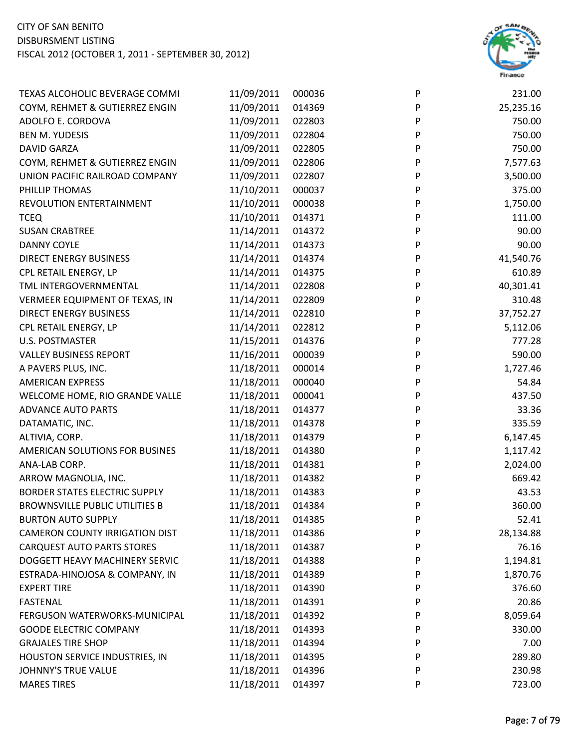CITY OF SAN BENITO
DISBURSMENT LISTING
FISCAL 2012 (OCTOBER 1, 2011 - SEPTEMBER 30, 2012)

| | | | | |
|---|---|---|---|---|
| TEXAS ALCOHOLIC BEVERAGE COMMI | 11/09/2011 | 000036 | P | 231.00 |
| COYM, REHMET & GUTIERREZ ENGIN | 11/09/2011 | 014369 | P | 25,235.16 |
| ADOLFO E. CORDOVA | 11/09/2011 | 022803 | P | 750.00 |
| BEN M. YUDESIS | 11/09/2011 | 022804 | P | 750.00 |
| DAVID GARZA | 11/09/2011 | 022805 | P | 750.00 |
| COYM, REHMET & GUTIERREZ ENGIN | 11/09/2011 | 022806 | P | 7,577.63 |
| UNION PACIFIC RAILROAD COMPANY | 11/09/2011 | 022807 | P | 3,500.00 |
| PHILLIP THOMAS | 11/10/2011 | 000037 | P | 375.00 |
| REVOLUTION ENTERTAINMENT | 11/10/2011 | 000038 | P | 1,750.00 |
| TCEQ | 11/10/2011 | 014371 | P | 111.00 |
| SUSAN CRABTREE | 11/14/2011 | 014372 | P | 90.00 |
| DANNY COYLE | 11/14/2011 | 014373 | P | 90.00 |
| DIRECT ENERGY BUSINESS | 11/14/2011 | 014374 | P | 41,540.76 |
| CPL RETAIL ENERGY, LP | 11/14/2011 | 014375 | P | 610.89 |
| TML INTERGOVERNMENTAL | 11/14/2011 | 022808 | P | 40,301.41 |
| VERMEER EQUIPMENT OF TEXAS, IN | 11/14/2011 | 022809 | P | 310.48 |
| DIRECT ENERGY BUSINESS | 11/14/2011 | 022810 | P | 37,752.27 |
| CPL RETAIL ENERGY, LP | 11/14/2011 | 022812 | P | 5,112.06 |
| U.S. POSTMASTER | 11/15/2011 | 014376 | P | 777.28 |
| VALLEY BUSINESS REPORT | 11/16/2011 | 000039 | P | 590.00 |
| A PAVERS PLUS, INC. | 11/18/2011 | 000014 | P | 1,727.46 |
| AMERICAN EXPRESS | 11/18/2011 | 000040 | P | 54.84 |
| WELCOME HOME, RIO GRANDE VALLE | 11/18/2011 | 000041 | P | 437.50 |
| ADVANCE AUTO PARTS | 11/18/2011 | 014377 | P | 33.36 |
| DATAMATIC, INC. | 11/18/2011 | 014378 | P | 335.59 |
| ALTIVIA, CORP. | 11/18/2011 | 014379 | P | 6,147.45 |
| AMERICAN SOLUTIONS FOR BUSINES | 11/18/2011 | 014380 | P | 1,117.42 |
| ANA-LAB CORP. | 11/18/2011 | 014381 | P | 2,024.00 |
| ARROW MAGNOLIA, INC. | 11/18/2011 | 014382 | P | 669.42 |
| BORDER STATES ELECTRIC SUPPLY | 11/18/2011 | 014383 | P | 43.53 |
| BROWNSVILLE PUBLIC UTILITIES B | 11/18/2011 | 014384 | P | 360.00 |
| BURTON AUTO SUPPLY | 11/18/2011 | 014385 | P | 52.41 |
| CAMERON COUNTY IRRIGATION DIST | 11/18/2011 | 014386 | P | 28,134.88 |
| CARQUEST AUTO PARTS STORES | 11/18/2011 | 014387 | P | 76.16 |
| DOGGETT HEAVY MACHINERY SERVIC | 11/18/2011 | 014388 | P | 1,194.81 |
| ESTRADA-HINOJOSA & COMPANY, IN | 11/18/2011 | 014389 | P | 1,870.76 |
| EXPERT TIRE | 11/18/2011 | 014390 | P | 376.60 |
| FASTENAL | 11/18/2011 | 014391 | P | 20.86 |
| FERGUSON WATERWORKS-MUNICIPAL | 11/18/2011 | 014392 | P | 8,059.64 |
| GOODE ELECTRIC COMPANY | 11/18/2011 | 014393 | P | 330.00 |
| GRAJALES TIRE SHOP | 11/18/2011 | 014394 | P | 7.00 |
| HOUSTON SERVICE INDUSTRIES, IN | 11/18/2011 | 014395 | P | 289.80 |
| JOHNNY'S TRUE VALUE | 11/18/2011 | 014396 | P | 230.98 |
| MARES TIRES | 11/18/2011 | 014397 | P | 723.00 |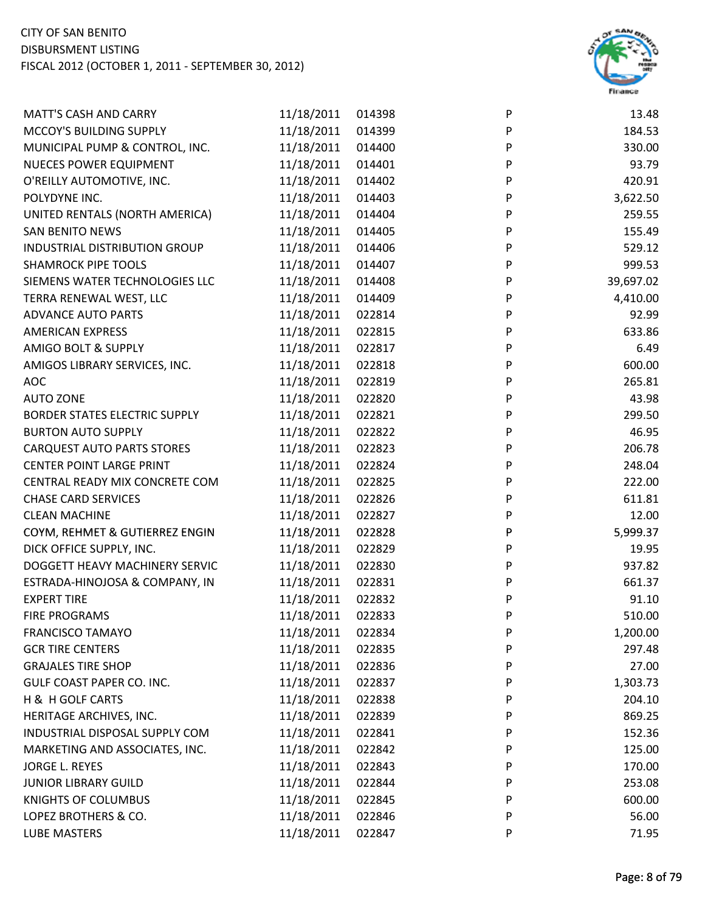| | | | | |
|---|---|---|---|---|
| MATT'S CASH AND CARRY | 11/18/2011 | 014398 | P | 13.48 |
| MCCOY'S BUILDING SUPPLY | 11/18/2011 | 014399 | P | 184.53 |
| MUNICIPAL PUMP & CONTROL, INC. | 11/18/2011 | 014400 | P | 330.00 |
| NUECES POWER EQUIPMENT | 11/18/2011 | 014401 | P | 93.79 |
| O'REILLY AUTOMOTIVE, INC. | 11/18/2011 | 014402 | P | 420.91 |
| POLYDYNE INC. | 11/18/2011 | 014403 | P | 3,622.50 |
| UNITED RENTALS (NORTH AMERICA) | 11/18/2011 | 014404 | P | 259.55 |
| SAN BENITO NEWS | 11/18/2011 | 014405 | P | 155.49 |
| INDUSTRIAL DISTRIBUTION GROUP | 11/18/2011 | 014406 | P | 529.12 |
| SHAMROCK PIPE TOOLS | 11/18/2011 | 014407 | P | 999.53 |
| SIEMENS WATER TECHNOLOGIES LLC | 11/18/2011 | 014408 | P | 39,697.02 |
| TERRA RENEWAL WEST, LLC | 11/18/2011 | 014409 | P | 4,410.00 |
| ADVANCE AUTO PARTS | 11/18/2011 | 022814 | P | 92.99 |
| AMERICAN EXPRESS | 11/18/2011 | 022815 | P | 633.86 |
| AMIGO BOLT & SUPPLY | 11/18/2011 | 022817 | P | 6.49 |
| AMIGOS LIBRARY SERVICES, INC. | 11/18/2011 | 022818 | P | 600.00 |
| AOC | 11/18/2011 | 022819 | P | 265.81 |
| AUTO ZONE | 11/18/2011 | 022820 | P | 43.98 |
| BORDER STATES ELECTRIC SUPPLY | 11/18/2011 | 022821 | P | 299.50 |
| BURTON AUTO SUPPLY | 11/18/2011 | 022822 | P | 46.95 |
| CARQUEST AUTO PARTS STORES | 11/18/2011 | 022823 | P | 206.78 |
| CENTER POINT LARGE PRINT | 11/18/2011 | 022824 | P | 248.04 |
| CENTRAL READY MIX CONCRETE COM | 11/18/2011 | 022825 | P | 222.00 |
| CHASE CARD SERVICES | 11/18/2011 | 022826 | P | 611.81 |
| CLEAN MACHINE | 11/18/2011 | 022827 | P | 12.00 |
| COYM, REHMET & GUTIERREZ ENGIN | 11/18/2011 | 022828 | P | 5,999.37 |
| DICK OFFICE SUPPLY, INC. | 11/18/2011 | 022829 | P | 19.95 |
| DOGGETT HEAVY MACHINERY SERVIC | 11/18/2011 | 022830 | P | 937.82 |
| ESTRADA-HINOJOSA & COMPANY, IN | 11/18/2011 | 022831 | P | 661.37 |
| EXPERT TIRE | 11/18/2011 | 022832 | P | 91.10 |
| FIRE PROGRAMS | 11/18/2011 | 022833 | P | 510.00 |
| FRANCISCO TAMAYO | 11/18/2011 | 022834 | P | 1,200.00 |
| GCR TIRE CENTERS | 11/18/2011 | 022835 | P | 297.48 |
| GRAJALES TIRE SHOP | 11/18/2011 | 022836 | P | 27.00 |
| GULF COAST PAPER CO. INC. | 11/18/2011 | 022837 | P | 1,303.73 |
| H & H GOLF CARTS | 11/18/2011 | 022838 | P | 204.10 |
| HERITAGE ARCHIVES, INC. | 11/18/2011 | 022839 | P | 869.25 |
| INDUSTRIAL DISPOSAL SUPPLY COM | 11/18/2011 | 022841 | P | 152.36 |
| MARKETING AND ASSOCIATES, INC. | 11/18/2011 | 022842 | P | 125.00 |
| JORGE L. REYES | 11/18/2011 | 022843 | P | 170.00 |
| JUNIOR LIBRARY GUILD | 11/18/2011 | 022844 | P | 253.08 |
| KNIGHTS OF COLUMBUS | 11/18/2011 | 022845 | P | 600.00 |
| LOPEZ BROTHERS & CO. | 11/18/2011 | 022846 | P | 56.00 |
| LUBE MASTERS | 11/18/2011 | 022847 | P | 71.95 |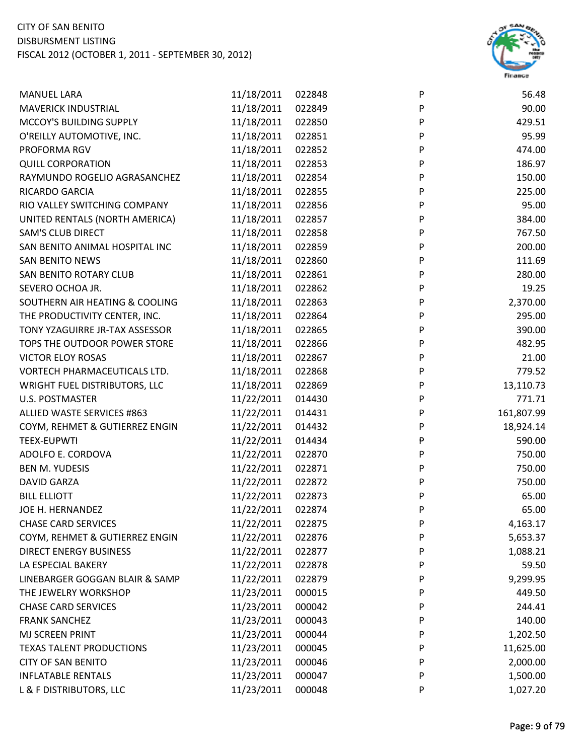| | | | | |
|---|---|---|---|---|
| MANUEL LARA | 11/18/2011 | 022848 | P | 56.48 |
| MAVERICK INDUSTRIAL | 11/18/2011 | 022849 | P | 90.00 |
| MCCOY'S BUILDING SUPPLY | 11/18/2011 | 022850 | P | 429.51 |
| O'REILLY AUTOMOTIVE, INC. | 11/18/2011 | 022851 | P | 95.99 |
| PROFORMA RGV | 11/18/2011 | 022852 | P | 474.00 |
| QUILL CORPORATION | 11/18/2011 | 022853 | P | 186.97 |
| RAYMUNDO ROGELIO AGRASANCHEZ | 11/18/2011 | 022854 | P | 150.00 |
| RICARDO GARCIA | 11/18/2011 | 022855 | P | 225.00 |
| RIO VALLEY SWITCHING COMPANY | 11/18/2011 | 022856 | P | 95.00 |
| UNITED RENTALS (NORTH AMERICA) | 11/18/2011 | 022857 | P | 384.00 |
| SAM'S CLUB DIRECT | 11/18/2011 | 022858 | P | 767.50 |
| SAN BENITO ANIMAL HOSPITAL INC | 11/18/2011 | 022859 | P | 200.00 |
| SAN BENITO NEWS | 11/18/2011 | 022860 | P | 111.69 |
| SAN BENITO ROTARY CLUB | 11/18/2011 | 022861 | P | 280.00 |
| SEVERO OCHOA JR. | 11/18/2011 | 022862 | P | 19.25 |
| SOUTHERN AIR HEATING & COOLING | 11/18/2011 | 022863 | P | 2,370.00 |
| THE PRODUCTIVITY CENTER, INC. | 11/18/2011 | 022864 | P | 295.00 |
| TONY YZAGUIRRE JR-TAX ASSESSOR | 11/18/2011 | 022865 | P | 390.00 |
| TOPS THE OUTDOOR POWER STORE | 11/18/2011 | 022866 | P | 482.95 |
| VICTOR ELOY ROSAS | 11/18/2011 | 022867 | P | 21.00 |
| VORTECH PHARMACEUTICALS LTD. | 11/18/2011 | 022868 | P | 779.52 |
| WRIGHT FUEL DISTRIBUTORS, LLC | 11/18/2011 | 022869 | P | 13,110.73 |
| U.S. POSTMASTER | 11/22/2011 | 014430 | P | 771.71 |
| ALLIED WASTE SERVICES #863 | 11/22/2011 | 014431 | P | 161,807.99 |
| COYM, REHMET & GUTIERREZ ENGIN | 11/22/2011 | 014432 | P | 18,924.14 |
| TEEX-EUPWTI | 11/22/2011 | 014434 | P | 590.00 |
| ADOLFO E. CORDOVA | 11/22/2011 | 022870 | P | 750.00 |
| BEN M. YUDESIS | 11/22/2011 | 022871 | P | 750.00 |
| DAVID GARZA | 11/22/2011 | 022872 | P | 750.00 |
| BILL ELLIOTT | 11/22/2011 | 022873 | P | 65.00 |
| JOE H. HERNANDEZ | 11/22/2011 | 022874 | P | 65.00 |
| CHASE CARD SERVICES | 11/22/2011 | 022875 | P | 4,163.17 |
| COYM, REHMET & GUTIERREZ ENGIN | 11/22/2011 | 022876 | P | 5,653.37 |
| DIRECT ENERGY BUSINESS | 11/22/2011 | 022877 | P | 1,088.21 |
| LA ESPECIAL BAKERY | 11/22/2011 | 022878 | P | 59.50 |
| LINEBARGER GOGGAN BLAIR & SAMP | 11/22/2011 | 022879 | P | 9,299.95 |
| THE JEWELRY WORKSHOP | 11/23/2011 | 000015 | P | 449.50 |
| CHASE CARD SERVICES | 11/23/2011 | 000042 | P | 244.41 |
| FRANK SANCHEZ | 11/23/2011 | 000043 | P | 140.00 |
| MJ SCREEN PRINT | 11/23/2011 | 000044 | P | 1,202.50 |
| TEXAS TALENT PRODUCTIONS | 11/23/2011 | 000045 | P | 11,625.00 |
| CITY OF SAN BENITO | 11/23/2011 | 000046 | P | 2,000.00 |
| INFLATABLE RENTALS | 11/23/2011 | 000047 | P | 1,500.00 |
| L & F DISTRIBUTORS, LLC | 11/23/2011 | 000048 | P | 1,027.20 |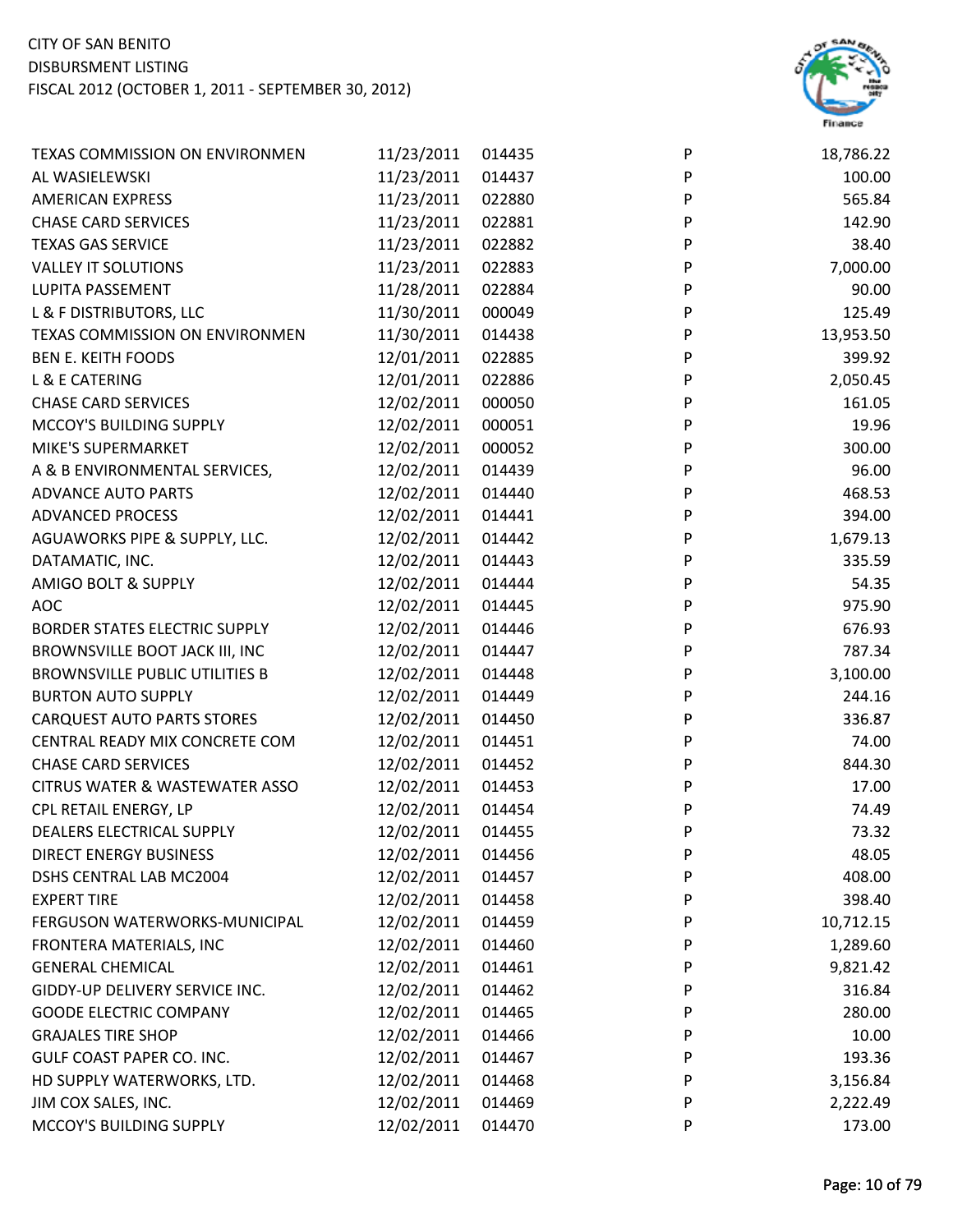CITY OF SAN BENITO
DISBURSMENT LISTING
FISCAL 2012 (OCTOBER 1, 2011 - SEPTEMBER 30, 2012)

| | | | | |
|---|---|---|---|---|
| TEXAS COMMISSION ON ENVIRONMEN | 11/23/2011 | 014435 | P | 18,786.22 |
| AL WASIELEWSKI | 11/23/2011 | 014437 | P | 100.00 |
| AMERICAN EXPRESS | 11/23/2011 | 022880 | P | 565.84 |
| CHASE CARD SERVICES | 11/23/2011 | 022881 | P | 142.90 |
| TEXAS GAS SERVICE | 11/23/2011 | 022882 | P | 38.40 |
| VALLEY IT SOLUTIONS | 11/23/2011 | 022883 | P | 7,000.00 |
| LUPITA PASSEMENT | 11/28/2011 | 022884 | P | 90.00 |
| L & F DISTRIBUTORS, LLC | 11/30/2011 | 000049 | P | 125.49 |
| TEXAS COMMISSION ON ENVIRONMEN | 11/30/2011 | 014438 | P | 13,953.50 |
| BEN E. KEITH FOODS | 12/01/2011 | 022885 | P | 399.92 |
| L & E CATERING | 12/01/2011 | 022886 | P | 2,050.45 |
| CHASE CARD SERVICES | 12/02/2011 | 000050 | P | 161.05 |
| MCCOY'S BUILDING SUPPLY | 12/02/2011 | 000051 | P | 19.96 |
| MIKE'S SUPERMARKET | 12/02/2011 | 000052 | P | 300.00 |
| A & B ENVIRONMENTAL SERVICES, | 12/02/2011 | 014439 | P | 96.00 |
| ADVANCE AUTO PARTS | 12/02/2011 | 014440 | P | 468.53 |
| ADVANCED PROCESS | 12/02/2011 | 014441 | P | 394.00 |
| AGUAWORKS PIPE & SUPPLY, LLC. | 12/02/2011 | 014442 | P | 1,679.13 |
| DATAMATIC, INC. | 12/02/2011 | 014443 | P | 335.59 |
| AMIGO BOLT & SUPPLY | 12/02/2011 | 014444 | P | 54.35 |
| AOC | 12/02/2011 | 014445 | P | 975.90 |
| BORDER STATES ELECTRIC SUPPLY | 12/02/2011 | 014446 | P | 676.93 |
| BROWNSVILLE BOOT JACK III, INC | 12/02/2011 | 014447 | P | 787.34 |
| BROWNSVILLE PUBLIC UTILITIES B | 12/02/2011 | 014448 | P | 3,100.00 |
| BURTON AUTO SUPPLY | 12/02/2011 | 014449 | P | 244.16 |
| CARQUEST AUTO PARTS STORES | 12/02/2011 | 014450 | P | 336.87 |
| CENTRAL READY MIX CONCRETE COM | 12/02/2011 | 014451 | P | 74.00 |
| CHASE CARD SERVICES | 12/02/2011 | 014452 | P | 844.30 |
| CITRUS WATER & WASTEWATER ASSO | 12/02/2011 | 014453 | P | 17.00 |
| CPL RETAIL ENERGY, LP | 12/02/2011 | 014454 | P | 74.49 |
| DEALERS ELECTRICAL SUPPLY | 12/02/2011 | 014455 | P | 73.32 |
| DIRECT ENERGY BUSINESS | 12/02/2011 | 014456 | P | 48.05 |
| DSHS CENTRAL LAB MC2004 | 12/02/2011 | 014457 | P | 408.00 |
| EXPERT TIRE | 12/02/2011 | 014458 | P | 398.40 |
| FERGUSON WATERWORKS-MUNICIPAL | 12/02/2011 | 014459 | P | 10,712.15 |
| FRONTERA MATERIALS, INC | 12/02/2011 | 014460 | P | 1,289.60 |
| GENERAL CHEMICAL | 12/02/2011 | 014461 | P | 9,821.42 |
| GIDDY-UP DELIVERY SERVICE INC. | 12/02/2011 | 014462 | P | 316.84 |
| GOODE ELECTRIC COMPANY | 12/02/2011 | 014465 | P | 280.00 |
| GRAJALES TIRE SHOP | 12/02/2011 | 014466 | P | 10.00 |
| GULF COAST PAPER CO. INC. | 12/02/2011 | 014467 | P | 193.36 |
| HD SUPPLY WATERWORKS, LTD. | 12/02/2011 | 014468 | P | 3,156.84 |
| JIM COX SALES, INC. | 12/02/2011 | 014469 | P | 2,222.49 |
| MCCOY'S BUILDING SUPPLY | 12/02/2011 | 014470 | P | 173.00 |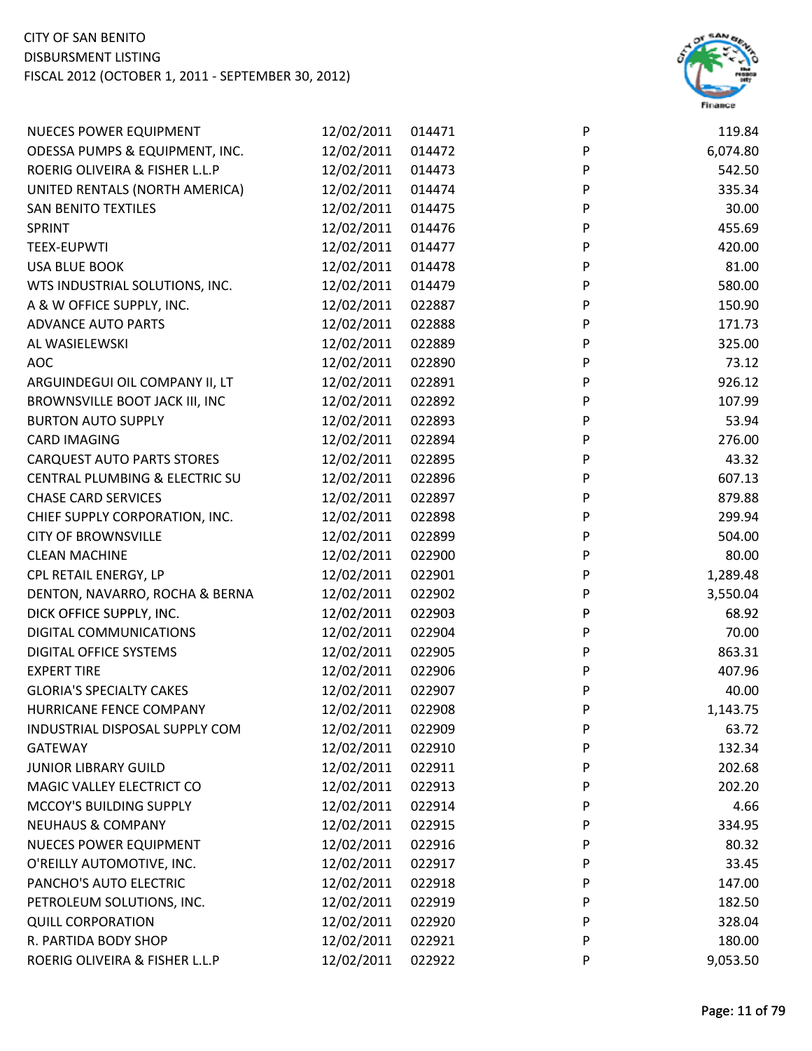CITY OF SAN BENITO
DISBURSMENT LISTING
FISCAL 2012 (OCTOBER 1, 2011 - SEPTEMBER 30, 2012)

| | | | | |
|---|---|---|---|---|
| NUECES POWER EQUIPMENT | 12/02/2011 | 014471 | P | 119.84 |
| ODESSA PUMPS & EQUIPMENT, INC. | 12/02/2011 | 014472 | P | 6,074.80 |
| ROERIG OLIVEIRA & FISHER L.L.P | 12/02/2011 | 014473 | P | 542.50 |
| UNITED RENTALS (NORTH AMERICA) | 12/02/2011 | 014474 | P | 335.34 |
| SAN BENITO TEXTILES | 12/02/2011 | 014475 | P | 30.00 |
| SPRINT | 12/02/2011 | 014476 | P | 455.69 |
| TEEX-EUPWTI | 12/02/2011 | 014477 | P | 420.00 |
| USA BLUE BOOK | 12/02/2011 | 014478 | P | 81.00 |
| WTS INDUSTRIAL SOLUTIONS, INC. | 12/02/2011 | 014479 | P | 580.00 |
| A & W OFFICE SUPPLY, INC. | 12/02/2011 | 022887 | P | 150.90 |
| ADVANCE AUTO PARTS | 12/02/2011 | 022888 | P | 171.73 |
| AL WASIELEWSKI | 12/02/2011 | 022889 | P | 325.00 |
| AOC | 12/02/2011 | 022890 | P | 73.12 |
| ARGUINDEGUI OIL COMPANY II, LT | 12/02/2011 | 022891 | P | 926.12 |
| BROWNSVILLE BOOT JACK III, INC | 12/02/2011 | 022892 | P | 107.99 |
| BURTON AUTO SUPPLY | 12/02/2011 | 022893 | P | 53.94 |
| CARD IMAGING | 12/02/2011 | 022894 | P | 276.00 |
| CARQUEST AUTO PARTS STORES | 12/02/2011 | 022895 | P | 43.32 |
| CENTRAL PLUMBING & ELECTRIC SU | 12/02/2011 | 022896 | P | 607.13 |
| CHASE CARD SERVICES | 12/02/2011 | 022897 | P | 879.88 |
| CHIEF SUPPLY CORPORATION, INC. | 12/02/2011 | 022898 | P | 299.94 |
| CITY OF BROWNSVILLE | 12/02/2011 | 022899 | P | 504.00 |
| CLEAN MACHINE | 12/02/2011 | 022900 | P | 80.00 |
| CPL RETAIL ENERGY, LP | 12/02/2011 | 022901 | P | 1,289.48 |
| DENTON, NAVARRO, ROCHA & BERNA | 12/02/2011 | 022902 | P | 3,550.04 |
| DICK OFFICE SUPPLY, INC. | 12/02/2011 | 022903 | P | 68.92 |
| DIGITAL COMMUNICATIONS | 12/02/2011 | 022904 | P | 70.00 |
| DIGITAL OFFICE SYSTEMS | 12/02/2011 | 022905 | P | 863.31 |
| EXPERT TIRE | 12/02/2011 | 022906 | P | 407.96 |
| GLORIA'S SPECIALTY CAKES | 12/02/2011 | 022907 | P | 40.00 |
| HURRICANE FENCE COMPANY | 12/02/2011 | 022908 | P | 1,143.75 |
| INDUSTRIAL DISPOSAL SUPPLY COM | 12/02/2011 | 022909 | P | 63.72 |
| GATEWAY | 12/02/2011 | 022910 | P | 132.34 |
| JUNIOR LIBRARY GUILD | 12/02/2011 | 022911 | P | 202.68 |
| MAGIC VALLEY ELECTRICT CO | 12/02/2011 | 022913 | P | 202.20 |
| MCCOY'S BUILDING SUPPLY | 12/02/2011 | 022914 | P | 4.66 |
| NEUHAUS & COMPANY | 12/02/2011 | 022915 | P | 334.95 |
| NUECES POWER EQUIPMENT | 12/02/2011 | 022916 | P | 80.32 |
| O'REILLY AUTOMOTIVE, INC. | 12/02/2011 | 022917 | P | 33.45 |
| PANCHO'S AUTO ELECTRIC | 12/02/2011 | 022918 | P | 147.00 |
| PETROLEUM SOLUTIONS, INC. | 12/02/2011 | 022919 | P | 182.50 |
| QUILL CORPORATION | 12/02/2011 | 022920 | P | 328.04 |
| R. PARTIDA BODY SHOP | 12/02/2011 | 022921 | P | 180.00 |
| ROERIG OLIVEIRA & FISHER L.L.P | 12/02/2011 | 022922 | P | 9,053.50 |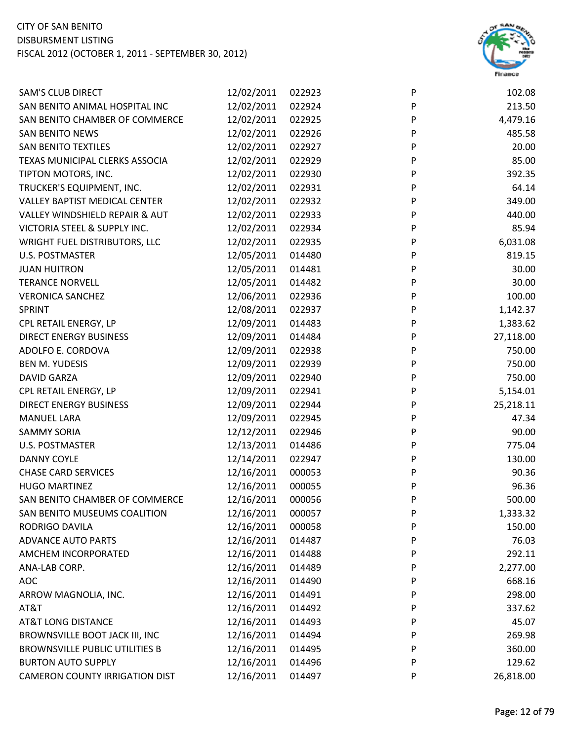| | | | | |
|---|---|---|---|---|
| SAM'S CLUB DIRECT | 12/02/2011 | 022923 | P | 102.08 |
| SAN BENITO ANIMAL HOSPITAL INC | 12/02/2011 | 022924 | P | 213.50 |
| SAN BENITO CHAMBER OF COMMERCE | 12/02/2011 | 022925 | P | 4,479.16 |
| SAN BENITO NEWS | 12/02/2011 | 022926 | P | 485.58 |
| SAN BENITO TEXTILES | 12/02/2011 | 022927 | P | 20.00 |
| TEXAS MUNICIPAL CLERKS ASSOCIA | 12/02/2011 | 022929 | P | 85.00 |
| TIPTON MOTORS, INC. | 12/02/2011 | 022930 | P | 392.35 |
| TRUCKER'S EQUIPMENT, INC. | 12/02/2011 | 022931 | P | 64.14 |
| VALLEY BAPTIST MEDICAL CENTER | 12/02/2011 | 022932 | P | 349.00 |
| VALLEY WINDSHIELD REPAIR & AUT | 12/02/2011 | 022933 | P | 440.00 |
| VICTORIA STEEL & SUPPLY INC. | 12/02/2011 | 022934 | P | 85.94 |
| WRIGHT FUEL DISTRIBUTORS, LLC | 12/02/2011 | 022935 | P | 6,031.08 |
| U.S. POSTMASTER | 12/05/2011 | 014480 | P | 819.15 |
| JUAN HUITRON | 12/05/2011 | 014481 | P | 30.00 |
| TERANCE NORVELL | 12/05/2011 | 014482 | P | 30.00 |
| VERONICA SANCHEZ | 12/06/2011 | 022936 | P | 100.00 |
| SPRINT | 12/08/2011 | 022937 | P | 1,142.37 |
| CPL RETAIL ENERGY, LP | 12/09/2011 | 014483 | P | 1,383.62 |
| DIRECT ENERGY BUSINESS | 12/09/2011 | 014484 | P | 27,118.00 |
| ADOLFO E. CORDOVA | 12/09/2011 | 022938 | P | 750.00 |
| BEN M. YUDESIS | 12/09/2011 | 022939 | P | 750.00 |
| DAVID GARZA | 12/09/2011 | 022940 | P | 750.00 |
| CPL RETAIL ENERGY, LP | 12/09/2011 | 022941 | P | 5,154.01 |
| DIRECT ENERGY BUSINESS | 12/09/2011 | 022944 | P | 25,218.11 |
| MANUEL LARA | 12/09/2011 | 022945 | P | 47.34 |
| SAMMY SORIA | 12/12/2011 | 022946 | P | 90.00 |
| U.S. POSTMASTER | 12/13/2011 | 014486 | P | 775.04 |
| DANNY COYLE | 12/14/2011 | 022947 | P | 130.00 |
| CHASE CARD SERVICES | 12/16/2011 | 000053 | P | 90.36 |
| HUGO MARTINEZ | 12/16/2011 | 000055 | P | 96.36 |
| SAN BENITO CHAMBER OF COMMERCE | 12/16/2011 | 000056 | P | 500.00 |
| SAN BENITO MUSEUMS COALITION | 12/16/2011 | 000057 | P | 1,333.32 |
| RODRIGO DAVILA | 12/16/2011 | 000058 | P | 150.00 |
| ADVANCE AUTO PARTS | 12/16/2011 | 014487 | P | 76.03 |
| AMCHEM INCORPORATED | 12/16/2011 | 014488 | P | 292.11 |
| ANA-LAB CORP. | 12/16/2011 | 014489 | P | 2,277.00 |
| AOC | 12/16/2011 | 014490 | P | 668.16 |
| ARROW MAGNOLIA, INC. | 12/16/2011 | 014491 | P | 298.00 |
| AT&T | 12/16/2011 | 014492 | P | 337.62 |
| AT&T LONG DISTANCE | 12/16/2011 | 014493 | P | 45.07 |
| BROWNSVILLE BOOT JACK III, INC | 12/16/2011 | 014494 | P | 269.98 |
| BROWNSVILLE PUBLIC UTILITIES B | 12/16/2011 | 014495 | P | 360.00 |
| BURTON AUTO SUPPLY | 12/16/2011 | 014496 | P | 129.62 |
| CAMERON COUNTY IRRIGATION DIST | 12/16/2011 | 014497 | P | 26,818.00 |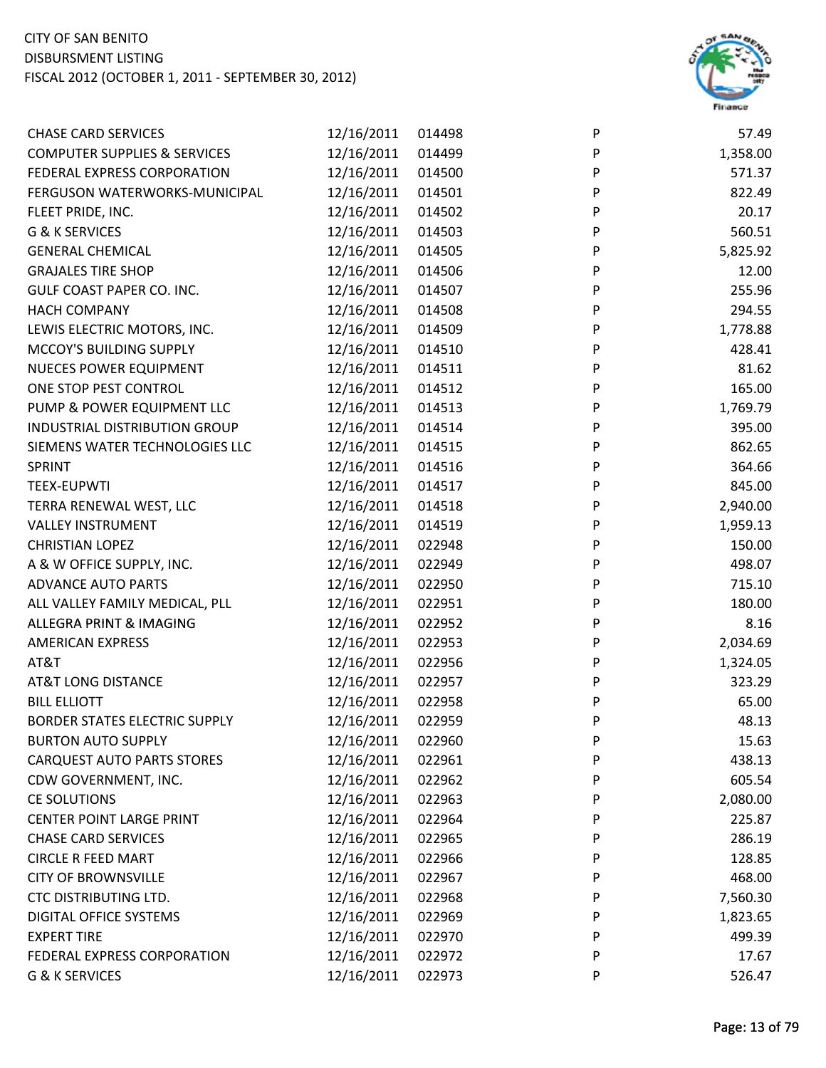CITY OF SAN BENITO
DISBURSMENT LISTING
FISCAL 2012 (OCTOBER 1, 2011 - SEPTEMBER 30, 2012)

| | | | | |
|---|---|---|---|---|
| CHASE CARD SERVICES | 12/16/2011 | 014498 | P | 57.49 |
| COMPUTER SUPPLIES & SERVICES | 12/16/2011 | 014499 | P | 1,358.00 |
| FEDERAL EXPRESS CORPORATION | 12/16/2011 | 014500 | P | 571.37 |
| FERGUSON WATERWORKS-MUNICIPAL | 12/16/2011 | 014501 | P | 822.49 |
| FLEET PRIDE, INC. | 12/16/2011 | 014502 | P | 20.17 |
| G & K SERVICES | 12/16/2011 | 014503 | P | 560.51 |
| GENERAL CHEMICAL | 12/16/2011 | 014505 | P | 5,825.92 |
| GRAJALES TIRE SHOP | 12/16/2011 | 014506 | P | 12.00 |
| GULF COAST PAPER CO. INC. | 12/16/2011 | 014507 | P | 255.96 |
| HACH COMPANY | 12/16/2011 | 014508 | P | 294.55 |
| LEWIS ELECTRIC MOTORS, INC. | 12/16/2011 | 014509 | P | 1,778.88 |
| MCCOY'S BUILDING SUPPLY | 12/16/2011 | 014510 | P | 428.41 |
| NUECES POWER EQUIPMENT | 12/16/2011 | 014511 | P | 81.62 |
| ONE STOP PEST CONTROL | 12/16/2011 | 014512 | P | 165.00 |
| PUMP & POWER EQUIPMENT LLC | 12/16/2011 | 014513 | P | 1,769.79 |
| INDUSTRIAL DISTRIBUTION GROUP | 12/16/2011 | 014514 | P | 395.00 |
| SIEMENS WATER TECHNOLOGIES LLC | 12/16/2011 | 014515 | P | 862.65 |
| SPRINT | 12/16/2011 | 014516 | P | 364.66 |
| TEEX-EUPWTI | 12/16/2011 | 014517 | P | 845.00 |
| TERRA RENEWAL WEST, LLC | 12/16/2011 | 014518 | P | 2,940.00 |
| VALLEY INSTRUMENT | 12/16/2011 | 014519 | P | 1,959.13 |
| CHRISTIAN LOPEZ | 12/16/2011 | 022948 | P | 150.00 |
| A & W OFFICE SUPPLY, INC. | 12/16/2011 | 022949 | P | 498.07 |
| ADVANCE AUTO PARTS | 12/16/2011 | 022950 | P | 715.10 |
| ALL VALLEY FAMILY MEDICAL, PLL | 12/16/2011 | 022951 | P | 180.00 |
| ALLEGRA PRINT & IMAGING | 12/16/2011 | 022952 | P | 8.16 |
| AMERICAN EXPRESS | 12/16/2011 | 022953 | P | 2,034.69 |
| AT&T | 12/16/2011 | 022956 | P | 1,324.05 |
| AT&T LONG DISTANCE | 12/16/2011 | 022957 | P | 323.29 |
| BILL ELLIOTT | 12/16/2011 | 022958 | P | 65.00 |
| BORDER STATES ELECTRIC SUPPLY | 12/16/2011 | 022959 | P | 48.13 |
| BURTON AUTO SUPPLY | 12/16/2011 | 022960 | P | 15.63 |
| CARQUEST AUTO PARTS STORES | 12/16/2011 | 022961 | P | 438.13 |
| CDW GOVERNMENT, INC. | 12/16/2011 | 022962 | P | 605.54 |
| CE SOLUTIONS | 12/16/2011 | 022963 | P | 2,080.00 |
| CENTER POINT LARGE PRINT | 12/16/2011 | 022964 | P | 225.87 |
| CHASE CARD SERVICES | 12/16/2011 | 022965 | P | 286.19 |
| CIRCLE R FEED MART | 12/16/2011 | 022966 | P | 128.85 |
| CITY OF BROWNSVILLE | 12/16/2011 | 022967 | P | 468.00 |
| CTC DISTRIBUTING LTD. | 12/16/2011 | 022968 | P | 7,560.30 |
| DIGITAL OFFICE SYSTEMS | 12/16/2011 | 022969 | P | 1,823.65 |
| EXPERT TIRE | 12/16/2011 | 022970 | P | 499.39 |
| FEDERAL EXPRESS CORPORATION | 12/16/2011 | 022972 | P | 17.67 |
| G & K SERVICES | 12/16/2011 | 022973 | P | 526.47 |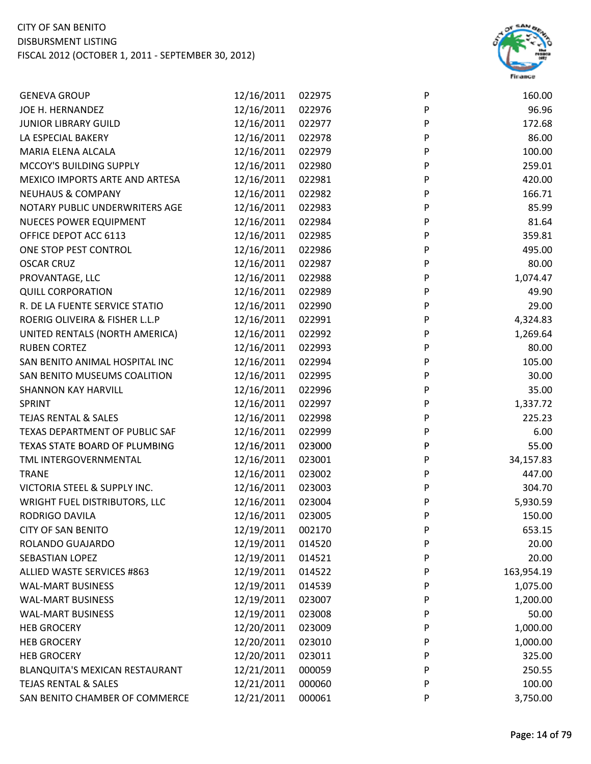| | | | | |
|---|---|---|---|---|
| GENEVA GROUP | 12/16/2011 | 022975 | P | 160.00 |
| JOE H. HERNANDEZ | 12/16/2011 | 022976 | P | 96.96 |
| JUNIOR LIBRARY GUILD | 12/16/2011 | 022977 | P | 172.68 |
| LA ESPECIAL BAKERY | 12/16/2011 | 022978 | P | 86.00 |
| MARIA ELENA ALCALA | 12/16/2011 | 022979 | P | 100.00 |
| MCCOY'S BUILDING SUPPLY | 12/16/2011 | 022980 | P | 259.01 |
| MEXICO IMPORTS ARTE AND ARTESA | 12/16/2011 | 022981 | P | 420.00 |
| NEUHAUS & COMPANY | 12/16/2011 | 022982 | P | 166.71 |
| NOTARY PUBLIC UNDERWRITERS AGE | 12/16/2011 | 022983 | P | 85.99 |
| NUECES POWER EQUIPMENT | 12/16/2011 | 022984 | P | 81.64 |
| OFFICE DEPOT ACC 6113 | 12/16/2011 | 022985 | P | 359.81 |
| ONE STOP PEST CONTROL | 12/16/2011 | 022986 | P | 495.00 |
| OSCAR CRUZ | 12/16/2011 | 022987 | P | 80.00 |
| PROVANTAGE, LLC | 12/16/2011 | 022988 | P | 1,074.47 |
| QUILL CORPORATION | 12/16/2011 | 022989 | P | 49.90 |
| R. DE LA FUENTE SERVICE STATIO | 12/16/2011 | 022990 | P | 29.00 |
| ROERIG OLIVEIRA & FISHER L.L.P | 12/16/2011 | 022991 | P | 4,324.83 |
| UNITED RENTALS (NORTH AMERICA) | 12/16/2011 | 022992 | P | 1,269.64 |
| RUBEN CORTEZ | 12/16/2011 | 022993 | P | 80.00 |
| SAN BENITO ANIMAL HOSPITAL INC | 12/16/2011 | 022994 | P | 105.00 |
| SAN BENITO MUSEUMS COALITION | 12/16/2011 | 022995 | P | 30.00 |
| SHANNON KAY HARVILL | 12/16/2011 | 022996 | P | 35.00 |
| SPRINT | 12/16/2011 | 022997 | P | 1,337.72 |
| TEJAS RENTAL & SALES | 12/16/2011 | 022998 | P | 225.23 |
| TEXAS DEPARTMENT OF PUBLIC SAF | 12/16/2011 | 022999 | P | 6.00 |
| TEXAS STATE BOARD OF PLUMBING | 12/16/2011 | 023000 | P | 55.00 |
| TML INTERGOVERNMENTAL | 12/16/2011 | 023001 | P | 34,157.83 |
| TRANE | 12/16/2011 | 023002 | P | 447.00 |
| VICTORIA STEEL & SUPPLY INC. | 12/16/2011 | 023003 | P | 304.70 |
| WRIGHT FUEL DISTRIBUTORS, LLC | 12/16/2011 | 023004 | P | 5,930.59 |
| RODRIGO DAVILA | 12/16/2011 | 023005 | P | 150.00 |
| CITY OF SAN BENITO | 12/19/2011 | 002170 | P | 653.15 |
| ROLANDO GUAJARDO | 12/19/2011 | 014520 | P | 20.00 |
| SEBASTIAN LOPEZ | 12/19/2011 | 014521 | P | 20.00 |
| ALLIED WASTE SERVICES #863 | 12/19/2011 | 014522 | P | 163,954.19 |
| WAL-MART BUSINESS | 12/19/2011 | 014539 | P | 1,075.00 |
| WAL-MART BUSINESS | 12/19/2011 | 023007 | P | 1,200.00 |
| WAL-MART BUSINESS | 12/19/2011 | 023008 | P | 50.00 |
| HEB GROCERY | 12/20/2011 | 023009 | P | 1,000.00 |
| HEB GROCERY | 12/20/2011 | 023010 | P | 1,000.00 |
| HEB GROCERY | 12/20/2011 | 023011 | P | 325.00 |
| BLANQUITA'S MEXICAN RESTAURANT | 12/21/2011 | 000059 | P | 250.55 |
| TEJAS RENTAL & SALES | 12/21/2011 | 000060 | P | 100.00 |
| SAN BENITO CHAMBER OF COMMERCE | 12/21/2011 | 000061 | P | 3,750.00 |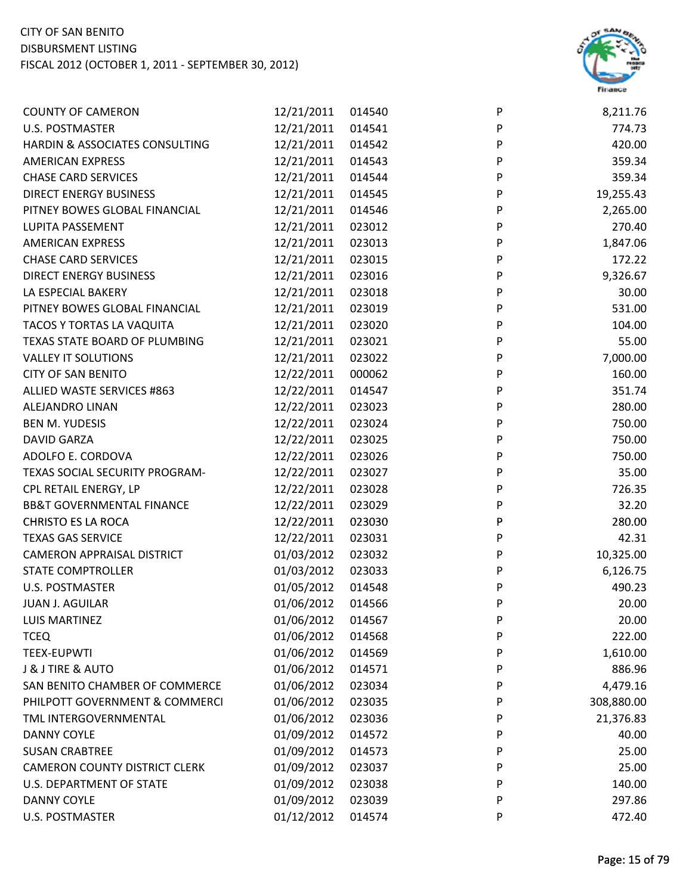CITY OF SAN BENITO
DISBURSMENT LISTING
FISCAL 2012 (OCTOBER 1, 2011 - SEPTEMBER 30, 2012)

| | | | | |
|---|---|---|---|---|
| COUNTY OF CAMERON | 12/21/2011 | 014540 | P | 8,211.76 |
| U.S. POSTMASTER | 12/21/2011 | 014541 | P | 774.73 |
| HARDIN & ASSOCIATES CONSULTING | 12/21/2011 | 014542 | P | 420.00 |
| AMERICAN EXPRESS | 12/21/2011 | 014543 | P | 359.34 |
| CHASE CARD SERVICES | 12/21/2011 | 014544 | P | 359.34 |
| DIRECT ENERGY BUSINESS | 12/21/2011 | 014545 | P | 19,255.43 |
| PITNEY BOWES GLOBAL FINANCIAL | 12/21/2011 | 014546 | P | 2,265.00 |
| LUPITA PASSEMENT | 12/21/2011 | 023012 | P | 270.40 |
| AMERICAN EXPRESS | 12/21/2011 | 023013 | P | 1,847.06 |
| CHASE CARD SERVICES | 12/21/2011 | 023015 | P | 172.22 |
| DIRECT ENERGY BUSINESS | 12/21/2011 | 023016 | P | 9,326.67 |
| LA ESPECIAL BAKERY | 12/21/2011 | 023018 | P | 30.00 |
| PITNEY BOWES GLOBAL FINANCIAL | 12/21/2011 | 023019 | P | 531.00 |
| TACOS Y TORTAS LA VAQUITA | 12/21/2011 | 023020 | P | 104.00 |
| TEXAS STATE BOARD OF PLUMBING | 12/21/2011 | 023021 | P | 55.00 |
| VALLEY IT SOLUTIONS | 12/21/2011 | 023022 | P | 7,000.00 |
| CITY OF SAN BENITO | 12/22/2011 | 000062 | P | 160.00 |
| ALLIED WASTE SERVICES #863 | 12/22/2011 | 014547 | P | 351.74 |
| ALEJANDRO LINAN | 12/22/2011 | 023023 | P | 280.00 |
| BEN M. YUDESIS | 12/22/2011 | 023024 | P | 750.00 |
| DAVID GARZA | 12/22/2011 | 023025 | P | 750.00 |
| ADOLFO E. CORDOVA | 12/22/2011 | 023026 | P | 750.00 |
| TEXAS SOCIAL SECURITY PROGRAM- | 12/22/2011 | 023027 | P | 35.00 |
| CPL RETAIL ENERGY, LP | 12/22/2011 | 023028 | P | 726.35 |
| BB&T GOVERNMENTAL FINANCE | 12/22/2011 | 023029 | P | 32.20 |
| CHRISTO ES LA ROCA | 12/22/2011 | 023030 | P | 280.00 |
| TEXAS GAS SERVICE | 12/22/2011 | 023031 | P | 42.31 |
| CAMERON APPRAISAL DISTRICT | 01/03/2012 | 023032 | P | 10,325.00 |
| STATE COMPTROLLER | 01/03/2012 | 023033 | P | 6,126.75 |
| U.S. POSTMASTER | 01/05/2012 | 014548 | P | 490.23 |
| JUAN J. AGUILAR | 01/06/2012 | 014566 | P | 20.00 |
| LUIS MARTINEZ | 01/06/2012 | 014567 | P | 20.00 |
| TCEQ | 01/06/2012 | 014568 | P | 222.00 |
| TEEX-EUPWTI | 01/06/2012 | 014569 | P | 1,610.00 |
| J & J TIRE & AUTO | 01/06/2012 | 014571 | P | 886.96 |
| SAN BENITO CHAMBER OF COMMERCE | 01/06/2012 | 023034 | P | 4,479.16 |
| PHILPOTT GOVERNMENT & COMMERCI | 01/06/2012 | 023035 | P | 308,880.00 |
| TML INTERGOVERNMENTAL | 01/06/2012 | 023036 | P | 21,376.83 |
| DANNY COYLE | 01/09/2012 | 014572 | P | 40.00 |
| SUSAN CRABTREE | 01/09/2012 | 014573 | P | 25.00 |
| CAMERON COUNTY DISTRICT CLERK | 01/09/2012 | 023037 | P | 25.00 |
| U.S. DEPARTMENT OF STATE | 01/09/2012 | 023038 | P | 140.00 |
| DANNY COYLE | 01/09/2012 | 023039 | P | 297.86 |
| U.S. POSTMASTER | 01/12/2012 | 014574 | P | 472.40 |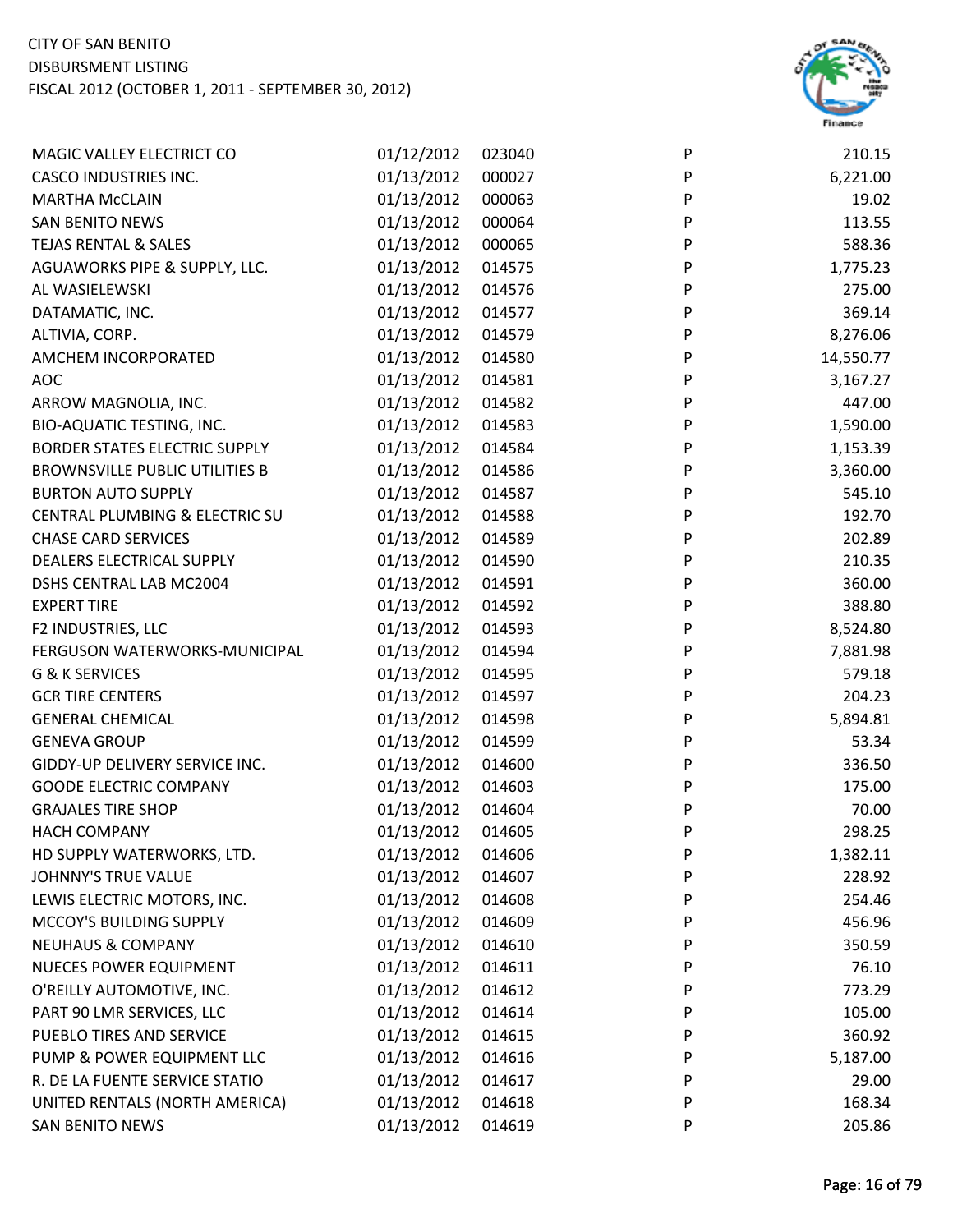CITY OF SAN BENITO
DISBURSMENT LISTING
FISCAL 2012 (OCTOBER 1, 2011 - SEPTEMBER 30, 2012)

| | | | | |
|---|---|---|---|---|
| MAGIC VALLEY ELECTRICT CO | 01/12/2012 | 023040 | P | 210.15 |
| CASCO INDUSTRIES INC. | 01/13/2012 | 000027 | P | 6,221.00 |
| MARTHA McCLAIN | 01/13/2012 | 000063 | P | 19.02 |
| SAN BENITO NEWS | 01/13/2012 | 000064 | P | 113.55 |
| TEJAS RENTAL & SALES | 01/13/2012 | 000065 | P | 588.36 |
| AGUAWORKS PIPE & SUPPLY, LLC. | 01/13/2012 | 014575 | P | 1,775.23 |
| AL WASIELEWSKI | 01/13/2012 | 014576 | P | 275.00 |
| DATAMATIC, INC. | 01/13/2012 | 014577 | P | 369.14 |
| ALTIVIA, CORP. | 01/13/2012 | 014579 | P | 8,276.06 |
| AMCHEM INCORPORATED | 01/13/2012 | 014580 | P | 14,550.77 |
| AOC | 01/13/2012 | 014581 | P | 3,167.27 |
| ARROW MAGNOLIA, INC. | 01/13/2012 | 014582 | P | 447.00 |
| BIO-AQUATIC TESTING, INC. | 01/13/2012 | 014583 | P | 1,590.00 |
| BORDER STATES ELECTRIC SUPPLY | 01/13/2012 | 014584 | P | 1,153.39 |
| BROWNSVILLE PUBLIC UTILITIES B | 01/13/2012 | 014586 | P | 3,360.00 |
| BURTON AUTO SUPPLY | 01/13/2012 | 014587 | P | 545.10 |
| CENTRAL PLUMBING & ELECTRIC SU | 01/13/2012 | 014588 | P | 192.70 |
| CHASE CARD SERVICES | 01/13/2012 | 014589 | P | 202.89 |
| DEALERS ELECTRICAL SUPPLY | 01/13/2012 | 014590 | P | 210.35 |
| DSHS CENTRAL LAB MC2004 | 01/13/2012 | 014591 | P | 360.00 |
| EXPERT TIRE | 01/13/2012 | 014592 | P | 388.80 |
| F2 INDUSTRIES, LLC | 01/13/2012 | 014593 | P | 8,524.80 |
| FERGUSON WATERWORKS-MUNICIPAL | 01/13/2012 | 014594 | P | 7,881.98 |
| G & K SERVICES | 01/13/2012 | 014595 | P | 579.18 |
| GCR TIRE CENTERS | 01/13/2012 | 014597 | P | 204.23 |
| GENERAL CHEMICAL | 01/13/2012 | 014598 | P | 5,894.81 |
| GENEVA GROUP | 01/13/2012 | 014599 | P | 53.34 |
| GIDDY-UP DELIVERY SERVICE INC. | 01/13/2012 | 014600 | P | 336.50 |
| GOODE ELECTRIC COMPANY | 01/13/2012 | 014603 | P | 175.00 |
| GRAJALES TIRE SHOP | 01/13/2012 | 014604 | P | 70.00 |
| HACH COMPANY | 01/13/2012 | 014605 | P | 298.25 |
| HD SUPPLY WATERWORKS, LTD. | 01/13/2012 | 014606 | P | 1,382.11 |
| JOHNNY'S TRUE VALUE | 01/13/2012 | 014607 | P | 228.92 |
| LEWIS ELECTRIC MOTORS, INC. | 01/13/2012 | 014608 | P | 254.46 |
| MCCOY'S BUILDING SUPPLY | 01/13/2012 | 014609 | P | 456.96 |
| NEUHAUS & COMPANY | 01/13/2012 | 014610 | P | 350.59 |
| NUECES POWER EQUIPMENT | 01/13/2012 | 014611 | P | 76.10 |
| O'REILLY AUTOMOTIVE, INC. | 01/13/2012 | 014612 | P | 773.29 |
| PART 90 LMR SERVICES, LLC | 01/13/2012 | 014614 | P | 105.00 |
| PUEBLO TIRES AND SERVICE | 01/13/2012 | 014615 | P | 360.92 |
| PUMP & POWER EQUIPMENT LLC | 01/13/2012 | 014616 | P | 5,187.00 |
| R. DE LA FUENTE SERVICE STATIO | 01/13/2012 | 014617 | P | 29.00 |
| UNITED RENTALS (NORTH AMERICA) | 01/13/2012 | 014618 | P | 168.34 |
| SAN BENITO NEWS | 01/13/2012 | 014619 | P | 205.86 |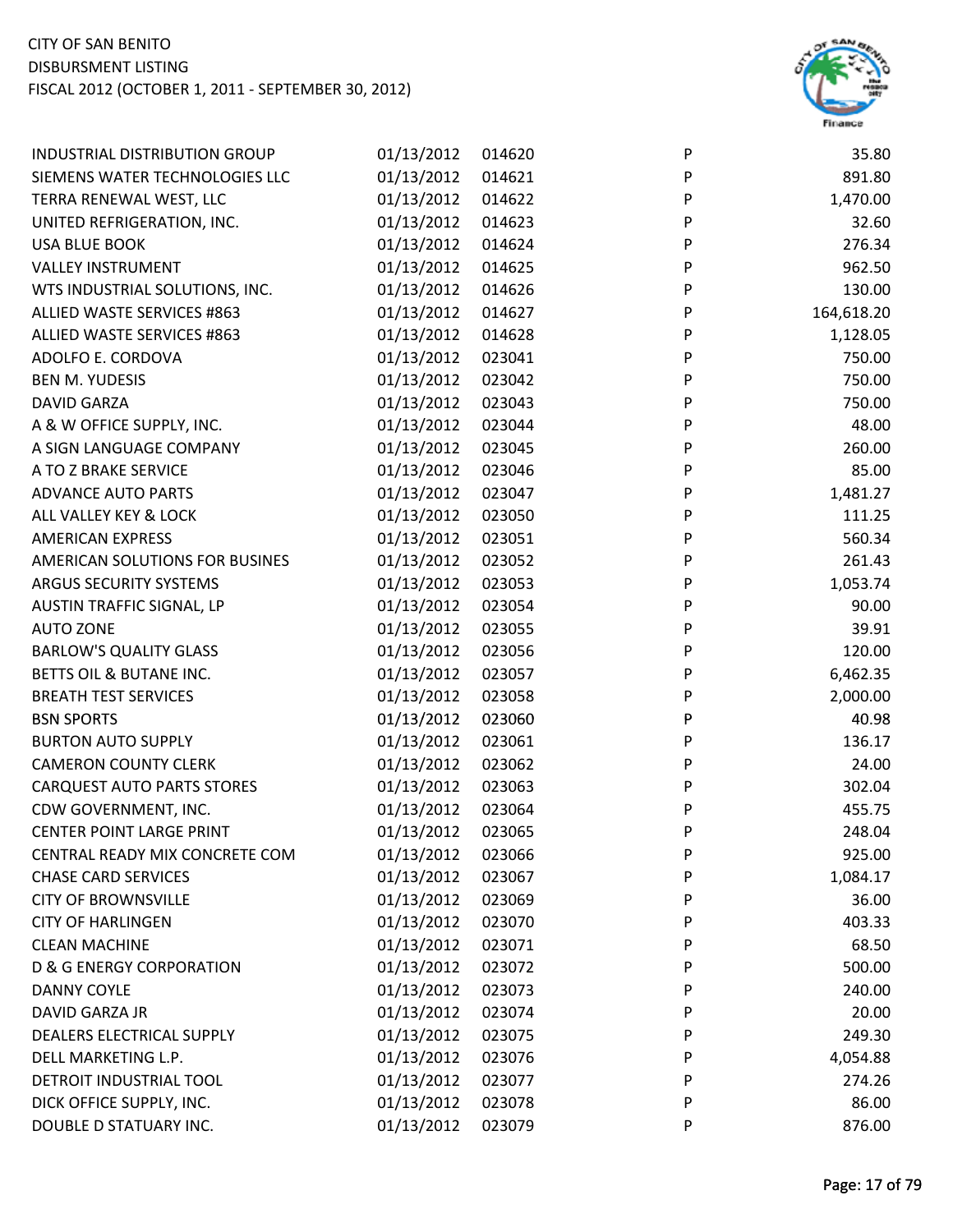| | | | | |
|---|---|---|---|---|
| INDUSTRIAL DISTRIBUTION GROUP | 01/13/2012 | 014620 | P | 35.80 |
| SIEMENS WATER TECHNOLOGIES LLC | 01/13/2012 | 014621 | P | 891.80 |
| TERRA RENEWAL WEST, LLC | 01/13/2012 | 014622 | P | 1,470.00 |
| UNITED REFRIGERATION, INC. | 01/13/2012 | 014623 | P | 32.60 |
| USA BLUE BOOK | 01/13/2012 | 014624 | P | 276.34 |
| VALLEY INSTRUMENT | 01/13/2012 | 014625 | P | 962.50 |
| WTS INDUSTRIAL SOLUTIONS, INC. | 01/13/2012 | 014626 | P | 130.00 |
| ALLIED WASTE SERVICES #863 | 01/13/2012 | 014627 | P | 164,618.20 |
| ALLIED WASTE SERVICES #863 | 01/13/2012 | 014628 | P | 1,128.05 |
| ADOLFO E. CORDOVA | 01/13/2012 | 023041 | P | 750.00 |
| BEN M. YUDESIS | 01/13/2012 | 023042 | P | 750.00 |
| DAVID GARZA | 01/13/2012 | 023043 | P | 750.00 |
| A & W OFFICE SUPPLY, INC. | 01/13/2012 | 023044 | P | 48.00 |
| A SIGN LANGUAGE COMPANY | 01/13/2012 | 023045 | P | 260.00 |
| A TO Z BRAKE SERVICE | 01/13/2012 | 023046 | P | 85.00 |
| ADVANCE AUTO PARTS | 01/13/2012 | 023047 | P | 1,481.27 |
| ALL VALLEY KEY & LOCK | 01/13/2012 | 023050 | P | 111.25 |
| AMERICAN EXPRESS | 01/13/2012 | 023051 | P | 560.34 |
| AMERICAN SOLUTIONS FOR BUSINES | 01/13/2012 | 023052 | P | 261.43 |
| ARGUS SECURITY SYSTEMS | 01/13/2012 | 023053 | P | 1,053.74 |
| AUSTIN TRAFFIC SIGNAL, LP | 01/13/2012 | 023054 | P | 90.00 |
| AUTO ZONE | 01/13/2012 | 023055 | P | 39.91 |
| BARLOW'S QUALITY GLASS | 01/13/2012 | 023056 | P | 120.00 |
| BETTS OIL & BUTANE INC. | 01/13/2012 | 023057 | P | 6,462.35 |
| BREATH TEST SERVICES | 01/13/2012 | 023058 | P | 2,000.00 |
| BSN SPORTS | 01/13/2012 | 023060 | P | 40.98 |
| BURTON AUTO SUPPLY | 01/13/2012 | 023061 | P | 136.17 |
| CAMERON COUNTY CLERK | 01/13/2012 | 023062 | P | 24.00 |
| CARQUEST AUTO PARTS STORES | 01/13/2012 | 023063 | P | 302.04 |
| CDW GOVERNMENT, INC. | 01/13/2012 | 023064 | P | 455.75 |
| CENTER POINT LARGE PRINT | 01/13/2012 | 023065 | P | 248.04 |
| CENTRAL READY MIX CONCRETE COM | 01/13/2012 | 023066 | P | 925.00 |
| CHASE CARD SERVICES | 01/13/2012 | 023067 | P | 1,084.17 |
| CITY OF BROWNSVILLE | 01/13/2012 | 023069 | P | 36.00 |
| CITY OF HARLINGEN | 01/13/2012 | 023070 | P | 403.33 |
| CLEAN MACHINE | 01/13/2012 | 023071 | P | 68.50 |
| D & G ENERGY CORPORATION | 01/13/2012 | 023072 | P | 500.00 |
| DANNY COYLE | 01/13/2012 | 023073 | P | 240.00 |
| DAVID GARZA JR | 01/13/2012 | 023074 | P | 20.00 |
| DEALERS ELECTRICAL SUPPLY | 01/13/2012 | 023075 | P | 249.30 |
| DELL MARKETING L.P. | 01/13/2012 | 023076 | P | 4,054.88 |
| DETROIT INDUSTRIAL TOOL | 01/13/2012 | 023077 | P | 274.26 |
| DICK OFFICE SUPPLY, INC. | 01/13/2012 | 023078 | P | 86.00 |
| DOUBLE D STATUARY INC. | 01/13/2012 | 023079 | P | 876.00 |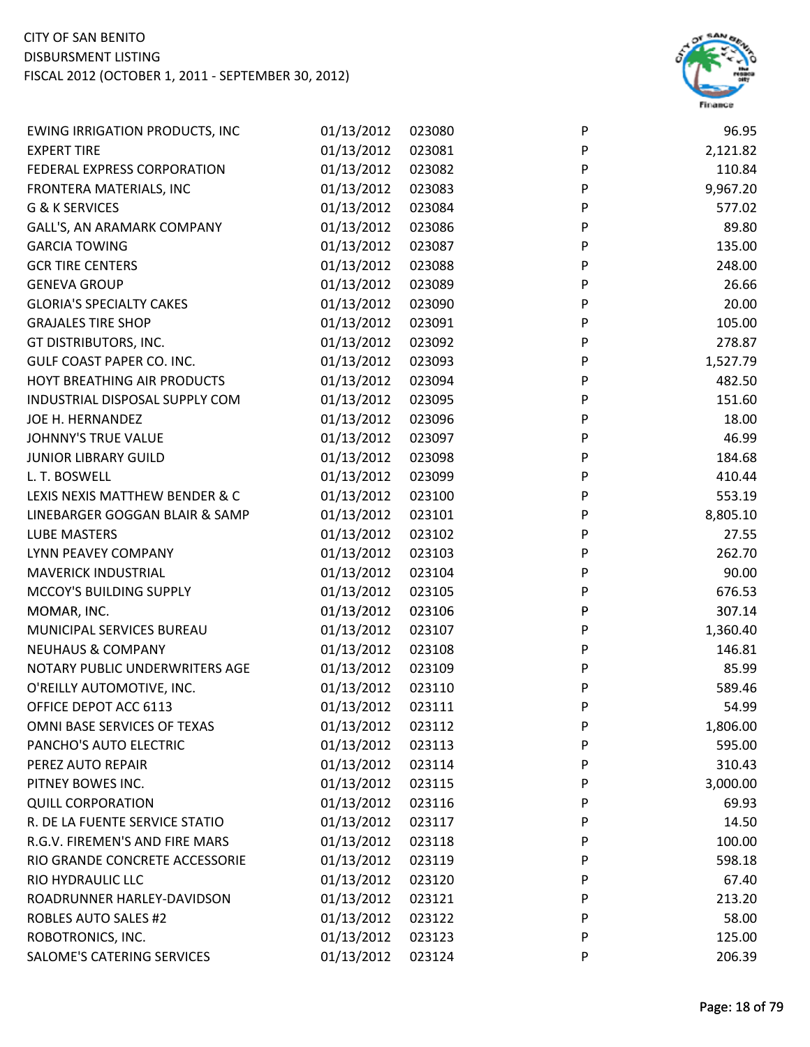CITY OF SAN BENITO
DISBURSMENT LISTING
FISCAL 2012 (OCTOBER 1, 2011 - SEPTEMBER 30, 2012)

| | | | | |
|---|---|---|---|---|
| EWING IRRIGATION PRODUCTS, INC | 01/13/2012 | 023080 | P | 96.95 |
| EXPERT TIRE | 01/13/2012 | 023081 | P | 2,121.82 |
| FEDERAL EXPRESS CORPORATION | 01/13/2012 | 023082 | P | 110.84 |
| FRONTERA MATERIALS, INC | 01/13/2012 | 023083 | P | 9,967.20 |
| G & K SERVICES | 01/13/2012 | 023084 | P | 577.02 |
| GALL'S, AN ARAMARK COMPANY | 01/13/2012 | 023086 | P | 89.80 |
| GARCIA TOWING | 01/13/2012 | 023087 | P | 135.00 |
| GCR TIRE CENTERS | 01/13/2012 | 023088 | P | 248.00 |
| GENEVA GROUP | 01/13/2012 | 023089 | P | 26.66 |
| GLORIA'S SPECIALTY CAKES | 01/13/2012 | 023090 | P | 20.00 |
| GRAJALES TIRE SHOP | 01/13/2012 | 023091 | P | 105.00 |
| GT DISTRIBUTORS, INC. | 01/13/2012 | 023092 | P | 278.87 |
| GULF COAST PAPER CO. INC. | 01/13/2012 | 023093 | P | 1,527.79 |
| HOYT BREATHING AIR PRODUCTS | 01/13/2012 | 023094 | P | 482.50 |
| INDUSTRIAL DISPOSAL SUPPLY COM | 01/13/2012 | 023095 | P | 151.60 |
| JOE H. HERNANDEZ | 01/13/2012 | 023096 | P | 18.00 |
| JOHNNY'S TRUE VALUE | 01/13/2012 | 023097 | P | 46.99 |
| JUNIOR LIBRARY GUILD | 01/13/2012 | 023098 | P | 184.68 |
| L. T. BOSWELL | 01/13/2012 | 023099 | P | 410.44 |
| LEXIS NEXIS MATTHEW BENDER & C | 01/13/2012 | 023100 | P | 553.19 |
| LINEBARGER GOGGAN BLAIR & SAMP | 01/13/2012 | 023101 | P | 8,805.10 |
| LUBE MASTERS | 01/13/2012 | 023102 | P | 27.55 |
| LYNN PEAVEY COMPANY | 01/13/2012 | 023103 | P | 262.70 |
| MAVERICK INDUSTRIAL | 01/13/2012 | 023104 | P | 90.00 |
| MCCOY'S BUILDING SUPPLY | 01/13/2012 | 023105 | P | 676.53 |
| MOMAR, INC. | 01/13/2012 | 023106 | P | 307.14 |
| MUNICIPAL SERVICES BUREAU | 01/13/2012 | 023107 | P | 1,360.40 |
| NEUHAUS & COMPANY | 01/13/2012 | 023108 | P | 146.81 |
| NOTARY PUBLIC UNDERWRITERS AGE | 01/13/2012 | 023109 | P | 85.99 |
| O'REILLY AUTOMOTIVE, INC. | 01/13/2012 | 023110 | P | 589.46 |
| OFFICE DEPOT ACC 6113 | 01/13/2012 | 023111 | P | 54.99 |
| OMNI BASE SERVICES OF TEXAS | 01/13/2012 | 023112 | P | 1,806.00 |
| PANCHO'S AUTO ELECTRIC | 01/13/2012 | 023113 | P | 595.00 |
| PEREZ AUTO REPAIR | 01/13/2012 | 023114 | P | 310.43 |
| PITNEY BOWES INC. | 01/13/2012 | 023115 | P | 3,000.00 |
| QUILL CORPORATION | 01/13/2012 | 023116 | P | 69.93 |
| R. DE LA FUENTE SERVICE STATIO | 01/13/2012 | 023117 | P | 14.50 |
| R.G.V. FIREMEN'S AND FIRE MARS | 01/13/2012 | 023118 | P | 100.00 |
| RIO GRANDE CONCRETE ACCESSORIE | 01/13/2012 | 023119 | P | 598.18 |
| RIO HYDRAULIC LLC | 01/13/2012 | 023120 | P | 67.40 |
| ROADRUNNER HARLEY-DAVIDSON | 01/13/2012 | 023121 | P | 213.20 |
| ROBLES AUTO SALES #2 | 01/13/2012 | 023122 | P | 58.00 |
| ROBOTRONICS, INC. | 01/13/2012 | 023123 | P | 125.00 |
| SALOME'S CATERING SERVICES | 01/13/2012 | 023124 | P | 206.39 |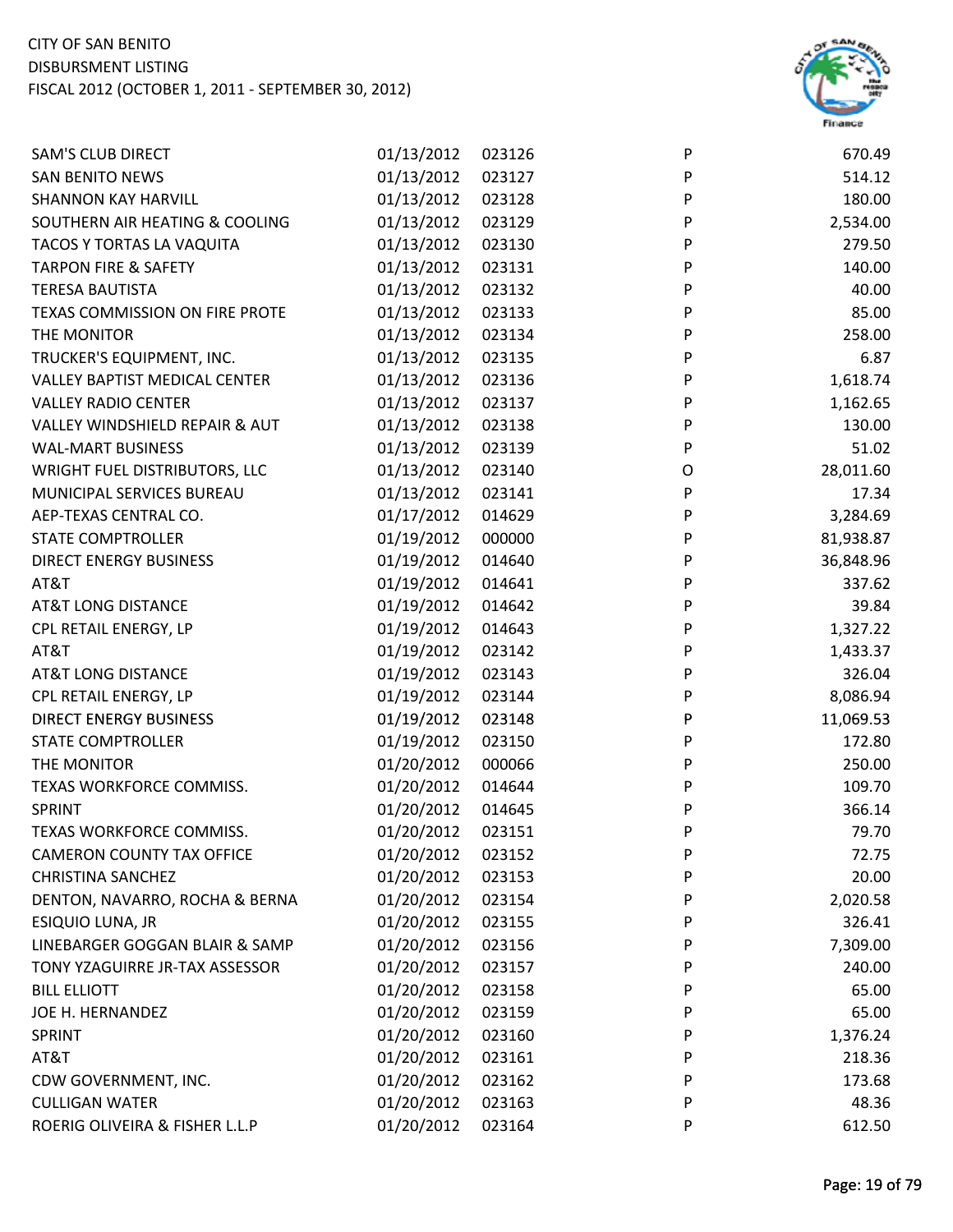| | | | | |
|---|---|---|---|---|
| SAM'S CLUB DIRECT | 01/13/2012 | 023126 | P | 670.49 |
| SAN BENITO NEWS | 01/13/2012 | 023127 | P | 514.12 |
| SHANNON KAY HARVILL | 01/13/2012 | 023128 | P | 180.00 |
| SOUTHERN AIR HEATING & COOLING | 01/13/2012 | 023129 | P | 2,534.00 |
| TACOS Y TORTAS LA VAQUITA | 01/13/2012 | 023130 | P | 279.50 |
| TARPON FIRE & SAFETY | 01/13/2012 | 023131 | P | 140.00 |
| TERESA BAUTISTA | 01/13/2012 | 023132 | P | 40.00 |
| TEXAS COMMISSION ON FIRE PROTE | 01/13/2012 | 023133 | P | 85.00 |
| THE MONITOR | 01/13/2012 | 023134 | P | 258.00 |
| TRUCKER'S EQUIPMENT, INC. | 01/13/2012 | 023135 | P | 6.87 |
| VALLEY BAPTIST MEDICAL CENTER | 01/13/2012 | 023136 | P | 1,618.74 |
| VALLEY RADIO CENTER | 01/13/2012 | 023137 | P | 1,162.65 |
| VALLEY WINDSHIELD REPAIR & AUT | 01/13/2012 | 023138 | P | 130.00 |
| WAL-MART BUSINESS | 01/13/2012 | 023139 | P | 51.02 |
| WRIGHT FUEL DISTRIBUTORS, LLC | 01/13/2012 | 023140 | O | 28,011.60 |
| MUNICIPAL SERVICES BUREAU | 01/13/2012 | 023141 | P | 17.34 |
| AEP-TEXAS CENTRAL CO. | 01/17/2012 | 014629 | P | 3,284.69 |
| STATE COMPTROLLER | 01/19/2012 | 000000 | P | 81,938.87 |
| DIRECT ENERGY BUSINESS | 01/19/2012 | 014640 | P | 36,848.96 |
| AT&T | 01/19/2012 | 014641 | P | 337.62 |
| AT&T LONG DISTANCE | 01/19/2012 | 014642 | P | 39.84 |
| CPL RETAIL ENERGY, LP | 01/19/2012 | 014643 | P | 1,327.22 |
| AT&T | 01/19/2012 | 023142 | P | 1,433.37 |
| AT&T LONG DISTANCE | 01/19/2012 | 023143 | P | 326.04 |
| CPL RETAIL ENERGY, LP | 01/19/2012 | 023144 | P | 8,086.94 |
| DIRECT ENERGY BUSINESS | 01/19/2012 | 023148 | P | 11,069.53 |
| STATE COMPTROLLER | 01/19/2012 | 023150 | P | 172.80 |
| THE MONITOR | 01/20/2012 | 000066 | P | 250.00 |
| TEXAS WORKFORCE COMMISS. | 01/20/2012 | 014644 | P | 109.70 |
| SPRINT | 01/20/2012 | 014645 | P | 366.14 |
| TEXAS WORKFORCE COMMISS. | 01/20/2012 | 023151 | P | 79.70 |
| CAMERON COUNTY TAX OFFICE | 01/20/2012 | 023152 | P | 72.75 |
| CHRISTINA SANCHEZ | 01/20/2012 | 023153 | P | 20.00 |
| DENTON, NAVARRO, ROCHA & BERNA | 01/20/2012 | 023154 | P | 2,020.58 |
| ESIQUIO LUNA, JR | 01/20/2012 | 023155 | P | 326.41 |
| LINEBARGER GOGGAN BLAIR & SAMP | 01/20/2012 | 023156 | P | 7,309.00 |
| TONY YZAGUIRRE JR-TAX ASSESSOR | 01/20/2012 | 023157 | P | 240.00 |
| BILL ELLIOTT | 01/20/2012 | 023158 | P | 65.00 |
| JOE H. HERNANDEZ | 01/20/2012 | 023159 | P | 65.00 |
| SPRINT | 01/20/2012 | 023160 | P | 1,376.24 |
| AT&T | 01/20/2012 | 023161 | P | 218.36 |
| CDW GOVERNMENT, INC. | 01/20/2012 | 023162 | P | 173.68 |
| CULLIGAN WATER | 01/20/2012 | 023163 | P | 48.36 |
| ROERIG OLIVEIRA & FISHER L.L.P | 01/20/2012 | 023164 | P | 612.50 |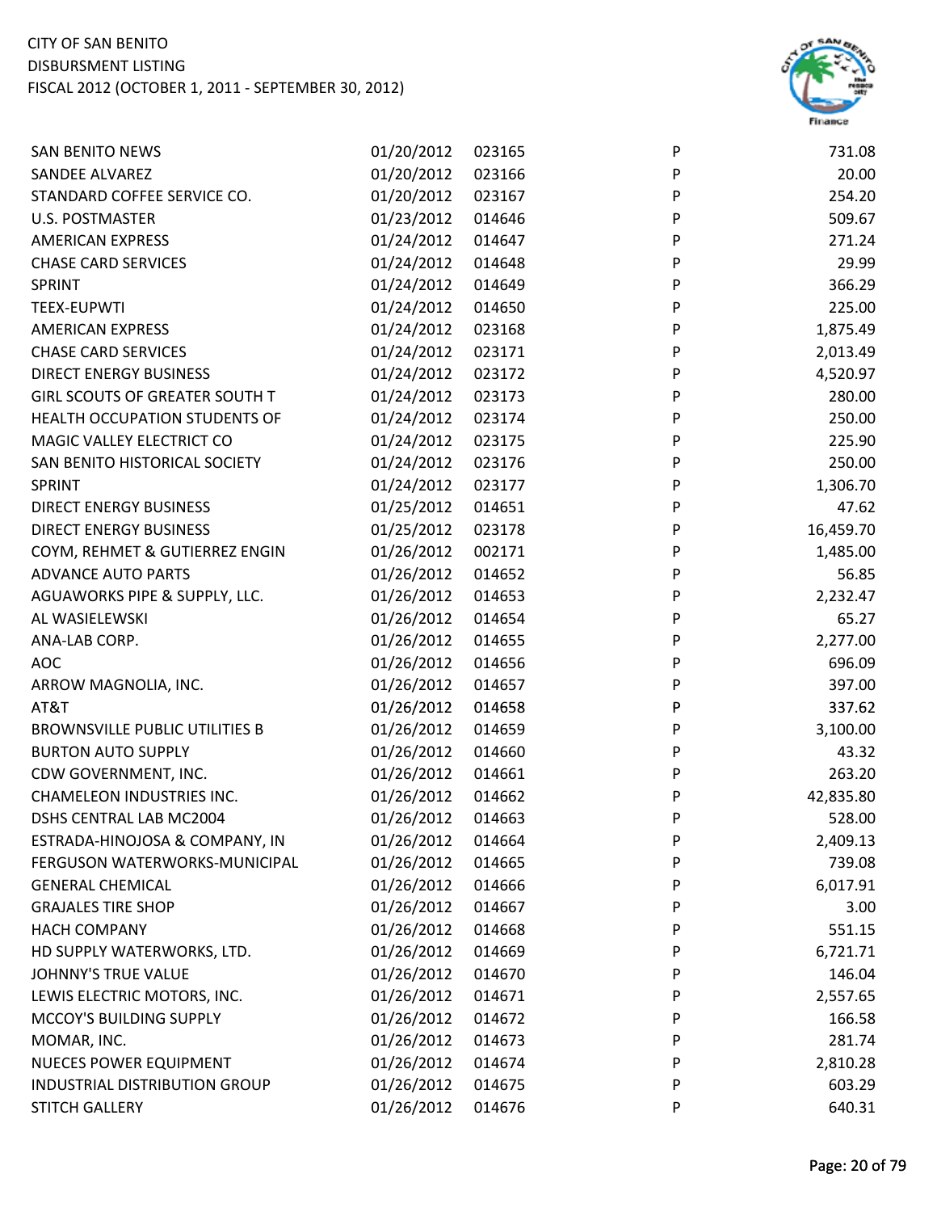CITY OF SAN BENITO
DISBURSMENT LISTING
FISCAL 2012 (OCTOBER 1, 2011 - SEPTEMBER 30, 2012)

| | | | | |
|---|---|---|---|---|
| SAN BENITO NEWS | 01/20/2012 | 023165 | P | 731.08 |
| SANDEE ALVAREZ | 01/20/2012 | 023166 | P | 20.00 |
| STANDARD COFFEE SERVICE CO. | 01/20/2012 | 023167 | P | 254.20 |
| U.S. POSTMASTER | 01/23/2012 | 014646 | P | 509.67 |
| AMERICAN EXPRESS | 01/24/2012 | 014647 | P | 271.24 |
| CHASE CARD SERVICES | 01/24/2012 | 014648 | P | 29.99 |
| SPRINT | 01/24/2012 | 014649 | P | 366.29 |
| TEEX-EUPWTI | 01/24/2012 | 014650 | P | 225.00 |
| AMERICAN EXPRESS | 01/24/2012 | 023168 | P | 1,875.49 |
| CHASE CARD SERVICES | 01/24/2012 | 023171 | P | 2,013.49 |
| DIRECT ENERGY BUSINESS | 01/24/2012 | 023172 | P | 4,520.97 |
| GIRL SCOUTS OF GREATER SOUTH T | 01/24/2012 | 023173 | P | 280.00 |
| HEALTH OCCUPATION STUDENTS OF | 01/24/2012 | 023174 | P | 250.00 |
| MAGIC VALLEY ELECTRICT CO | 01/24/2012 | 023175 | P | 225.90 |
| SAN BENITO HISTORICAL SOCIETY | 01/24/2012 | 023176 | P | 250.00 |
| SPRINT | 01/24/2012 | 023177 | P | 1,306.70 |
| DIRECT ENERGY BUSINESS | 01/25/2012 | 014651 | P | 47.62 |
| DIRECT ENERGY BUSINESS | 01/25/2012 | 023178 | P | 16,459.70 |
| COYM, REHMET & GUTIERREZ ENGIN | 01/26/2012 | 002171 | P | 1,485.00 |
| ADVANCE AUTO PARTS | 01/26/2012 | 014652 | P | 56.85 |
| AGUAWORKS PIPE & SUPPLY, LLC. | 01/26/2012 | 014653 | P | 2,232.47 |
| AL WASIELEWSKI | 01/26/2012 | 014654 | P | 65.27 |
| ANA-LAB CORP. | 01/26/2012 | 014655 | P | 2,277.00 |
| AOC | 01/26/2012 | 014656 | P | 696.09 |
| ARROW MAGNOLIA, INC. | 01/26/2012 | 014657 | P | 397.00 |
| AT&T | 01/26/2012 | 014658 | P | 337.62 |
| BROWNSVILLE PUBLIC UTILITIES B | 01/26/2012 | 014659 | P | 3,100.00 |
| BURTON AUTO SUPPLY | 01/26/2012 | 014660 | P | 43.32 |
| CDW GOVERNMENT, INC. | 01/26/2012 | 014661 | P | 263.20 |
| CHAMELEON INDUSTRIES INC. | 01/26/2012 | 014662 | P | 42,835.80 |
| DSHS CENTRAL LAB MC2004 | 01/26/2012 | 014663 | P | 528.00 |
| ESTRADA-HINOJOSA & COMPANY, IN | 01/26/2012 | 014664 | P | 2,409.13 |
| FERGUSON WATERWORKS-MUNICIPAL | 01/26/2012 | 014665 | P | 739.08 |
| GENERAL CHEMICAL | 01/26/2012 | 014666 | P | 6,017.91 |
| GRAJALES TIRE SHOP | 01/26/2012 | 014667 | P | 3.00 |
| HACH COMPANY | 01/26/2012 | 014668 | P | 551.15 |
| HD SUPPLY WATERWORKS, LTD. | 01/26/2012 | 014669 | P | 6,721.71 |
| JOHNNY'S TRUE VALUE | 01/26/2012 | 014670 | P | 146.04 |
| LEWIS ELECTRIC MOTORS, INC. | 01/26/2012 | 014671 | P | 2,557.65 |
| MCCOY'S BUILDING SUPPLY | 01/26/2012 | 014672 | P | 166.58 |
| MOMAR, INC. | 01/26/2012 | 014673 | P | 281.74 |
| NUECES POWER EQUIPMENT | 01/26/2012 | 014674 | P | 2,810.28 |
| INDUSTRIAL DISTRIBUTION GROUP | 01/26/2012 | 014675 | P | 603.29 |
| STITCH GALLERY | 01/26/2012 | 014676 | P | 640.31 |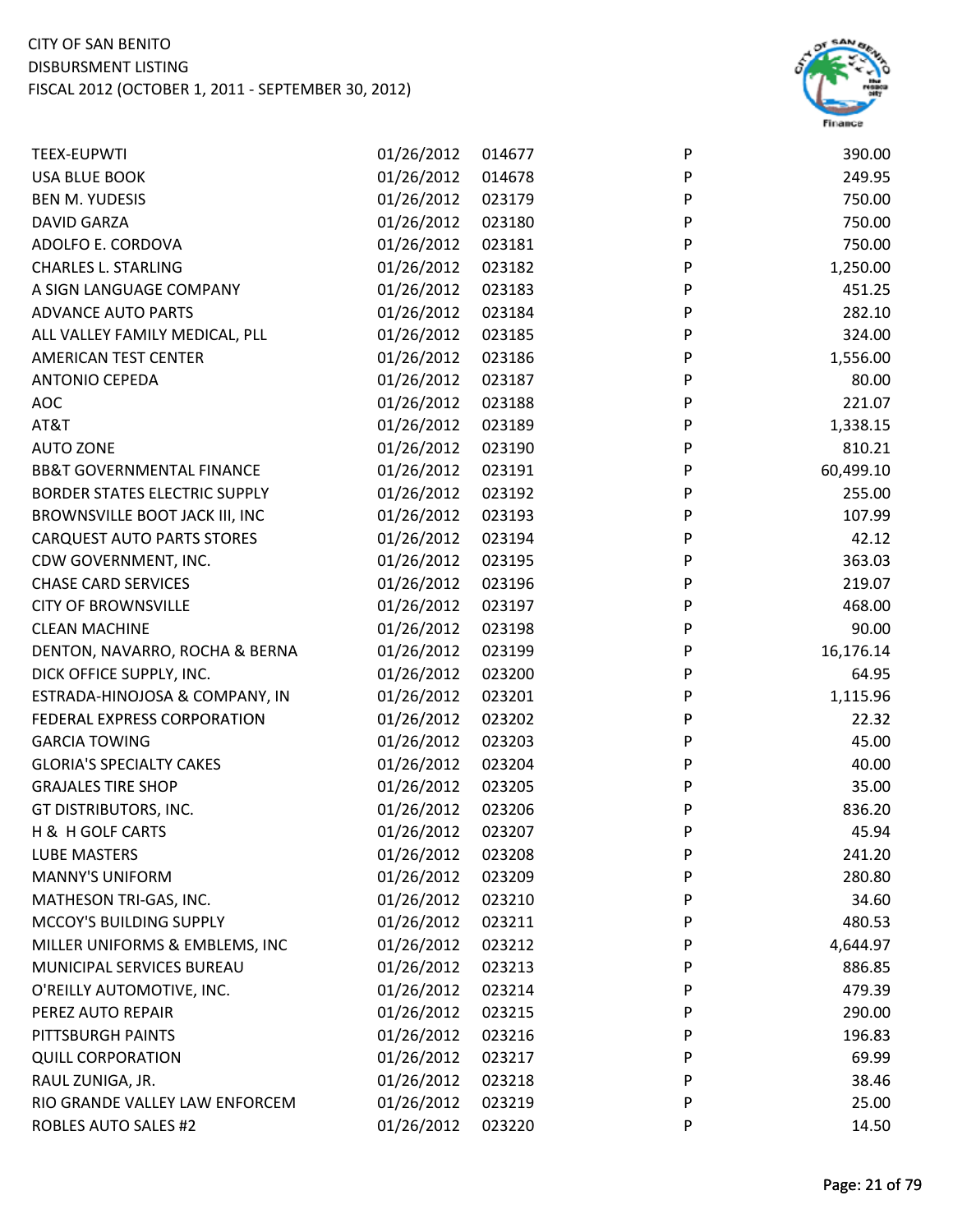| | | | | |
|---|---|---|---|---|
| TEEX-EUPWTI | 01/26/2012 | 014677 | P | 390.00 |
| USA BLUE BOOK | 01/26/2012 | 014678 | P | 249.95 |
| BEN M. YUDESIS | 01/26/2012 | 023179 | P | 750.00 |
| DAVID GARZA | 01/26/2012 | 023180 | P | 750.00 |
| ADOLFO E. CORDOVA | 01/26/2012 | 023181 | P | 750.00 |
| CHARLES L. STARLING | 01/26/2012 | 023182 | P | 1,250.00 |
| A SIGN LANGUAGE COMPANY | 01/26/2012 | 023183 | P | 451.25 |
| ADVANCE AUTO PARTS | 01/26/2012 | 023184 | P | 282.10 |
| ALL VALLEY FAMILY MEDICAL, PLL | 01/26/2012 | 023185 | P | 324.00 |
| AMERICAN TEST CENTER | 01/26/2012 | 023186 | P | 1,556.00 |
| ANTONIO CEPEDA | 01/26/2012 | 023187 | P | 80.00 |
| AOC | 01/26/2012 | 023188 | P | 221.07 |
| AT&T | 01/26/2012 | 023189 | P | 1,338.15 |
| AUTO ZONE | 01/26/2012 | 023190 | P | 810.21 |
| BB&T GOVERNMENTAL FINANCE | 01/26/2012 | 023191 | P | 60,499.10 |
| BORDER STATES ELECTRIC SUPPLY | 01/26/2012 | 023192 | P | 255.00 |
| BROWNSVILLE BOOT JACK III, INC | 01/26/2012 | 023193 | P | 107.99 |
| CARQUEST AUTO PARTS STORES | 01/26/2012 | 023194 | P | 42.12 |
| CDW GOVERNMENT, INC. | 01/26/2012 | 023195 | P | 363.03 |
| CHASE CARD SERVICES | 01/26/2012 | 023196 | P | 219.07 |
| CITY OF BROWNSVILLE | 01/26/2012 | 023197 | P | 468.00 |
| CLEAN MACHINE | 01/26/2012 | 023198 | P | 90.00 |
| DENTON, NAVARRO, ROCHA & BERNA | 01/26/2012 | 023199 | P | 16,176.14 |
| DICK OFFICE SUPPLY, INC. | 01/26/2012 | 023200 | P | 64.95 |
| ESTRADA-HINOJOSA & COMPANY, IN | 01/26/2012 | 023201 | P | 1,115.96 |
| FEDERAL EXPRESS CORPORATION | 01/26/2012 | 023202 | P | 22.32 |
| GARCIA TOWING | 01/26/2012 | 023203 | P | 45.00 |
| GLORIA'S SPECIALTY CAKES | 01/26/2012 | 023204 | P | 40.00 |
| GRAJALES TIRE SHOP | 01/26/2012 | 023205 | P | 35.00 |
| GT DISTRIBUTORS, INC. | 01/26/2012 | 023206 | P | 836.20 |
| H & H GOLF CARTS | 01/26/2012 | 023207 | P | 45.94 |
| LUBE MASTERS | 01/26/2012 | 023208 | P | 241.20 |
| MANNY'S UNIFORM | 01/26/2012 | 023209 | P | 280.80 |
| MATHESON TRI-GAS, INC. | 01/26/2012 | 023210 | P | 34.60 |
| MCCOY'S BUILDING SUPPLY | 01/26/2012 | 023211 | P | 480.53 |
| MILLER UNIFORMS & EMBLEMS, INC | 01/26/2012 | 023212 | P | 4,644.97 |
| MUNICIPAL SERVICES BUREAU | 01/26/2012 | 023213 | P | 886.85 |
| O'REILLY AUTOMOTIVE, INC. | 01/26/2012 | 023214 | P | 479.39 |
| PEREZ AUTO REPAIR | 01/26/2012 | 023215 | P | 290.00 |
| PITTSBURGH PAINTS | 01/26/2012 | 023216 | P | 196.83 |
| QUILL CORPORATION | 01/26/2012 | 023217 | P | 69.99 |
| RAUL ZUNIGA, JR. | 01/26/2012 | 023218 | P | 38.46 |
| RIO GRANDE VALLEY LAW ENFORCEM | 01/26/2012 | 023219 | P | 25.00 |
| ROBLES AUTO SALES #2 | 01/26/2012 | 023220 | P | 14.50 |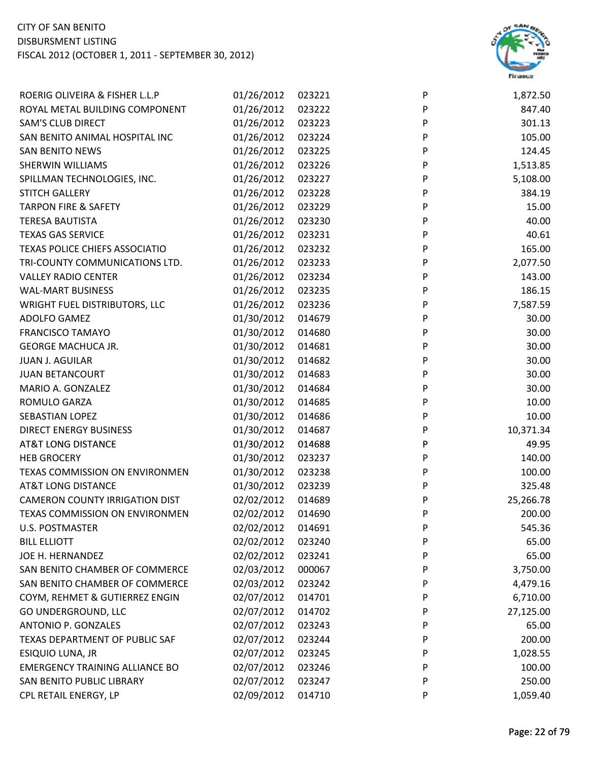CITY OF SAN BENITO
DISBURSMENT LISTING
FISCAL 2012 (OCTOBER 1, 2011 - SEPTEMBER 30, 2012)

| | | | | |
|---|---|---|---|---|
| ROERIG OLIVEIRA & FISHER L.L.P | 01/26/2012 | 023221 | P | 1,872.50 |
| ROYAL METAL BUILDING COMPONENT | 01/26/2012 | 023222 | P | 847.40 |
| SAM'S CLUB DIRECT | 01/26/2012 | 023223 | P | 301.13 |
| SAN BENITO ANIMAL HOSPITAL INC | 01/26/2012 | 023224 | P | 105.00 |
| SAN BENITO NEWS | 01/26/2012 | 023225 | P | 124.45 |
| SHERWIN WILLIAMS | 01/26/2012 | 023226 | P | 1,513.85 |
| SPILLMAN TECHNOLOGIES, INC. | 01/26/2012 | 023227 | P | 5,108.00 |
| STITCH GALLERY | 01/26/2012 | 023228 | P | 384.19 |
| TARPON FIRE & SAFETY | 01/26/2012 | 023229 | P | 15.00 |
| TERESA BAUTISTA | 01/26/2012 | 023230 | P | 40.00 |
| TEXAS GAS SERVICE | 01/26/2012 | 023231 | P | 40.61 |
| TEXAS POLICE CHIEFS ASSOCIATIO | 01/26/2012 | 023232 | P | 165.00 |
| TRI-COUNTY COMMUNICATIONS LTD. | 01/26/2012 | 023233 | P | 2,077.50 |
| VALLEY RADIO CENTER | 01/26/2012 | 023234 | P | 143.00 |
| WAL-MART BUSINESS | 01/26/2012 | 023235 | P | 186.15 |
| WRIGHT FUEL DISTRIBUTORS, LLC | 01/26/2012 | 023236 | P | 7,587.59 |
| ADOLFO GAMEZ | 01/30/2012 | 014679 | P | 30.00 |
| FRANCISCO TAMAYO | 01/30/2012 | 014680 | P | 30.00 |
| GEORGE MACHUCA JR. | 01/30/2012 | 014681 | P | 30.00 |
| JUAN J. AGUILAR | 01/30/2012 | 014682 | P | 30.00 |
| JUAN BETANCOURT | 01/30/2012 | 014683 | P | 30.00 |
| MARIO A. GONZALEZ | 01/30/2012 | 014684 | P | 30.00 |
| ROMULO GARZA | 01/30/2012 | 014685 | P | 10.00 |
| SEBASTIAN LOPEZ | 01/30/2012 | 014686 | P | 10.00 |
| DIRECT ENERGY BUSINESS | 01/30/2012 | 014687 | P | 10,371.34 |
| AT&T LONG DISTANCE | 01/30/2012 | 014688 | P | 49.95 |
| HEB GROCERY | 01/30/2012 | 023237 | P | 140.00 |
| TEXAS COMMISSION ON ENVIRONMEN | 01/30/2012 | 023238 | P | 100.00 |
| AT&T LONG DISTANCE | 01/30/2012 | 023239 | P | 325.48 |
| CAMERON COUNTY IRRIGATION DIST | 02/02/2012 | 014689 | P | 25,266.78 |
| TEXAS COMMISSION ON ENVIRONMEN | 02/02/2012 | 014690 | P | 200.00 |
| U.S. POSTMASTER | 02/02/2012 | 014691 | P | 545.36 |
| BILL ELLIOTT | 02/02/2012 | 023240 | P | 65.00 |
| JOE H. HERNANDEZ | 02/02/2012 | 023241 | P | 65.00 |
| SAN BENITO CHAMBER OF COMMERCE | 02/03/2012 | 000067 | P | 3,750.00 |
| SAN BENITO CHAMBER OF COMMERCE | 02/03/2012 | 023242 | P | 4,479.16 |
| COYM, REHMET & GUTIERREZ ENGIN | 02/07/2012 | 014701 | P | 6,710.00 |
| GO UNDERGROUND, LLC | 02/07/2012 | 014702 | P | 27,125.00 |
| ANTONIO P. GONZALES | 02/07/2012 | 023243 | P | 65.00 |
| TEXAS DEPARTMENT OF PUBLIC SAF | 02/07/2012 | 023244 | P | 200.00 |
| ESIQUIO LUNA, JR | 02/07/2012 | 023245 | P | 1,028.55 |
| EMERGENCY TRAINING ALLIANCE BO | 02/07/2012 | 023246 | P | 100.00 |
| SAN BENITO PUBLIC LIBRARY | 02/07/2012 | 023247 | P | 250.00 |
| CPL RETAIL ENERGY, LP | 02/09/2012 | 014710 | P | 1,059.40 |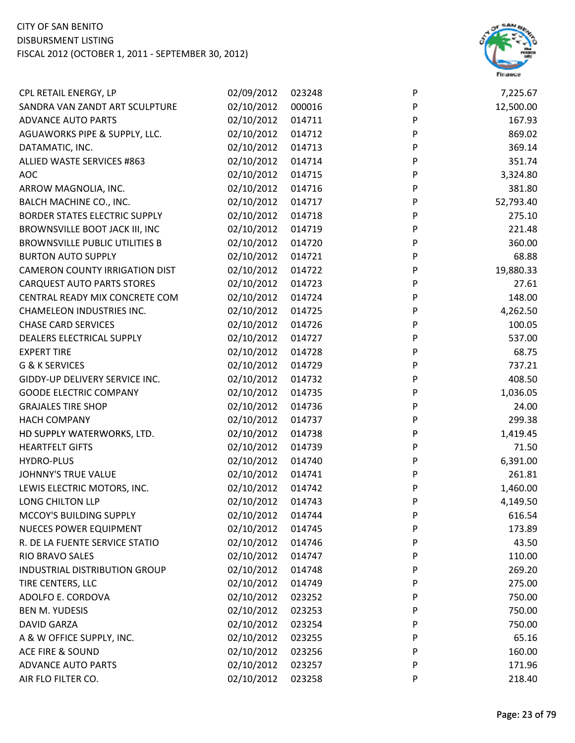CITY OF SAN BENITO
DISBURSMENT LISTING
FISCAL 2012 (OCTOBER 1, 2011 - SEPTEMBER 30, 2012)

| | | | | |
|---|---|---|---|---|
| CPL RETAIL ENERGY, LP | 02/09/2012 | 023248 | P | 7,225.67 |
| SANDRA VAN ZANDT ART SCULPTURE | 02/10/2012 | 000016 | P | 12,500.00 |
| ADVANCE AUTO PARTS | 02/10/2012 | 014711 | P | 167.93 |
| AGUAWORKS PIPE & SUPPLY, LLC. | 02/10/2012 | 014712 | P | 869.02 |
| DATAMATIC, INC. | 02/10/2012 | 014713 | P | 369.14 |
| ALLIED WASTE SERVICES #863 | 02/10/2012 | 014714 | P | 351.74 |
| AOC | 02/10/2012 | 014715 | P | 3,324.80 |
| ARROW MAGNOLIA, INC. | 02/10/2012 | 014716 | P | 381.80 |
| BALCH MACHINE CO., INC. | 02/10/2012 | 014717 | P | 52,793.40 |
| BORDER STATES ELECTRIC SUPPLY | 02/10/2012 | 014718 | P | 275.10 |
| BROWNSVILLE BOOT JACK III, INC | 02/10/2012 | 014719 | P | 221.48 |
| BROWNSVILLE PUBLIC UTILITIES B | 02/10/2012 | 014720 | P | 360.00 |
| BURTON AUTO SUPPLY | 02/10/2012 | 014721 | P | 68.88 |
| CAMERON COUNTY IRRIGATION DIST | 02/10/2012 | 014722 | P | 19,880.33 |
| CARQUEST AUTO PARTS STORES | 02/10/2012 | 014723 | P | 27.61 |
| CENTRAL READY MIX CONCRETE COM | 02/10/2012 | 014724 | P | 148.00 |
| CHAMELEON INDUSTRIES INC. | 02/10/2012 | 014725 | P | 4,262.50 |
| CHASE CARD SERVICES | 02/10/2012 | 014726 | P | 100.05 |
| DEALERS ELECTRICAL SUPPLY | 02/10/2012 | 014727 | P | 537.00 |
| EXPERT TIRE | 02/10/2012 | 014728 | P | 68.75 |
| G & K SERVICES | 02/10/2012 | 014729 | P | 737.21 |
| GIDDY-UP DELIVERY SERVICE INC. | 02/10/2012 | 014732 | P | 408.50 |
| GOODE ELECTRIC COMPANY | 02/10/2012 | 014735 | P | 1,036.05 |
| GRAJALES TIRE SHOP | 02/10/2012 | 014736 | P | 24.00 |
| HACH COMPANY | 02/10/2012 | 014737 | P | 299.38 |
| HD SUPPLY WATERWORKS, LTD. | 02/10/2012 | 014738 | P | 1,419.45 |
| HEARTFELT GIFTS | 02/10/2012 | 014739 | P | 71.50 |
| HYDRO-PLUS | 02/10/2012 | 014740 | P | 6,391.00 |
| JOHNNY'S TRUE VALUE | 02/10/2012 | 014741 | P | 261.81 |
| LEWIS ELECTRIC MOTORS, INC. | 02/10/2012 | 014742 | P | 1,460.00 |
| LONG CHILTON LLP | 02/10/2012 | 014743 | P | 4,149.50 |
| MCCOY'S BUILDING SUPPLY | 02/10/2012 | 014744 | P | 616.54 |
| NUECES POWER EQUIPMENT | 02/10/2012 | 014745 | P | 173.89 |
| R. DE LA FUENTE SERVICE STATIO | 02/10/2012 | 014746 | P | 43.50 |
| RIO BRAVO SALES | 02/10/2012 | 014747 | P | 110.00 |
| INDUSTRIAL DISTRIBUTION GROUP | 02/10/2012 | 014748 | P | 269.20 |
| TIRE CENTERS, LLC | 02/10/2012 | 014749 | P | 275.00 |
| ADOLFO E. CORDOVA | 02/10/2012 | 023252 | P | 750.00 |
| BEN M. YUDESIS | 02/10/2012 | 023253 | P | 750.00 |
| DAVID GARZA | 02/10/2012 | 023254 | P | 750.00 |
| A & W OFFICE SUPPLY, INC. | 02/10/2012 | 023255 | P | 65.16 |
| ACE FIRE & SOUND | 02/10/2012 | 023256 | P | 160.00 |
| ADVANCE AUTO PARTS | 02/10/2012 | 023257 | P | 171.96 |
| AIR FLO FILTER CO. | 02/10/2012 | 023258 | P | 218.40 |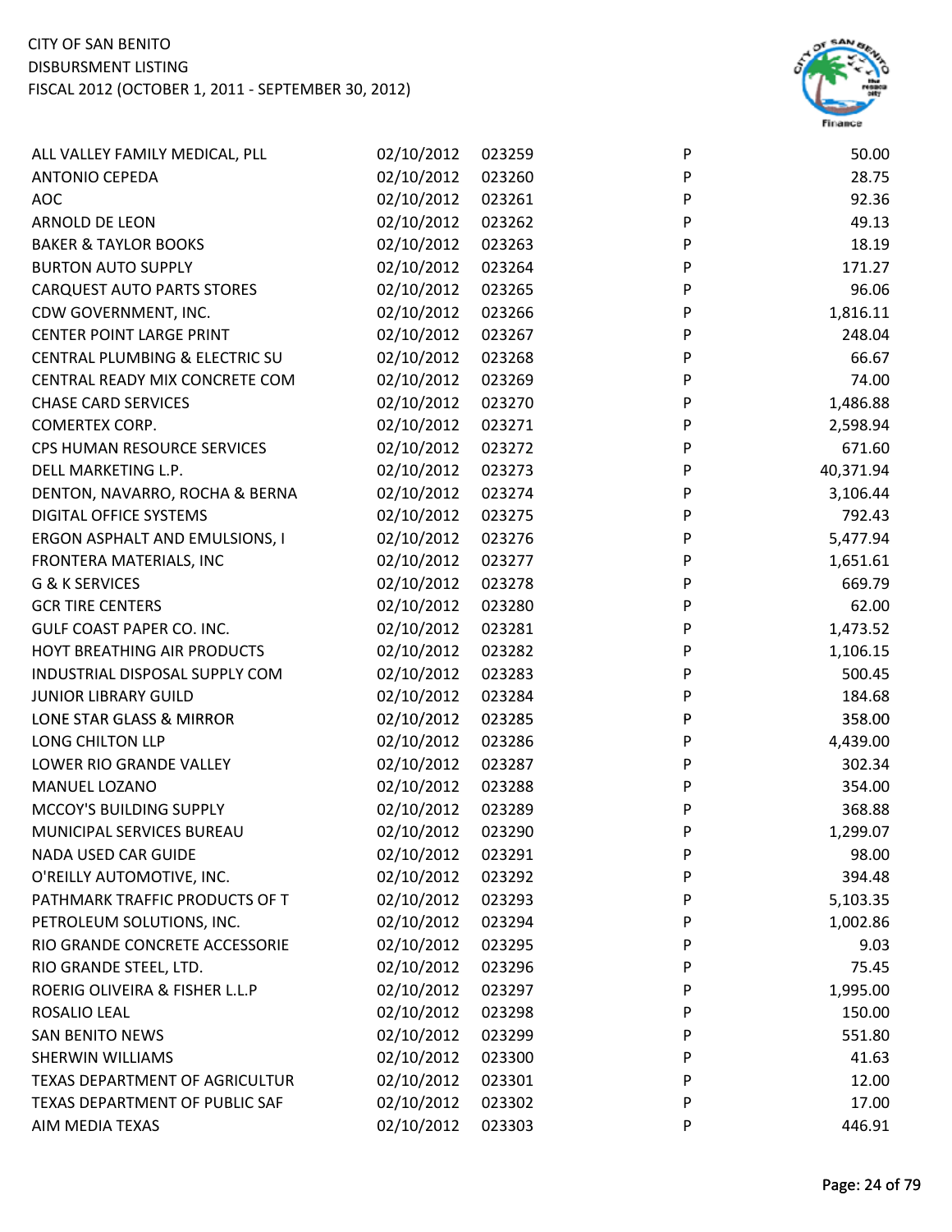CITY OF SAN BENITO
DISBURSMENT LISTING
FISCAL 2012 (OCTOBER 1, 2011 - SEPTEMBER 30, 2012)

| | | | | |
|---|---|---|---|---|
| ALL VALLEY FAMILY MEDICAL, PLL | 02/10/2012 | 023259 | P | 50.00 |
| ANTONIO CEPEDA | 02/10/2012 | 023260 | P | 28.75 |
| AOC | 02/10/2012 | 023261 | P | 92.36 |
| ARNOLD DE LEON | 02/10/2012 | 023262 | P | 49.13 |
| BAKER & TAYLOR BOOKS | 02/10/2012 | 023263 | P | 18.19 |
| BURTON AUTO SUPPLY | 02/10/2012 | 023264 | P | 171.27 |
| CARQUEST AUTO PARTS STORES | 02/10/2012 | 023265 | P | 96.06 |
| CDW GOVERNMENT, INC. | 02/10/2012 | 023266 | P | 1,816.11 |
| CENTER POINT LARGE PRINT | 02/10/2012 | 023267 | P | 248.04 |
| CENTRAL PLUMBING & ELECTRIC SU | 02/10/2012 | 023268 | P | 66.67 |
| CENTRAL READY MIX CONCRETE COM | 02/10/2012 | 023269 | P | 74.00 |
| CHASE CARD SERVICES | 02/10/2012 | 023270 | P | 1,486.88 |
| COMERTEX CORP. | 02/10/2012 | 023271 | P | 2,598.94 |
| CPS HUMAN RESOURCE SERVICES | 02/10/2012 | 023272 | P | 671.60 |
| DELL MARKETING L.P. | 02/10/2012 | 023273 | P | 40,371.94 |
| DENTON, NAVARRO, ROCHA & BERNA | 02/10/2012 | 023274 | P | 3,106.44 |
| DIGITAL OFFICE SYSTEMS | 02/10/2012 | 023275 | P | 792.43 |
| ERGON ASPHALT AND EMULSIONS, I | 02/10/2012 | 023276 | P | 5,477.94 |
| FRONTERA MATERIALS, INC | 02/10/2012 | 023277 | P | 1,651.61 |
| G & K SERVICES | 02/10/2012 | 023278 | P | 669.79 |
| GCR TIRE CENTERS | 02/10/2012 | 023280 | P | 62.00 |
| GULF COAST PAPER CO. INC. | 02/10/2012 | 023281 | P | 1,473.52 |
| HOYT BREATHING AIR PRODUCTS | 02/10/2012 | 023282 | P | 1,106.15 |
| INDUSTRIAL DISPOSAL SUPPLY COM | 02/10/2012 | 023283 | P | 500.45 |
| JUNIOR LIBRARY GUILD | 02/10/2012 | 023284 | P | 184.68 |
| LONE STAR GLASS & MIRROR | 02/10/2012 | 023285 | P | 358.00 |
| LONG CHILTON LLP | 02/10/2012 | 023286 | P | 4,439.00 |
| LOWER RIO GRANDE VALLEY | 02/10/2012 | 023287 | P | 302.34 |
| MANUEL LOZANO | 02/10/2012 | 023288 | P | 354.00 |
| MCCOY'S BUILDING SUPPLY | 02/10/2012 | 023289 | P | 368.88 |
| MUNICIPAL SERVICES BUREAU | 02/10/2012 | 023290 | P | 1,299.07 |
| NADA USED CAR GUIDE | 02/10/2012 | 023291 | P | 98.00 |
| O'REILLY AUTOMOTIVE, INC. | 02/10/2012 | 023292 | P | 394.48 |
| PATHMARK TRAFFIC PRODUCTS OF T | 02/10/2012 | 023293 | P | 5,103.35 |
| PETROLEUM SOLUTIONS, INC. | 02/10/2012 | 023294 | P | 1,002.86 |
| RIO GRANDE CONCRETE ACCESSORIE | 02/10/2012 | 023295 | P | 9.03 |
| RIO GRANDE STEEL, LTD. | 02/10/2012 | 023296 | P | 75.45 |
| ROERIG OLIVEIRA & FISHER L.L.P | 02/10/2012 | 023297 | P | 1,995.00 |
| ROSALIO LEAL | 02/10/2012 | 023298 | P | 150.00 |
| SAN BENITO NEWS | 02/10/2012 | 023299 | P | 551.80 |
| SHERWIN WILLIAMS | 02/10/2012 | 023300 | P | 41.63 |
| TEXAS DEPARTMENT OF AGRICULTUR | 02/10/2012 | 023301 | P | 12.00 |
| TEXAS DEPARTMENT OF PUBLIC SAF | 02/10/2012 | 023302 | P | 17.00 |
| AIM MEDIA TEXAS | 02/10/2012 | 023303 | P | 446.91 |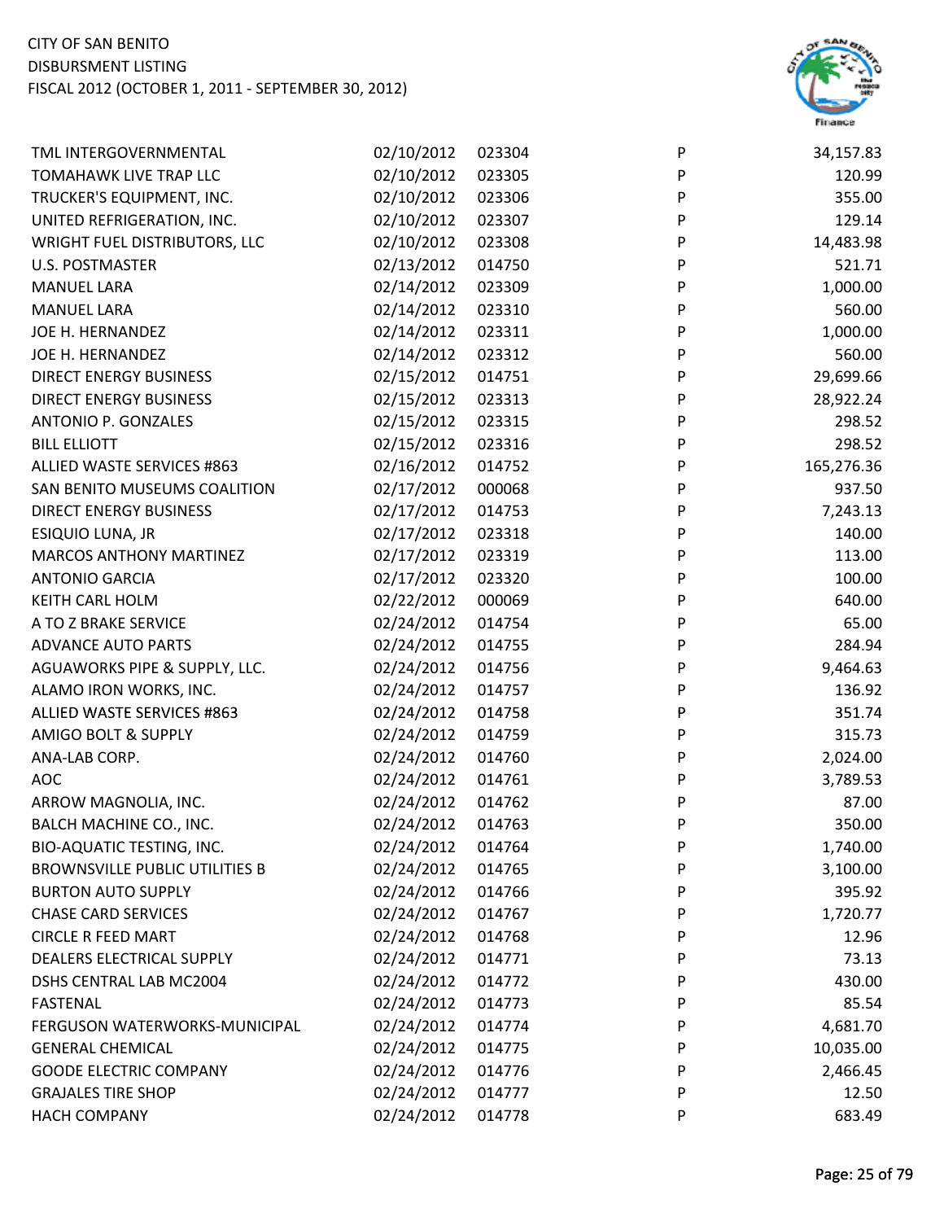CITY OF SAN BENITO
DISBURSMENT LISTING
FISCAL 2012 (OCTOBER 1, 2011 - SEPTEMBER 30, 2012)

| | | | | |
|---|---|---|---|---|
| TML INTERGOVERNMENTAL | 02/10/2012 | 023304 | P | 34,157.83 |
| TOMAHAWK LIVE TRAP LLC | 02/10/2012 | 023305 | P | 120.99 |
| TRUCKER'S EQUIPMENT, INC. | 02/10/2012 | 023306 | P | 355.00 |
| UNITED REFRIGERATION, INC. | 02/10/2012 | 023307 | P | 129.14 |
| WRIGHT FUEL DISTRIBUTORS, LLC | 02/10/2012 | 023308 | P | 14,483.98 |
| U.S. POSTMASTER | 02/13/2012 | 014750 | P | 521.71 |
| MANUEL LARA | 02/14/2012 | 023309 | P | 1,000.00 |
| MANUEL LARA | 02/14/2012 | 023310 | P | 560.00 |
| JOE H. HERNANDEZ | 02/14/2012 | 023311 | P | 1,000.00 |
| JOE H. HERNANDEZ | 02/14/2012 | 023312 | P | 560.00 |
| DIRECT ENERGY BUSINESS | 02/15/2012 | 014751 | P | 29,699.66 |
| DIRECT ENERGY BUSINESS | 02/15/2012 | 023313 | P | 28,922.24 |
| ANTONIO P. GONZALES | 02/15/2012 | 023315 | P | 298.52 |
| BILL ELLIOTT | 02/15/2012 | 023316 | P | 298.52 |
| ALLIED WASTE SERVICES #863 | 02/16/2012 | 014752 | P | 165,276.36 |
| SAN BENITO MUSEUMS COALITION | 02/17/2012 | 000068 | P | 937.50 |
| DIRECT ENERGY BUSINESS | 02/17/2012 | 014753 | P | 7,243.13 |
| ESIQUIO LUNA, JR | 02/17/2012 | 023318 | P | 140.00 |
| MARCOS ANTHONY MARTINEZ | 02/17/2012 | 023319 | P | 113.00 |
| ANTONIO GARCIA | 02/17/2012 | 023320 | P | 100.00 |
| KEITH CARL HOLM | 02/22/2012 | 000069 | P | 640.00 |
| A TO Z BRAKE SERVICE | 02/24/2012 | 014754 | P | 65.00 |
| ADVANCE AUTO PARTS | 02/24/2012 | 014755 | P | 284.94 |
| AGUAWORKS PIPE & SUPPLY, LLC. | 02/24/2012 | 014756 | P | 9,464.63 |
| ALAMO IRON WORKS, INC. | 02/24/2012 | 014757 | P | 136.92 |
| ALLIED WASTE SERVICES #863 | 02/24/2012 | 014758 | P | 351.74 |
| AMIGO BOLT & SUPPLY | 02/24/2012 | 014759 | P | 315.73 |
| ANA-LAB CORP. | 02/24/2012 | 014760 | P | 2,024.00 |
| AOC | 02/24/2012 | 014761 | P | 3,789.53 |
| ARROW MAGNOLIA, INC. | 02/24/2012 | 014762 | P | 87.00 |
| BALCH MACHINE CO., INC. | 02/24/2012 | 014763 | P | 350.00 |
| BIO-AQUATIC TESTING, INC. | 02/24/2012 | 014764 | P | 1,740.00 |
| BROWNSVILLE PUBLIC UTILITIES B | 02/24/2012 | 014765 | P | 3,100.00 |
| BURTON AUTO SUPPLY | 02/24/2012 | 014766 | P | 395.92 |
| CHASE CARD SERVICES | 02/24/2012 | 014767 | P | 1,720.77 |
| CIRCLE R FEED MART | 02/24/2012 | 014768 | P | 12.96 |
| DEALERS ELECTRICAL SUPPLY | 02/24/2012 | 014771 | P | 73.13 |
| DSHS CENTRAL LAB MC2004 | 02/24/2012 | 014772 | P | 430.00 |
| FASTENAL | 02/24/2012 | 014773 | P | 85.54 |
| FERGUSON WATERWORKS-MUNICIPAL | 02/24/2012 | 014774 | P | 4,681.70 |
| GENERAL CHEMICAL | 02/24/2012 | 014775 | P | 10,035.00 |
| GOODE ELECTRIC COMPANY | 02/24/2012 | 014776 | P | 2,466.45 |
| GRAJALES TIRE SHOP | 02/24/2012 | 014777 | P | 12.50 |
| HACH COMPANY | 02/24/2012 | 014778 | P | 683.49 |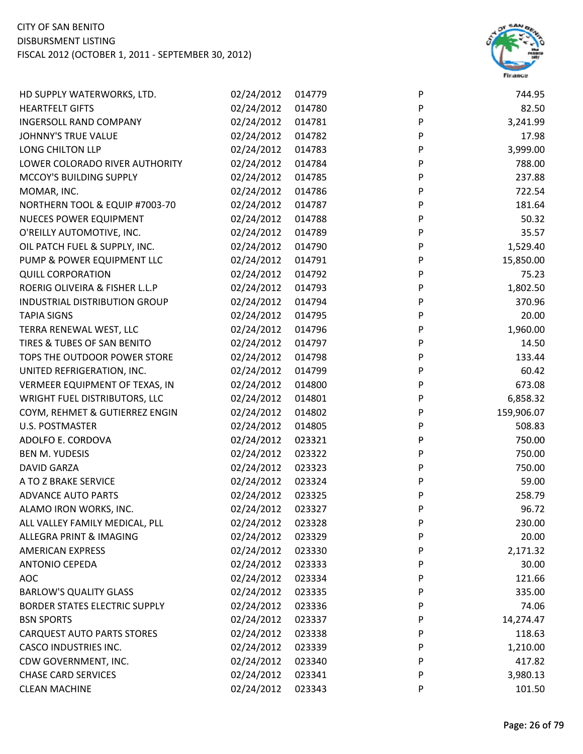CITY OF SAN BENITO
DISBURSMENT LISTING
FISCAL 2012 (OCTOBER 1, 2011 - SEPTEMBER 30, 2012)

| | | | | |
|---|---|---|---|---|
| HD SUPPLY WATERWORKS, LTD. | 02/24/2012 | 014779 | P | 744.95 |
| HEARTFELT GIFTS | 02/24/2012 | 014780 | P | 82.50 |
| INGERSOLL RAND COMPANY | 02/24/2012 | 014781 | P | 3,241.99 |
| JOHNNY'S TRUE VALUE | 02/24/2012 | 014782 | P | 17.98 |
| LONG CHILTON LLP | 02/24/2012 | 014783 | P | 3,999.00 |
| LOWER COLORADO RIVER AUTHORITY | 02/24/2012 | 014784 | P | 788.00 |
| MCCOY'S BUILDING SUPPLY | 02/24/2012 | 014785 | P | 237.88 |
| MOMAR, INC. | 02/24/2012 | 014786 | P | 722.54 |
| NORTHERN TOOL & EQUIP #7003-70 | 02/24/2012 | 014787 | P | 181.64 |
| NUECES POWER EQUIPMENT | 02/24/2012 | 014788 | P | 50.32 |
| O'REILLY AUTOMOTIVE, INC. | 02/24/2012 | 014789 | P | 35.57 |
| OIL PATCH FUEL & SUPPLY, INC. | 02/24/2012 | 014790 | P | 1,529.40 |
| PUMP & POWER EQUIPMENT LLC | 02/24/2012 | 014791 | P | 15,850.00 |
| QUILL CORPORATION | 02/24/2012 | 014792 | P | 75.23 |
| ROERIG OLIVEIRA & FISHER L.L.P | 02/24/2012 | 014793 | P | 1,802.50 |
| INDUSTRIAL DISTRIBUTION GROUP | 02/24/2012 | 014794 | P | 370.96 |
| TAPIA SIGNS | 02/24/2012 | 014795 | P | 20.00 |
| TERRA RENEWAL WEST, LLC | 02/24/2012 | 014796 | P | 1,960.00 |
| TIRES & TUBES OF SAN BENITO | 02/24/2012 | 014797 | P | 14.50 |
| TOPS THE OUTDOOR POWER STORE | 02/24/2012 | 014798 | P | 133.44 |
| UNITED REFRIGERATION, INC. | 02/24/2012 | 014799 | P | 60.42 |
| VERMEER EQUIPMENT OF TEXAS, IN | 02/24/2012 | 014800 | P | 673.08 |
| WRIGHT FUEL DISTRIBUTORS, LLC | 02/24/2012 | 014801 | P | 6,858.32 |
| COYM, REHMET & GUTIERREZ ENGIN | 02/24/2012 | 014802 | P | 159,906.07 |
| U.S. POSTMASTER | 02/24/2012 | 014805 | P | 508.83 |
| ADOLFO E. CORDOVA | 02/24/2012 | 023321 | P | 750.00 |
| BEN M. YUDESIS | 02/24/2012 | 023322 | P | 750.00 |
| DAVID GARZA | 02/24/2012 | 023323 | P | 750.00 |
| A TO Z BRAKE SERVICE | 02/24/2012 | 023324 | P | 59.00 |
| ADVANCE AUTO PARTS | 02/24/2012 | 023325 | P | 258.79 |
| ALAMO IRON WORKS, INC. | 02/24/2012 | 023327 | P | 96.72 |
| ALL VALLEY FAMILY MEDICAL, PLL | 02/24/2012 | 023328 | P | 230.00 |
| ALLEGRA PRINT & IMAGING | 02/24/2012 | 023329 | P | 20.00 |
| AMERICAN EXPRESS | 02/24/2012 | 023330 | P | 2,171.32 |
| ANTONIO CEPEDA | 02/24/2012 | 023333 | P | 30.00 |
| AOC | 02/24/2012 | 023334 | P | 121.66 |
| BARLOW'S QUALITY GLASS | 02/24/2012 | 023335 | P | 335.00 |
| BORDER STATES ELECTRIC SUPPLY | 02/24/2012 | 023336 | P | 74.06 |
| BSN SPORTS | 02/24/2012 | 023337 | P | 14,274.47 |
| CARQUEST AUTO PARTS STORES | 02/24/2012 | 023338 | P | 118.63 |
| CASCO INDUSTRIES INC. | 02/24/2012 | 023339 | P | 1,210.00 |
| CDW GOVERNMENT, INC. | 02/24/2012 | 023340 | P | 417.82 |
| CHASE CARD SERVICES | 02/24/2012 | 023341 | P | 3,980.13 |
| CLEAN MACHINE | 02/24/2012 | 023343 | P | 101.50 |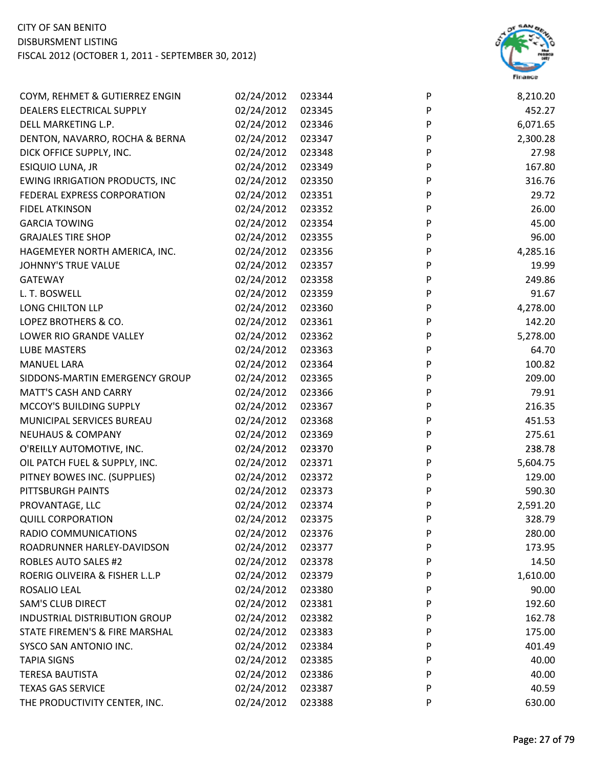| | | | | |
|---|---|---|---|---|
| COYM, REHMET & GUTIERREZ ENGIN | 02/24/2012 | 023344 | P | 8,210.20 |
| DEALERS ELECTRICAL SUPPLY | 02/24/2012 | 023345 | P | 452.27 |
| DELL MARKETING L.P. | 02/24/2012 | 023346 | P | 6,071.65 |
| DENTON, NAVARRO, ROCHA & BERNA | 02/24/2012 | 023347 | P | 2,300.28 |
| DICK OFFICE SUPPLY, INC. | 02/24/2012 | 023348 | P | 27.98 |
| ESIQUIO LUNA, JR | 02/24/2012 | 023349 | P | 167.80 |
| EWING IRRIGATION PRODUCTS, INC | 02/24/2012 | 023350 | P | 316.76 |
| FEDERAL EXPRESS CORPORATION | 02/24/2012 | 023351 | P | 29.72 |
| FIDEL ATKINSON | 02/24/2012 | 023352 | P | 26.00 |
| GARCIA TOWING | 02/24/2012 | 023354 | P | 45.00 |
| GRAJALES TIRE SHOP | 02/24/2012 | 023355 | P | 96.00 |
| HAGEMEYER NORTH AMERICA, INC. | 02/24/2012 | 023356 | P | 4,285.16 |
| JOHNNY'S TRUE VALUE | 02/24/2012 | 023357 | P | 19.99 |
| GATEWAY | 02/24/2012 | 023358 | P | 249.86 |
| L. T. BOSWELL | 02/24/2012 | 023359 | P | 91.67 |
| LONG CHILTON LLP | 02/24/2012 | 023360 | P | 4,278.00 |
| LOPEZ BROTHERS & CO. | 02/24/2012 | 023361 | P | 142.20 |
| LOWER RIO GRANDE VALLEY | 02/24/2012 | 023362 | P | 5,278.00 |
| LUBE MASTERS | 02/24/2012 | 023363 | P | 64.70 |
| MANUEL LARA | 02/24/2012 | 023364 | P | 100.82 |
| SIDDONS-MARTIN EMERGENCY GROUP | 02/24/2012 | 023365 | P | 209.00 |
| MATT'S CASH AND CARRY | 02/24/2012 | 023366 | P | 79.91 |
| MCCOY'S BUILDING SUPPLY | 02/24/2012 | 023367 | P | 216.35 |
| MUNICIPAL SERVICES BUREAU | 02/24/2012 | 023368 | P | 451.53 |
| NEUHAUS & COMPANY | 02/24/2012 | 023369 | P | 275.61 |
| O'REILLY AUTOMOTIVE, INC. | 02/24/2012 | 023370 | P | 238.78 |
| OIL PATCH FUEL & SUPPLY, INC. | 02/24/2012 | 023371 | P | 5,604.75 |
| PITNEY BOWES INC. (SUPPLIES) | 02/24/2012 | 023372 | P | 129.00 |
| PITTSBURGH PAINTS | 02/24/2012 | 023373 | P | 590.30 |
| PROVANTAGE, LLC | 02/24/2012 | 023374 | P | 2,591.20 |
| QUILL CORPORATION | 02/24/2012 | 023375 | P | 328.79 |
| RADIO COMMUNICATIONS | 02/24/2012 | 023376 | P | 280.00 |
| ROADRUNNER HARLEY-DAVIDSON | 02/24/2012 | 023377 | P | 173.95 |
| ROBLES AUTO SALES #2 | 02/24/2012 | 023378 | P | 14.50 |
| ROERIG OLIVEIRA & FISHER L.L.P | 02/24/2012 | 023379 | P | 1,610.00 |
| ROSALIO LEAL | 02/24/2012 | 023380 | P | 90.00 |
| SAM'S CLUB DIRECT | 02/24/2012 | 023381 | P | 192.60 |
| INDUSTRIAL DISTRIBUTION GROUP | 02/24/2012 | 023382 | P | 162.78 |
| STATE FIREMEN'S & FIRE MARSHAL | 02/24/2012 | 023383 | P | 175.00 |
| SYSCO SAN ANTONIO INC. | 02/24/2012 | 023384 | P | 401.49 |
| TAPIA SIGNS | 02/24/2012 | 023385 | P | 40.00 |
| TERESA BAUTISTA | 02/24/2012 | 023386 | P | 40.00 |
| TEXAS GAS SERVICE | 02/24/2012 | 023387 | P | 40.59 |
| THE PRODUCTIVITY CENTER, INC. | 02/24/2012 | 023388 | P | 630.00 |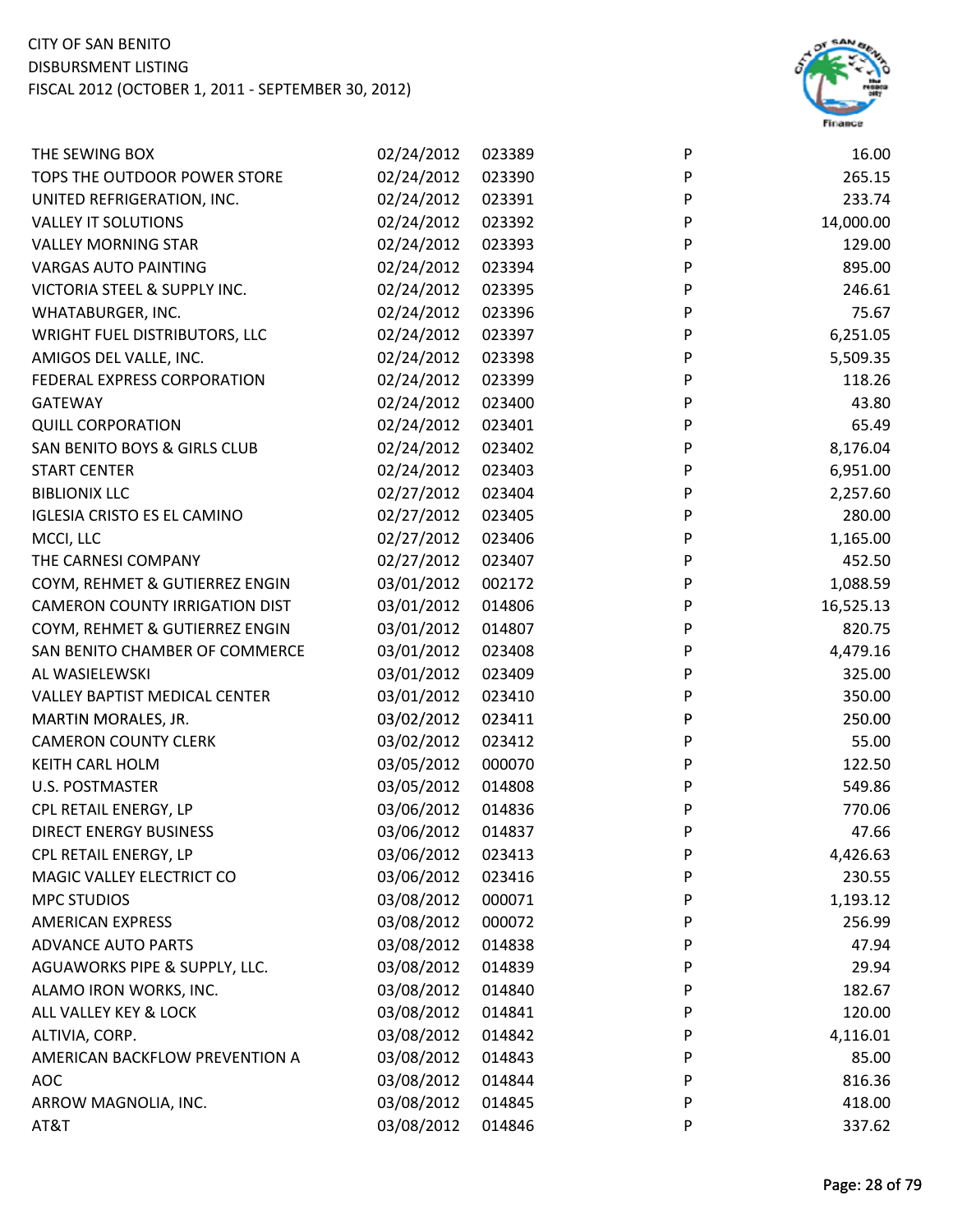| | | | | |
|---|---|---|---|---|
| THE SEWING BOX | 02/24/2012 | 023389 | P | 16.00 |
| TOPS THE OUTDOOR POWER STORE | 02/24/2012 | 023390 | P | 265.15 |
| UNITED REFRIGERATION, INC. | 02/24/2012 | 023391 | P | 233.74 |
| VALLEY IT SOLUTIONS | 02/24/2012 | 023392 | P | 14,000.00 |
| VALLEY MORNING STAR | 02/24/2012 | 023393 | P | 129.00 |
| VARGAS AUTO PAINTING | 02/24/2012 | 023394 | P | 895.00 |
| VICTORIA STEEL & SUPPLY INC. | 02/24/2012 | 023395 | P | 246.61 |
| WHATABURGER, INC. | 02/24/2012 | 023396 | P | 75.67 |
| WRIGHT FUEL DISTRIBUTORS, LLC | 02/24/2012 | 023397 | P | 6,251.05 |
| AMIGOS DEL VALLE, INC. | 02/24/2012 | 023398 | P | 5,509.35 |
| FEDERAL EXPRESS CORPORATION | 02/24/2012 | 023399 | P | 118.26 |
| GATEWAY | 02/24/2012 | 023400 | P | 43.80 |
| QUILL CORPORATION | 02/24/2012 | 023401 | P | 65.49 |
| SAN BENITO BOYS & GIRLS CLUB | 02/24/2012 | 023402 | P | 8,176.04 |
| START CENTER | 02/24/2012 | 023403 | P | 6,951.00 |
| BIBLIONIX LLC | 02/27/2012 | 023404 | P | 2,257.60 |
| IGLESIA CRISTO ES EL CAMINO | 02/27/2012 | 023405 | P | 280.00 |
| MCCI, LLC | 02/27/2012 | 023406 | P | 1,165.00 |
| THE CARNESI COMPANY | 02/27/2012 | 023407 | P | 452.50 |
| COYM, REHMET & GUTIERREZ ENGIN | 03/01/2012 | 002172 | P | 1,088.59 |
| CAMERON COUNTY IRRIGATION DIST | 03/01/2012 | 014806 | P | 16,525.13 |
| COYM, REHMET & GUTIERREZ ENGIN | 03/01/2012 | 014807 | P | 820.75 |
| SAN BENITO CHAMBER OF COMMERCE | 03/01/2012 | 023408 | P | 4,479.16 |
| AL WASIELEWSKI | 03/01/2012 | 023409 | P | 325.00 |
| VALLEY BAPTIST MEDICAL CENTER | 03/01/2012 | 023410 | P | 350.00 |
| MARTIN MORALES, JR. | 03/02/2012 | 023411 | P | 250.00 |
| CAMERON COUNTY CLERK | 03/02/2012 | 023412 | P | 55.00 |
| KEITH CARL HOLM | 03/05/2012 | 000070 | P | 122.50 |
| U.S. POSTMASTER | 03/05/2012 | 014808 | P | 549.86 |
| CPL RETAIL ENERGY, LP | 03/06/2012 | 014836 | P | 770.06 |
| DIRECT ENERGY BUSINESS | 03/06/2012 | 014837 | P | 47.66 |
| CPL RETAIL ENERGY, LP | 03/06/2012 | 023413 | P | 4,426.63 |
| MAGIC VALLEY ELECTRICT CO | 03/06/2012 | 023416 | P | 230.55 |
| MPC STUDIOS | 03/08/2012 | 000071 | P | 1,193.12 |
| AMERICAN EXPRESS | 03/08/2012 | 000072 | P | 256.99 |
| ADVANCE AUTO PARTS | 03/08/2012 | 014838 | P | 47.94 |
| AGUAWORKS PIPE & SUPPLY, LLC. | 03/08/2012 | 014839 | P | 29.94 |
| ALAMO IRON WORKS, INC. | 03/08/2012 | 014840 | P | 182.67 |
| ALL VALLEY KEY & LOCK | 03/08/2012 | 014841 | P | 120.00 |
| ALTIVIA, CORP. | 03/08/2012 | 014842 | P | 4,116.01 |
| AMERICAN BACKFLOW PREVENTION A | 03/08/2012 | 014843 | P | 85.00 |
| AOC | 03/08/2012 | 014844 | P | 816.36 |
| ARROW MAGNOLIA, INC. | 03/08/2012 | 014845 | P | 418.00 |
| AT&T | 03/08/2012 | 014846 | P | 337.62 |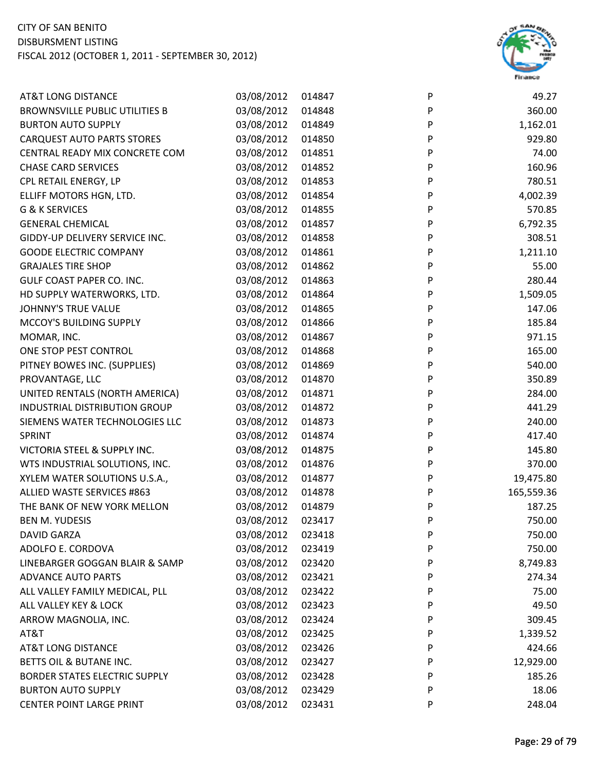CITY OF SAN BENITO
DISBURSMENT LISTING
FISCAL 2012 (OCTOBER 1, 2011 - SEPTEMBER 30, 2012)

| | | | | |
|---|---|---|---|---|
| AT&T LONG DISTANCE | 03/08/2012 | 014847 | P | 49.27 |
| BROWNSVILLE PUBLIC UTILITIES B | 03/08/2012 | 014848 | P | 360.00 |
| BURTON AUTO SUPPLY | 03/08/2012 | 014849 | P | 1,162.01 |
| CARQUEST AUTO PARTS STORES | 03/08/2012 | 014850 | P | 929.80 |
| CENTRAL READY MIX CONCRETE COM | 03/08/2012 | 014851 | P | 74.00 |
| CHASE CARD SERVICES | 03/08/2012 | 014852 | P | 160.96 |
| CPL RETAIL ENERGY, LP | 03/08/2012 | 014853 | P | 780.51 |
| ELLIFF MOTORS HGN, LTD. | 03/08/2012 | 014854 | P | 4,002.39 |
| G & K SERVICES | 03/08/2012 | 014855 | P | 570.85 |
| GENERAL CHEMICAL | 03/08/2012 | 014857 | P | 6,792.35 |
| GIDDY-UP DELIVERY SERVICE INC. | 03/08/2012 | 014858 | P | 308.51 |
| GOODE ELECTRIC COMPANY | 03/08/2012 | 014861 | P | 1,211.10 |
| GRAJALES TIRE SHOP | 03/08/2012 | 014862 | P | 55.00 |
| GULF COAST PAPER CO. INC. | 03/08/2012 | 014863 | P | 280.44 |
| HD SUPPLY WATERWORKS, LTD. | 03/08/2012 | 014864 | P | 1,509.05 |
| JOHNNY'S TRUE VALUE | 03/08/2012 | 014865 | P | 147.06 |
| MCCOY'S BUILDING SUPPLY | 03/08/2012 | 014866 | P | 185.84 |
| MOMAR, INC. | 03/08/2012 | 014867 | P | 971.15 |
| ONE STOP PEST CONTROL | 03/08/2012 | 014868 | P | 165.00 |
| PITNEY BOWES INC. (SUPPLIES) | 03/08/2012 | 014869 | P | 540.00 |
| PROVANTAGE, LLC | 03/08/2012 | 014870 | P | 350.89 |
| UNITED RENTALS (NORTH AMERICA) | 03/08/2012 | 014871 | P | 284.00 |
| INDUSTRIAL DISTRIBUTION GROUP | 03/08/2012 | 014872 | P | 441.29 |
| SIEMENS WATER TECHNOLOGIES LLC | 03/08/2012 | 014873 | P | 240.00 |
| SPRINT | 03/08/2012 | 014874 | P | 417.40 |
| VICTORIA STEEL & SUPPLY INC. | 03/08/2012 | 014875 | P | 145.80 |
| WTS INDUSTRIAL SOLUTIONS, INC. | 03/08/2012 | 014876 | P | 370.00 |
| XYLEM WATER SOLUTIONS U.S.A., | 03/08/2012 | 014877 | P | 19,475.80 |
| ALLIED WASTE SERVICES #863 | 03/08/2012 | 014878 | P | 165,559.36 |
| THE BANK OF NEW YORK MELLON | 03/08/2012 | 014879 | P | 187.25 |
| BEN M. YUDESIS | 03/08/2012 | 023417 | P | 750.00 |
| DAVID GARZA | 03/08/2012 | 023418 | P | 750.00 |
| ADOLFO E. CORDOVA | 03/08/2012 | 023419 | P | 750.00 |
| LINEBARGER GOGGAN BLAIR & SAMP | 03/08/2012 | 023420 | P | 8,749.83 |
| ADVANCE AUTO PARTS | 03/08/2012 | 023421 | P | 274.34 |
| ALL VALLEY FAMILY MEDICAL, PLL | 03/08/2012 | 023422 | P | 75.00 |
| ALL VALLEY KEY & LOCK | 03/08/2012 | 023423 | P | 49.50 |
| ARROW MAGNOLIA, INC. | 03/08/2012 | 023424 | P | 309.45 |
| AT&T | 03/08/2012 | 023425 | P | 1,339.52 |
| AT&T LONG DISTANCE | 03/08/2012 | 023426 | P | 424.66 |
| BETTS OIL & BUTANE INC. | 03/08/2012 | 023427 | P | 12,929.00 |
| BORDER STATES ELECTRIC SUPPLY | 03/08/2012 | 023428 | P | 185.26 |
| BURTON AUTO SUPPLY | 03/08/2012 | 023429 | P | 18.06 |
| CENTER POINT LARGE PRINT | 03/08/2012 | 023431 | P | 248.04 |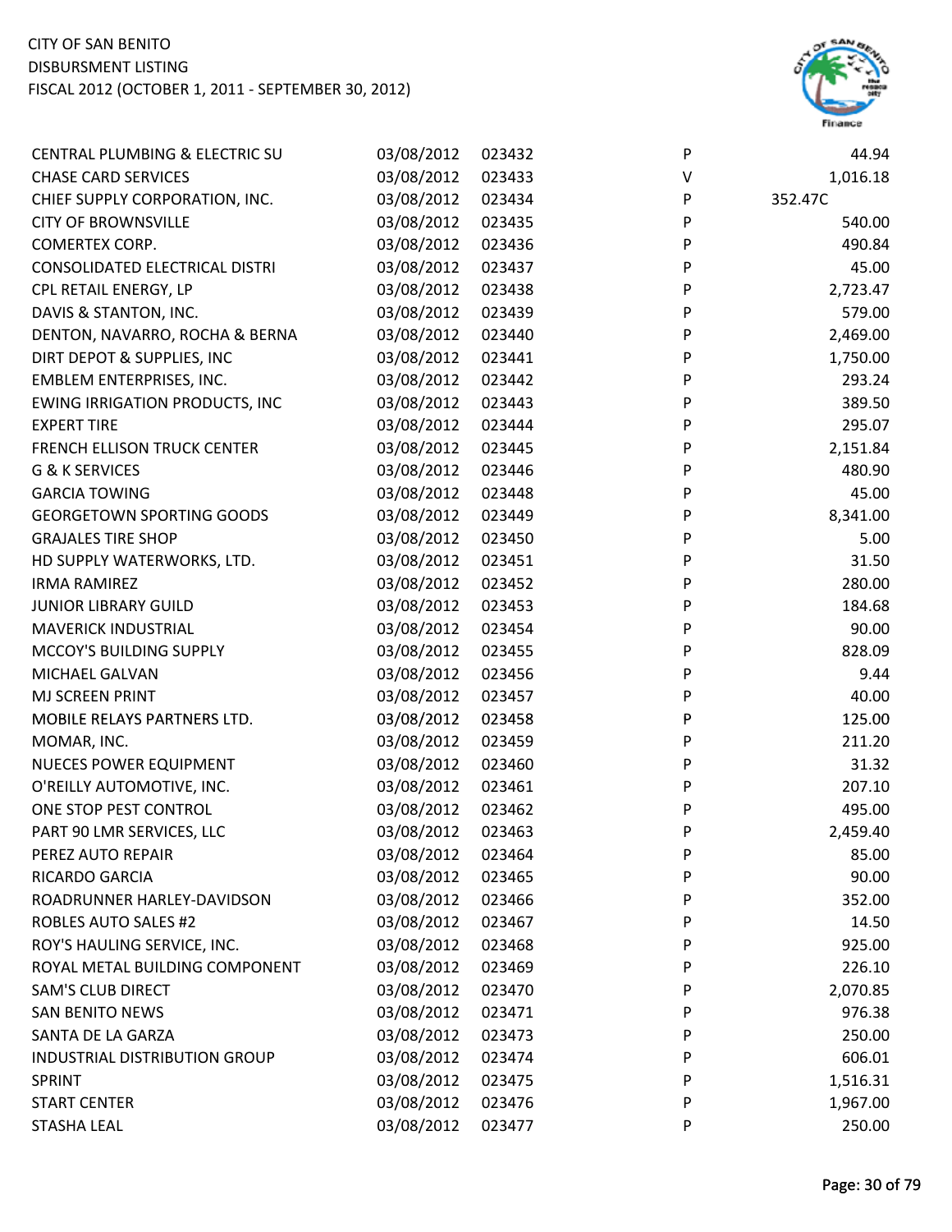CITY OF SAN BENITO
DISBURSMENT LISTING
FISCAL 2012 (OCTOBER 1, 2011 - SEPTEMBER 30, 2012)

| | | | | |
|---|---|---|---|---|
| CENTRAL PLUMBING & ELECTRIC SU | 03/08/2012 | 023432 | P | 44.94 |
| CHASE CARD SERVICES | 03/08/2012 | 023433 | V | 1,016.18 |
| CHIEF SUPPLY CORPORATION, INC. | 03/08/2012 | 023434 | P | 352.47C |
| CITY OF BROWNSVILLE | 03/08/2012 | 023435 | P | 540.00 |
| COMERTEX CORP. | 03/08/2012 | 023436 | P | 490.84 |
| CONSOLIDATED ELECTRICAL DISTRI | 03/08/2012 | 023437 | P | 45.00 |
| CPL RETAIL ENERGY, LP | 03/08/2012 | 023438 | P | 2,723.47 |
| DAVIS & STANTON, INC. | 03/08/2012 | 023439 | P | 579.00 |
| DENTON, NAVARRO, ROCHA & BERNA | 03/08/2012 | 023440 | P | 2,469.00 |
| DIRT DEPOT & SUPPLIES, INC | 03/08/2012 | 023441 | P | 1,750.00 |
| EMBLEM ENTERPRISES, INC. | 03/08/2012 | 023442 | P | 293.24 |
| EWING IRRIGATION PRODUCTS, INC | 03/08/2012 | 023443 | P | 389.50 |
| EXPERT TIRE | 03/08/2012 | 023444 | P | 295.07 |
| FRENCH ELLISON TRUCK CENTER | 03/08/2012 | 023445 | P | 2,151.84 |
| G & K SERVICES | 03/08/2012 | 023446 | P | 480.90 |
| GARCIA TOWING | 03/08/2012 | 023448 | P | 45.00 |
| GEORGETOWN SPORTING GOODS | 03/08/2012 | 023449 | P | 8,341.00 |
| GRAJALES TIRE SHOP | 03/08/2012 | 023450 | P | 5.00 |
| HD SUPPLY WATERWORKS, LTD. | 03/08/2012 | 023451 | P | 31.50 |
| IRMA RAMIREZ | 03/08/2012 | 023452 | P | 280.00 |
| JUNIOR LIBRARY GUILD | 03/08/2012 | 023453 | P | 184.68 |
| MAVERICK INDUSTRIAL | 03/08/2012 | 023454 | P | 90.00 |
| MCCOY'S BUILDING SUPPLY | 03/08/2012 | 023455 | P | 828.09 |
| MICHAEL GALVAN | 03/08/2012 | 023456 | P | 9.44 |
| MJ SCREEN PRINT | 03/08/2012 | 023457 | P | 40.00 |
| MOBILE RELAYS PARTNERS LTD. | 03/08/2012 | 023458 | P | 125.00 |
| MOMAR, INC. | 03/08/2012 | 023459 | P | 211.20 |
| NUECES POWER EQUIPMENT | 03/08/2012 | 023460 | P | 31.32 |
| O'REILLY AUTOMOTIVE, INC. | 03/08/2012 | 023461 | P | 207.10 |
| ONE STOP PEST CONTROL | 03/08/2012 | 023462 | P | 495.00 |
| PART 90 LMR SERVICES, LLC | 03/08/2012 | 023463 | P | 2,459.40 |
| PEREZ AUTO REPAIR | 03/08/2012 | 023464 | P | 85.00 |
| RICARDO GARCIA | 03/08/2012 | 023465 | P | 90.00 |
| ROADRUNNER HARLEY-DAVIDSON | 03/08/2012 | 023466 | P | 352.00 |
| ROBLES AUTO SALES #2 | 03/08/2012 | 023467 | P | 14.50 |
| ROY'S HAULING SERVICE, INC. | 03/08/2012 | 023468 | P | 925.00 |
| ROYAL METAL BUILDING COMPONENT | 03/08/2012 | 023469 | P | 226.10 |
| SAM'S CLUB DIRECT | 03/08/2012 | 023470 | P | 2,070.85 |
| SAN BENITO NEWS | 03/08/2012 | 023471 | P | 976.38 |
| SANTA DE LA GARZA | 03/08/2012 | 023473 | P | 250.00 |
| INDUSTRIAL DISTRIBUTION GROUP | 03/08/2012 | 023474 | P | 606.01 |
| SPRINT | 03/08/2012 | 023475 | P | 1,516.31 |
| START CENTER | 03/08/2012 | 023476 | P | 1,967.00 |
| STASHA LEAL | 03/08/2012 | 023477 | P | 250.00 |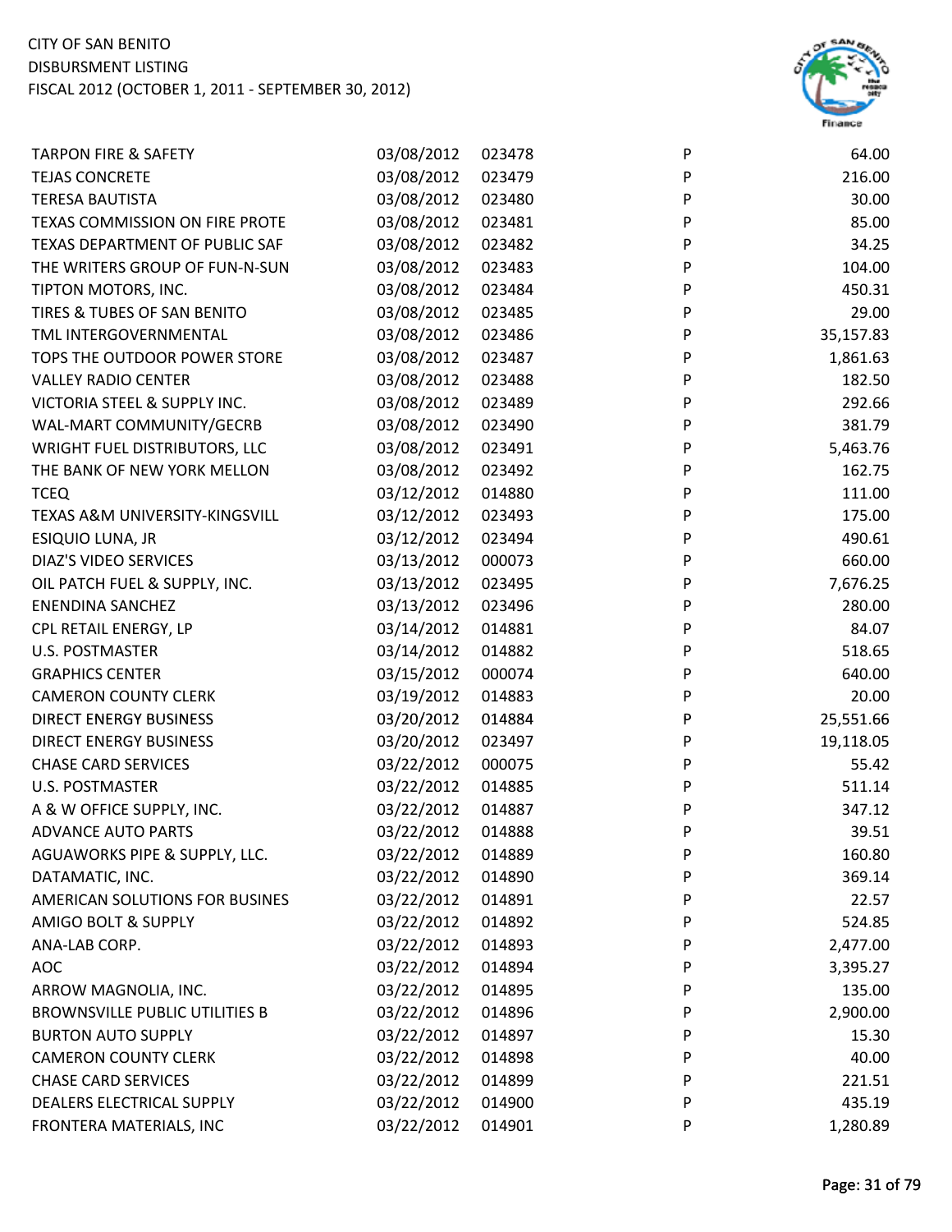CITY OF SAN BENITO
DISBURSMENT LISTING
FISCAL 2012 (OCTOBER 1, 2011 - SEPTEMBER 30, 2012)

| | | | | |
|---|---|---|---|---|
| TARPON FIRE & SAFETY | 03/08/2012 | 023478 | P | 64.00 |
| TEJAS CONCRETE | 03/08/2012 | 023479 | P | 216.00 |
| TERESA BAUTISTA | 03/08/2012 | 023480 | P | 30.00 |
| TEXAS COMMISSION ON FIRE PROTE | 03/08/2012 | 023481 | P | 85.00 |
| TEXAS DEPARTMENT OF PUBLIC SAF | 03/08/2012 | 023482 | P | 34.25 |
| THE WRITERS GROUP OF FUN-N-SUN | 03/08/2012 | 023483 | P | 104.00 |
| TIPTON MOTORS, INC. | 03/08/2012 | 023484 | P | 450.31 |
| TIRES & TUBES OF SAN BENITO | 03/08/2012 | 023485 | P | 29.00 |
| TML INTERGOVERNMENTAL | 03/08/2012 | 023486 | P | 35,157.83 |
| TOPS THE OUTDOOR POWER STORE | 03/08/2012 | 023487 | P | 1,861.63 |
| VALLEY RADIO CENTER | 03/08/2012 | 023488 | P | 182.50 |
| VICTORIA STEEL & SUPPLY INC. | 03/08/2012 | 023489 | P | 292.66 |
| WAL-MART COMMUNITY/GECRB | 03/08/2012 | 023490 | P | 381.79 |
| WRIGHT FUEL DISTRIBUTORS, LLC | 03/08/2012 | 023491 | P | 5,463.76 |
| THE BANK OF NEW YORK MELLON | 03/08/2012 | 023492 | P | 162.75 |
| TCEQ | 03/12/2012 | 014880 | P | 111.00 |
| TEXAS A&M UNIVERSITY-KINGSVILL | 03/12/2012 | 023493 | P | 175.00 |
| ESIQUIO LUNA, JR | 03/12/2012 | 023494 | P | 490.61 |
| DIAZ'S VIDEO SERVICES | 03/13/2012 | 000073 | P | 660.00 |
| OIL PATCH FUEL & SUPPLY, INC. | 03/13/2012 | 023495 | P | 7,676.25 |
| ENENDINA SANCHEZ | 03/13/2012 | 023496 | P | 280.00 |
| CPL RETAIL ENERGY, LP | 03/14/2012 | 014881 | P | 84.07 |
| U.S. POSTMASTER | 03/14/2012 | 014882 | P | 518.65 |
| GRAPHICS CENTER | 03/15/2012 | 000074 | P | 640.00 |
| CAMERON COUNTY CLERK | 03/19/2012 | 014883 | P | 20.00 |
| DIRECT ENERGY BUSINESS | 03/20/2012 | 014884 | P | 25,551.66 |
| DIRECT ENERGY BUSINESS | 03/20/2012 | 023497 | P | 19,118.05 |
| CHASE CARD SERVICES | 03/22/2012 | 000075 | P | 55.42 |
| U.S. POSTMASTER | 03/22/2012 | 014885 | P | 511.14 |
| A & W OFFICE SUPPLY, INC. | 03/22/2012 | 014887 | P | 347.12 |
| ADVANCE AUTO PARTS | 03/22/2012 | 014888 | P | 39.51 |
| AGUAWORKS PIPE & SUPPLY, LLC. | 03/22/2012 | 014889 | P | 160.80 |
| DATAMATIC, INC. | 03/22/2012 | 014890 | P | 369.14 |
| AMERICAN SOLUTIONS FOR BUSINES | 03/22/2012 | 014891 | P | 22.57 |
| AMIGO BOLT & SUPPLY | 03/22/2012 | 014892 | P | 524.85 |
| ANA-LAB CORP. | 03/22/2012 | 014893 | P | 2,477.00 |
| AOC | 03/22/2012 | 014894 | P | 3,395.27 |
| ARROW MAGNOLIA, INC. | 03/22/2012 | 014895 | P | 135.00 |
| BROWNSVILLE PUBLIC UTILITIES B | 03/22/2012 | 014896 | P | 2,900.00 |
| BURTON AUTO SUPPLY | 03/22/2012 | 014897 | P | 15.30 |
| CAMERON COUNTY CLERK | 03/22/2012 | 014898 | P | 40.00 |
| CHASE CARD SERVICES | 03/22/2012 | 014899 | P | 221.51 |
| DEALERS ELECTRICAL SUPPLY | 03/22/2012 | 014900 | P | 435.19 |
| FRONTERA MATERIALS, INC | 03/22/2012 | 014901 | P | 1,280.89 |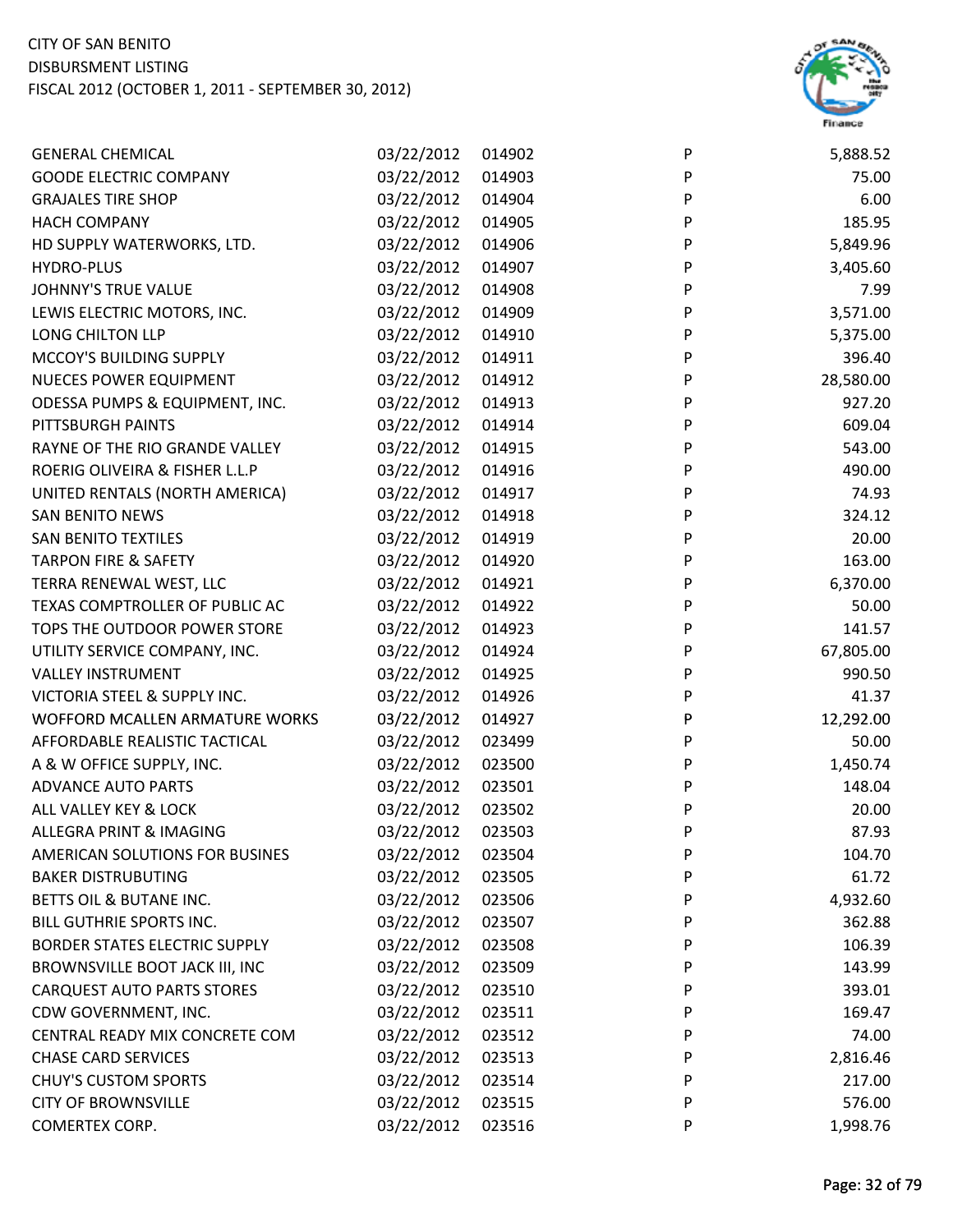CITY OF SAN BENITO
DISBURSMENT LISTING
FISCAL 2012 (OCTOBER 1, 2011 - SEPTEMBER 30, 2012)

| | | | | |
|---|---|---|---|---|
| GENERAL CHEMICAL | 03/22/2012 | 014902 | P | 5,888.52 |
| GOODE ELECTRIC COMPANY | 03/22/2012 | 014903 | P | 75.00 |
| GRAJALES TIRE SHOP | 03/22/2012 | 014904 | P | 6.00 |
| HACH COMPANY | 03/22/2012 | 014905 | P | 185.95 |
| HD SUPPLY WATERWORKS, LTD. | 03/22/2012 | 014906 | P | 5,849.96 |
| HYDRO-PLUS | 03/22/2012 | 014907 | P | 3,405.60 |
| JOHNNY'S TRUE VALUE | 03/22/2012 | 014908 | P | 7.99 |
| LEWIS ELECTRIC MOTORS, INC. | 03/22/2012 | 014909 | P | 3,571.00 |
| LONG CHILTON LLP | 03/22/2012 | 014910 | P | 5,375.00 |
| MCCOY'S BUILDING SUPPLY | 03/22/2012 | 014911 | P | 396.40 |
| NUECES POWER EQUIPMENT | 03/22/2012 | 014912 | P | 28,580.00 |
| ODESSA PUMPS & EQUIPMENT, INC. | 03/22/2012 | 014913 | P | 927.20 |
| PITTSBURGH PAINTS | 03/22/2012 | 014914 | P | 609.04 |
| RAYNE OF THE RIO GRANDE VALLEY | 03/22/2012 | 014915 | P | 543.00 |
| ROERIG OLIVEIRA & FISHER L.L.P | 03/22/2012 | 014916 | P | 490.00 |
| UNITED RENTALS (NORTH AMERICA) | 03/22/2012 | 014917 | P | 74.93 |
| SAN BENITO NEWS | 03/22/2012 | 014918 | P | 324.12 |
| SAN BENITO TEXTILES | 03/22/2012 | 014919 | P | 20.00 |
| TARPON FIRE & SAFETY | 03/22/2012 | 014920 | P | 163.00 |
| TERRA RENEWAL WEST, LLC | 03/22/2012 | 014921 | P | 6,370.00 |
| TEXAS COMPTROLLER OF PUBLIC AC | 03/22/2012 | 014922 | P | 50.00 |
| TOPS THE OUTDOOR POWER STORE | 03/22/2012 | 014923 | P | 141.57 |
| UTILITY SERVICE COMPANY, INC. | 03/22/2012 | 014924 | P | 67,805.00 |
| VALLEY INSTRUMENT | 03/22/2012 | 014925 | P | 990.50 |
| VICTORIA STEEL & SUPPLY INC. | 03/22/2012 | 014926 | P | 41.37 |
| WOFFORD MCALLEN ARMATURE WORKS | 03/22/2012 | 014927 | P | 12,292.00 |
| AFFORDABLE REALISTIC TACTICAL | 03/22/2012 | 023499 | P | 50.00 |
| A & W OFFICE SUPPLY, INC. | 03/22/2012 | 023500 | P | 1,450.74 |
| ADVANCE AUTO PARTS | 03/22/2012 | 023501 | P | 148.04 |
| ALL VALLEY KEY & LOCK | 03/22/2012 | 023502 | P | 20.00 |
| ALLEGRA PRINT & IMAGING | 03/22/2012 | 023503 | P | 87.93 |
| AMERICAN SOLUTIONS FOR BUSINES | 03/22/2012 | 023504 | P | 104.70 |
| BAKER DISTRUBUTING | 03/22/2012 | 023505 | P | 61.72 |
| BETTS OIL & BUTANE INC. | 03/22/2012 | 023506 | P | 4,932.60 |
| BILL GUTHRIE SPORTS INC. | 03/22/2012 | 023507 | P | 362.88 |
| BORDER STATES ELECTRIC SUPPLY | 03/22/2012 | 023508 | P | 106.39 |
| BROWNSVILLE BOOT JACK III, INC | 03/22/2012 | 023509 | P | 143.99 |
| CARQUEST AUTO PARTS STORES | 03/22/2012 | 023510 | P | 393.01 |
| CDW GOVERNMENT, INC. | 03/22/2012 | 023511 | P | 169.47 |
| CENTRAL READY MIX CONCRETE COM | 03/22/2012 | 023512 | P | 74.00 |
| CHASE CARD SERVICES | 03/22/2012 | 023513 | P | 2,816.46 |
| CHUY'S CUSTOM SPORTS | 03/22/2012 | 023514 | P | 217.00 |
| CITY OF BROWNSVILLE | 03/22/2012 | 023515 | P | 576.00 |
| COMERTEX CORP. | 03/22/2012 | 023516 | P | 1,998.76 |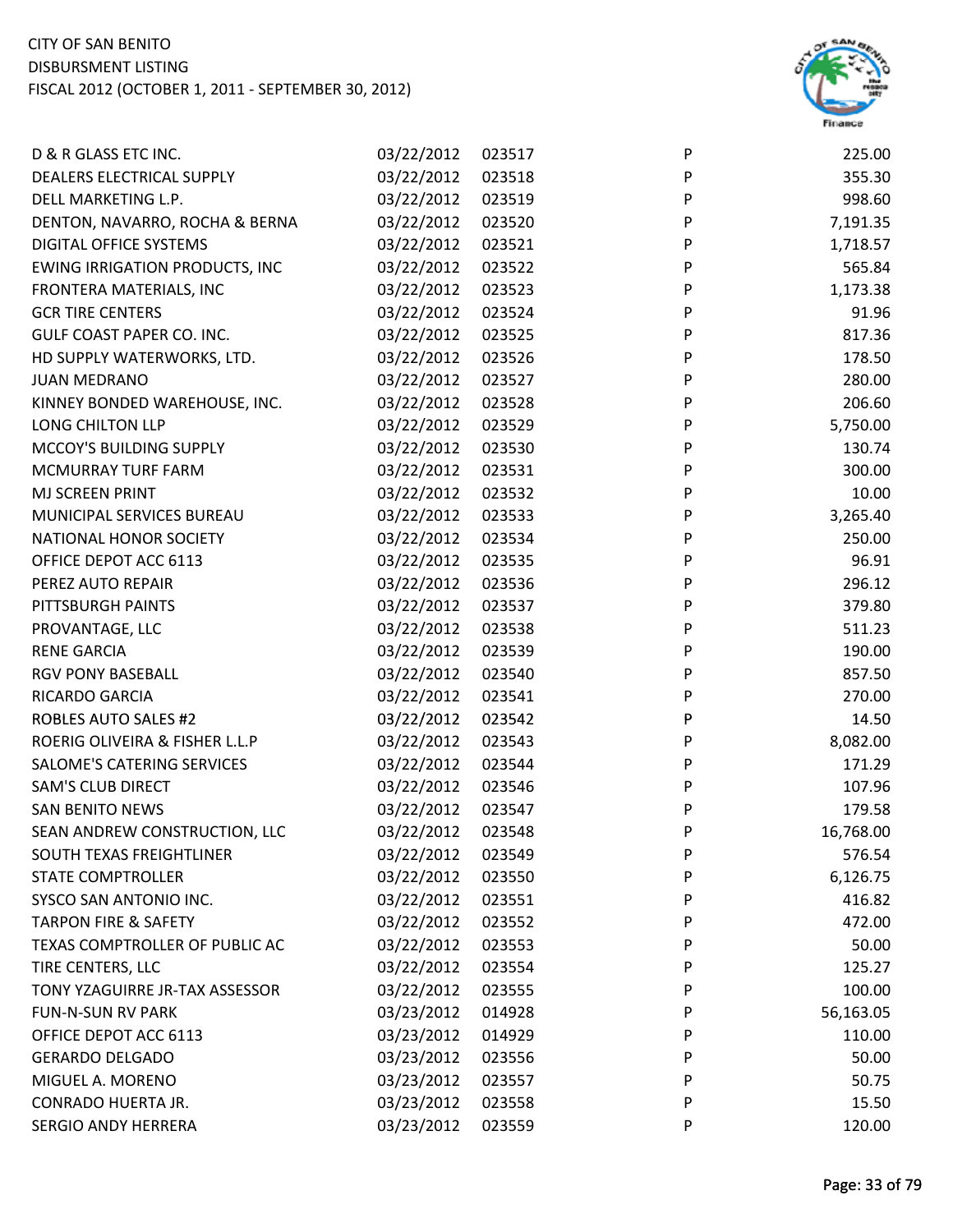CITY OF SAN BENITO
DISBURSMENT LISTING
FISCAL 2012 (OCTOBER 1, 2011 - SEPTEMBER 30, 2012)

| | | | | |
|---|---|---|---|---|
| D & R GLASS ETC INC. | 03/22/2012 | 023517 | P | 225.00 |
| DEALERS ELECTRICAL SUPPLY | 03/22/2012 | 023518 | P | 355.30 |
| DELL MARKETING L.P. | 03/22/2012 | 023519 | P | 998.60 |
| DENTON, NAVARRO, ROCHA & BERNA | 03/22/2012 | 023520 | P | 7,191.35 |
| DIGITAL OFFICE SYSTEMS | 03/22/2012 | 023521 | P | 1,718.57 |
| EWING IRRIGATION PRODUCTS, INC | 03/22/2012 | 023522 | P | 565.84 |
| FRONTERA MATERIALS, INC | 03/22/2012 | 023523 | P | 1,173.38 |
| GCR TIRE CENTERS | 03/22/2012 | 023524 | P | 91.96 |
| GULF COAST PAPER CO. INC. | 03/22/2012 | 023525 | P | 817.36 |
| HD SUPPLY WATERWORKS, LTD. | 03/22/2012 | 023526 | P | 178.50 |
| JUAN MEDRANO | 03/22/2012 | 023527 | P | 280.00 |
| KINNEY BONDED WAREHOUSE, INC. | 03/22/2012 | 023528 | P | 206.60 |
| LONG CHILTON LLP | 03/22/2012 | 023529 | P | 5,750.00 |
| MCCOY'S BUILDING SUPPLY | 03/22/2012 | 023530 | P | 130.74 |
| MCMURRAY TURF FARM | 03/22/2012 | 023531 | P | 300.00 |
| MJ SCREEN PRINT | 03/22/2012 | 023532 | P | 10.00 |
| MUNICIPAL SERVICES BUREAU | 03/22/2012 | 023533 | P | 3,265.40 |
| NATIONAL HONOR SOCIETY | 03/22/2012 | 023534 | P | 250.00 |
| OFFICE DEPOT ACC 6113 | 03/22/2012 | 023535 | P | 96.91 |
| PEREZ AUTO REPAIR | 03/22/2012 | 023536 | P | 296.12 |
| PITTSBURGH PAINTS | 03/22/2012 | 023537 | P | 379.80 |
| PROVANTAGE, LLC | 03/22/2012 | 023538 | P | 511.23 |
| RENE GARCIA | 03/22/2012 | 023539 | P | 190.00 |
| RGV PONY BASEBALL | 03/22/2012 | 023540 | P | 857.50 |
| RICARDO GARCIA | 03/22/2012 | 023541 | P | 270.00 |
| ROBLES AUTO SALES #2 | 03/22/2012 | 023542 | P | 14.50 |
| ROERIG OLIVEIRA & FISHER L.L.P | 03/22/2012 | 023543 | P | 8,082.00 |
| SALOME'S CATERING SERVICES | 03/22/2012 | 023544 | P | 171.29 |
| SAM'S CLUB DIRECT | 03/22/2012 | 023546 | P | 107.96 |
| SAN BENITO NEWS | 03/22/2012 | 023547 | P | 179.58 |
| SEAN ANDREW CONSTRUCTION, LLC | 03/22/2012 | 023548 | P | 16,768.00 |
| SOUTH TEXAS FREIGHTLINER | 03/22/2012 | 023549 | P | 576.54 |
| STATE COMPTROLLER | 03/22/2012 | 023550 | P | 6,126.75 |
| SYSCO SAN ANTONIO INC. | 03/22/2012 | 023551 | P | 416.82 |
| TARPON FIRE & SAFETY | 03/22/2012 | 023552 | P | 472.00 |
| TEXAS COMPTROLLER OF PUBLIC AC | 03/22/2012 | 023553 | P | 50.00 |
| TIRE CENTERS, LLC | 03/22/2012 | 023554 | P | 125.27 |
| TONY YZAGUIRRE JR-TAX ASSESSOR | 03/22/2012 | 023555 | P | 100.00 |
| FUN-N-SUN RV PARK | 03/23/2012 | 014928 | P | 56,163.05 |
| OFFICE DEPOT ACC 6113 | 03/23/2012 | 014929 | P | 110.00 |
| GERARDO DELGADO | 03/23/2012 | 023556 | P | 50.00 |
| MIGUEL A. MORENO | 03/23/2012 | 023557 | P | 50.75 |
| CONRADO HUERTA JR. | 03/23/2012 | 023558 | P | 15.50 |
| SERGIO ANDY HERRERA | 03/23/2012 | 023559 | P | 120.00 |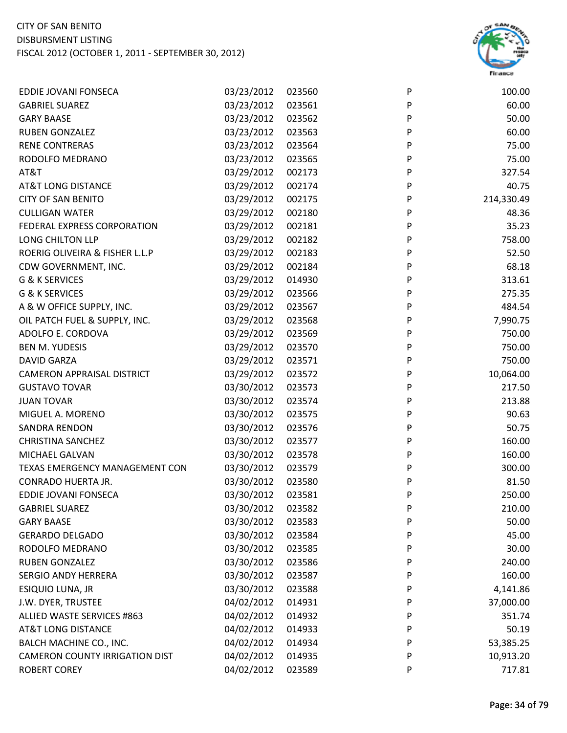| | | | | |
|---|---|---|---|---|
| EDDIE JOVANI FONSECA | 03/23/2012 | 023560 | P | 100.00 |
| GABRIEL SUAREZ | 03/23/2012 | 023561 | P | 60.00 |
| GARY BAASE | 03/23/2012 | 023562 | P | 50.00 |
| RUBEN GONZALEZ | 03/23/2012 | 023563 | P | 60.00 |
| RENE CONTRERAS | 03/23/2012 | 023564 | P | 75.00 |
| RODOLFO MEDRANO | 03/23/2012 | 023565 | P | 75.00 |
| AT&T | 03/29/2012 | 002173 | P | 327.54 |
| AT&T LONG DISTANCE | 03/29/2012 | 002174 | P | 40.75 |
| CITY OF SAN BENITO | 03/29/2012 | 002175 | P | 214,330.49 |
| CULLIGAN WATER | 03/29/2012 | 002180 | P | 48.36 |
| FEDERAL EXPRESS CORPORATION | 03/29/2012 | 002181 | P | 35.23 |
| LONG CHILTON LLP | 03/29/2012 | 002182 | P | 758.00 |
| ROERIG OLIVEIRA & FISHER L.L.P | 03/29/2012 | 002183 | P | 52.50 |
| CDW GOVERNMENT, INC. | 03/29/2012 | 002184 | P | 68.18 |
| G & K SERVICES | 03/29/2012 | 014930 | P | 313.61 |
| G & K SERVICES | 03/29/2012 | 023566 | P | 275.35 |
| A & W OFFICE SUPPLY, INC. | 03/29/2012 | 023567 | P | 484.54 |
| OIL PATCH FUEL & SUPPLY, INC. | 03/29/2012 | 023568 | P | 7,990.75 |
| ADOLFO E. CORDOVA | 03/29/2012 | 023569 | P | 750.00 |
| BEN M. YUDESIS | 03/29/2012 | 023570 | P | 750.00 |
| DAVID GARZA | 03/29/2012 | 023571 | P | 750.00 |
| CAMERON APPRAISAL DISTRICT | 03/29/2012 | 023572 | P | 10,064.00 |
| GUSTAVO TOVAR | 03/30/2012 | 023573 | P | 217.50 |
| JUAN TOVAR | 03/30/2012 | 023574 | P | 213.88 |
| MIGUEL A. MORENO | 03/30/2012 | 023575 | P | 90.63 |
| SANDRA RENDON | 03/30/2012 | 023576 | P | 50.75 |
| CHRISTINA SANCHEZ | 03/30/2012 | 023577 | P | 160.00 |
| MICHAEL GALVAN | 03/30/2012 | 023578 | P | 160.00 |
| TEXAS EMERGENCY MANAGEMENT CON | 03/30/2012 | 023579 | P | 300.00 |
| CONRADO HUERTA JR. | 03/30/2012 | 023580 | P | 81.50 |
| EDDIE JOVANI FONSECA | 03/30/2012 | 023581 | P | 250.00 |
| GABRIEL SUAREZ | 03/30/2012 | 023582 | P | 210.00 |
| GARY BAASE | 03/30/2012 | 023583 | P | 50.00 |
| GERARDO DELGADO | 03/30/2012 | 023584 | P | 45.00 |
| RODOLFO MEDRANO | 03/30/2012 | 023585 | P | 30.00 |
| RUBEN GONZALEZ | 03/30/2012 | 023586 | P | 240.00 |
| SERGIO ANDY HERRERA | 03/30/2012 | 023587 | P | 160.00 |
| ESIQUIO LUNA, JR | 03/30/2012 | 023588 | P | 4,141.86 |
| J.W. DYER, TRUSTEE | 04/02/2012 | 014931 | P | 37,000.00 |
| ALLIED WASTE SERVICES #863 | 04/02/2012 | 014932 | P | 351.74 |
| AT&T LONG DISTANCE | 04/02/2012 | 014933 | P | 50.19 |
| BALCH MACHINE CO., INC. | 04/02/2012 | 014934 | P | 53,385.25 |
| CAMERON COUNTY IRRIGATION DIST | 04/02/2012 | 014935 | P | 10,913.20 |
| ROBERT COREY | 04/02/2012 | 023589 | P | 717.81 |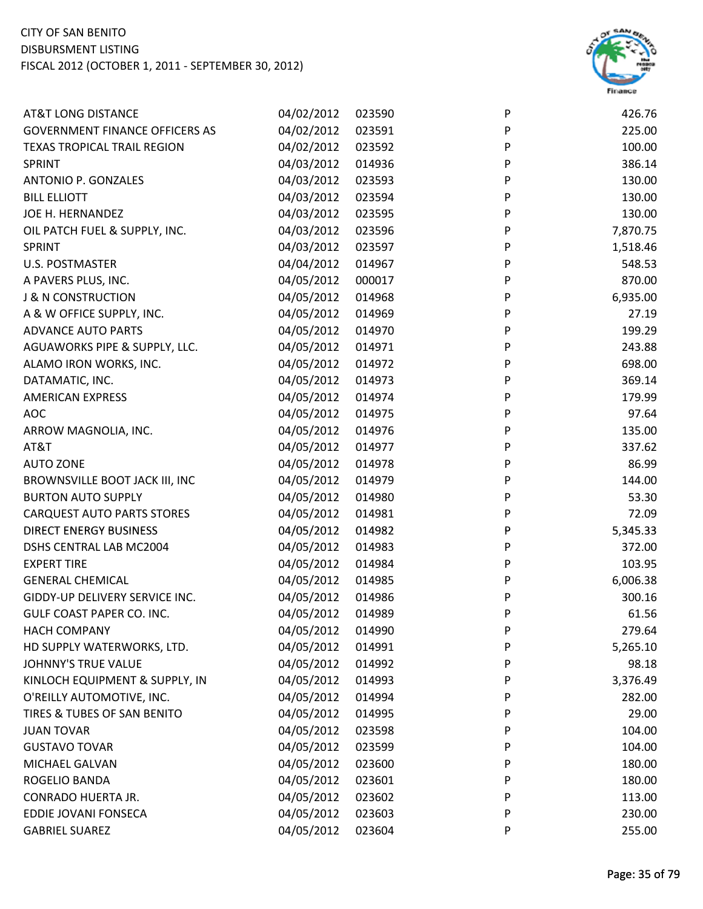| | | | | |
|---|---|---|---|---|
| AT&T LONG DISTANCE | 04/02/2012 | 023590 | P | 426.76 |
| GOVERNMENT FINANCE OFFICERS AS | 04/02/2012 | 023591 | P | 225.00 |
| TEXAS TROPICAL TRAIL REGION | 04/02/2012 | 023592 | P | 100.00 |
| SPRINT | 04/03/2012 | 014936 | P | 386.14 |
| ANTONIO P. GONZALES | 04/03/2012 | 023593 | P | 130.00 |
| BILL ELLIOTT | 04/03/2012 | 023594 | P | 130.00 |
| JOE H. HERNANDEZ | 04/03/2012 | 023595 | P | 130.00 |
| OIL PATCH FUEL & SUPPLY, INC. | 04/03/2012 | 023596 | P | 7,870.75 |
| SPRINT | 04/03/2012 | 023597 | P | 1,518.46 |
| U.S. POSTMASTER | 04/04/2012 | 014967 | P | 548.53 |
| A PAVERS PLUS, INC. | 04/05/2012 | 000017 | P | 870.00 |
| J & N CONSTRUCTION | 04/05/2012 | 014968 | P | 6,935.00 |
| A & W OFFICE SUPPLY, INC. | 04/05/2012 | 014969 | P | 27.19 |
| ADVANCE AUTO PARTS | 04/05/2012 | 014970 | P | 199.29 |
| AGUAWORKS PIPE & SUPPLY, LLC. | 04/05/2012 | 014971 | P | 243.88 |
| ALAMO IRON WORKS, INC. | 04/05/2012 | 014972 | P | 698.00 |
| DATAMATIC, INC. | 04/05/2012 | 014973 | P | 369.14 |
| AMERICAN EXPRESS | 04/05/2012 | 014974 | P | 179.99 |
| AOC | 04/05/2012 | 014975 | P | 97.64 |
| ARROW MAGNOLIA, INC. | 04/05/2012 | 014976 | P | 135.00 |
| AT&T | 04/05/2012 | 014977 | P | 337.62 |
| AUTO ZONE | 04/05/2012 | 014978 | P | 86.99 |
| BROWNSVILLE BOOT JACK III, INC | 04/05/2012 | 014979 | P | 144.00 |
| BURTON AUTO SUPPLY | 04/05/2012 | 014980 | P | 53.30 |
| CARQUEST AUTO PARTS STORES | 04/05/2012 | 014981 | P | 72.09 |
| DIRECT ENERGY BUSINESS | 04/05/2012 | 014982 | P | 5,345.33 |
| DSHS CENTRAL LAB MC2004 | 04/05/2012 | 014983 | P | 372.00 |
| EXPERT TIRE | 04/05/2012 | 014984 | P | 103.95 |
| GENERAL CHEMICAL | 04/05/2012 | 014985 | P | 6,006.38 |
| GIDDY-UP DELIVERY SERVICE INC. | 04/05/2012 | 014986 | P | 300.16 |
| GULF COAST PAPER CO. INC. | 04/05/2012 | 014989 | P | 61.56 |
| HACH COMPANY | 04/05/2012 | 014990 | P | 279.64 |
| HD SUPPLY WATERWORKS, LTD. | 04/05/2012 | 014991 | P | 5,265.10 |
| JOHNNY'S TRUE VALUE | 04/05/2012 | 014992 | P | 98.18 |
| KINLOCH EQUIPMENT & SUPPLY, IN | 04/05/2012 | 014993 | P | 3,376.49 |
| O'REILLY AUTOMOTIVE, INC. | 04/05/2012 | 014994 | P | 282.00 |
| TIRES & TUBES OF SAN BENITO | 04/05/2012 | 014995 | P | 29.00 |
| JUAN TOVAR | 04/05/2012 | 023598 | P | 104.00 |
| GUSTAVO TOVAR | 04/05/2012 | 023599 | P | 104.00 |
| MICHAEL GALVAN | 04/05/2012 | 023600 | P | 180.00 |
| ROGELIO BANDA | 04/05/2012 | 023601 | P | 180.00 |
| CONRADO HUERTA JR. | 04/05/2012 | 023602 | P | 113.00 |
| EDDIE JOVANI FONSECA | 04/05/2012 | 023603 | P | 230.00 |
| GABRIEL SUAREZ | 04/05/2012 | 023604 | P | 255.00 |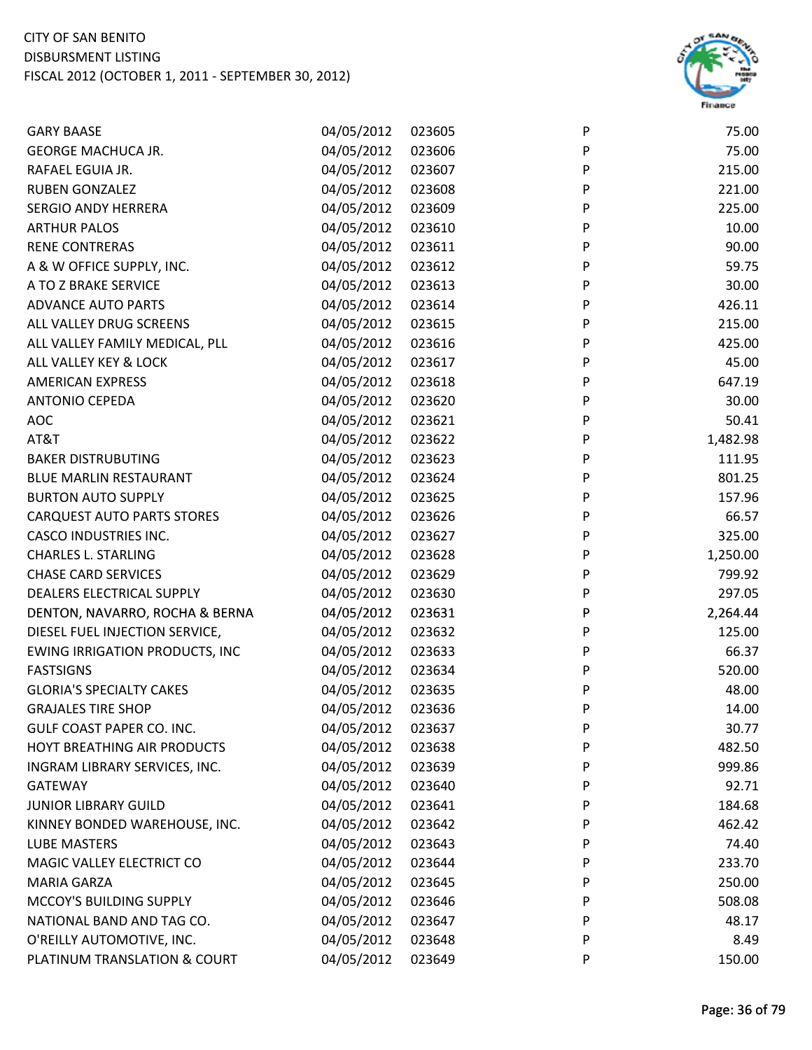CITY OF SAN BENITO
DISBURSMENT LISTING
FISCAL 2012 (OCTOBER 1, 2011 - SEPTEMBER 30, 2012)

| | | | | |
|---|---|---|---|---|
| GARY BAASE | 04/05/2012 | 023605 | P | 75.00 |
| GEORGE MACHUCA JR. | 04/05/2012 | 023606 | P | 75.00 |
| RAFAEL EGUIA JR. | 04/05/2012 | 023607 | P | 215.00 |
| RUBEN GONZALEZ | 04/05/2012 | 023608 | P | 221.00 |
| SERGIO ANDY HERRERA | 04/05/2012 | 023609 | P | 225.00 |
| ARTHUR PALOS | 04/05/2012 | 023610 | P | 10.00 |
| RENE CONTRERAS | 04/05/2012 | 023611 | P | 90.00 |
| A & W OFFICE SUPPLY, INC. | 04/05/2012 | 023612 | P | 59.75 |
| A TO Z BRAKE SERVICE | 04/05/2012 | 023613 | P | 30.00 |
| ADVANCE AUTO PARTS | 04/05/2012 | 023614 | P | 426.11 |
| ALL VALLEY DRUG SCREENS | 04/05/2012 | 023615 | P | 215.00 |
| ALL VALLEY FAMILY MEDICAL, PLL | 04/05/2012 | 023616 | P | 425.00 |
| ALL VALLEY KEY & LOCK | 04/05/2012 | 023617 | P | 45.00 |
| AMERICAN EXPRESS | 04/05/2012 | 023618 | P | 647.19 |
| ANTONIO CEPEDA | 04/05/2012 | 023620 | P | 30.00 |
| AOC | 04/05/2012 | 023621 | P | 50.41 |
| AT&T | 04/05/2012 | 023622 | P | 1,482.98 |
| BAKER DISTRUBUTING | 04/05/2012 | 023623 | P | 111.95 |
| BLUE MARLIN RESTAURANT | 04/05/2012 | 023624 | P | 801.25 |
| BURTON AUTO SUPPLY | 04/05/2012 | 023625 | P | 157.96 |
| CARQUEST AUTO PARTS STORES | 04/05/2012 | 023626 | P | 66.57 |
| CASCO INDUSTRIES INC. | 04/05/2012 | 023627 | P | 325.00 |
| CHARLES L. STARLING | 04/05/2012 | 023628 | P | 1,250.00 |
| CHASE CARD SERVICES | 04/05/2012 | 023629 | P | 799.92 |
| DEALERS ELECTRICAL SUPPLY | 04/05/2012 | 023630 | P | 297.05 |
| DENTON, NAVARRO, ROCHA & BERNA | 04/05/2012 | 023631 | P | 2,264.44 |
| DIESEL FUEL INJECTION SERVICE, | 04/05/2012 | 023632 | P | 125.00 |
| EWING IRRIGATION PRODUCTS, INC | 04/05/2012 | 023633 | P | 66.37 |
| FASTSIGNS | 04/05/2012 | 023634 | P | 520.00 |
| GLORIA'S SPECIALTY CAKES | 04/05/2012 | 023635 | P | 48.00 |
| GRAJALES TIRE SHOP | 04/05/2012 | 023636 | P | 14.00 |
| GULF COAST PAPER CO. INC. | 04/05/2012 | 023637 | P | 30.77 |
| HOYT BREATHING AIR PRODUCTS | 04/05/2012 | 023638 | P | 482.50 |
| INGRAM LIBRARY SERVICES, INC. | 04/05/2012 | 023639 | P | 999.86 |
| GATEWAY | 04/05/2012 | 023640 | P | 92.71 |
| JUNIOR LIBRARY GUILD | 04/05/2012 | 023641 | P | 184.68 |
| KINNEY BONDED WAREHOUSE, INC. | 04/05/2012 | 023642 | P | 462.42 |
| LUBE MASTERS | 04/05/2012 | 023643 | P | 74.40 |
| MAGIC VALLEY ELECTRICT CO | 04/05/2012 | 023644 | P | 233.70 |
| MARIA GARZA | 04/05/2012 | 023645 | P | 250.00 |
| MCCOY'S BUILDING SUPPLY | 04/05/2012 | 023646 | P | 508.08 |
| NATIONAL BAND AND TAG CO. | 04/05/2012 | 023647 | P | 48.17 |
| O'REILLY AUTOMOTIVE, INC. | 04/05/2012 | 023648 | P | 8.49 |
| PLATINUM TRANSLATION & COURT | 04/05/2012 | 023649 | P | 150.00 |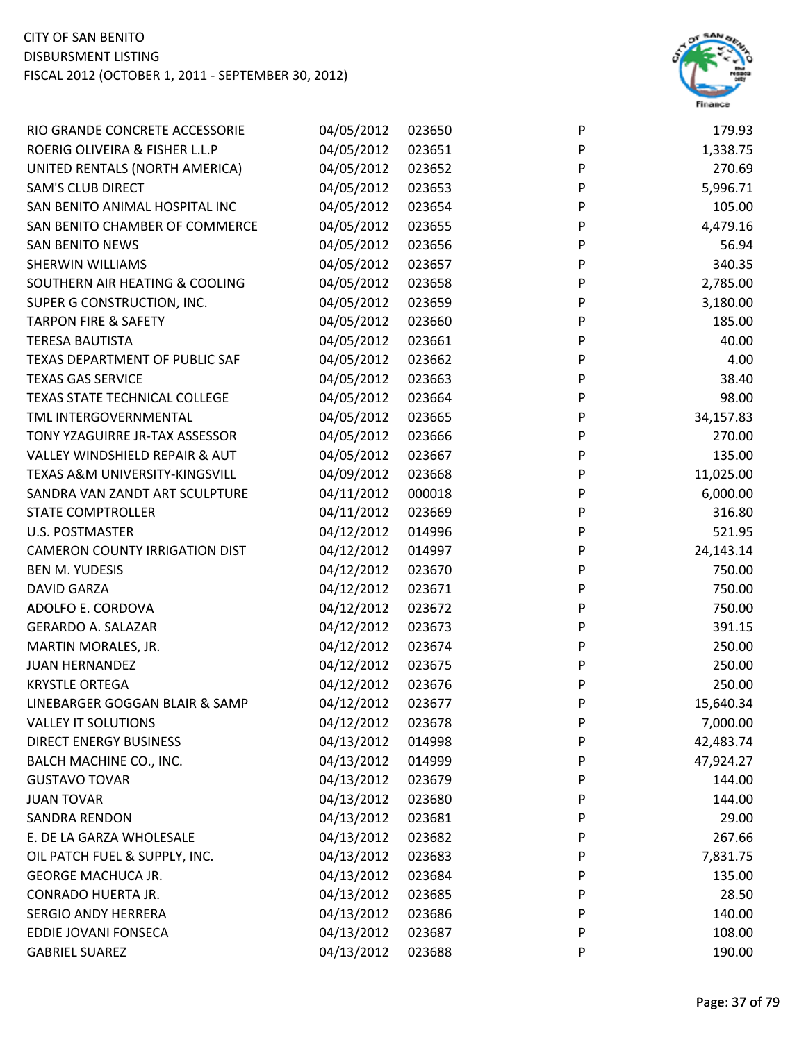| | | | | |
|---|---|---|---|---|
| RIO GRANDE CONCRETE ACCESSORIE | 04/05/2012 | 023650 | P | 179.93 |
| ROERIG OLIVEIRA & FISHER L.L.P | 04/05/2012 | 023651 | P | 1,338.75 |
| UNITED RENTALS (NORTH AMERICA) | 04/05/2012 | 023652 | P | 270.69 |
| SAM'S CLUB DIRECT | 04/05/2012 | 023653 | P | 5,996.71 |
| SAN BENITO ANIMAL HOSPITAL INC | 04/05/2012 | 023654 | P | 105.00 |
| SAN BENITO CHAMBER OF COMMERCE | 04/05/2012 | 023655 | P | 4,479.16 |
| SAN BENITO NEWS | 04/05/2012 | 023656 | P | 56.94 |
| SHERWIN WILLIAMS | 04/05/2012 | 023657 | P | 340.35 |
| SOUTHERN AIR HEATING & COOLING | 04/05/2012 | 023658 | P | 2,785.00 |
| SUPER G CONSTRUCTION, INC. | 04/05/2012 | 023659 | P | 3,180.00 |
| TARPON FIRE & SAFETY | 04/05/2012 | 023660 | P | 185.00 |
| TERESA BAUTISTA | 04/05/2012 | 023661 | P | 40.00 |
| TEXAS DEPARTMENT OF PUBLIC SAF | 04/05/2012 | 023662 | P | 4.00 |
| TEXAS GAS SERVICE | 04/05/2012 | 023663 | P | 38.40 |
| TEXAS STATE TECHNICAL COLLEGE | 04/05/2012 | 023664 | P | 98.00 |
| TML INTERGOVERNMENTAL | 04/05/2012 | 023665 | P | 34,157.83 |
| TONY YZAGUIRRE JR-TAX ASSESSOR | 04/05/2012 | 023666 | P | 270.00 |
| VALLEY WINDSHIELD REPAIR & AUT | 04/05/2012 | 023667 | P | 135.00 |
| TEXAS A&M UNIVERSITY-KINGSVILL | 04/09/2012 | 023668 | P | 11,025.00 |
| SANDRA VAN ZANDT ART SCULPTURE | 04/11/2012 | 000018 | P | 6,000.00 |
| STATE COMPTROLLER | 04/11/2012 | 023669 | P | 316.80 |
| U.S. POSTMASTER | 04/12/2012 | 014996 | P | 521.95 |
| CAMERON COUNTY IRRIGATION DIST | 04/12/2012 | 014997 | P | 24,143.14 |
| BEN M. YUDESIS | 04/12/2012 | 023670 | P | 750.00 |
| DAVID GARZA | 04/12/2012 | 023671 | P | 750.00 |
| ADOLFO E. CORDOVA | 04/12/2012 | 023672 | P | 750.00 |
| GERARDO A. SALAZAR | 04/12/2012 | 023673 | P | 391.15 |
| MARTIN MORALES, JR. | 04/12/2012 | 023674 | P | 250.00 |
| JUAN HERNANDEZ | 04/12/2012 | 023675 | P | 250.00 |
| KRYSTLE ORTEGA | 04/12/2012 | 023676 | P | 250.00 |
| LINEBARGER GOGGAN BLAIR & SAMP | 04/12/2012 | 023677 | P | 15,640.34 |
| VALLEY IT SOLUTIONS | 04/12/2012 | 023678 | P | 7,000.00 |
| DIRECT ENERGY BUSINESS | 04/13/2012 | 014998 | P | 42,483.74 |
| BALCH MACHINE CO., INC. | 04/13/2012 | 014999 | P | 47,924.27 |
| GUSTAVO TOVAR | 04/13/2012 | 023679 | P | 144.00 |
| JUAN TOVAR | 04/13/2012 | 023680 | P | 144.00 |
| SANDRA RENDON | 04/13/2012 | 023681 | P | 29.00 |
| E. DE LA GARZA WHOLESALE | 04/13/2012 | 023682 | P | 267.66 |
| OIL PATCH FUEL & SUPPLY, INC. | 04/13/2012 | 023683 | P | 7,831.75 |
| GEORGE MACHUCA JR. | 04/13/2012 | 023684 | P | 135.00 |
| CONRADO HUERTA JR. | 04/13/2012 | 023685 | P | 28.50 |
| SERGIO ANDY HERRERA | 04/13/2012 | 023686 | P | 140.00 |
| EDDIE JOVANI FONSECA | 04/13/2012 | 023687 | P | 108.00 |
| GABRIEL SUAREZ | 04/13/2012 | 023688 | P | 190.00 |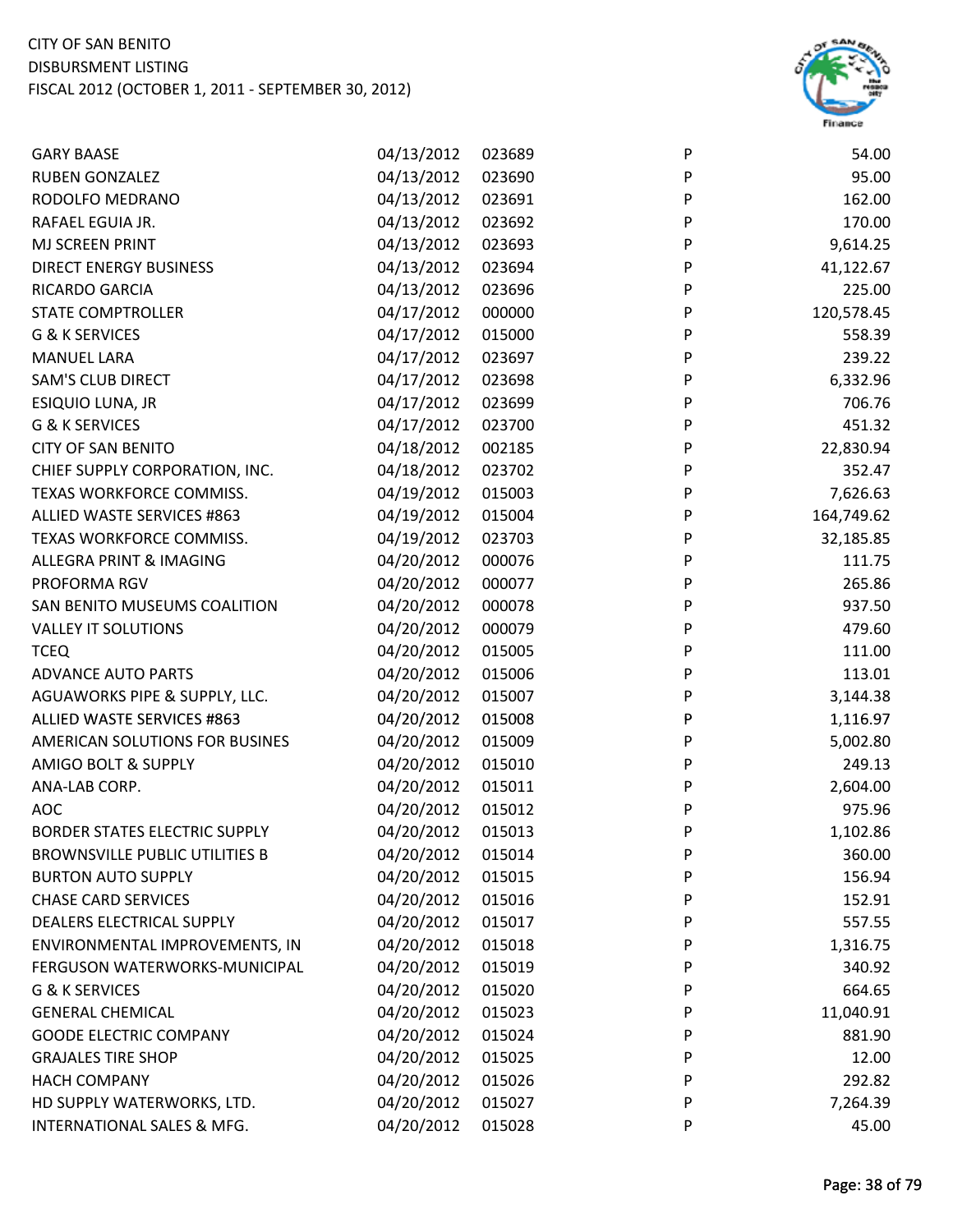| GARY BAASE | 04/13/2012 | 023689 | P | 54.00 |
|---|---|---|---|---|
| RUBEN GONZALEZ | 04/13/2012 | 023690 | P | 95.00 |
| RODOLFO MEDRANO | 04/13/2012 | 023691 | P | 162.00 |
| RAFAEL EGUIA JR. | 04/13/2012 | 023692 | P | 170.00 |
| MJ SCREEN PRINT | 04/13/2012 | 023693 | P | 9,614.25 |
| DIRECT ENERGY BUSINESS | 04/13/2012 | 023694 | P | 41,122.67 |
| RICARDO GARCIA | 04/13/2012 | 023696 | P | 225.00 |
| STATE COMPTROLLER | 04/17/2012 | 000000 | P | 120,578.45 |
| G & K SERVICES | 04/17/2012 | 015000 | P | 558.39 |
| MANUEL LARA | 04/17/2012 | 023697 | P | 239.22 |
| SAM'S CLUB DIRECT | 04/17/2012 | 023698 | P | 6,332.96 |
| ESIQUIO LUNA, JR | 04/17/2012 | 023699 | P | 706.76 |
| G & K SERVICES | 04/17/2012 | 023700 | P | 451.32 |
| CITY OF SAN BENITO | 04/18/2012 | 002185 | P | 22,830.94 |
| CHIEF SUPPLY CORPORATION, INC. | 04/18/2012 | 023702 | P | 352.47 |
| TEXAS WORKFORCE COMMISS. | 04/19/2012 | 015003 | P | 7,626.63 |
| ALLIED WASTE SERVICES #863 | 04/19/2012 | 015004 | P | 164,749.62 |
| TEXAS WORKFORCE COMMISS. | 04/19/2012 | 023703 | P | 32,185.85 |
| ALLEGRA PRINT & IMAGING | 04/20/2012 | 000076 | P | 111.75 |
| PROFORMA RGV | 04/20/2012 | 000077 | P | 265.86 |
| SAN BENITO MUSEUMS COALITION | 04/20/2012 | 000078 | P | 937.50 |
| VALLEY IT SOLUTIONS | 04/20/2012 | 000079 | P | 479.60 |
| TCEQ | 04/20/2012 | 015005 | P | 111.00 |
| ADVANCE AUTO PARTS | 04/20/2012 | 015006 | P | 113.01 |
| AGUAWORKS PIPE & SUPPLY, LLC. | 04/20/2012 | 015007 | P | 3,144.38 |
| ALLIED WASTE SERVICES #863 | 04/20/2012 | 015008 | P | 1,116.97 |
| AMERICAN SOLUTIONS FOR BUSINES | 04/20/2012 | 015009 | P | 5,002.80 |
| AMIGO BOLT & SUPPLY | 04/20/2012 | 015010 | P | 249.13 |
| ANA-LAB CORP. | 04/20/2012 | 015011 | P | 2,604.00 |
| AOC | 04/20/2012 | 015012 | P | 975.96 |
| BORDER STATES ELECTRIC SUPPLY | 04/20/2012 | 015013 | P | 1,102.86 |
| BROWNSVILLE PUBLIC UTILITIES B | 04/20/2012 | 015014 | P | 360.00 |
| BURTON AUTO SUPPLY | 04/20/2012 | 015015 | P | 156.94 |
| CHASE CARD SERVICES | 04/20/2012 | 015016 | P | 152.91 |
| DEALERS ELECTRICAL SUPPLY | 04/20/2012 | 015017 | P | 557.55 |
| ENVIRONMENTAL IMPROVEMENTS, IN | 04/20/2012 | 015018 | P | 1,316.75 |
| FERGUSON WATERWORKS-MUNICIPAL | 04/20/2012 | 015019 | P | 340.92 |
| G & K SERVICES | 04/20/2012 | 015020 | P | 664.65 |
| GENERAL CHEMICAL | 04/20/2012 | 015023 | P | 11,040.91 |
| GOODE ELECTRIC COMPANY | 04/20/2012 | 015024 | P | 881.90 |
| GRAJALES TIRE SHOP | 04/20/2012 | 015025 | P | 12.00 |
| HACH COMPANY | 04/20/2012 | 015026 | P | 292.82 |
| HD SUPPLY WATERWORKS, LTD. | 04/20/2012 | 015027 | P | 7,264.39 |
| INTERNATIONAL SALES & MFG. | 04/20/2012 | 015028 | P | 45.00 |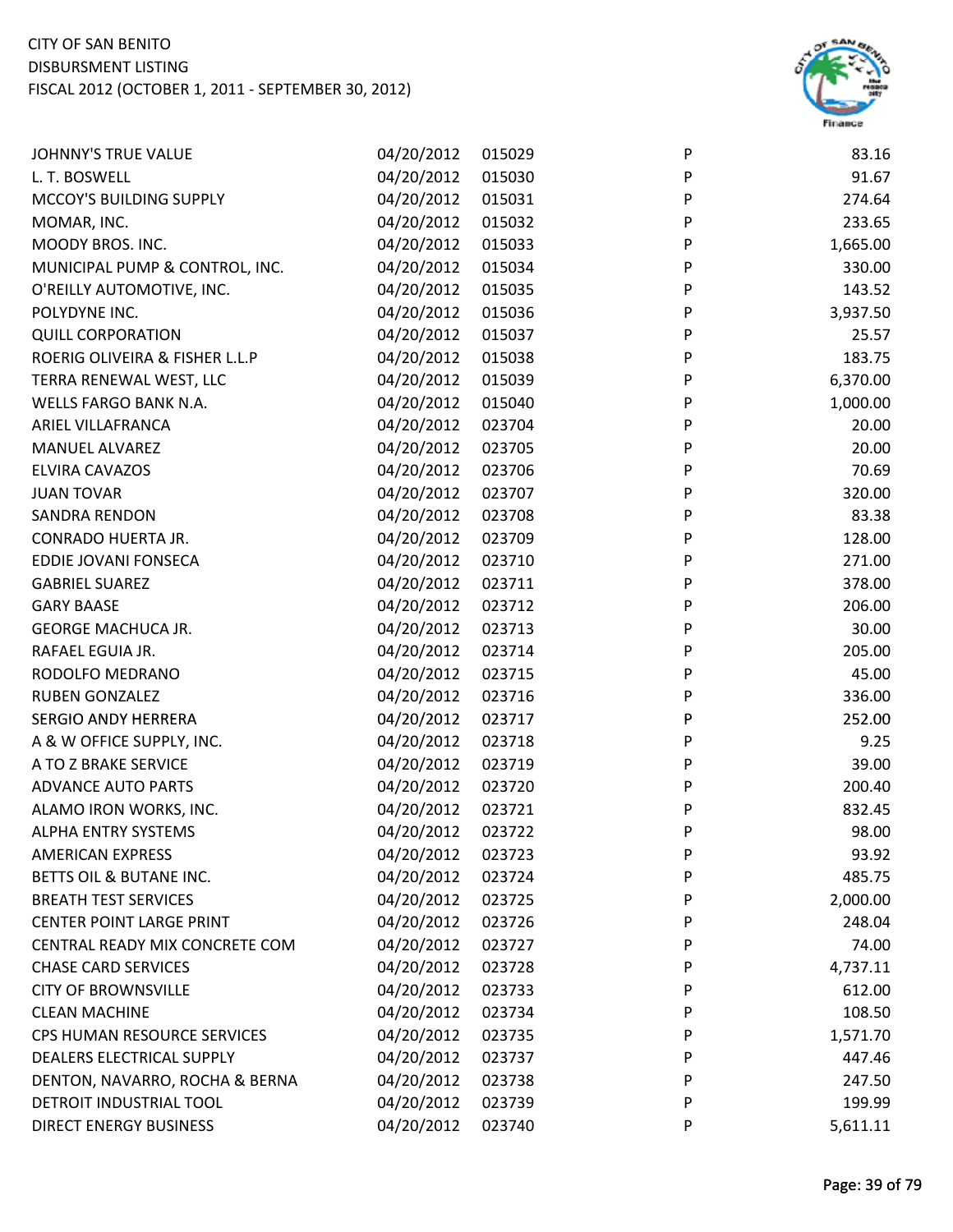| | | | | |
|---|---|---|---|---|
| JOHNNY'S TRUE VALUE | 04/20/2012 | 015029 | P | 83.16 |
| L. T. BOSWELL | 04/20/2012 | 015030 | P | 91.67 |
| MCCOY'S BUILDING SUPPLY | 04/20/2012 | 015031 | P | 274.64 |
| MOMAR, INC. | 04/20/2012 | 015032 | P | 233.65 |
| MOODY BROS. INC. | 04/20/2012 | 015033 | P | 1,665.00 |
| MUNICIPAL PUMP & CONTROL, INC. | 04/20/2012 | 015034 | P | 330.00 |
| O'REILLY AUTOMOTIVE, INC. | 04/20/2012 | 015035 | P | 143.52 |
| POLYDYNE INC. | 04/20/2012 | 015036 | P | 3,937.50 |
| QUILL CORPORATION | 04/20/2012 | 015037 | P | 25.57 |
| ROERIG OLIVEIRA & FISHER L.L.P | 04/20/2012 | 015038 | P | 183.75 |
| TERRA RENEWAL WEST, LLC | 04/20/2012 | 015039 | P | 6,370.00 |
| WELLS FARGO BANK N.A. | 04/20/2012 | 015040 | P | 1,000.00 |
| ARIEL VILLAFRANCA | 04/20/2012 | 023704 | P | 20.00 |
| MANUEL ALVAREZ | 04/20/2012 | 023705 | P | 20.00 |
| ELVIRA CAVAZOS | 04/20/2012 | 023706 | P | 70.69 |
| JUAN TOVAR | 04/20/2012 | 023707 | P | 320.00 |
| SANDRA RENDON | 04/20/2012 | 023708 | P | 83.38 |
| CONRADO HUERTA JR. | 04/20/2012 | 023709 | P | 128.00 |
| EDDIE JOVANI FONSECA | 04/20/2012 | 023710 | P | 271.00 |
| GABRIEL SUAREZ | 04/20/2012 | 023711 | P | 378.00 |
| GARY BAASE | 04/20/2012 | 023712 | P | 206.00 |
| GEORGE MACHUCA JR. | 04/20/2012 | 023713 | P | 30.00 |
| RAFAEL EGUIA JR. | 04/20/2012 | 023714 | P | 205.00 |
| RODOLFO MEDRANO | 04/20/2012 | 023715 | P | 45.00 |
| RUBEN GONZALEZ | 04/20/2012 | 023716 | P | 336.00 |
| SERGIO ANDY HERRERA | 04/20/2012 | 023717 | P | 252.00 |
| A & W OFFICE SUPPLY, INC. | 04/20/2012 | 023718 | P | 9.25 |
| A TO Z BRAKE SERVICE | 04/20/2012 | 023719 | P | 39.00 |
| ADVANCE AUTO PARTS | 04/20/2012 | 023720 | P | 200.40 |
| ALAMO IRON WORKS, INC. | 04/20/2012 | 023721 | P | 832.45 |
| ALPHA ENTRY SYSTEMS | 04/20/2012 | 023722 | P | 98.00 |
| AMERICAN EXPRESS | 04/20/2012 | 023723 | P | 93.92 |
| BETTS OIL & BUTANE INC. | 04/20/2012 | 023724 | P | 485.75 |
| BREATH TEST SERVICES | 04/20/2012 | 023725 | P | 2,000.00 |
| CENTER POINT LARGE PRINT | 04/20/2012 | 023726 | P | 248.04 |
| CENTRAL READY MIX CONCRETE COM | 04/20/2012 | 023727 | P | 74.00 |
| CHASE CARD SERVICES | 04/20/2012 | 023728 | P | 4,737.11 |
| CITY OF BROWNSVILLE | 04/20/2012 | 023733 | P | 612.00 |
| CLEAN MACHINE | 04/20/2012 | 023734 | P | 108.50 |
| CPS HUMAN RESOURCE SERVICES | 04/20/2012 | 023735 | P | 1,571.70 |
| DEALERS ELECTRICAL SUPPLY | 04/20/2012 | 023737 | P | 447.46 |
| DENTON, NAVARRO, ROCHA & BERNA | 04/20/2012 | 023738 | P | 247.50 |
| DETROIT INDUSTRIAL TOOL | 04/20/2012 | 023739 | P | 199.99 |
| DIRECT ENERGY BUSINESS | 04/20/2012 | 023740 | P | 5,611.11 |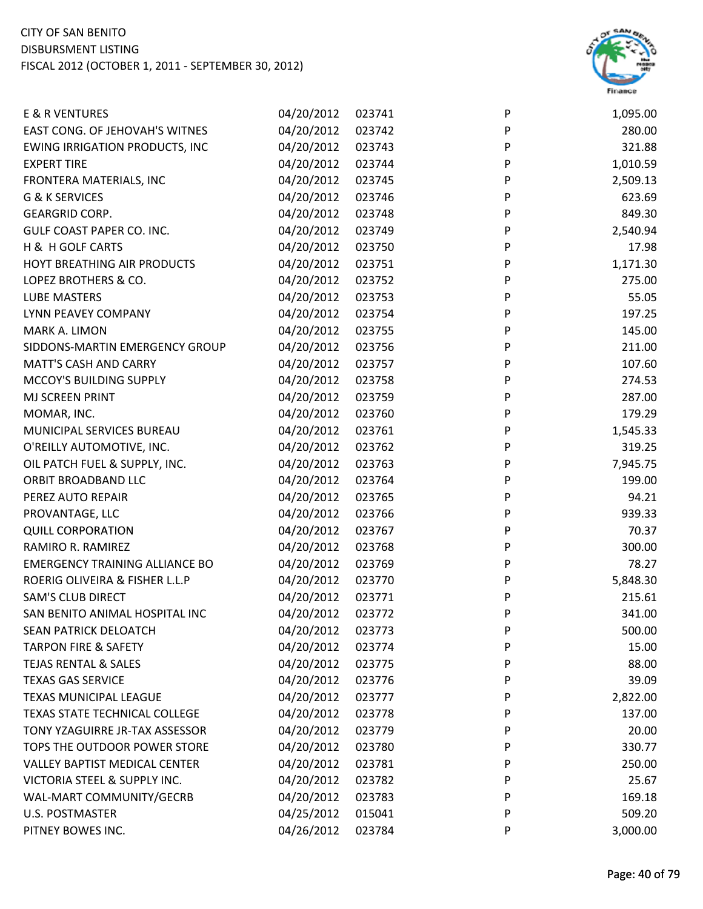| | | | | |
|---|---|---|---|---|
| E & R VENTURES | 04/20/2012 | 023741 | P | 1,095.00 |
| EAST CONG. OF JEHOVAH'S WITNES | 04/20/2012 | 023742 | P | 280.00 |
| EWING IRRIGATION PRODUCTS, INC | 04/20/2012 | 023743 | P | 321.88 |
| EXPERT TIRE | 04/20/2012 | 023744 | P | 1,010.59 |
| FRONTERA MATERIALS, INC | 04/20/2012 | 023745 | P | 2,509.13 |
| G & K SERVICES | 04/20/2012 | 023746 | P | 623.69 |
| GEARGRID CORP. | 04/20/2012 | 023748 | P | 849.30 |
| GULF COAST PAPER CO. INC. | 04/20/2012 | 023749 | P | 2,540.94 |
| H & H GOLF CARTS | 04/20/2012 | 023750 | P | 17.98 |
| HOYT BREATHING AIR PRODUCTS | 04/20/2012 | 023751 | P | 1,171.30 |
| LOPEZ BROTHERS & CO. | 04/20/2012 | 023752 | P | 275.00 |
| LUBE MASTERS | 04/20/2012 | 023753 | P | 55.05 |
| LYNN PEAVEY COMPANY | 04/20/2012 | 023754 | P | 197.25 |
| MARK A. LIMON | 04/20/2012 | 023755 | P | 145.00 |
| SIDDONS-MARTIN EMERGENCY GROUP | 04/20/2012 | 023756 | P | 211.00 |
| MATT'S CASH AND CARRY | 04/20/2012 | 023757 | P | 107.60 |
| MCCOY'S BUILDING SUPPLY | 04/20/2012 | 023758 | P | 274.53 |
| MJ SCREEN PRINT | 04/20/2012 | 023759 | P | 287.00 |
| MOMAR, INC. | 04/20/2012 | 023760 | P | 179.29 |
| MUNICIPAL SERVICES BUREAU | 04/20/2012 | 023761 | P | 1,545.33 |
| O'REILLY AUTOMOTIVE, INC. | 04/20/2012 | 023762 | P | 319.25 |
| OIL PATCH FUEL & SUPPLY, INC. | 04/20/2012 | 023763 | P | 7,945.75 |
| ORBIT BROADBAND LLC | 04/20/2012 | 023764 | P | 199.00 |
| PEREZ AUTO REPAIR | 04/20/2012 | 023765 | P | 94.21 |
| PROVANTAGE, LLC | 04/20/2012 | 023766 | P | 939.33 |
| QUILL CORPORATION | 04/20/2012 | 023767 | P | 70.37 |
| RAMIRO R. RAMIREZ | 04/20/2012 | 023768 | P | 300.00 |
| EMERGENCY TRAINING ALLIANCE BO | 04/20/2012 | 023769 | P | 78.27 |
| ROERIG OLIVEIRA & FISHER L.L.P | 04/20/2012 | 023770 | P | 5,848.30 |
| SAM'S CLUB DIRECT | 04/20/2012 | 023771 | P | 215.61 |
| SAN BENITO ANIMAL HOSPITAL INC | 04/20/2012 | 023772 | P | 341.00 |
| SEAN PATRICK DELOATCH | 04/20/2012 | 023773 | P | 500.00 |
| TARPON FIRE & SAFETY | 04/20/2012 | 023774 | P | 15.00 |
| TEJAS RENTAL & SALES | 04/20/2012 | 023775 | P | 88.00 |
| TEXAS GAS SERVICE | 04/20/2012 | 023776 | P | 39.09 |
| TEXAS MUNICIPAL LEAGUE | 04/20/2012 | 023777 | P | 2,822.00 |
| TEXAS STATE TECHNICAL COLLEGE | 04/20/2012 | 023778 | P | 137.00 |
| TONY YZAGUIRRE JR-TAX ASSESSOR | 04/20/2012 | 023779 | P | 20.00 |
| TOPS THE OUTDOOR POWER STORE | 04/20/2012 | 023780 | P | 330.77 |
| VALLEY BAPTIST MEDICAL CENTER | 04/20/2012 | 023781 | P | 250.00 |
| VICTORIA STEEL & SUPPLY INC. | 04/20/2012 | 023782 | P | 25.67 |
| WAL-MART COMMUNITY/GECRB | 04/20/2012 | 023783 | P | 169.18 |
| U.S. POSTMASTER | 04/25/2012 | 015041 | P | 509.20 |
| PITNEY BOWES INC. | 04/26/2012 | 023784 | P | 3,000.00 |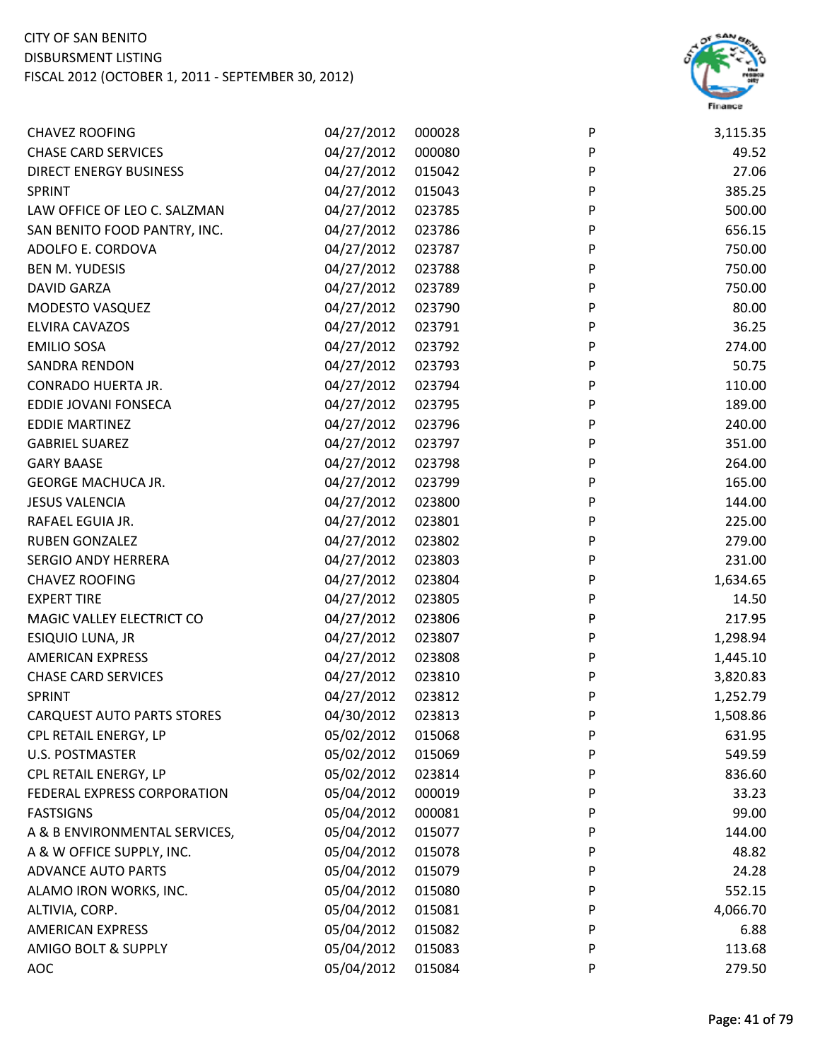CITY OF SAN BENITO
DISBURSMENT LISTING
FISCAL 2012 (OCTOBER 1, 2011 - SEPTEMBER 30, 2012)

| | | | | |
|---|---|---|---|---|
| CHAVEZ ROOFING | 04/27/2012 | 000028 | P | 3,115.35 |
| CHASE CARD SERVICES | 04/27/2012 | 000080 | P | 49.52 |
| DIRECT ENERGY BUSINESS | 04/27/2012 | 015042 | P | 27.06 |
| SPRINT | 04/27/2012 | 015043 | P | 385.25 |
| LAW OFFICE OF LEO C. SALZMAN | 04/27/2012 | 023785 | P | 500.00 |
| SAN BENITO FOOD PANTRY, INC. | 04/27/2012 | 023786 | P | 656.15 |
| ADOLFO E. CORDOVA | 04/27/2012 | 023787 | P | 750.00 |
| BEN M. YUDESIS | 04/27/2012 | 023788 | P | 750.00 |
| DAVID GARZA | 04/27/2012 | 023789 | P | 750.00 |
| MODESTO VASQUEZ | 04/27/2012 | 023790 | P | 80.00 |
| ELVIRA CAVAZOS | 04/27/2012 | 023791 | P | 36.25 |
| EMILIO SOSA | 04/27/2012 | 023792 | P | 274.00 |
| SANDRA RENDON | 04/27/2012 | 023793 | P | 50.75 |
| CONRADO HUERTA JR. | 04/27/2012 | 023794 | P | 110.00 |
| EDDIE JOVANI FONSECA | 04/27/2012 | 023795 | P | 189.00 |
| EDDIE MARTINEZ | 04/27/2012 | 023796 | P | 240.00 |
| GABRIEL SUAREZ | 04/27/2012 | 023797 | P | 351.00 |
| GARY BAASE | 04/27/2012 | 023798 | P | 264.00 |
| GEORGE MACHUCA JR. | 04/27/2012 | 023799 | P | 165.00 |
| JESUS VALENCIA | 04/27/2012 | 023800 | P | 144.00 |
| RAFAEL EGUIA JR. | 04/27/2012 | 023801 | P | 225.00 |
| RUBEN GONZALEZ | 04/27/2012 | 023802 | P | 279.00 |
| SERGIO ANDY HERRERA | 04/27/2012 | 023803 | P | 231.00 |
| CHAVEZ ROOFING | 04/27/2012 | 023804 | P | 1,634.65 |
| EXPERT TIRE | 04/27/2012 | 023805 | P | 14.50 |
| MAGIC VALLEY ELECTRICT CO | 04/27/2012 | 023806 | P | 217.95 |
| ESIQUIO LUNA, JR | 04/27/2012 | 023807 | P | 1,298.94 |
| AMERICAN EXPRESS | 04/27/2012 | 023808 | P | 1,445.10 |
| CHASE CARD SERVICES | 04/27/2012 | 023810 | P | 3,820.83 |
| SPRINT | 04/27/2012 | 023812 | P | 1,252.79 |
| CARQUEST AUTO PARTS STORES | 04/30/2012 | 023813 | P | 1,508.86 |
| CPL RETAIL ENERGY, LP | 05/02/2012 | 015068 | P | 631.95 |
| U.S. POSTMASTER | 05/02/2012 | 015069 | P | 549.59 |
| CPL RETAIL ENERGY, LP | 05/02/2012 | 023814 | P | 836.60 |
| FEDERAL EXPRESS CORPORATION | 05/04/2012 | 000019 | P | 33.23 |
| FASTSIGNS | 05/04/2012 | 000081 | P | 99.00 |
| A & B ENVIRONMENTAL SERVICES, | 05/04/2012 | 015077 | P | 144.00 |
| A & W OFFICE SUPPLY, INC. | 05/04/2012 | 015078 | P | 48.82 |
| ADVANCE AUTO PARTS | 05/04/2012 | 015079 | P | 24.28 |
| ALAMO IRON WORKS, INC. | 05/04/2012 | 015080 | P | 552.15 |
| ALTIVIA, CORP. | 05/04/2012 | 015081 | P | 4,066.70 |
| AMERICAN EXPRESS | 05/04/2012 | 015082 | P | 6.88 |
| AMIGO BOLT & SUPPLY | 05/04/2012 | 015083 | P | 113.68 |
| AOC | 05/04/2012 | 015084 | P | 279.50 |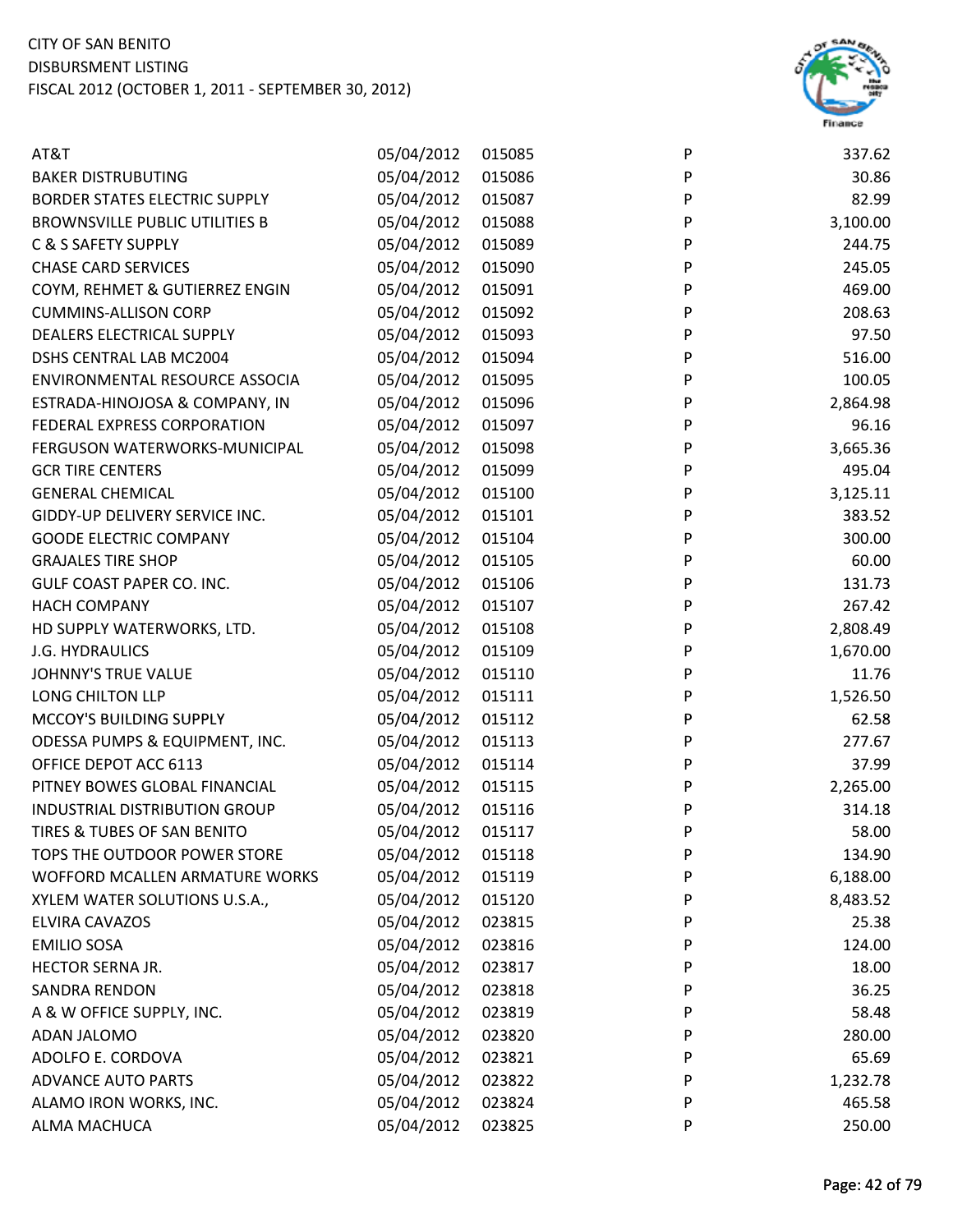CITY OF SAN BENITO
DISBURSMENT LISTING
FISCAL 2012 (OCTOBER 1, 2011 - SEPTEMBER 30, 2012)

| | | | | |
|---|---|---|---|---|
| AT&T | 05/04/2012 | 015085 | P | 337.62 |
| BAKER DISTRUBUTING | 05/04/2012 | 015086 | P | 30.86 |
| BORDER STATES ELECTRIC SUPPLY | 05/04/2012 | 015087 | P | 82.99 |
| BROWNSVILLE PUBLIC UTILITIES B | 05/04/2012 | 015088 | P | 3,100.00 |
| C & S SAFETY SUPPLY | 05/04/2012 | 015089 | P | 244.75 |
| CHASE CARD SERVICES | 05/04/2012 | 015090 | P | 245.05 |
| COYM, REHMET & GUTIERREZ ENGIN | 05/04/2012 | 015091 | P | 469.00 |
| CUMMINS-ALLISON CORP | 05/04/2012 | 015092 | P | 208.63 |
| DEALERS ELECTRICAL SUPPLY | 05/04/2012 | 015093 | P | 97.50 |
| DSHS CENTRAL LAB MC2004 | 05/04/2012 | 015094 | P | 516.00 |
| ENVIRONMENTAL RESOURCE ASSOCIA | 05/04/2012 | 015095 | P | 100.05 |
| ESTRADA-HINOJOSA & COMPANY, IN | 05/04/2012 | 015096 | P | 2,864.98 |
| FEDERAL EXPRESS CORPORATION | 05/04/2012 | 015097 | P | 96.16 |
| FERGUSON WATERWORKS-MUNICIPAL | 05/04/2012 | 015098 | P | 3,665.36 |
| GCR TIRE CENTERS | 05/04/2012 | 015099 | P | 495.04 |
| GENERAL CHEMICAL | 05/04/2012 | 015100 | P | 3,125.11 |
| GIDDY-UP DELIVERY SERVICE INC. | 05/04/2012 | 015101 | P | 383.52 |
| GOODE ELECTRIC COMPANY | 05/04/2012 | 015104 | P | 300.00 |
| GRAJALES TIRE SHOP | 05/04/2012 | 015105 | P | 60.00 |
| GULF COAST PAPER CO. INC. | 05/04/2012 | 015106 | P | 131.73 |
| HACH COMPANY | 05/04/2012 | 015107 | P | 267.42 |
| HD SUPPLY WATERWORKS, LTD. | 05/04/2012 | 015108 | P | 2,808.49 |
| J.G. HYDRAULICS | 05/04/2012 | 015109 | P | 1,670.00 |
| JOHNNY'S TRUE VALUE | 05/04/2012 | 015110 | P | 11.76 |
| LONG CHILTON LLP | 05/04/2012 | 015111 | P | 1,526.50 |
| MCCOY'S BUILDING SUPPLY | 05/04/2012 | 015112 | P | 62.58 |
| ODESSA PUMPS & EQUIPMENT, INC. | 05/04/2012 | 015113 | P | 277.67 |
| OFFICE DEPOT ACC 6113 | 05/04/2012 | 015114 | P | 37.99 |
| PITNEY BOWES GLOBAL FINANCIAL | 05/04/2012 | 015115 | P | 2,265.00 |
| INDUSTRIAL DISTRIBUTION GROUP | 05/04/2012 | 015116 | P | 314.18 |
| TIRES & TUBES OF SAN BENITO | 05/04/2012 | 015117 | P | 58.00 |
| TOPS THE OUTDOOR POWER STORE | 05/04/2012 | 015118 | P | 134.90 |
| WOFFORD MCALLEN ARMATURE WORKS | 05/04/2012 | 015119 | P | 6,188.00 |
| XYLEM WATER SOLUTIONS U.S.A., | 05/04/2012 | 015120 | P | 8,483.52 |
| ELVIRA CAVAZOS | 05/04/2012 | 023815 | P | 25.38 |
| EMILIO SOSA | 05/04/2012 | 023816 | P | 124.00 |
| HECTOR SERNA JR. | 05/04/2012 | 023817 | P | 18.00 |
| SANDRA RENDON | 05/04/2012 | 023818 | P | 36.25 |
| A & W OFFICE SUPPLY, INC. | 05/04/2012 | 023819 | P | 58.48 |
| ADAN JALOMO | 05/04/2012 | 023820 | P | 280.00 |
| ADOLFO E. CORDOVA | 05/04/2012 | 023821 | P | 65.69 |
| ADVANCE AUTO PARTS | 05/04/2012 | 023822 | P | 1,232.78 |
| ALAMO IRON WORKS, INC. | 05/04/2012 | 023824 | P | 465.58 |
| ALMA MACHUCA | 05/04/2012 | 023825 | P | 250.00 |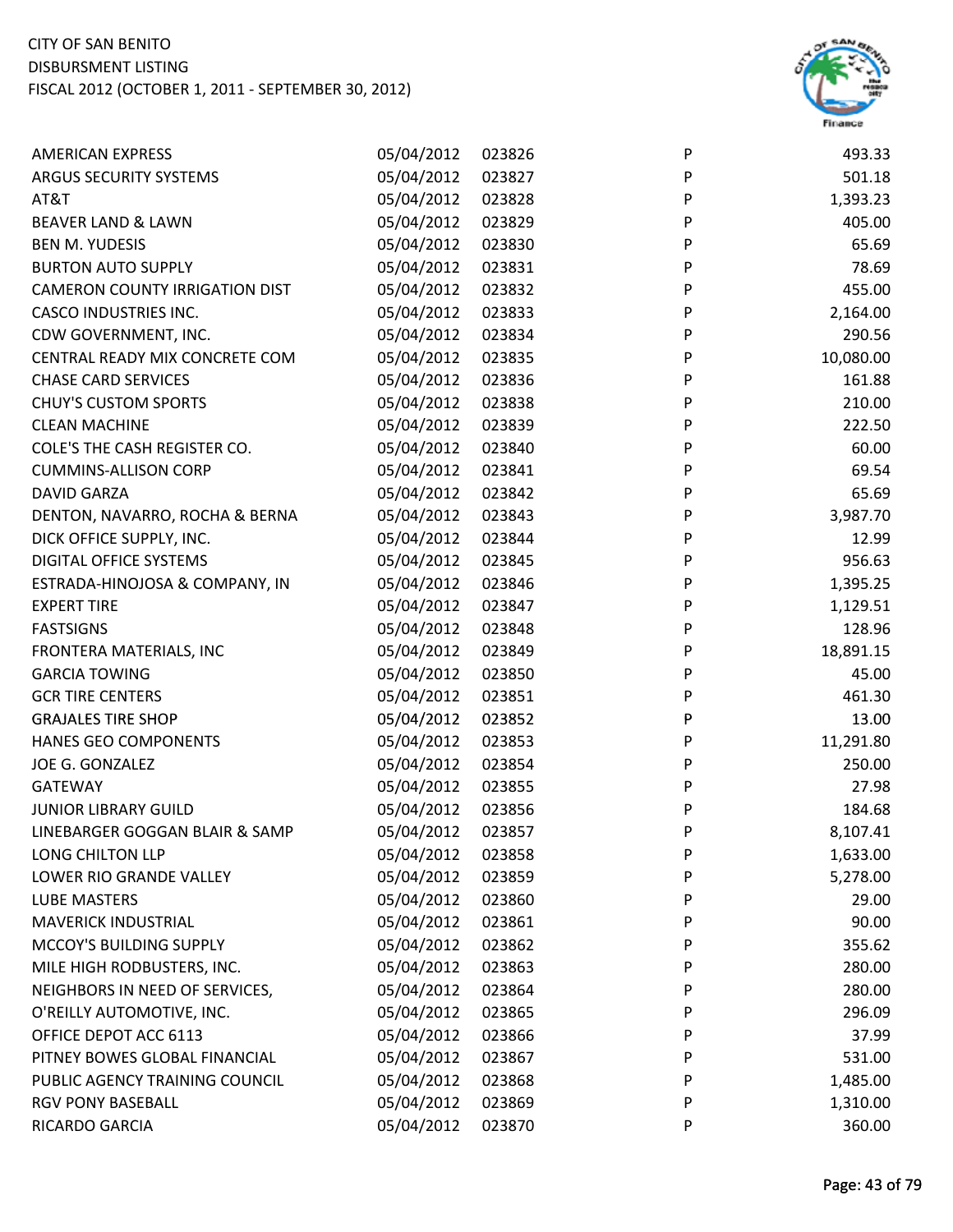CITY OF SAN BENITO
DISBURSMENT LISTING
FISCAL 2012 (OCTOBER 1, 2011 - SEPTEMBER 30, 2012)

| | | | | |
|---|---|---|---|---|
| AMERICAN EXPRESS | 05/04/2012 | 023826 | P | 493.33 |
| ARGUS SECURITY SYSTEMS | 05/04/2012 | 023827 | P | 501.18 |
| AT&T | 05/04/2012 | 023828 | P | 1,393.23 |
| BEAVER LAND & LAWN | 05/04/2012 | 023829 | P | 405.00 |
| BEN M. YUDESIS | 05/04/2012 | 023830 | P | 65.69 |
| BURTON AUTO SUPPLY | 05/04/2012 | 023831 | P | 78.69 |
| CAMERON COUNTY IRRIGATION DIST | 05/04/2012 | 023832 | P | 455.00 |
| CASCO INDUSTRIES INC. | 05/04/2012 | 023833 | P | 2,164.00 |
| CDW GOVERNMENT, INC. | 05/04/2012 | 023834 | P | 290.56 |
| CENTRAL READY MIX CONCRETE COM | 05/04/2012 | 023835 | P | 10,080.00 |
| CHASE CARD SERVICES | 05/04/2012 | 023836 | P | 161.88 |
| CHUY'S CUSTOM SPORTS | 05/04/2012 | 023838 | P | 210.00 |
| CLEAN MACHINE | 05/04/2012 | 023839 | P | 222.50 |
| COLE'S THE CASH REGISTER CO. | 05/04/2012 | 023840 | P | 60.00 |
| CUMMINS-ALLISON CORP | 05/04/2012 | 023841 | P | 69.54 |
| DAVID GARZA | 05/04/2012 | 023842 | P | 65.69 |
| DENTON, NAVARRO, ROCHA & BERNA | 05/04/2012 | 023843 | P | 3,987.70 |
| DICK OFFICE SUPPLY, INC. | 05/04/2012 | 023844 | P | 12.99 |
| DIGITAL OFFICE SYSTEMS | 05/04/2012 | 023845 | P | 956.63 |
| ESTRADA-HINOJOSA & COMPANY, IN | 05/04/2012 | 023846 | P | 1,395.25 |
| EXPERT TIRE | 05/04/2012 | 023847 | P | 1,129.51 |
| FASTSIGNS | 05/04/2012 | 023848 | P | 128.96 |
| FRONTERA MATERIALS, INC | 05/04/2012 | 023849 | P | 18,891.15 |
| GARCIA TOWING | 05/04/2012 | 023850 | P | 45.00 |
| GCR TIRE CENTERS | 05/04/2012 | 023851 | P | 461.30 |
| GRAJALES TIRE SHOP | 05/04/2012 | 023852 | P | 13.00 |
| HANES GEO COMPONENTS | 05/04/2012 | 023853 | P | 11,291.80 |
| JOE G. GONZALEZ | 05/04/2012 | 023854 | P | 250.00 |
| GATEWAY | 05/04/2012 | 023855 | P | 27.98 |
| JUNIOR LIBRARY GUILD | 05/04/2012 | 023856 | P | 184.68 |
| LINEBARGER GOGGAN BLAIR & SAMP | 05/04/2012 | 023857 | P | 8,107.41 |
| LONG CHILTON LLP | 05/04/2012 | 023858 | P | 1,633.00 |
| LOWER RIO GRANDE VALLEY | 05/04/2012 | 023859 | P | 5,278.00 |
| LUBE MASTERS | 05/04/2012 | 023860 | P | 29.00 |
| MAVERICK INDUSTRIAL | 05/04/2012 | 023861 | P | 90.00 |
| MCCOY'S BUILDING SUPPLY | 05/04/2012 | 023862 | P | 355.62 |
| MILE HIGH RODBUSTERS, INC. | 05/04/2012 | 023863 | P | 280.00 |
| NEIGHBORS IN NEED OF SERVICES, | 05/04/2012 | 023864 | P | 280.00 |
| O'REILLY AUTOMOTIVE, INC. | 05/04/2012 | 023865 | P | 296.09 |
| OFFICE DEPOT ACC 6113 | 05/04/2012 | 023866 | P | 37.99 |
| PITNEY BOWES GLOBAL FINANCIAL | 05/04/2012 | 023867 | P | 531.00 |
| PUBLIC AGENCY TRAINING COUNCIL | 05/04/2012 | 023868 | P | 1,485.00 |
| RGV PONY BASEBALL | 05/04/2012 | 023869 | P | 1,310.00 |
| RICARDO GARCIA | 05/04/2012 | 023870 | P | 360.00 |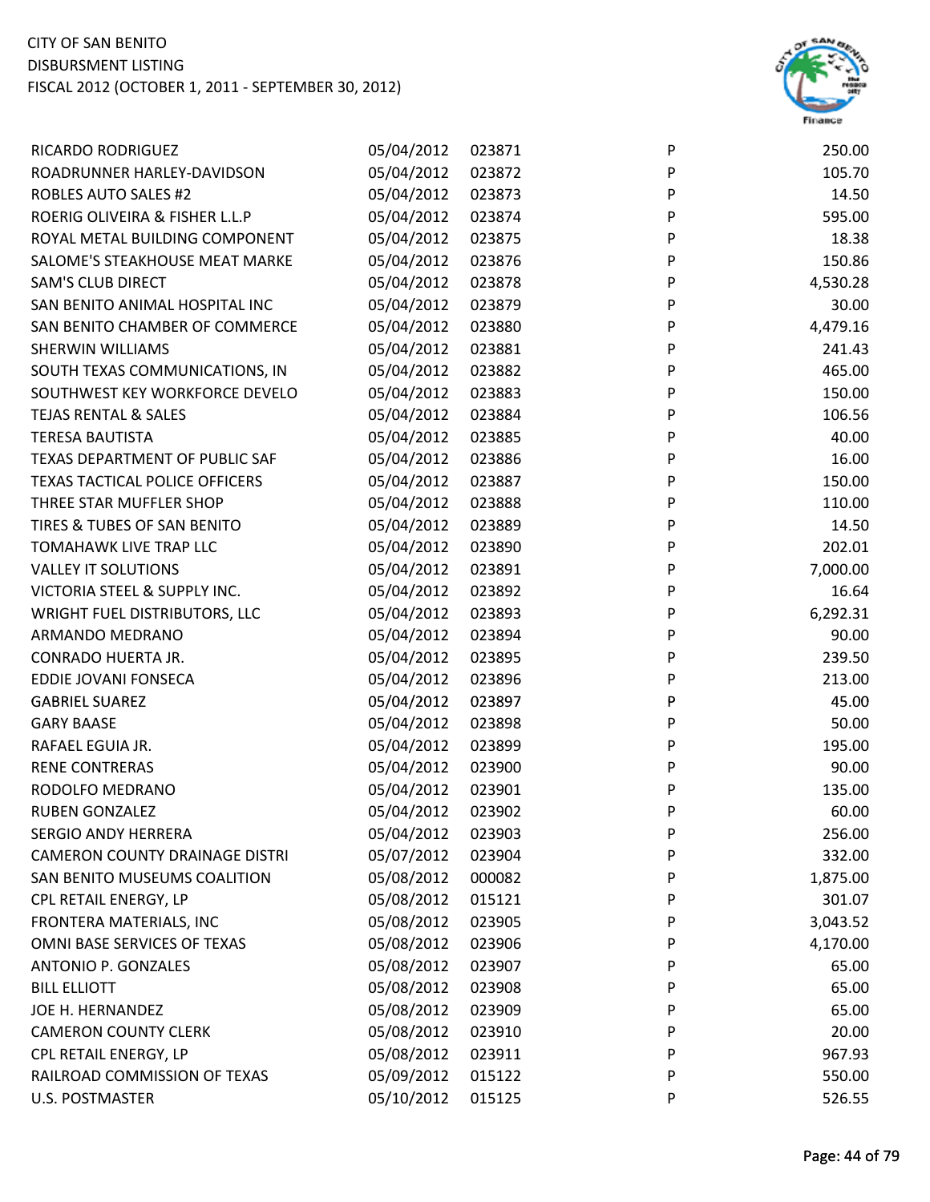CITY OF SAN BENITO
DISBURSMENT LISTING
FISCAL 2012 (OCTOBER 1, 2011 - SEPTEMBER 30, 2012)

| | | | | |
|---|---|---|---|---|
| RICARDO RODRIGUEZ | 05/04/2012 | 023871 | P | 250.00 |
| ROADRUNNER HARLEY-DAVIDSON | 05/04/2012 | 023872 | P | 105.70 |
| ROBLES AUTO SALES #2 | 05/04/2012 | 023873 | P | 14.50 |
| ROERIG OLIVEIRA & FISHER L.L.P | 05/04/2012 | 023874 | P | 595.00 |
| ROYAL METAL BUILDING COMPONENT | 05/04/2012 | 023875 | P | 18.38 |
| SALOME'S STEAKHOUSE MEAT MARKE | 05/04/2012 | 023876 | P | 150.86 |
| SAM'S CLUB DIRECT | 05/04/2012 | 023878 | P | 4,530.28 |
| SAN BENITO ANIMAL HOSPITAL INC | 05/04/2012 | 023879 | P | 30.00 |
| SAN BENITO CHAMBER OF COMMERCE | 05/04/2012 | 023880 | P | 4,479.16 |
| SHERWIN WILLIAMS | 05/04/2012 | 023881 | P | 241.43 |
| SOUTH TEXAS COMMUNICATIONS, IN | 05/04/2012 | 023882 | P | 465.00 |
| SOUTHWEST KEY WORKFORCE DEVELO | 05/04/2012 | 023883 | P | 150.00 |
| TEJAS RENTAL & SALES | 05/04/2012 | 023884 | P | 106.56 |
| TERESA BAUTISTA | 05/04/2012 | 023885 | P | 40.00 |
| TEXAS DEPARTMENT OF PUBLIC SAF | 05/04/2012 | 023886 | P | 16.00 |
| TEXAS TACTICAL POLICE OFFICERS | 05/04/2012 | 023887 | P | 150.00 |
| THREE STAR MUFFLER SHOP | 05/04/2012 | 023888 | P | 110.00 |
| TIRES & TUBES OF SAN BENITO | 05/04/2012 | 023889 | P | 14.50 |
| TOMAHAWK LIVE TRAP LLC | 05/04/2012 | 023890 | P | 202.01 |
| VALLEY IT SOLUTIONS | 05/04/2012 | 023891 | P | 7,000.00 |
| VICTORIA STEEL & SUPPLY INC. | 05/04/2012 | 023892 | P | 16.64 |
| WRIGHT FUEL DISTRIBUTORS, LLC | 05/04/2012 | 023893 | P | 6,292.31 |
| ARMANDO MEDRANO | 05/04/2012 | 023894 | P | 90.00 |
| CONRADO HUERTA JR. | 05/04/2012 | 023895 | P | 239.50 |
| EDDIE JOVANI FONSECA | 05/04/2012 | 023896 | P | 213.00 |
| GABRIEL SUAREZ | 05/04/2012 | 023897 | P | 45.00 |
| GARY BAASE | 05/04/2012 | 023898 | P | 50.00 |
| RAFAEL EGUIA JR. | 05/04/2012 | 023899 | P | 195.00 |
| RENE CONTRERAS | 05/04/2012 | 023900 | P | 90.00 |
| RODOLFO MEDRANO | 05/04/2012 | 023901 | P | 135.00 |
| RUBEN GONZALEZ | 05/04/2012 | 023902 | P | 60.00 |
| SERGIO ANDY HERRERA | 05/04/2012 | 023903 | P | 256.00 |
| CAMERON COUNTY DRAINAGE DISTRI | 05/07/2012 | 023904 | P | 332.00 |
| SAN BENITO MUSEUMS COALITION | 05/08/2012 | 000082 | P | 1,875.00 |
| CPL RETAIL ENERGY, LP | 05/08/2012 | 015121 | P | 301.07 |
| FRONTERA MATERIALS, INC | 05/08/2012 | 023905 | P | 3,043.52 |
| OMNI BASE SERVICES OF TEXAS | 05/08/2012 | 023906 | P | 4,170.00 |
| ANTONIO P. GONZALES | 05/08/2012 | 023907 | P | 65.00 |
| BILL ELLIOTT | 05/08/2012 | 023908 | P | 65.00 |
| JOE H. HERNANDEZ | 05/08/2012 | 023909 | P | 65.00 |
| CAMERON COUNTY CLERK | 05/08/2012 | 023910 | P | 20.00 |
| CPL RETAIL ENERGY, LP | 05/08/2012 | 023911 | P | 967.93 |
| RAILROAD COMMISSION OF TEXAS | 05/09/2012 | 015122 | P | 550.00 |
| U.S. POSTMASTER | 05/10/2012 | 015125 | P | 526.55 |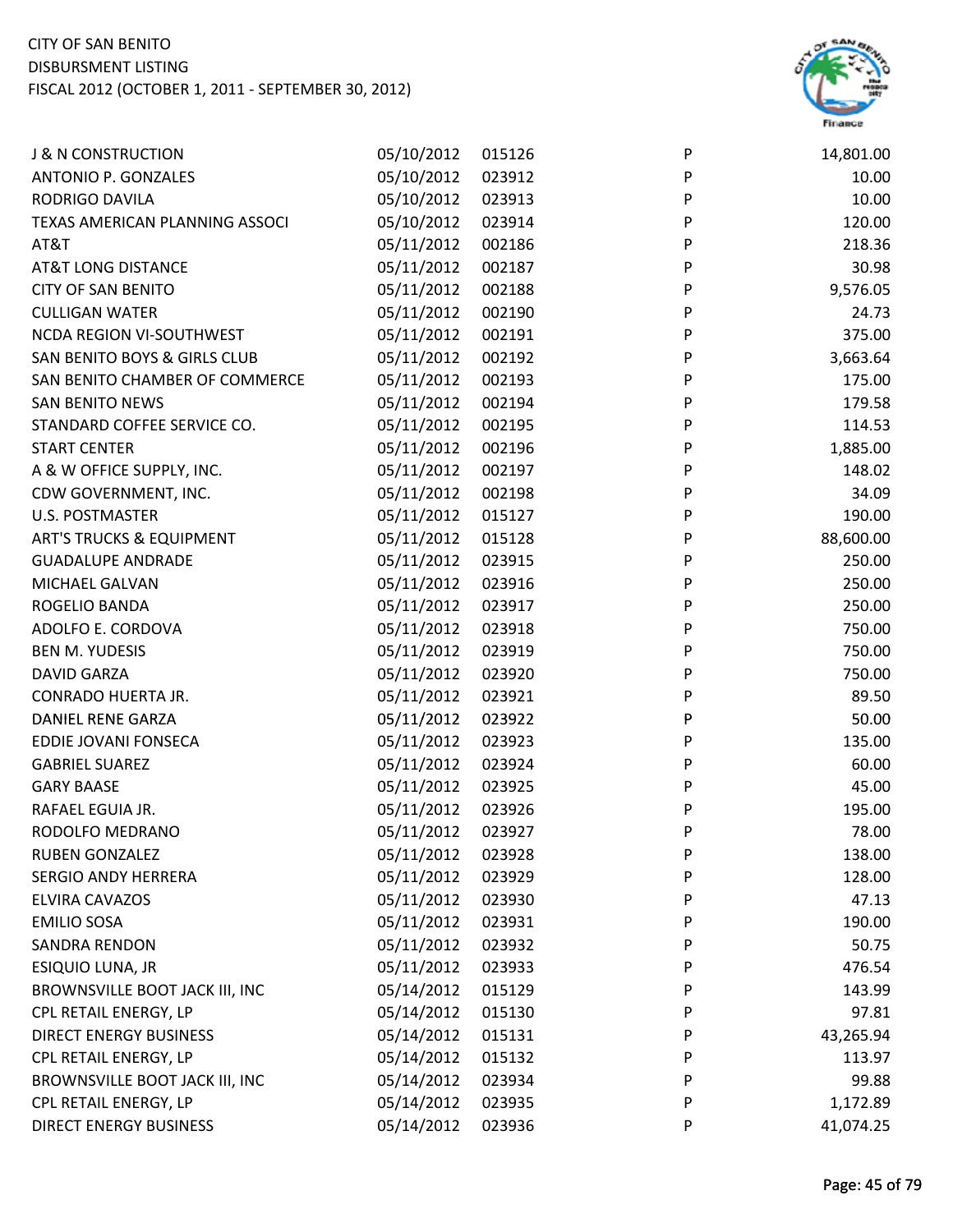| | | | | |
|---|---|---|---|---|
| J & N CONSTRUCTION | 05/10/2012 | 015126 | P | 14,801.00 |
| ANTONIO P. GONZALES | 05/10/2012 | 023912 | P | 10.00 |
| RODRIGO DAVILA | 05/10/2012 | 023913 | P | 10.00 |
| TEXAS AMERICAN PLANNING ASSOCI | 05/10/2012 | 023914 | P | 120.00 |
| AT&T | 05/11/2012 | 002186 | P | 218.36 |
| AT&T LONG DISTANCE | 05/11/2012 | 002187 | P | 30.98 |
| CITY OF SAN BENITO | 05/11/2012 | 002188 | P | 9,576.05 |
| CULLIGAN WATER | 05/11/2012 | 002190 | P | 24.73 |
| NCDA REGION VI-SOUTHWEST | 05/11/2012 | 002191 | P | 375.00 |
| SAN BENITO BOYS & GIRLS CLUB | 05/11/2012 | 002192 | P | 3,663.64 |
| SAN BENITO CHAMBER OF COMMERCE | 05/11/2012 | 002193 | P | 175.00 |
| SAN BENITO NEWS | 05/11/2012 | 002194 | P | 179.58 |
| STANDARD COFFEE SERVICE CO. | 05/11/2012 | 002195 | P | 114.53 |
| START CENTER | 05/11/2012 | 002196 | P | 1,885.00 |
| A & W OFFICE SUPPLY, INC. | 05/11/2012 | 002197 | P | 148.02 |
| CDW GOVERNMENT, INC. | 05/11/2012 | 002198 | P | 34.09 |
| U.S. POSTMASTER | 05/11/2012 | 015127 | P | 190.00 |
| ART'S TRUCKS & EQUIPMENT | 05/11/2012 | 015128 | P | 88,600.00 |
| GUADALUPE ANDRADE | 05/11/2012 | 023915 | P | 250.00 |
| MICHAEL GALVAN | 05/11/2012 | 023916 | P | 250.00 |
| ROGELIO BANDA | 05/11/2012 | 023917 | P | 250.00 |
| ADOLFO E. CORDOVA | 05/11/2012 | 023918 | P | 750.00 |
| BEN M. YUDESIS | 05/11/2012 | 023919 | P | 750.00 |
| DAVID GARZA | 05/11/2012 | 023920 | P | 750.00 |
| CONRADO HUERTA JR. | 05/11/2012 | 023921 | P | 89.50 |
| DANIEL RENE GARZA | 05/11/2012 | 023922 | P | 50.00 |
| EDDIE JOVANI FONSECA | 05/11/2012 | 023923 | P | 135.00 |
| GABRIEL SUAREZ | 05/11/2012 | 023924 | P | 60.00 |
| GARY BAASE | 05/11/2012 | 023925 | P | 45.00 |
| RAFAEL EGUIA JR. | 05/11/2012 | 023926 | P | 195.00 |
| RODOLFO MEDRANO | 05/11/2012 | 023927 | P | 78.00 |
| RUBEN GONZALEZ | 05/11/2012 | 023928 | P | 138.00 |
| SERGIO ANDY HERRERA | 05/11/2012 | 023929 | P | 128.00 |
| ELVIRA CAVAZOS | 05/11/2012 | 023930 | P | 47.13 |
| EMILIO SOSA | 05/11/2012 | 023931 | P | 190.00 |
| SANDRA RENDON | 05/11/2012 | 023932 | P | 50.75 |
| ESIQUIO LUNA, JR | 05/11/2012 | 023933 | P | 476.54 |
| BROWNSVILLE BOOT JACK III, INC | 05/14/2012 | 015129 | P | 143.99 |
| CPL RETAIL ENERGY, LP | 05/14/2012 | 015130 | P | 97.81 |
| DIRECT ENERGY BUSINESS | 05/14/2012 | 015131 | P | 43,265.94 |
| CPL RETAIL ENERGY, LP | 05/14/2012 | 015132 | P | 113.97 |
| BROWNSVILLE BOOT JACK III, INC | 05/14/2012 | 023934 | P | 99.88 |
| CPL RETAIL ENERGY, LP | 05/14/2012 | 023935 | P | 1,172.89 |
| DIRECT ENERGY BUSINESS | 05/14/2012 | 023936 | P | 41,074.25 |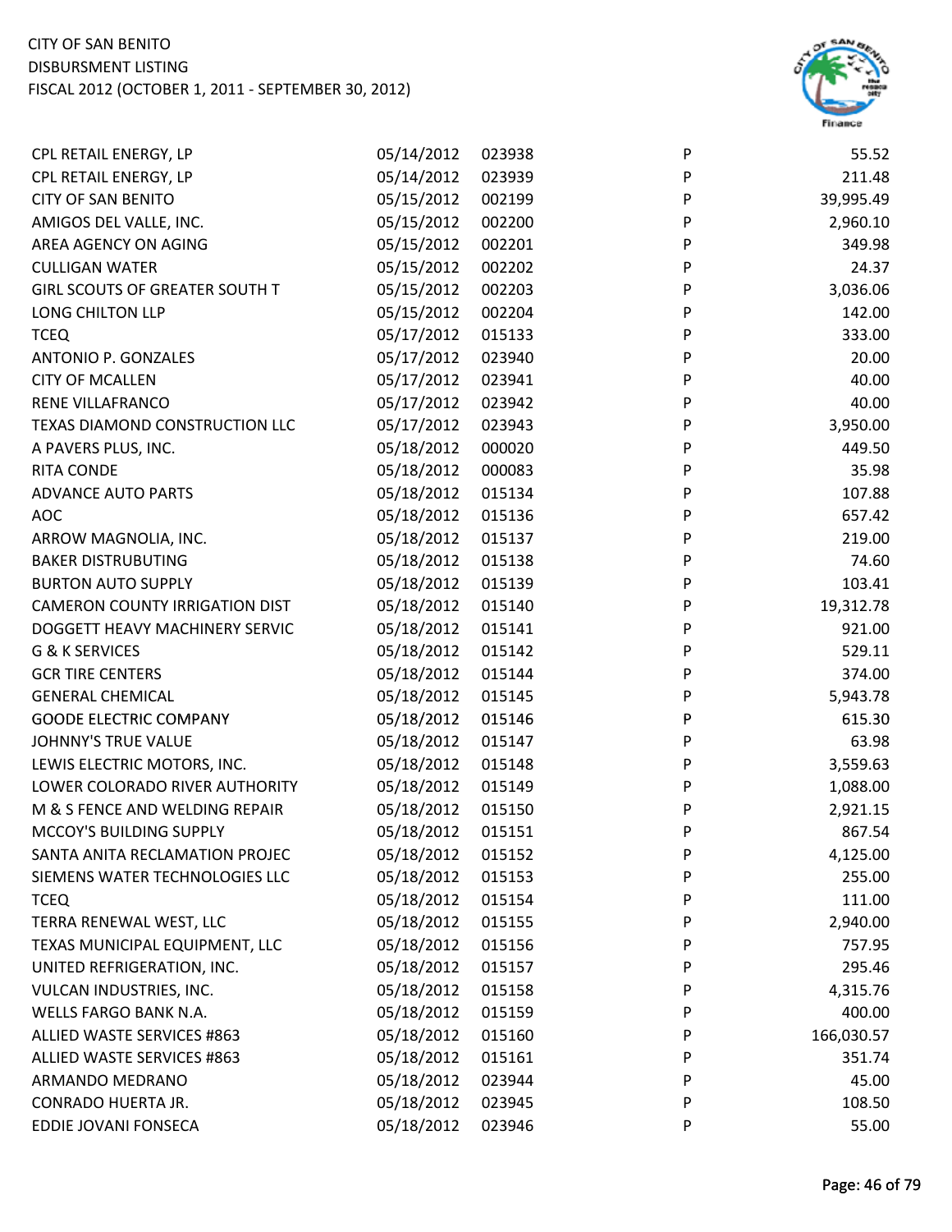CITY OF SAN BENITO
DISBURSMENT LISTING
FISCAL 2012 (OCTOBER 1, 2011 - SEPTEMBER 30, 2012)

| | | | | |
|---|---|---|---|---|
| CPL RETAIL ENERGY, LP | 05/14/2012 | 023938 | P | 55.52 |
| CPL RETAIL ENERGY, LP | 05/14/2012 | 023939 | P | 211.48 |
| CITY OF SAN BENITO | 05/15/2012 | 002199 | P | 39,995.49 |
| AMIGOS DEL VALLE, INC. | 05/15/2012 | 002200 | P | 2,960.10 |
| AREA AGENCY ON AGING | 05/15/2012 | 002201 | P | 349.98 |
| CULLIGAN WATER | 05/15/2012 | 002202 | P | 24.37 |
| GIRL SCOUTS OF GREATER SOUTH T | 05/15/2012 | 002203 | P | 3,036.06 |
| LONG CHILTON LLP | 05/15/2012 | 002204 | P | 142.00 |
| TCEQ | 05/17/2012 | 015133 | P | 333.00 |
| ANTONIO P. GONZALES | 05/17/2012 | 023940 | P | 20.00 |
| CITY OF MCALLEN | 05/17/2012 | 023941 | P | 40.00 |
| RENE VILLAFRANCO | 05/17/2012 | 023942 | P | 40.00 |
| TEXAS DIAMOND CONSTRUCTION LLC | 05/17/2012 | 023943 | P | 3,950.00 |
| A PAVERS PLUS, INC. | 05/18/2012 | 000020 | P | 449.50 |
| RITA CONDE | 05/18/2012 | 000083 | P | 35.98 |
| ADVANCE AUTO PARTS | 05/18/2012 | 015134 | P | 107.88 |
| AOC | 05/18/2012 | 015136 | P | 657.42 |
| ARROW MAGNOLIA, INC. | 05/18/2012 | 015137 | P | 219.00 |
| BAKER DISTRUBUTING | 05/18/2012 | 015138 | P | 74.60 |
| BURTON AUTO SUPPLY | 05/18/2012 | 015139 | P | 103.41 |
| CAMERON COUNTY IRRIGATION DIST | 05/18/2012 | 015140 | P | 19,312.78 |
| DOGGETT HEAVY MACHINERY SERVIC | 05/18/2012 | 015141 | P | 921.00 |
| G & K SERVICES | 05/18/2012 | 015142 | P | 529.11 |
| GCR TIRE CENTERS | 05/18/2012 | 015144 | P | 374.00 |
| GENERAL CHEMICAL | 05/18/2012 | 015145 | P | 5,943.78 |
| GOODE ELECTRIC COMPANY | 05/18/2012 | 015146 | P | 615.30 |
| JOHNNY'S TRUE VALUE | 05/18/2012 | 015147 | P | 63.98 |
| LEWIS ELECTRIC MOTORS, INC. | 05/18/2012 | 015148 | P | 3,559.63 |
| LOWER COLORADO RIVER AUTHORITY | 05/18/2012 | 015149 | P | 1,088.00 |
| M & S FENCE AND WELDING REPAIR | 05/18/2012 | 015150 | P | 2,921.15 |
| MCCOY'S BUILDING SUPPLY | 05/18/2012 | 015151 | P | 867.54 |
| SANTA ANITA RECLAMATION PROJEC | 05/18/2012 | 015152 | P | 4,125.00 |
| SIEMENS WATER TECHNOLOGIES LLC | 05/18/2012 | 015153 | P | 255.00 |
| TCEQ | 05/18/2012 | 015154 | P | 111.00 |
| TERRA RENEWAL WEST, LLC | 05/18/2012 | 015155 | P | 2,940.00 |
| TEXAS MUNICIPAL EQUIPMENT, LLC | 05/18/2012 | 015156 | P | 757.95 |
| UNITED REFRIGERATION, INC. | 05/18/2012 | 015157 | P | 295.46 |
| VULCAN INDUSTRIES, INC. | 05/18/2012 | 015158 | P | 4,315.76 |
| WELLS FARGO BANK N.A. | 05/18/2012 | 015159 | P | 400.00 |
| ALLIED WASTE SERVICES #863 | 05/18/2012 | 015160 | P | 166,030.57 |
| ALLIED WASTE SERVICES #863 | 05/18/2012 | 015161 | P | 351.74 |
| ARMANDO MEDRANO | 05/18/2012 | 023944 | P | 45.00 |
| CONRADO HUERTA JR. | 05/18/2012 | 023945 | P | 108.50 |
| EDDIE JOVANI FONSECA | 05/18/2012 | 023946 | P | 55.00 |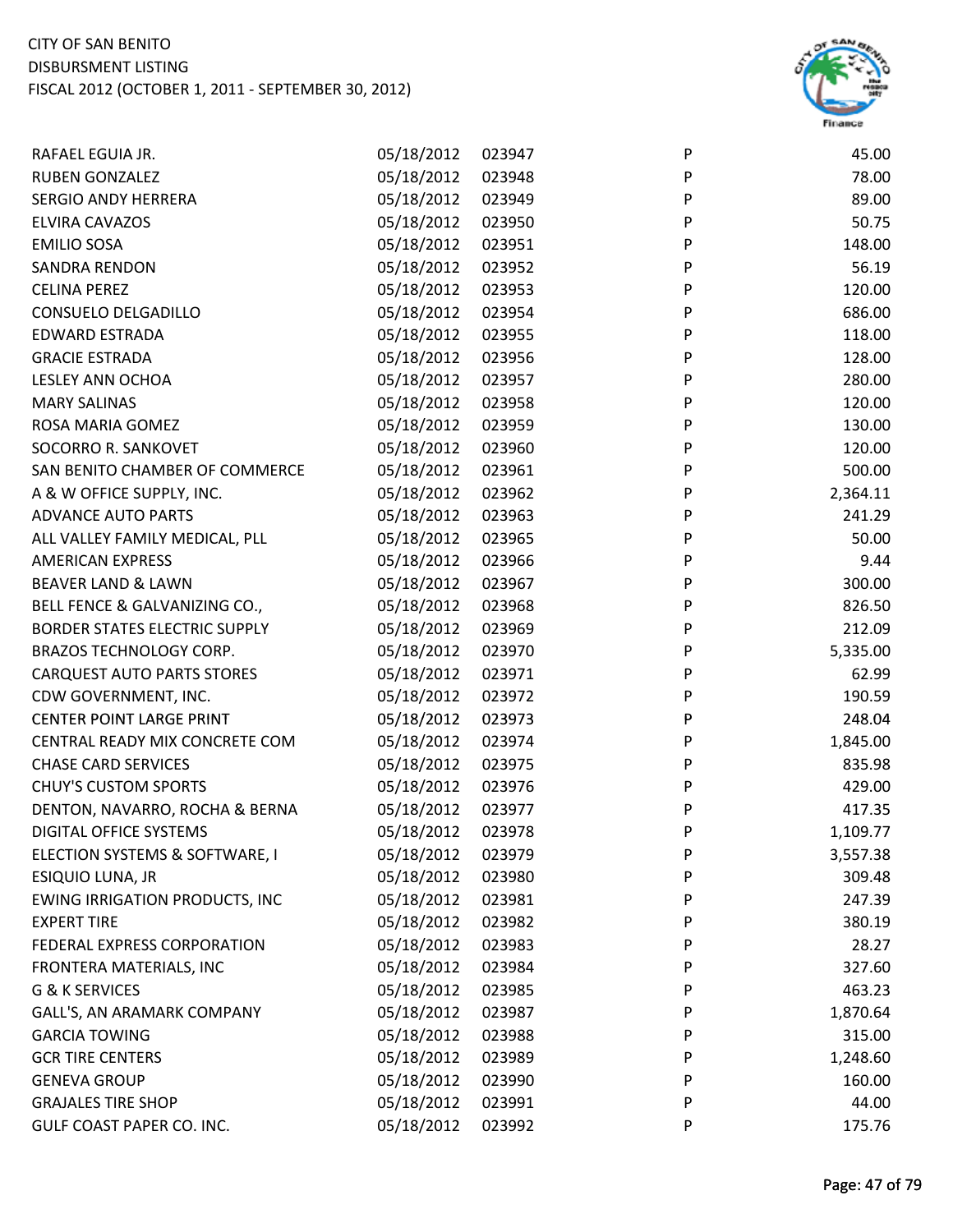| | | | | |
|---|---|---|---|---|
| RAFAEL EGUIA JR. | 05/18/2012 | 023947 | P | 45.00 |
| RUBEN GONZALEZ | 05/18/2012 | 023948 | P | 78.00 |
| SERGIO ANDY HERRERA | 05/18/2012 | 023949 | P | 89.00 |
| ELVIRA CAVAZOS | 05/18/2012 | 023950 | P | 50.75 |
| EMILIO SOSA | 05/18/2012 | 023951 | P | 148.00 |
| SANDRA RENDON | 05/18/2012 | 023952 | P | 56.19 |
| CELINA PEREZ | 05/18/2012 | 023953 | P | 120.00 |
| CONSUELO DELGADILLO | 05/18/2012 | 023954 | P | 686.00 |
| EDWARD ESTRADA | 05/18/2012 | 023955 | P | 118.00 |
| GRACIE ESTRADA | 05/18/2012 | 023956 | P | 128.00 |
| LESLEY ANN OCHOA | 05/18/2012 | 023957 | P | 280.00 |
| MARY SALINAS | 05/18/2012 | 023958 | P | 120.00 |
| ROSA MARIA GOMEZ | 05/18/2012 | 023959 | P | 130.00 |
| SOCORRO R. SANKOVET | 05/18/2012 | 023960 | P | 120.00 |
| SAN BENITO CHAMBER OF COMMERCE | 05/18/2012 | 023961 | P | 500.00 |
| A & W OFFICE SUPPLY, INC. | 05/18/2012 | 023962 | P | 2,364.11 |
| ADVANCE AUTO PARTS | 05/18/2012 | 023963 | P | 241.29 |
| ALL VALLEY FAMILY MEDICAL, PLL | 05/18/2012 | 023965 | P | 50.00 |
| AMERICAN EXPRESS | 05/18/2012 | 023966 | P | 9.44 |
| BEAVER LAND & LAWN | 05/18/2012 | 023967 | P | 300.00 |
| BELL FENCE & GALVANIZING CO., | 05/18/2012 | 023968 | P | 826.50 |
| BORDER STATES ELECTRIC SUPPLY | 05/18/2012 | 023969 | P | 212.09 |
| BRAZOS TECHNOLOGY CORP. | 05/18/2012 | 023970 | P | 5,335.00 |
| CARQUEST AUTO PARTS STORES | 05/18/2012 | 023971 | P | 62.99 |
| CDW GOVERNMENT, INC. | 05/18/2012 | 023972 | P | 190.59 |
| CENTER POINT LARGE PRINT | 05/18/2012 | 023973 | P | 248.04 |
| CENTRAL READY MIX CONCRETE COM | 05/18/2012 | 023974 | P | 1,845.00 |
| CHASE CARD SERVICES | 05/18/2012 | 023975 | P | 835.98 |
| CHUY'S CUSTOM SPORTS | 05/18/2012 | 023976 | P | 429.00 |
| DENTON, NAVARRO, ROCHA & BERNA | 05/18/2012 | 023977 | P | 417.35 |
| DIGITAL OFFICE SYSTEMS | 05/18/2012 | 023978 | P | 1,109.77 |
| ELECTION SYSTEMS & SOFTWARE, I | 05/18/2012 | 023979 | P | 3,557.38 |
| ESIQUIO LUNA, JR | 05/18/2012 | 023980 | P | 309.48 |
| EWING IRRIGATION PRODUCTS, INC | 05/18/2012 | 023981 | P | 247.39 |
| EXPERT TIRE | 05/18/2012 | 023982 | P | 380.19 |
| FEDERAL EXPRESS CORPORATION | 05/18/2012 | 023983 | P | 28.27 |
| FRONTERA MATERIALS, INC | 05/18/2012 | 023984 | P | 327.60 |
| G & K SERVICES | 05/18/2012 | 023985 | P | 463.23 |
| GALL'S, AN ARAMARK COMPANY | 05/18/2012 | 023987 | P | 1,870.64 |
| GARCIA TOWING | 05/18/2012 | 023988 | P | 315.00 |
| GCR TIRE CENTERS | 05/18/2012 | 023989 | P | 1,248.60 |
| GENEVA GROUP | 05/18/2012 | 023990 | P | 160.00 |
| GRAJALES TIRE SHOP | 05/18/2012 | 023991 | P | 44.00 |
| GULF COAST PAPER CO. INC. | 05/18/2012 | 023992 | P | 175.76 |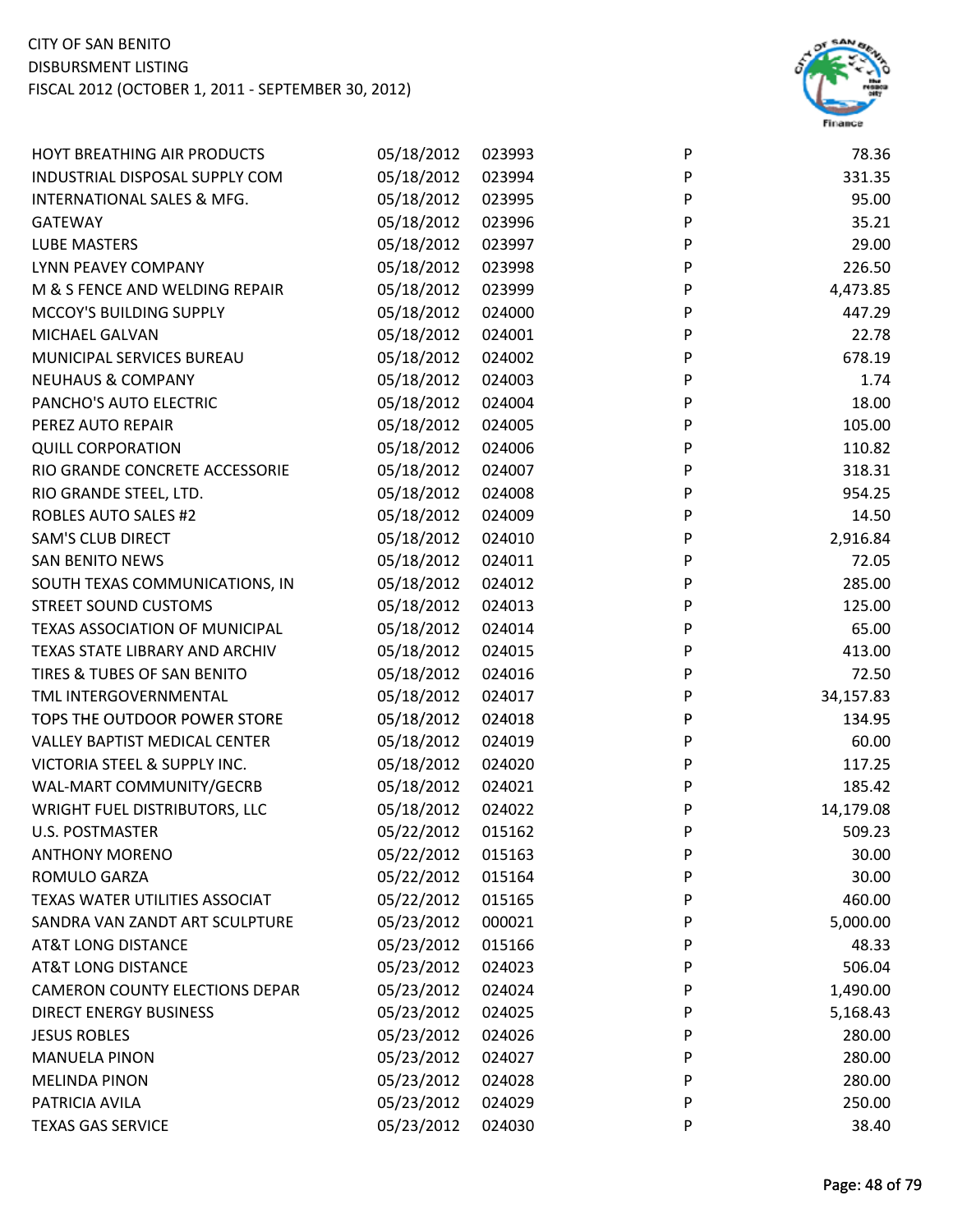CITY OF SAN BENITO
DISBURSMENT LISTING
FISCAL 2012 (OCTOBER 1, 2011 - SEPTEMBER 30, 2012)

| | | | | |
|---|---|---|---|---|
| HOYT BREATHING AIR PRODUCTS | 05/18/2012 | 023993 | P | 78.36 |
| INDUSTRIAL DISPOSAL SUPPLY COM | 05/18/2012 | 023994 | P | 331.35 |
| INTERNATIONAL SALES & MFG. | 05/18/2012 | 023995 | P | 95.00 |
| GATEWAY | 05/18/2012 | 023996 | P | 35.21 |
| LUBE MASTERS | 05/18/2012 | 023997 | P | 29.00 |
| LYNN PEAVEY COMPANY | 05/18/2012 | 023998 | P | 226.50 |
| M & S FENCE AND WELDING REPAIR | 05/18/2012 | 023999 | P | 4,473.85 |
| MCCOY'S BUILDING SUPPLY | 05/18/2012 | 024000 | P | 447.29 |
| MICHAEL GALVAN | 05/18/2012 | 024001 | P | 22.78 |
| MUNICIPAL SERVICES BUREAU | 05/18/2012 | 024002 | P | 678.19 |
| NEUHAUS & COMPANY | 05/18/2012 | 024003 | P | 1.74 |
| PANCHO'S AUTO ELECTRIC | 05/18/2012 | 024004 | P | 18.00 |
| PEREZ AUTO REPAIR | 05/18/2012 | 024005 | P | 105.00 |
| QUILL CORPORATION | 05/18/2012 | 024006 | P | 110.82 |
| RIO GRANDE CONCRETE ACCESSORIE | 05/18/2012 | 024007 | P | 318.31 |
| RIO GRANDE STEEL, LTD. | 05/18/2012 | 024008 | P | 954.25 |
| ROBLES AUTO SALES #2 | 05/18/2012 | 024009 | P | 14.50 |
| SAM'S CLUB DIRECT | 05/18/2012 | 024010 | P | 2,916.84 |
| SAN BENITO NEWS | 05/18/2012 | 024011 | P | 72.05 |
| SOUTH TEXAS COMMUNICATIONS, IN | 05/18/2012 | 024012 | P | 285.00 |
| STREET SOUND CUSTOMS | 05/18/2012 | 024013 | P | 125.00 |
| TEXAS ASSOCIATION OF MUNICIPAL | 05/18/2012 | 024014 | P | 65.00 |
| TEXAS STATE LIBRARY AND ARCHIV | 05/18/2012 | 024015 | P | 413.00 |
| TIRES & TUBES OF SAN BENITO | 05/18/2012 | 024016 | P | 72.50 |
| TML INTERGOVERNMENTAL | 05/18/2012 | 024017 | P | 34,157.83 |
| TOPS THE OUTDOOR POWER STORE | 05/18/2012 | 024018 | P | 134.95 |
| VALLEY BAPTIST MEDICAL CENTER | 05/18/2012 | 024019 | P | 60.00 |
| VICTORIA STEEL & SUPPLY INC. | 05/18/2012 | 024020 | P | 117.25 |
| WAL-MART COMMUNITY/GECRB | 05/18/2012 | 024021 | P | 185.42 |
| WRIGHT FUEL DISTRIBUTORS, LLC | 05/18/2012 | 024022 | P | 14,179.08 |
| U.S. POSTMASTER | 05/22/2012 | 015162 | P | 509.23 |
| ANTHONY MORENO | 05/22/2012 | 015163 | P | 30.00 |
| ROMULO GARZA | 05/22/2012 | 015164 | P | 30.00 |
| TEXAS WATER UTILITIES ASSOCIAT | 05/22/2012 | 015165 | P | 460.00 |
| SANDRA VAN ZANDT ART SCULPTURE | 05/23/2012 | 000021 | P | 5,000.00 |
| AT&T LONG DISTANCE | 05/23/2012 | 015166 | P | 48.33 |
| AT&T LONG DISTANCE | 05/23/2012 | 024023 | P | 506.04 |
| CAMERON COUNTY ELECTIONS DEPAR | 05/23/2012 | 024024 | P | 1,490.00 |
| DIRECT ENERGY BUSINESS | 05/23/2012 | 024025 | P | 5,168.43 |
| JESUS ROBLES | 05/23/2012 | 024026 | P | 280.00 |
| MANUELA PINON | 05/23/2012 | 024027 | P | 280.00 |
| MELINDA PINON | 05/23/2012 | 024028 | P | 280.00 |
| PATRICIA AVILA | 05/23/2012 | 024029 | P | 250.00 |
| TEXAS GAS SERVICE | 05/23/2012 | 024030 | P | 38.40 |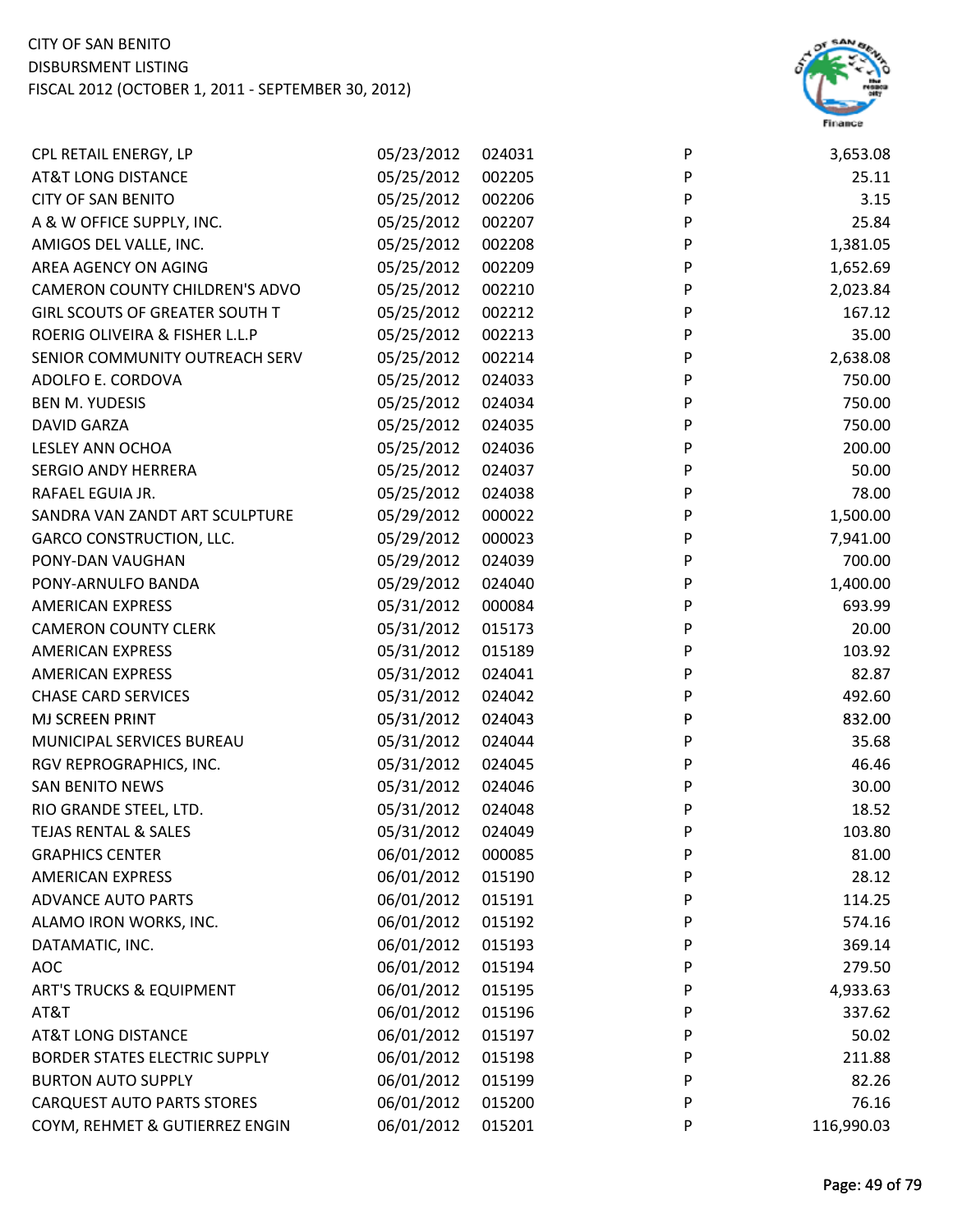| | | | | |
|---|---|---|---|---|
| CPL RETAIL ENERGY, LP | 05/23/2012 | 024031 | P | 3,653.08 |
| AT&T LONG DISTANCE | 05/25/2012 | 002205 | P | 25.11 |
| CITY OF SAN BENITO | 05/25/2012 | 002206 | P | 3.15 |
| A & W OFFICE SUPPLY, INC. | 05/25/2012 | 002207 | P | 25.84 |
| AMIGOS DEL VALLE, INC. | 05/25/2012 | 002208 | P | 1,381.05 |
| AREA AGENCY ON AGING | 05/25/2012 | 002209 | P | 1,652.69 |
| CAMERON COUNTY CHILDREN'S ADVO | 05/25/2012 | 002210 | P | 2,023.84 |
| GIRL SCOUTS OF GREATER SOUTH T | 05/25/2012 | 002212 | P | 167.12 |
| ROERIG OLIVEIRA & FISHER L.L.P | 05/25/2012 | 002213 | P | 35.00 |
| SENIOR COMMUNITY OUTREACH SERV | 05/25/2012 | 002214 | P | 2,638.08 |
| ADOLFO E. CORDOVA | 05/25/2012 | 024033 | P | 750.00 |
| BEN M. YUDESIS | 05/25/2012 | 024034 | P | 750.00 |
| DAVID GARZA | 05/25/2012 | 024035 | P | 750.00 |
| LESLEY ANN OCHOA | 05/25/2012 | 024036 | P | 200.00 |
| SERGIO ANDY HERRERA | 05/25/2012 | 024037 | P | 50.00 |
| RAFAEL EGUIA JR. | 05/25/2012 | 024038 | P | 78.00 |
| SANDRA VAN ZANDT ART SCULPTURE | 05/29/2012 | 000022 | P | 1,500.00 |
| GARCO CONSTRUCTION, LLC. | 05/29/2012 | 000023 | P | 7,941.00 |
| PONY-DAN VAUGHAN | 05/29/2012 | 024039 | P | 700.00 |
| PONY-ARNULFO BANDA | 05/29/2012 | 024040 | P | 1,400.00 |
| AMERICAN EXPRESS | 05/31/2012 | 000084 | P | 693.99 |
| CAMERON COUNTY CLERK | 05/31/2012 | 015173 | P | 20.00 |
| AMERICAN EXPRESS | 05/31/2012 | 015189 | P | 103.92 |
| AMERICAN EXPRESS | 05/31/2012 | 024041 | P | 82.87 |
| CHASE CARD SERVICES | 05/31/2012 | 024042 | P | 492.60 |
| MJ SCREEN PRINT | 05/31/2012 | 024043 | P | 832.00 |
| MUNICIPAL SERVICES BUREAU | 05/31/2012 | 024044 | P | 35.68 |
| RGV REPROGRAPHICS, INC. | 05/31/2012 | 024045 | P | 46.46 |
| SAN BENITO NEWS | 05/31/2012 | 024046 | P | 30.00 |
| RIO GRANDE STEEL, LTD. | 05/31/2012 | 024048 | P | 18.52 |
| TEJAS RENTAL & SALES | 05/31/2012 | 024049 | P | 103.80 |
| GRAPHICS CENTER | 06/01/2012 | 000085 | P | 81.00 |
| AMERICAN EXPRESS | 06/01/2012 | 015190 | P | 28.12 |
| ADVANCE AUTO PARTS | 06/01/2012 | 015191 | P | 114.25 |
| ALAMO IRON WORKS, INC. | 06/01/2012 | 015192 | P | 574.16 |
| DATAMATIC, INC. | 06/01/2012 | 015193 | P | 369.14 |
| AOC | 06/01/2012 | 015194 | P | 279.50 |
| ART'S TRUCKS & EQUIPMENT | 06/01/2012 | 015195 | P | 4,933.63 |
| AT&T | 06/01/2012 | 015196 | P | 337.62 |
| AT&T LONG DISTANCE | 06/01/2012 | 015197 | P | 50.02 |
| BORDER STATES ELECTRIC SUPPLY | 06/01/2012 | 015198 | P | 211.88 |
| BURTON AUTO SUPPLY | 06/01/2012 | 015199 | P | 82.26 |
| CARQUEST AUTO PARTS STORES | 06/01/2012 | 015200 | P | 76.16 |
| COYM, REHMET & GUTIERREZ ENGIN | 06/01/2012 | 015201 | P | 116,990.03 |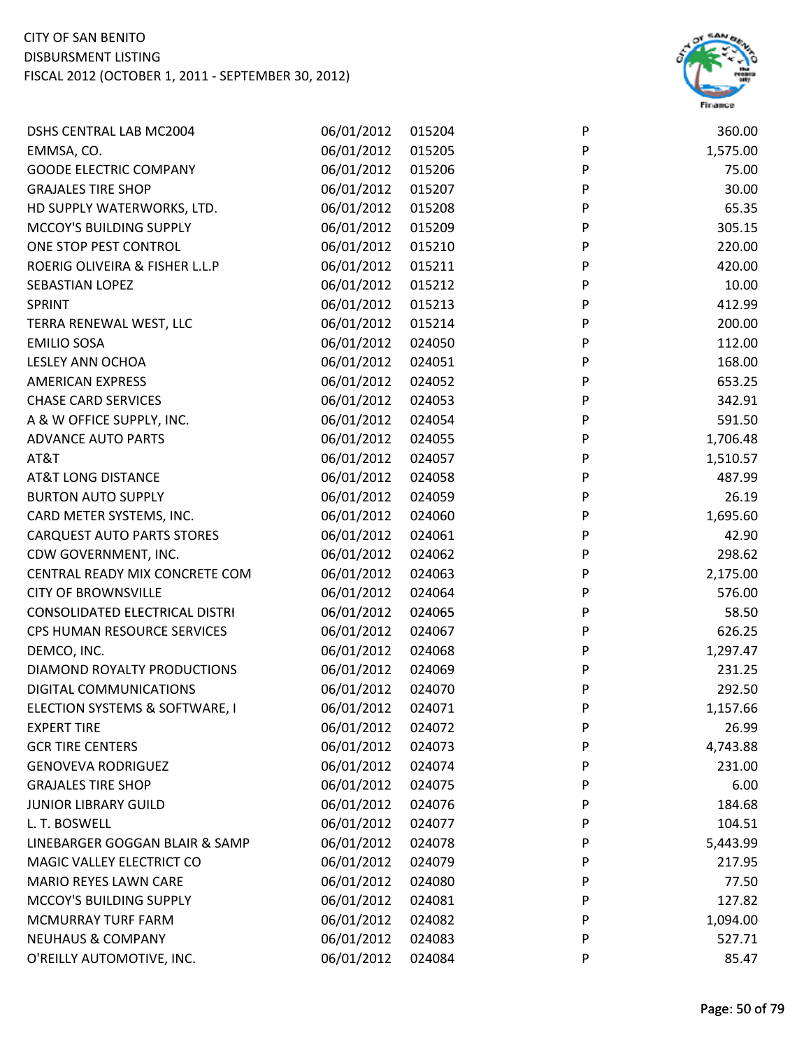| | | | | |
|---|---|---|---|---|
| DSHS CENTRAL LAB MC2004 | 06/01/2012 | 015204 | P | 360.00 |
| EMMSA, CO. | 06/01/2012 | 015205 | P | 1,575.00 |
| GOODE ELECTRIC COMPANY | 06/01/2012 | 015206 | P | 75.00 |
| GRAJALES TIRE SHOP | 06/01/2012 | 015207 | P | 30.00 |
| HD SUPPLY WATERWORKS, LTD. | 06/01/2012 | 015208 | P | 65.35 |
| MCCOY'S BUILDING SUPPLY | 06/01/2012 | 015209 | P | 305.15 |
| ONE STOP PEST CONTROL | 06/01/2012 | 015210 | P | 220.00 |
| ROERIG OLIVEIRA & FISHER L.L.P | 06/01/2012 | 015211 | P | 420.00 |
| SEBASTIAN LOPEZ | 06/01/2012 | 015212 | P | 10.00 |
| SPRINT | 06/01/2012 | 015213 | P | 412.99 |
| TERRA RENEWAL WEST, LLC | 06/01/2012 | 015214 | P | 200.00 |
| EMILIO SOSA | 06/01/2012 | 024050 | P | 112.00 |
| LESLEY ANN OCHOA | 06/01/2012 | 024051 | P | 168.00 |
| AMERICAN EXPRESS | 06/01/2012 | 024052 | P | 653.25 |
| CHASE CARD SERVICES | 06/01/2012 | 024053 | P | 342.91 |
| A & W OFFICE SUPPLY, INC. | 06/01/2012 | 024054 | P | 591.50 |
| ADVANCE AUTO PARTS | 06/01/2012 | 024055 | P | 1,706.48 |
| AT&T | 06/01/2012 | 024057 | P | 1,510.57 |
| AT&T LONG DISTANCE | 06/01/2012 | 024058 | P | 487.99 |
| BURTON AUTO SUPPLY | 06/01/2012 | 024059 | P | 26.19 |
| CARD METER SYSTEMS, INC. | 06/01/2012 | 024060 | P | 1,695.60 |
| CARQUEST AUTO PARTS STORES | 06/01/2012 | 024061 | P | 42.90 |
| CDW GOVERNMENT, INC. | 06/01/2012 | 024062 | P | 298.62 |
| CENTRAL READY MIX CONCRETE COM | 06/01/2012 | 024063 | P | 2,175.00 |
| CITY OF BROWNSVILLE | 06/01/2012 | 024064 | P | 576.00 |
| CONSOLIDATED ELECTRICAL DISTRI | 06/01/2012 | 024065 | P | 58.50 |
| CPS HUMAN RESOURCE SERVICES | 06/01/2012 | 024067 | P | 626.25 |
| DEMCO, INC. | 06/01/2012 | 024068 | P | 1,297.47 |
| DIAMOND ROYALTY PRODUCTIONS | 06/01/2012 | 024069 | P | 231.25 |
| DIGITAL COMMUNICATIONS | 06/01/2012 | 024070 | P | 292.50 |
| ELECTION SYSTEMS & SOFTWARE, I | 06/01/2012 | 024071 | P | 1,157.66 |
| EXPERT TIRE | 06/01/2012 | 024072 | P | 26.99 |
| GCR TIRE CENTERS | 06/01/2012 | 024073 | P | 4,743.88 |
| GENOVEVA RODRIGUEZ | 06/01/2012 | 024074 | P | 231.00 |
| GRAJALES TIRE SHOP | 06/01/2012 | 024075 | P | 6.00 |
| JUNIOR LIBRARY GUILD | 06/01/2012 | 024076 | P | 184.68 |
| L. T. BOSWELL | 06/01/2012 | 024077 | P | 104.51 |
| LINEBARGER GOGGAN BLAIR & SAMP | 06/01/2012 | 024078 | P | 5,443.99 |
| MAGIC VALLEY ELECTRICT CO | 06/01/2012 | 024079 | P | 217.95 |
| MARIO REYES LAWN CARE | 06/01/2012 | 024080 | P | 77.50 |
| MCCOY'S BUILDING SUPPLY | 06/01/2012 | 024081 | P | 127.82 |
| MCMURRAY TURF FARM | 06/01/2012 | 024082 | P | 1,094.00 |
| NEUHAUS & COMPANY | 06/01/2012 | 024083 | P | 527.71 |
| O'REILLY AUTOMOTIVE, INC. | 06/01/2012 | 024084 | P | 85.47 |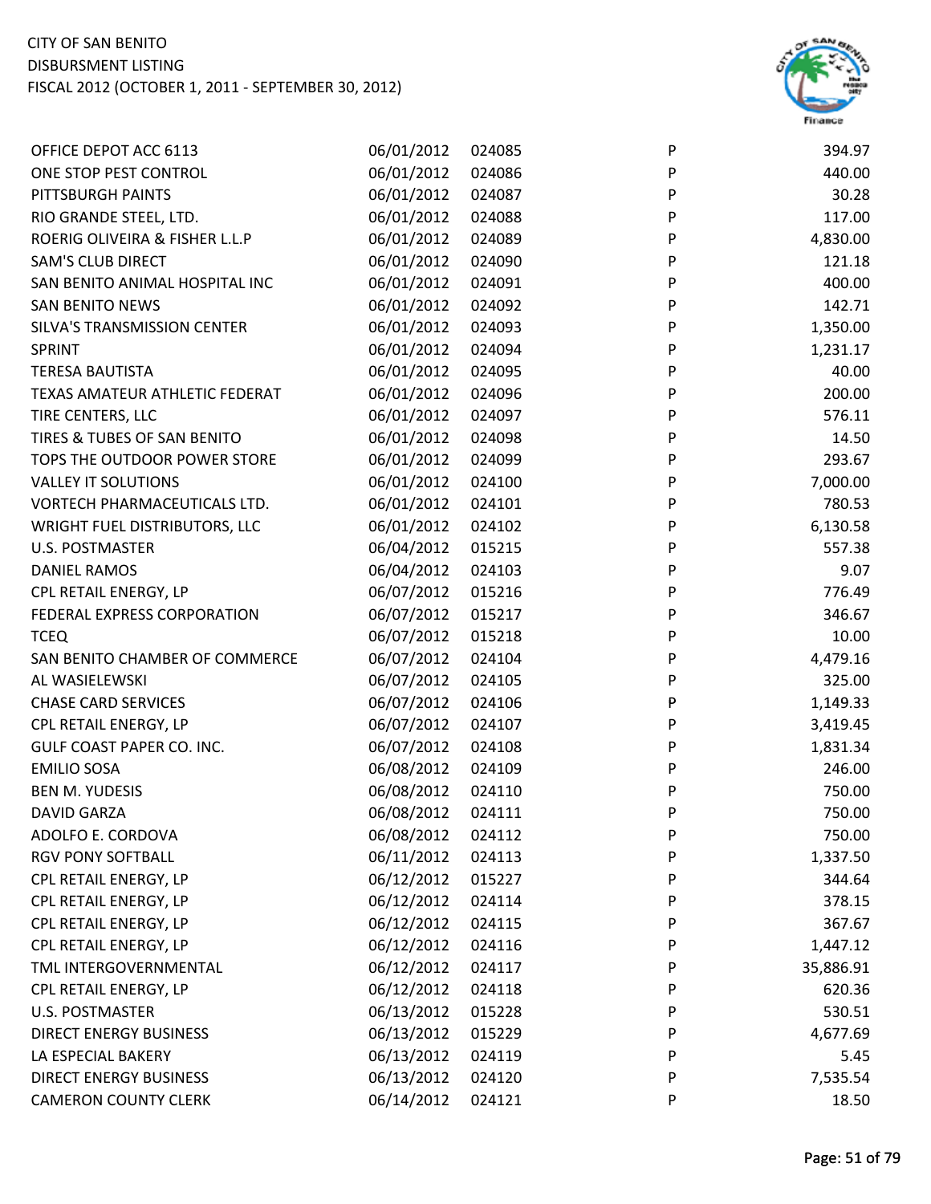CITY OF SAN BENITO
DISBURSMENT LISTING
FISCAL 2012 (OCTOBER 1, 2011 - SEPTEMBER 30, 2012)

| | | | | |
|---|---|---|---|---|
| OFFICE DEPOT ACC 6113 | 06/01/2012 | 024085 | P | 394.97 |
| ONE STOP PEST CONTROL | 06/01/2012 | 024086 | P | 440.00 |
| PITTSBURGH PAINTS | 06/01/2012 | 024087 | P | 30.28 |
| RIO GRANDE STEEL, LTD. | 06/01/2012 | 024088 | P | 117.00 |
| ROERIG OLIVEIRA & FISHER L.L.P | 06/01/2012 | 024089 | P | 4,830.00 |
| SAM'S CLUB DIRECT | 06/01/2012 | 024090 | P | 121.18 |
| SAN BENITO ANIMAL HOSPITAL INC | 06/01/2012 | 024091 | P | 400.00 |
| SAN BENITO NEWS | 06/01/2012 | 024092 | P | 142.71 |
| SILVA'S TRANSMISSION CENTER | 06/01/2012 | 024093 | P | 1,350.00 |
| SPRINT | 06/01/2012 | 024094 | P | 1,231.17 |
| TERESA BAUTISTA | 06/01/2012 | 024095 | P | 40.00 |
| TEXAS AMATEUR ATHLETIC FEDERAT | 06/01/2012 | 024096 | P | 200.00 |
| TIRE CENTERS, LLC | 06/01/2012 | 024097 | P | 576.11 |
| TIRES & TUBES OF SAN BENITO | 06/01/2012 | 024098 | P | 14.50 |
| TOPS THE OUTDOOR POWER STORE | 06/01/2012 | 024099 | P | 293.67 |
| VALLEY IT SOLUTIONS | 06/01/2012 | 024100 | P | 7,000.00 |
| VORTECH PHARMACEUTICALS LTD. | 06/01/2012 | 024101 | P | 780.53 |
| WRIGHT FUEL DISTRIBUTORS, LLC | 06/01/2012 | 024102 | P | 6,130.58 |
| U.S. POSTMASTER | 06/04/2012 | 015215 | P | 557.38 |
| DANIEL RAMOS | 06/04/2012 | 024103 | P | 9.07 |
| CPL RETAIL ENERGY, LP | 06/07/2012 | 015216 | P | 776.49 |
| FEDERAL EXPRESS CORPORATION | 06/07/2012 | 015217 | P | 346.67 |
| TCEQ | 06/07/2012 | 015218 | P | 10.00 |
| SAN BENITO CHAMBER OF COMMERCE | 06/07/2012 | 024104 | P | 4,479.16 |
| AL WASIELEWSKI | 06/07/2012 | 024105 | P | 325.00 |
| CHASE CARD SERVICES | 06/07/2012 | 024106 | P | 1,149.33 |
| CPL RETAIL ENERGY, LP | 06/07/2012 | 024107 | P | 3,419.45 |
| GULF COAST PAPER CO. INC. | 06/07/2012 | 024108 | P | 1,831.34 |
| EMILIO SOSA | 06/08/2012 | 024109 | P | 246.00 |
| BEN M. YUDESIS | 06/08/2012 | 024110 | P | 750.00 |
| DAVID GARZA | 06/08/2012 | 024111 | P | 750.00 |
| ADOLFO E. CORDOVA | 06/08/2012 | 024112 | P | 750.00 |
| RGV PONY SOFTBALL | 06/11/2012 | 024113 | P | 1,337.50 |
| CPL RETAIL ENERGY, LP | 06/12/2012 | 015227 | P | 344.64 |
| CPL RETAIL ENERGY, LP | 06/12/2012 | 024114 | P | 378.15 |
| CPL RETAIL ENERGY, LP | 06/12/2012 | 024115 | P | 367.67 |
| CPL RETAIL ENERGY, LP | 06/12/2012 | 024116 | P | 1,447.12 |
| TML INTERGOVERNMENTAL | 06/12/2012 | 024117 | P | 35,886.91 |
| CPL RETAIL ENERGY, LP | 06/12/2012 | 024118 | P | 620.36 |
| U.S. POSTMASTER | 06/13/2012 | 015228 | P | 530.51 |
| DIRECT ENERGY BUSINESS | 06/13/2012 | 015229 | P | 4,677.69 |
| LA ESPECIAL BAKERY | 06/13/2012 | 024119 | P | 5.45 |
| DIRECT ENERGY BUSINESS | 06/13/2012 | 024120 | P | 7,535.54 |
| CAMERON COUNTY CLERK | 06/14/2012 | 024121 | P | 18.50 |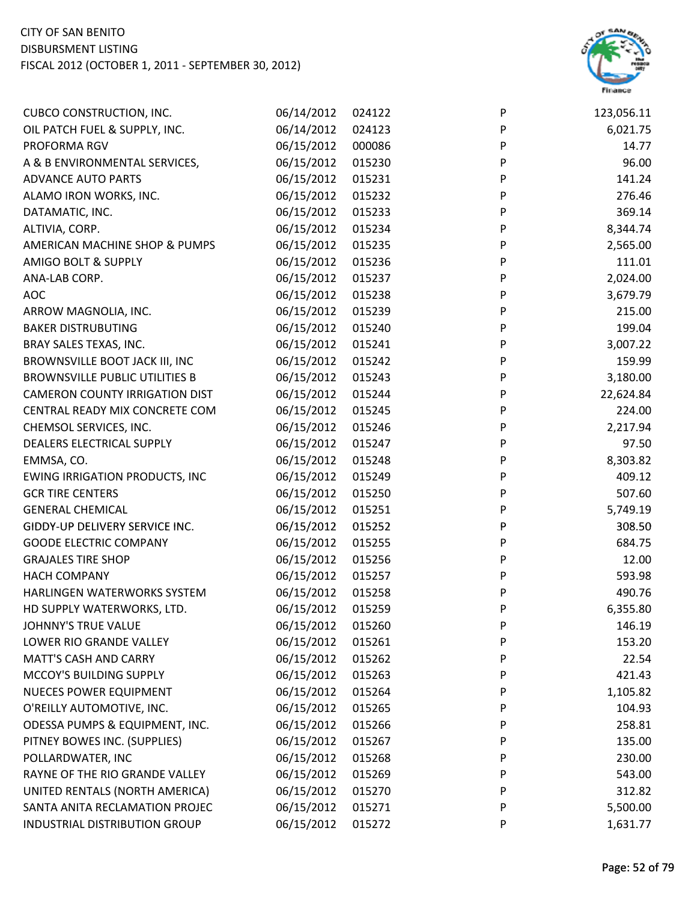CITY OF SAN BENITO
DISBURSMENT LISTING
FISCAL 2012 (OCTOBER 1, 2011 - SEPTEMBER 30, 2012)

| | | | | |
|---|---|---|---|---|
| CUBCO CONSTRUCTION, INC. | 06/14/2012 | 024122 | P | 123,056.11 |
| OIL PATCH FUEL & SUPPLY, INC. | 06/14/2012 | 024123 | P | 6,021.75 |
| PROFORMA RGV | 06/15/2012 | 000086 | P | 14.77 |
| A & B ENVIRONMENTAL SERVICES, | 06/15/2012 | 015230 | P | 96.00 |
| ADVANCE AUTO PARTS | 06/15/2012 | 015231 | P | 141.24 |
| ALAMO IRON WORKS, INC. | 06/15/2012 | 015232 | P | 276.46 |
| DATAMATIC, INC. | 06/15/2012 | 015233 | P | 369.14 |
| ALTIVIA, CORP. | 06/15/2012 | 015234 | P | 8,344.74 |
| AMERICAN MACHINE SHOP & PUMPS | 06/15/2012 | 015235 | P | 2,565.00 |
| AMIGO BOLT & SUPPLY | 06/15/2012 | 015236 | P | 111.01 |
| ANA-LAB CORP. | 06/15/2012 | 015237 | P | 2,024.00 |
| AOC | 06/15/2012 | 015238 | P | 3,679.79 |
| ARROW MAGNOLIA, INC. | 06/15/2012 | 015239 | P | 215.00 |
| BAKER DISTRUBUTING | 06/15/2012 | 015240 | P | 199.04 |
| BRAY SALES TEXAS, INC. | 06/15/2012 | 015241 | P | 3,007.22 |
| BROWNSVILLE BOOT JACK III, INC | 06/15/2012 | 015242 | P | 159.99 |
| BROWNSVILLE PUBLIC UTILITIES B | 06/15/2012 | 015243 | P | 3,180.00 |
| CAMERON COUNTY IRRIGATION DIST | 06/15/2012 | 015244 | P | 22,624.84 |
| CENTRAL READY MIX CONCRETE COM | 06/15/2012 | 015245 | P | 224.00 |
| CHEMSOL SERVICES, INC. | 06/15/2012 | 015246 | P | 2,217.94 |
| DEALERS ELECTRICAL SUPPLY | 06/15/2012 | 015247 | P | 97.50 |
| EMMSA, CO. | 06/15/2012 | 015248 | P | 8,303.82 |
| EWING IRRIGATION PRODUCTS, INC | 06/15/2012 | 015249 | P | 409.12 |
| GCR TIRE CENTERS | 06/15/2012 | 015250 | P | 507.60 |
| GENERAL CHEMICAL | 06/15/2012 | 015251 | P | 5,749.19 |
| GIDDY-UP DELIVERY SERVICE INC. | 06/15/2012 | 015252 | P | 308.50 |
| GOODE ELECTRIC COMPANY | 06/15/2012 | 015255 | P | 684.75 |
| GRAJALES TIRE SHOP | 06/15/2012 | 015256 | P | 12.00 |
| HACH COMPANY | 06/15/2012 | 015257 | P | 593.98 |
| HARLINGEN WATERWORKS SYSTEM | 06/15/2012 | 015258 | P | 490.76 |
| HD SUPPLY WATERWORKS, LTD. | 06/15/2012 | 015259 | P | 6,355.80 |
| JOHNNY'S TRUE VALUE | 06/15/2012 | 015260 | P | 146.19 |
| LOWER RIO GRANDE VALLEY | 06/15/2012 | 015261 | P | 153.20 |
| MATT'S CASH AND CARRY | 06/15/2012 | 015262 | P | 22.54 |
| MCCOY'S BUILDING SUPPLY | 06/15/2012 | 015263 | P | 421.43 |
| NUECES POWER EQUIPMENT | 06/15/2012 | 015264 | P | 1,105.82 |
| O'REILLY AUTOMOTIVE, INC. | 06/15/2012 | 015265 | P | 104.93 |
| ODESSA PUMPS & EQUIPMENT, INC. | 06/15/2012 | 015266 | P | 258.81 |
| PITNEY BOWES INC. (SUPPLIES) | 06/15/2012 | 015267 | P | 135.00 |
| POLLARDWATER, INC | 06/15/2012 | 015268 | P | 230.00 |
| RAYNE OF THE RIO GRANDE VALLEY | 06/15/2012 | 015269 | P | 543.00 |
| UNITED RENTALS (NORTH AMERICA) | 06/15/2012 | 015270 | P | 312.82 |
| SANTA ANITA RECLAMATION PROJEC | 06/15/2012 | 015271 | P | 5,500.00 |
| INDUSTRIAL DISTRIBUTION GROUP | 06/15/2012 | 015272 | P | 1,631.77 |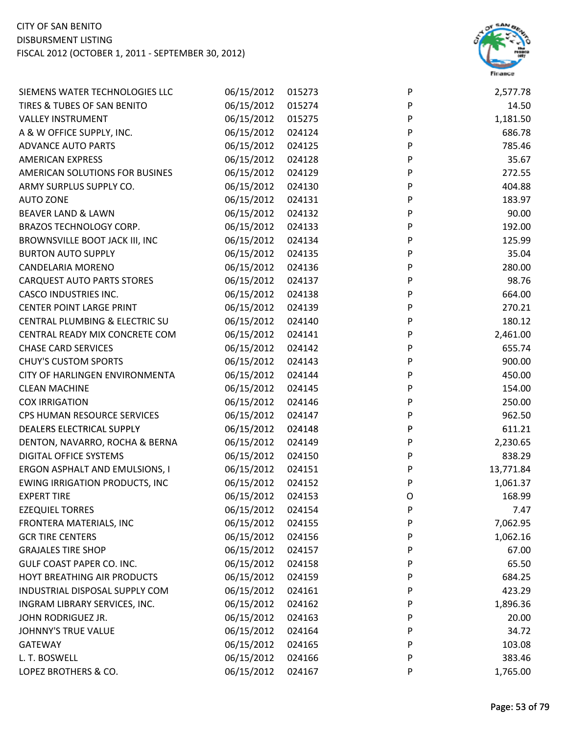CITY OF SAN BENITO
DISBURSMENT LISTING
FISCAL 2012 (OCTOBER 1, 2011 - SEPTEMBER 30, 2012)

| | | | | |
|---|---|---|---|---|
| SIEMENS WATER TECHNOLOGIES LLC | 06/15/2012 | 015273 | P | 2,577.78 |
| TIRES & TUBES OF SAN BENITO | 06/15/2012 | 015274 | P | 14.50 |
| VALLEY INSTRUMENT | 06/15/2012 | 015275 | P | 1,181.50 |
| A & W OFFICE SUPPLY, INC. | 06/15/2012 | 024124 | P | 686.78 |
| ADVANCE AUTO PARTS | 06/15/2012 | 024125 | P | 785.46 |
| AMERICAN EXPRESS | 06/15/2012 | 024128 | P | 35.67 |
| AMERICAN SOLUTIONS FOR BUSINES | 06/15/2012 | 024129 | P | 272.55 |
| ARMY SURPLUS SUPPLY CO. | 06/15/2012 | 024130 | P | 404.88 |
| AUTO ZONE | 06/15/2012 | 024131 | P | 183.97 |
| BEAVER LAND & LAWN | 06/15/2012 | 024132 | P | 90.00 |
| BRAZOS TECHNOLOGY CORP. | 06/15/2012 | 024133 | P | 192.00 |
| BROWNSVILLE BOOT JACK III, INC | 06/15/2012 | 024134 | P | 125.99 |
| BURTON AUTO SUPPLY | 06/15/2012 | 024135 | P | 35.04 |
| CANDELARIA MORENO | 06/15/2012 | 024136 | P | 280.00 |
| CARQUEST AUTO PARTS STORES | 06/15/2012 | 024137 | P | 98.76 |
| CASCO INDUSTRIES INC. | 06/15/2012 | 024138 | P | 664.00 |
| CENTER POINT LARGE PRINT | 06/15/2012 | 024139 | P | 270.21 |
| CENTRAL PLUMBING & ELECTRIC SU | 06/15/2012 | 024140 | P | 180.12 |
| CENTRAL READY MIX CONCRETE COM | 06/15/2012 | 024141 | P | 2,461.00 |
| CHASE CARD SERVICES | 06/15/2012 | 024142 | P | 655.74 |
| CHUY'S CUSTOM SPORTS | 06/15/2012 | 024143 | P | 900.00 |
| CITY OF HARLINGEN ENVIRONMENTA | 06/15/2012 | 024144 | P | 450.00 |
| CLEAN MACHINE | 06/15/2012 | 024145 | P | 154.00 |
| COX IRRIGATION | 06/15/2012 | 024146 | P | 250.00 |
| CPS HUMAN RESOURCE SERVICES | 06/15/2012 | 024147 | P | 962.50 |
| DEALERS ELECTRICAL SUPPLY | 06/15/2012 | 024148 | P | 611.21 |
| DENTON, NAVARRO, ROCHA & BERNA | 06/15/2012 | 024149 | P | 2,230.65 |
| DIGITAL OFFICE SYSTEMS | 06/15/2012 | 024150 | P | 838.29 |
| ERGON ASPHALT AND EMULSIONS, I | 06/15/2012 | 024151 | P | 13,771.84 |
| EWING IRRIGATION PRODUCTS, INC | 06/15/2012 | 024152 | P | 1,061.37 |
| EXPERT TIRE | 06/15/2012 | 024153 | O | 168.99 |
| EZEQUIEL TORRES | 06/15/2012 | 024154 | P | 7.47 |
| FRONTERA MATERIALS, INC | 06/15/2012 | 024155 | P | 7,062.95 |
| GCR TIRE CENTERS | 06/15/2012 | 024156 | P | 1,062.16 |
| GRAJALES TIRE SHOP | 06/15/2012 | 024157 | P | 67.00 |
| GULF COAST PAPER CO. INC. | 06/15/2012 | 024158 | P | 65.50 |
| HOYT BREATHING AIR PRODUCTS | 06/15/2012 | 024159 | P | 684.25 |
| INDUSTRIAL DISPOSAL SUPPLY COM | 06/15/2012 | 024161 | P | 423.29 |
| INGRAM LIBRARY SERVICES, INC. | 06/15/2012 | 024162 | P | 1,896.36 |
| JOHN RODRIGUEZ JR. | 06/15/2012 | 024163 | P | 20.00 |
| JOHNNY'S TRUE VALUE | 06/15/2012 | 024164 | P | 34.72 |
| GATEWAY | 06/15/2012 | 024165 | P | 103.08 |
| L. T. BOSWELL | 06/15/2012 | 024166 | P | 383.46 |
| LOPEZ BROTHERS & CO. | 06/15/2012 | 024167 | P | 1,765.00 |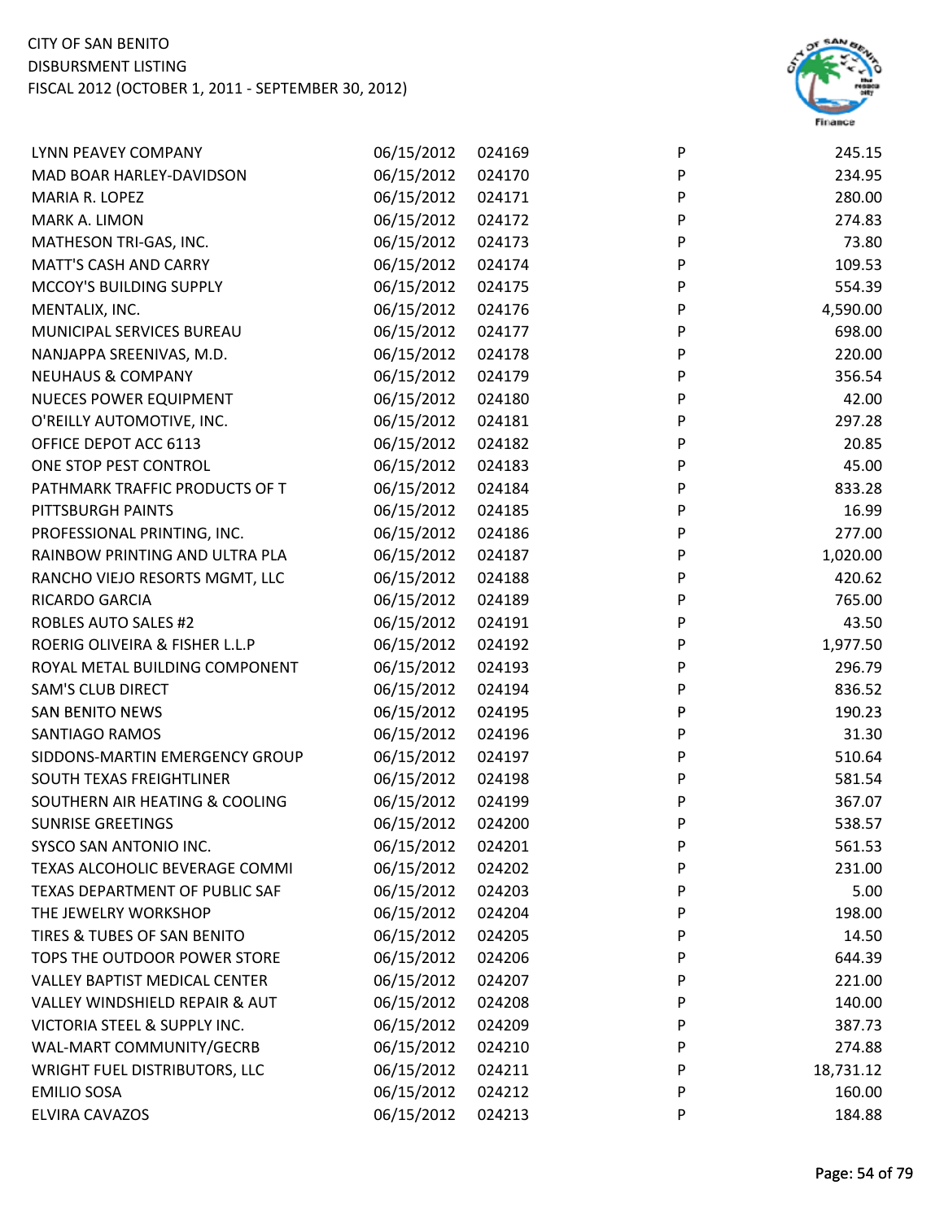CITY OF SAN BENITO
DISBURSMENT LISTING
FISCAL 2012 (OCTOBER 1, 2011 - SEPTEMBER 30, 2012)

| | | | | |
|---|---|---|---|---|
| LYNN PEAVEY COMPANY | 06/15/2012 | 024169 | P | 245.15 |
| MAD BOAR HARLEY-DAVIDSON | 06/15/2012 | 024170 | P | 234.95 |
| MARIA R. LOPEZ | 06/15/2012 | 024171 | P | 280.00 |
| MARK A. LIMON | 06/15/2012 | 024172 | P | 274.83 |
| MATHESON TRI-GAS, INC. | 06/15/2012 | 024173 | P | 73.80 |
| MATT'S CASH AND CARRY | 06/15/2012 | 024174 | P | 109.53 |
| MCCOY'S BUILDING SUPPLY | 06/15/2012 | 024175 | P | 554.39 |
| MENTALIX, INC. | 06/15/2012 | 024176 | P | 4,590.00 |
| MUNICIPAL SERVICES BUREAU | 06/15/2012 | 024177 | P | 698.00 |
| NANJAPPA SREENIVAS, M.D. | 06/15/2012 | 024178 | P | 220.00 |
| NEUHAUS & COMPANY | 06/15/2012 | 024179 | P | 356.54 |
| NUECES POWER EQUIPMENT | 06/15/2012 | 024180 | P | 42.00 |
| O'REILLY AUTOMOTIVE, INC. | 06/15/2012 | 024181 | P | 297.28 |
| OFFICE DEPOT ACC 6113 | 06/15/2012 | 024182 | P | 20.85 |
| ONE STOP PEST CONTROL | 06/15/2012 | 024183 | P | 45.00 |
| PATHMARK TRAFFIC PRODUCTS OF T | 06/15/2012 | 024184 | P | 833.28 |
| PITTSBURGH PAINTS | 06/15/2012 | 024185 | P | 16.99 |
| PROFESSIONAL PRINTING, INC. | 06/15/2012 | 024186 | P | 277.00 |
| RAINBOW PRINTING AND ULTRA PLA | 06/15/2012 | 024187 | P | 1,020.00 |
| RANCHO VIEJO RESORTS MGMT, LLC | 06/15/2012 | 024188 | P | 420.62 |
| RICARDO GARCIA | 06/15/2012 | 024189 | P | 765.00 |
| ROBLES AUTO SALES #2 | 06/15/2012 | 024191 | P | 43.50 |
| ROERIG OLIVEIRA & FISHER L.L.P | 06/15/2012 | 024192 | P | 1,977.50 |
| ROYAL METAL BUILDING COMPONENT | 06/15/2012 | 024193 | P | 296.79 |
| SAM'S CLUB DIRECT | 06/15/2012 | 024194 | P | 836.52 |
| SAN BENITO NEWS | 06/15/2012 | 024195 | P | 190.23 |
| SANTIAGO RAMOS | 06/15/2012 | 024196 | P | 31.30 |
| SIDDONS-MARTIN EMERGENCY GROUP | 06/15/2012 | 024197 | P | 510.64 |
| SOUTH TEXAS FREIGHTLINER | 06/15/2012 | 024198 | P | 581.54 |
| SOUTHERN AIR HEATING & COOLING | 06/15/2012 | 024199 | P | 367.07 |
| SUNRISE GREETINGS | 06/15/2012 | 024200 | P | 538.57 |
| SYSCO SAN ANTONIO INC. | 06/15/2012 | 024201 | P | 561.53 |
| TEXAS ALCOHOLIC BEVERAGE COMMI | 06/15/2012 | 024202 | P | 231.00 |
| TEXAS DEPARTMENT OF PUBLIC SAF | 06/15/2012 | 024203 | P | 5.00 |
| THE JEWELRY WORKSHOP | 06/15/2012 | 024204 | P | 198.00 |
| TIRES & TUBES OF SAN BENITO | 06/15/2012 | 024205 | P | 14.50 |
| TOPS THE OUTDOOR POWER STORE | 06/15/2012 | 024206 | P | 644.39 |
| VALLEY BAPTIST MEDICAL CENTER | 06/15/2012 | 024207 | P | 221.00 |
| VALLEY WINDSHIELD REPAIR & AUT | 06/15/2012 | 024208 | P | 140.00 |
| VICTORIA STEEL & SUPPLY INC. | 06/15/2012 | 024209 | P | 387.73 |
| WAL-MART COMMUNITY/GECRB | 06/15/2012 | 024210 | P | 274.88 |
| WRIGHT FUEL DISTRIBUTORS, LLC | 06/15/2012 | 024211 | P | 18,731.12 |
| EMILIO SOSA | 06/15/2012 | 024212 | P | 160.00 |
| ELVIRA CAVAZOS | 06/15/2012 | 024213 | P | 184.88 |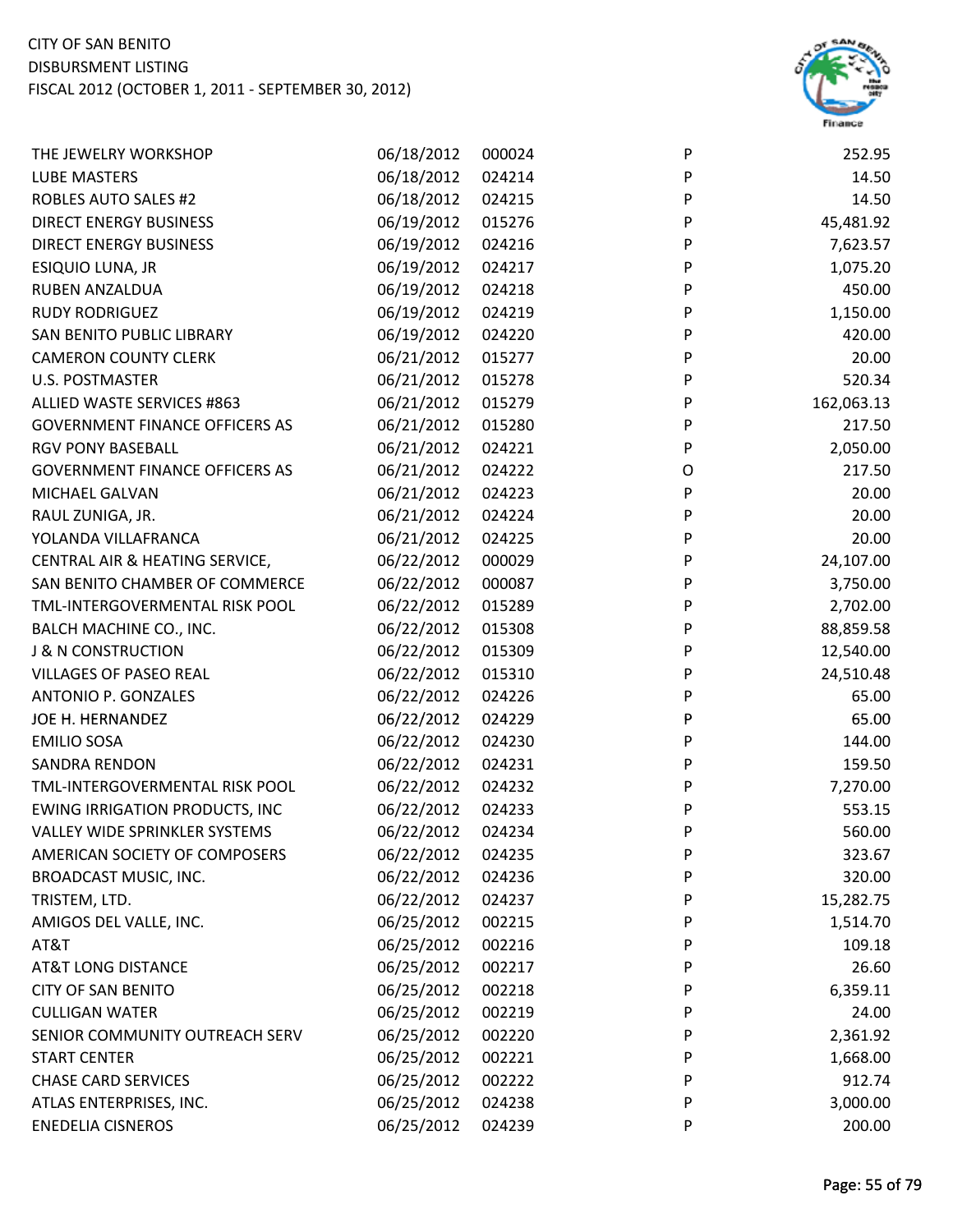| | | | | |
|---|---|---|---|---|
| THE JEWELRY WORKSHOP | 06/18/2012 | 000024 | P | 252.95 |
| LUBE MASTERS | 06/18/2012 | 024214 | P | 14.50 |
| ROBLES AUTO SALES #2 | 06/18/2012 | 024215 | P | 14.50 |
| DIRECT ENERGY BUSINESS | 06/19/2012 | 015276 | P | 45,481.92 |
| DIRECT ENERGY BUSINESS | 06/19/2012 | 024216 | P | 7,623.57 |
| ESIQUIO LUNA, JR | 06/19/2012 | 024217 | P | 1,075.20 |
| RUBEN ANZALDUA | 06/19/2012 | 024218 | P | 450.00 |
| RUDY RODRIGUEZ | 06/19/2012 | 024219 | P | 1,150.00 |
| SAN BENITO PUBLIC LIBRARY | 06/19/2012 | 024220 | P | 420.00 |
| CAMERON COUNTY CLERK | 06/21/2012 | 015277 | P | 20.00 |
| U.S. POSTMASTER | 06/21/2012 | 015278 | P | 520.34 |
| ALLIED WASTE SERVICES #863 | 06/21/2012 | 015279 | P | 162,063.13 |
| GOVERNMENT FINANCE OFFICERS AS | 06/21/2012 | 015280 | P | 217.50 |
| RGV PONY BASEBALL | 06/21/2012 | 024221 | P | 2,050.00 |
| GOVERNMENT FINANCE OFFICERS AS | 06/21/2012 | 024222 | O | 217.50 |
| MICHAEL GALVAN | 06/21/2012 | 024223 | P | 20.00 |
| RAUL ZUNIGA, JR. | 06/21/2012 | 024224 | P | 20.00 |
| YOLANDA VILLAFRANCA | 06/21/2012 | 024225 | P | 20.00 |
| CENTRAL AIR & HEATING SERVICE, | 06/22/2012 | 000029 | P | 24,107.00 |
| SAN BENITO CHAMBER OF COMMERCE | 06/22/2012 | 000087 | P | 3,750.00 |
| TML-INTERGOVERMENTAL RISK POOL | 06/22/2012 | 015289 | P | 2,702.00 |
| BALCH MACHINE CO., INC. | 06/22/2012 | 015308 | P | 88,859.58 |
| J & N CONSTRUCTION | 06/22/2012 | 015309 | P | 12,540.00 |
| VILLAGES OF PASEO REAL | 06/22/2012 | 015310 | P | 24,510.48 |
| ANTONIO P. GONZALES | 06/22/2012 | 024226 | P | 65.00 |
| JOE H. HERNANDEZ | 06/22/2012 | 024229 | P | 65.00 |
| EMILIO SOSA | 06/22/2012 | 024230 | P | 144.00 |
| SANDRA RENDON | 06/22/2012 | 024231 | P | 159.50 |
| TML-INTERGOVERMENTAL RISK POOL | 06/22/2012 | 024232 | P | 7,270.00 |
| EWING IRRIGATION PRODUCTS, INC | 06/22/2012 | 024233 | P | 553.15 |
| VALLEY WIDE SPRINKLER SYSTEMS | 06/22/2012 | 024234 | P | 560.00 |
| AMERICAN SOCIETY OF COMPOSERS | 06/22/2012 | 024235 | P | 323.67 |
| BROADCAST MUSIC, INC. | 06/22/2012 | 024236 | P | 320.00 |
| TRISTEM, LTD. | 06/22/2012 | 024237 | P | 15,282.75 |
| AMIGOS DEL VALLE, INC. | 06/25/2012 | 002215 | P | 1,514.70 |
| AT&T | 06/25/2012 | 002216 | P | 109.18 |
| AT&T LONG DISTANCE | 06/25/2012 | 002217 | P | 26.60 |
| CITY OF SAN BENITO | 06/25/2012 | 002218 | P | 6,359.11 |
| CULLIGAN WATER | 06/25/2012 | 002219 | P | 24.00 |
| SENIOR COMMUNITY OUTREACH SERV | 06/25/2012 | 002220 | P | 2,361.92 |
| START CENTER | 06/25/2012 | 002221 | P | 1,668.00 |
| CHASE CARD SERVICES | 06/25/2012 | 002222 | P | 912.74 |
| ATLAS ENTERPRISES, INC. | 06/25/2012 | 024238 | P | 3,000.00 |
| ENEDELIA CISNEROS | 06/25/2012 | 024239 | P | 200.00 |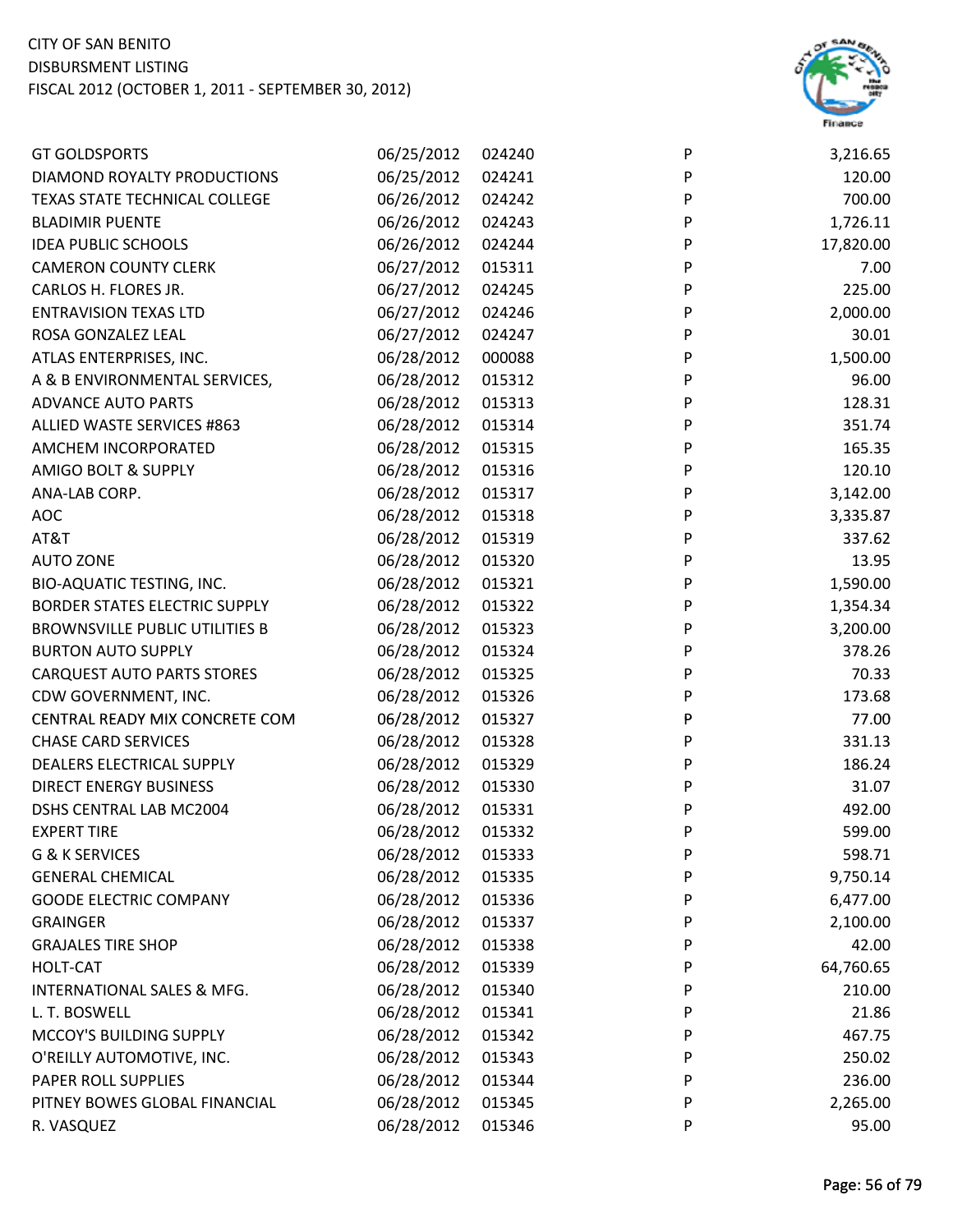| | | | | |
|---|---|---|---|---|
| GT GOLDSPORTS | 06/25/2012 | 024240 | P | 3,216.65 |
| DIAMOND ROYALTY PRODUCTIONS | 06/25/2012 | 024241 | P | 120.00 |
| TEXAS STATE TECHNICAL COLLEGE | 06/26/2012 | 024242 | P | 700.00 |
| BLADIMIR PUENTE | 06/26/2012 | 024243 | P | 1,726.11 |
| IDEA PUBLIC SCHOOLS | 06/26/2012 | 024244 | P | 17,820.00 |
| CAMERON COUNTY CLERK | 06/27/2012 | 015311 | P | 7.00 |
| CARLOS H. FLORES JR. | 06/27/2012 | 024245 | P | 225.00 |
| ENTRAVISION TEXAS LTD | 06/27/2012 | 024246 | P | 2,000.00 |
| ROSA GONZALEZ LEAL | 06/27/2012 | 024247 | P | 30.01 |
| ATLAS ENTERPRISES, INC. | 06/28/2012 | 000088 | P | 1,500.00 |
| A & B ENVIRONMENTAL SERVICES, | 06/28/2012 | 015312 | P | 96.00 |
| ADVANCE AUTO PARTS | 06/28/2012 | 015313 | P | 128.31 |
| ALLIED WASTE SERVICES #863 | 06/28/2012 | 015314 | P | 351.74 |
| AMCHEM INCORPORATED | 06/28/2012 | 015315 | P | 165.35 |
| AMIGO BOLT & SUPPLY | 06/28/2012 | 015316 | P | 120.10 |
| ANA-LAB CORP. | 06/28/2012 | 015317 | P | 3,142.00 |
| AOC | 06/28/2012 | 015318 | P | 3,335.87 |
| AT&T | 06/28/2012 | 015319 | P | 337.62 |
| AUTO ZONE | 06/28/2012 | 015320 | P | 13.95 |
| BIO-AQUATIC TESTING, INC. | 06/28/2012 | 015321 | P | 1,590.00 |
| BORDER STATES ELECTRIC SUPPLY | 06/28/2012 | 015322 | P | 1,354.34 |
| BROWNSVILLE PUBLIC UTILITIES B | 06/28/2012 | 015323 | P | 3,200.00 |
| BURTON AUTO SUPPLY | 06/28/2012 | 015324 | P | 378.26 |
| CARQUEST AUTO PARTS STORES | 06/28/2012 | 015325 | P | 70.33 |
| CDW GOVERNMENT, INC. | 06/28/2012 | 015326 | P | 173.68 |
| CENTRAL READY MIX CONCRETE COM | 06/28/2012 | 015327 | P | 77.00 |
| CHASE CARD SERVICES | 06/28/2012 | 015328 | P | 331.13 |
| DEALERS ELECTRICAL SUPPLY | 06/28/2012 | 015329 | P | 186.24 |
| DIRECT ENERGY BUSINESS | 06/28/2012 | 015330 | P | 31.07 |
| DSHS CENTRAL LAB MC2004 | 06/28/2012 | 015331 | P | 492.00 |
| EXPERT TIRE | 06/28/2012 | 015332 | P | 599.00 |
| G & K SERVICES | 06/28/2012 | 015333 | P | 598.71 |
| GENERAL CHEMICAL | 06/28/2012 | 015335 | P | 9,750.14 |
| GOODE ELECTRIC COMPANY | 06/28/2012 | 015336 | P | 6,477.00 |
| GRAINGER | 06/28/2012 | 015337 | P | 2,100.00 |
| GRAJALES TIRE SHOP | 06/28/2012 | 015338 | P | 42.00 |
| HOLT-CAT | 06/28/2012 | 015339 | P | 64,760.65 |
| INTERNATIONAL SALES & MFG. | 06/28/2012 | 015340 | P | 210.00 |
| L. T. BOSWELL | 06/28/2012 | 015341 | P | 21.86 |
| MCCOY'S BUILDING SUPPLY | 06/28/2012 | 015342 | P | 467.75 |
| O'REILLY AUTOMOTIVE, INC. | 06/28/2012 | 015343 | P | 250.02 |
| PAPER ROLL SUPPLIES | 06/28/2012 | 015344 | P | 236.00 |
| PITNEY BOWES GLOBAL FINANCIAL | 06/28/2012 | 015345 | P | 2,265.00 |
| R. VASQUEZ | 06/28/2012 | 015346 | P | 95.00 |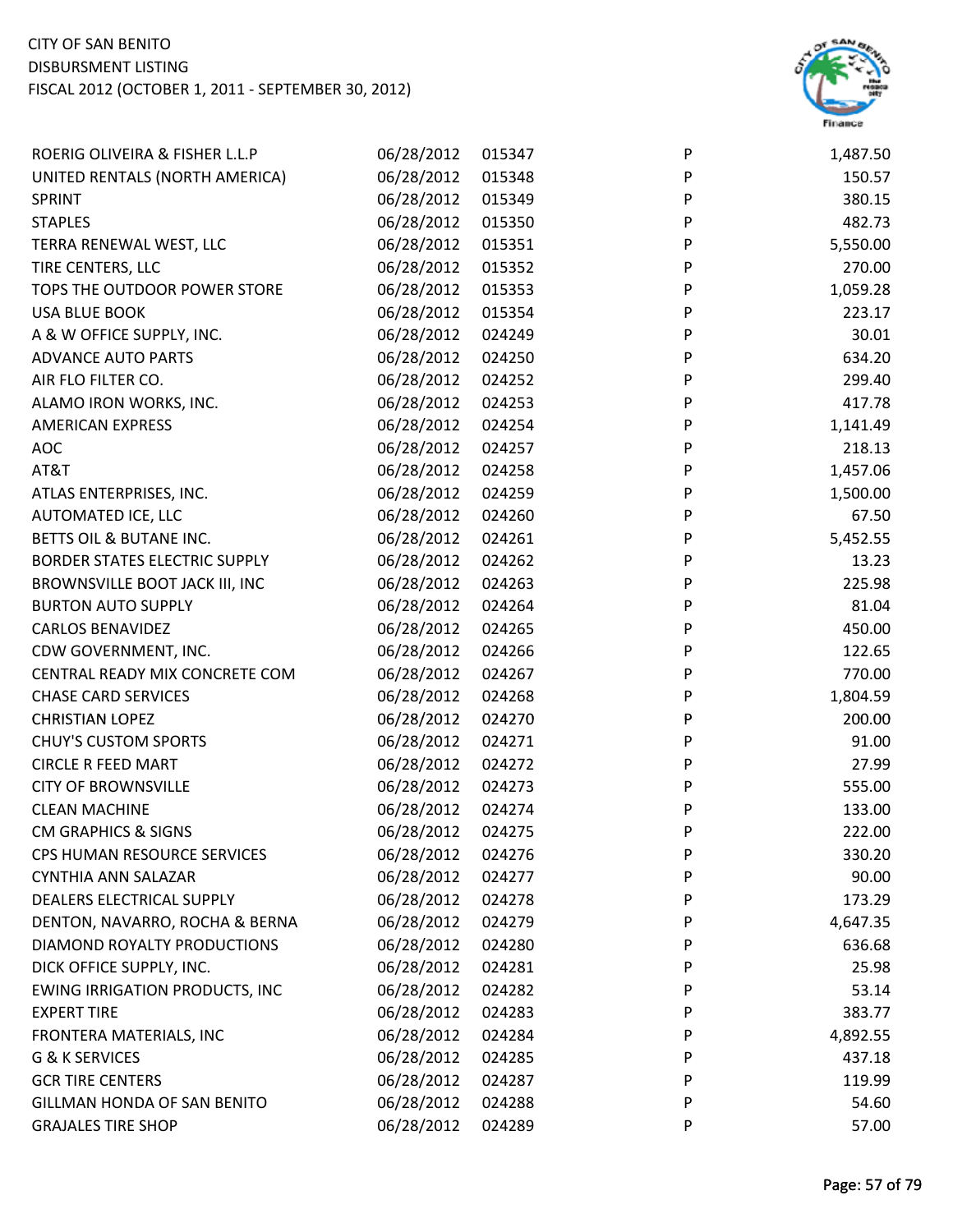CITY OF SAN BENITO
DISBURSMENT LISTING
FISCAL 2012 (OCTOBER 1, 2011 - SEPTEMBER 30, 2012)

| | | | | |
|---|---|---|---|---|
| ROERIG OLIVEIRA & FISHER L.L.P | 06/28/2012 | 015347 | P | 1,487.50 |
| UNITED RENTALS (NORTH AMERICA) | 06/28/2012 | 015348 | P | 150.57 |
| SPRINT | 06/28/2012 | 015349 | P | 380.15 |
| STAPLES | 06/28/2012 | 015350 | P | 482.73 |
| TERRA RENEWAL WEST, LLC | 06/28/2012 | 015351 | P | 5,550.00 |
| TIRE CENTERS, LLC | 06/28/2012 | 015352 | P | 270.00 |
| TOPS THE OUTDOOR POWER STORE | 06/28/2012 | 015353 | P | 1,059.28 |
| USA BLUE BOOK | 06/28/2012 | 015354 | P | 223.17 |
| A & W OFFICE SUPPLY, INC. | 06/28/2012 | 024249 | P | 30.01 |
| ADVANCE AUTO PARTS | 06/28/2012 | 024250 | P | 634.20 |
| AIR FLO FILTER CO. | 06/28/2012 | 024252 | P | 299.40 |
| ALAMO IRON WORKS, INC. | 06/28/2012 | 024253 | P | 417.78 |
| AMERICAN EXPRESS | 06/28/2012 | 024254 | P | 1,141.49 |
| AOC | 06/28/2012 | 024257 | P | 218.13 |
| AT&T | 06/28/2012 | 024258 | P | 1,457.06 |
| ATLAS ENTERPRISES, INC. | 06/28/2012 | 024259 | P | 1,500.00 |
| AUTOMATED ICE, LLC | 06/28/2012 | 024260 | P | 67.50 |
| BETTS OIL & BUTANE INC. | 06/28/2012 | 024261 | P | 5,452.55 |
| BORDER STATES ELECTRIC SUPPLY | 06/28/2012 | 024262 | P | 13.23 |
| BROWNSVILLE BOOT JACK III, INC | 06/28/2012 | 024263 | P | 225.98 |
| BURTON AUTO SUPPLY | 06/28/2012 | 024264 | P | 81.04 |
| CARLOS BENAVIDEZ | 06/28/2012 | 024265 | P | 450.00 |
| CDW GOVERNMENT, INC. | 06/28/2012 | 024266 | P | 122.65 |
| CENTRAL READY MIX CONCRETE COM | 06/28/2012 | 024267 | P | 770.00 |
| CHASE CARD SERVICES | 06/28/2012 | 024268 | P | 1,804.59 |
| CHRISTIAN LOPEZ | 06/28/2012 | 024270 | P | 200.00 |
| CHUY'S CUSTOM SPORTS | 06/28/2012 | 024271 | P | 91.00 |
| CIRCLE R FEED MART | 06/28/2012 | 024272 | P | 27.99 |
| CITY OF BROWNSVILLE | 06/28/2012 | 024273 | P | 555.00 |
| CLEAN MACHINE | 06/28/2012 | 024274 | P | 133.00 |
| CM GRAPHICS & SIGNS | 06/28/2012 | 024275 | P | 222.00 |
| CPS HUMAN RESOURCE SERVICES | 06/28/2012 | 024276 | P | 330.20 |
| CYNTHIA ANN SALAZAR | 06/28/2012 | 024277 | P | 90.00 |
| DEALERS ELECTRICAL SUPPLY | 06/28/2012 | 024278 | P | 173.29 |
| DENTON, NAVARRO, ROCHA & BERNA | 06/28/2012 | 024279 | P | 4,647.35 |
| DIAMOND ROYALTY PRODUCTIONS | 06/28/2012 | 024280 | P | 636.68 |
| DICK OFFICE SUPPLY, INC. | 06/28/2012 | 024281 | P | 25.98 |
| EWING IRRIGATION PRODUCTS, INC | 06/28/2012 | 024282 | P | 53.14 |
| EXPERT TIRE | 06/28/2012 | 024283 | P | 383.77 |
| FRONTERA MATERIALS, INC | 06/28/2012 | 024284 | P | 4,892.55 |
| G & K SERVICES | 06/28/2012 | 024285 | P | 437.18 |
| GCR TIRE CENTERS | 06/28/2012 | 024287 | P | 119.99 |
| GILLMAN HONDA OF SAN BENITO | 06/28/2012 | 024288 | P | 54.60 |
| GRAJALES TIRE SHOP | 06/28/2012 | 024289 | P | 57.00 |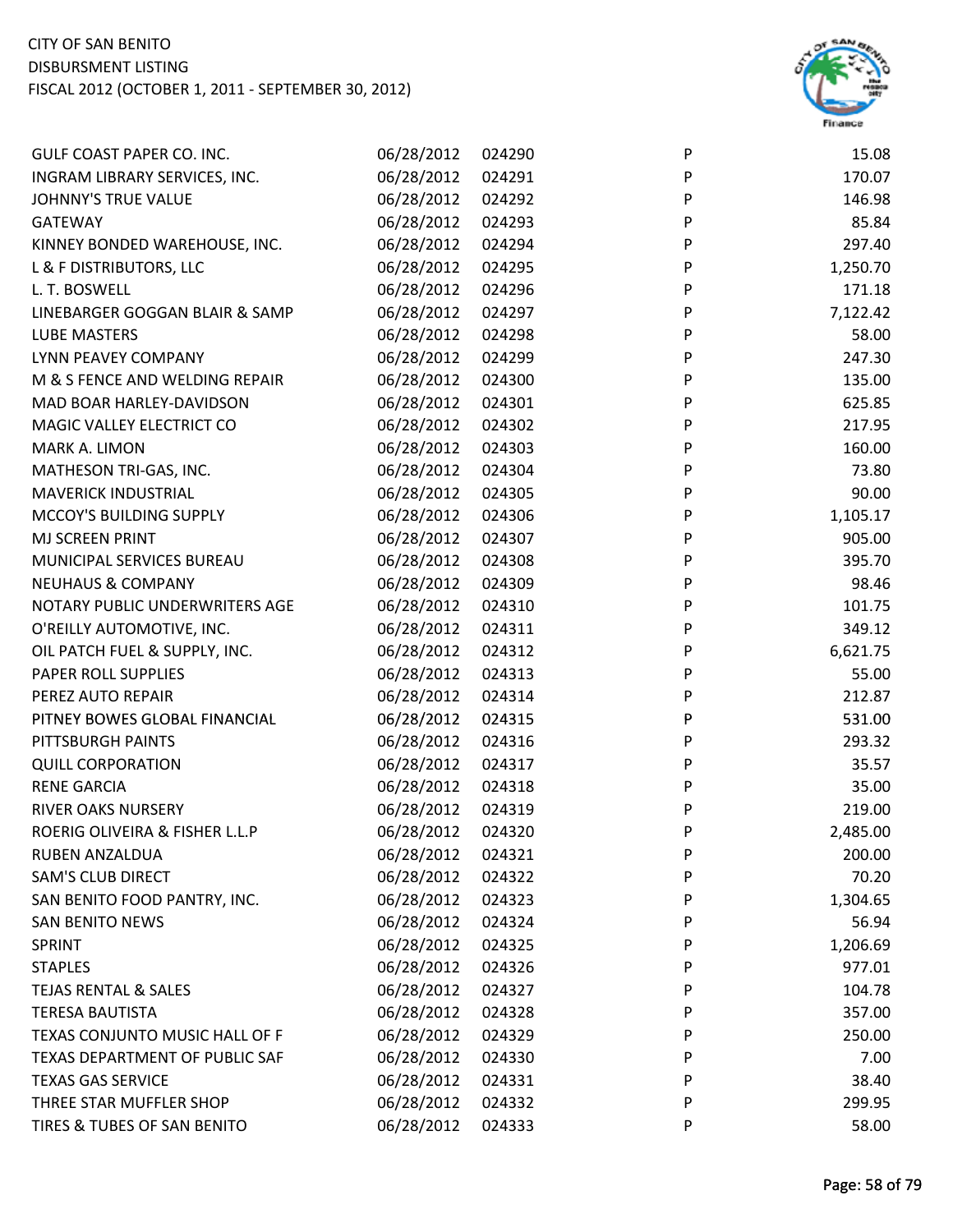CITY OF SAN BENITO
DISBURSMENT LISTING
FISCAL 2012 (OCTOBER 1, 2011 - SEPTEMBER 30, 2012)

| | | | | |
|---|---|---|---|---|
| GULF COAST PAPER CO. INC. | 06/28/2012 | 024290 | P | 15.08 |
| INGRAM LIBRARY SERVICES, INC. | 06/28/2012 | 024291 | P | 170.07 |
| JOHNNY'S TRUE VALUE | 06/28/2012 | 024292 | P | 146.98 |
| GATEWAY | 06/28/2012 | 024293 | P | 85.84 |
| KINNEY BONDED WAREHOUSE, INC. | 06/28/2012 | 024294 | P | 297.40 |
| L & F DISTRIBUTORS, LLC | 06/28/2012 | 024295 | P | 1,250.70 |
| L. T. BOSWELL | 06/28/2012 | 024296 | P | 171.18 |
| LINEBARGER GOGGAN BLAIR & SAMP | 06/28/2012 | 024297 | P | 7,122.42 |
| LUBE MASTERS | 06/28/2012 | 024298 | P | 58.00 |
| LYNN PEAVEY COMPANY | 06/28/2012 | 024299 | P | 247.30 |
| M & S FENCE AND WELDING REPAIR | 06/28/2012 | 024300 | P | 135.00 |
| MAD BOAR HARLEY-DAVIDSON | 06/28/2012 | 024301 | P | 625.85 |
| MAGIC VALLEY ELECTRICT CO | 06/28/2012 | 024302 | P | 217.95 |
| MARK A. LIMON | 06/28/2012 | 024303 | P | 160.00 |
| MATHESON TRI-GAS, INC. | 06/28/2012 | 024304 | P | 73.80 |
| MAVERICK INDUSTRIAL | 06/28/2012 | 024305 | P | 90.00 |
| MCCOY'S BUILDING SUPPLY | 06/28/2012 | 024306 | P | 1,105.17 |
| MJ SCREEN PRINT | 06/28/2012 | 024307 | P | 905.00 |
| MUNICIPAL SERVICES BUREAU | 06/28/2012 | 024308 | P | 395.70 |
| NEUHAUS & COMPANY | 06/28/2012 | 024309 | P | 98.46 |
| NOTARY PUBLIC UNDERWRITERS AGE | 06/28/2012 | 024310 | P | 101.75 |
| O'REILLY AUTOMOTIVE, INC. | 06/28/2012 | 024311 | P | 349.12 |
| OIL PATCH FUEL & SUPPLY, INC. | 06/28/2012 | 024312 | P | 6,621.75 |
| PAPER ROLL SUPPLIES | 06/28/2012 | 024313 | P | 55.00 |
| PEREZ AUTO REPAIR | 06/28/2012 | 024314 | P | 212.87 |
| PITNEY BOWES GLOBAL FINANCIAL | 06/28/2012 | 024315 | P | 531.00 |
| PITTSBURGH PAINTS | 06/28/2012 | 024316 | P | 293.32 |
| QUILL CORPORATION | 06/28/2012 | 024317 | P | 35.57 |
| RENE GARCIA | 06/28/2012 | 024318 | P | 35.00 |
| RIVER OAKS NURSERY | 06/28/2012 | 024319 | P | 219.00 |
| ROERIG OLIVEIRA & FISHER L.L.P | 06/28/2012 | 024320 | P | 2,485.00 |
| RUBEN ANZALDUA | 06/28/2012 | 024321 | P | 200.00 |
| SAM'S CLUB DIRECT | 06/28/2012 | 024322 | P | 70.20 |
| SAN BENITO FOOD PANTRY, INC. | 06/28/2012 | 024323 | P | 1,304.65 |
| SAN BENITO NEWS | 06/28/2012 | 024324 | P | 56.94 |
| SPRINT | 06/28/2012 | 024325 | P | 1,206.69 |
| STAPLES | 06/28/2012 | 024326 | P | 977.01 |
| TEJAS RENTAL & SALES | 06/28/2012 | 024327 | P | 104.78 |
| TERESA BAUTISTA | 06/28/2012 | 024328 | P | 357.00 |
| TEXAS CONJUNTO MUSIC HALL OF F | 06/28/2012 | 024329 | P | 250.00 |
| TEXAS DEPARTMENT OF PUBLIC SAF | 06/28/2012 | 024330 | P | 7.00 |
| TEXAS GAS SERVICE | 06/28/2012 | 024331 | P | 38.40 |
| THREE STAR MUFFLER SHOP | 06/28/2012 | 024332 | P | 299.95 |
| TIRES & TUBES OF SAN BENITO | 06/28/2012 | 024333 | P | 58.00 |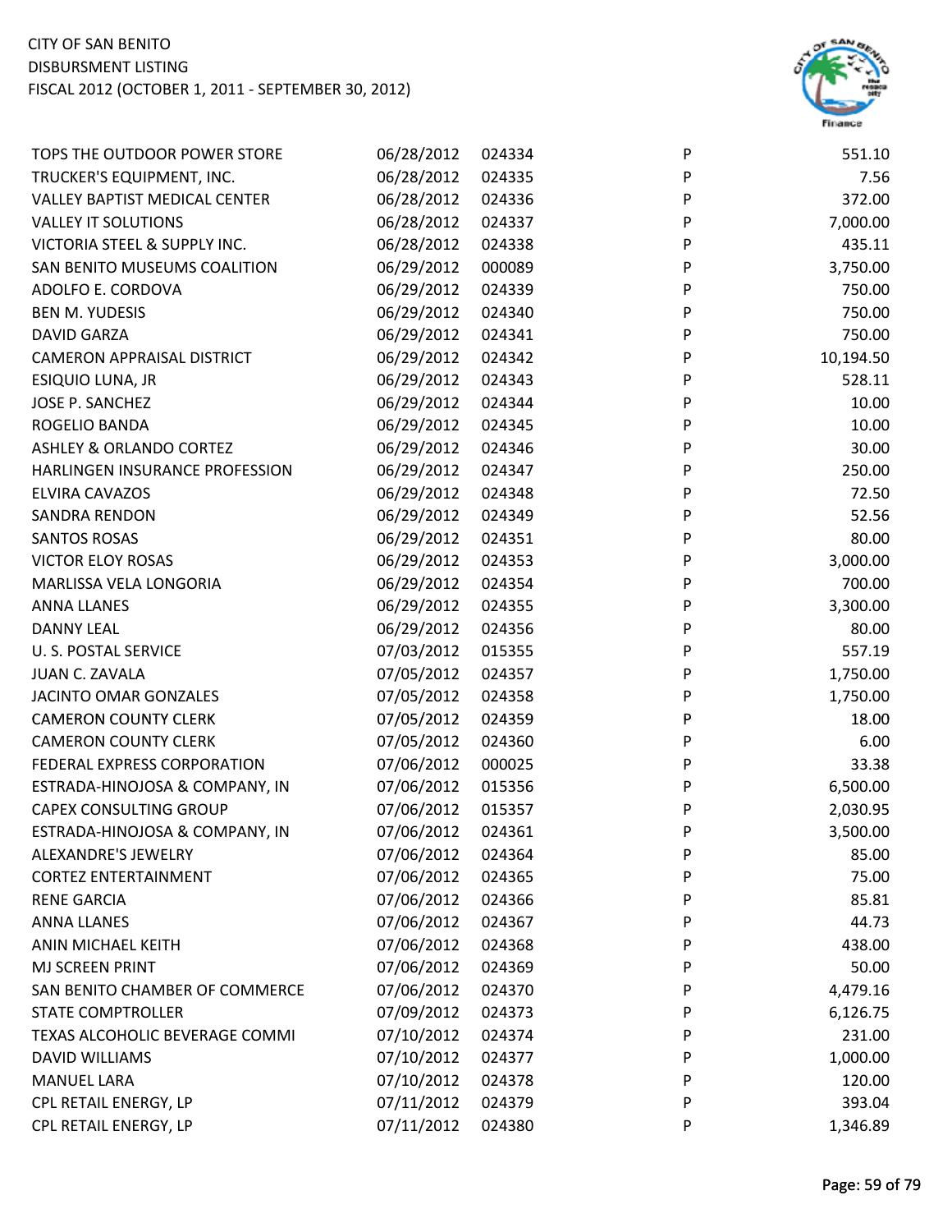CITY OF SAN BENITO
DISBURSMENT LISTING
FISCAL 2012 (OCTOBER 1, 2011 - SEPTEMBER 30, 2012)

| | | | | |
|---|---|---|---|---|
| TOPS THE OUTDOOR POWER STORE | 06/28/2012 | 024334 | P | 551.10 |
| TRUCKER'S EQUIPMENT, INC. | 06/28/2012 | 024335 | P | 7.56 |
| VALLEY BAPTIST MEDICAL CENTER | 06/28/2012 | 024336 | P | 372.00 |
| VALLEY IT SOLUTIONS | 06/28/2012 | 024337 | P | 7,000.00 |
| VICTORIA STEEL & SUPPLY INC. | 06/28/2012 | 024338 | P | 435.11 |
| SAN BENITO MUSEUMS COALITION | 06/29/2012 | 000089 | P | 3,750.00 |
| ADOLFO E. CORDOVA | 06/29/2012 | 024339 | P | 750.00 |
| BEN M. YUDESIS | 06/29/2012 | 024340 | P | 750.00 |
| DAVID GARZA | 06/29/2012 | 024341 | P | 750.00 |
| CAMERON APPRAISAL DISTRICT | 06/29/2012 | 024342 | P | 10,194.50 |
| ESIQUIO LUNA, JR | 06/29/2012 | 024343 | P | 528.11 |
| JOSE P. SANCHEZ | 06/29/2012 | 024344 | P | 10.00 |
| ROGELIO BANDA | 06/29/2012 | 024345 | P | 10.00 |
| ASHLEY & ORLANDO CORTEZ | 06/29/2012 | 024346 | P | 30.00 |
| HARLINGEN INSURANCE PROFESSION | 06/29/2012 | 024347 | P | 250.00 |
| ELVIRA CAVAZOS | 06/29/2012 | 024348 | P | 72.50 |
| SANDRA RENDON | 06/29/2012 | 024349 | P | 52.56 |
| SANTOS ROSAS | 06/29/2012 | 024351 | P | 80.00 |
| VICTOR ELOY ROSAS | 06/29/2012 | 024353 | P | 3,000.00 |
| MARLISSA VELA LONGORIA | 06/29/2012 | 024354 | P | 700.00 |
| ANNA LLANES | 06/29/2012 | 024355 | P | 3,300.00 |
| DANNY LEAL | 06/29/2012 | 024356 | P | 80.00 |
| U. S. POSTAL SERVICE | 07/03/2012 | 015355 | P | 557.19 |
| JUAN C. ZAVALA | 07/05/2012 | 024357 | P | 1,750.00 |
| JACINTO OMAR GONZALES | 07/05/2012 | 024358 | P | 1,750.00 |
| CAMERON COUNTY CLERK | 07/05/2012 | 024359 | P | 18.00 |
| CAMERON COUNTY CLERK | 07/05/2012 | 024360 | P | 6.00 |
| FEDERAL EXPRESS CORPORATION | 07/06/2012 | 000025 | P | 33.38 |
| ESTRADA-HINOJOSA & COMPANY, IN | 07/06/2012 | 015356 | P | 6,500.00 |
| CAPEX CONSULTING GROUP | 07/06/2012 | 015357 | P | 2,030.95 |
| ESTRADA-HINOJOSA & COMPANY, IN | 07/06/2012 | 024361 | P | 3,500.00 |
| ALEXANDRE'S JEWELRY | 07/06/2012 | 024364 | P | 85.00 |
| CORTEZ ENTERTAINMENT | 07/06/2012 | 024365 | P | 75.00 |
| RENE GARCIA | 07/06/2012 | 024366 | P | 85.81 |
| ANNA LLANES | 07/06/2012 | 024367 | P | 44.73 |
| ANIN MICHAEL KEITH | 07/06/2012 | 024368 | P | 438.00 |
| MJ SCREEN PRINT | 07/06/2012 | 024369 | P | 50.00 |
| SAN BENITO CHAMBER OF COMMERCE | 07/06/2012 | 024370 | P | 4,479.16 |
| STATE COMPTROLLER | 07/09/2012 | 024373 | P | 6,126.75 |
| TEXAS ALCOHOLIC BEVERAGE COMMI | 07/10/2012 | 024374 | P | 231.00 |
| DAVID WILLIAMS | 07/10/2012 | 024377 | P | 1,000.00 |
| MANUEL LARA | 07/10/2012 | 024378 | P | 120.00 |
| CPL RETAIL ENERGY, LP | 07/11/2012 | 024379 | P | 393.04 |
| CPL RETAIL ENERGY, LP | 07/11/2012 | 024380 | P | 1,346.89 |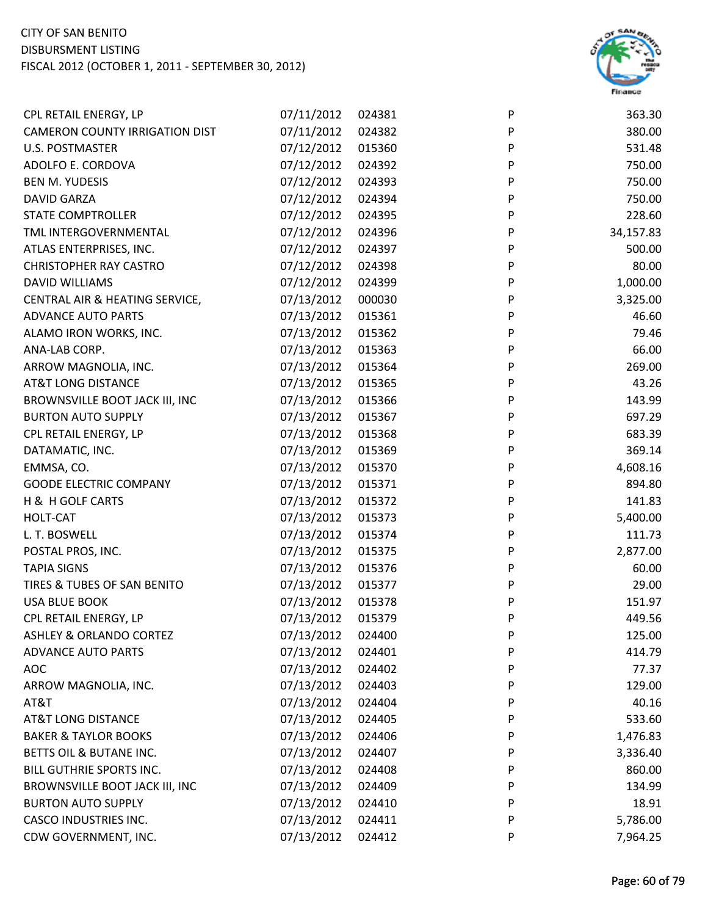CITY OF SAN BENITO
DISBURSMENT LISTING
FISCAL 2012 (OCTOBER 1, 2011 - SEPTEMBER 30, 2012)

| | | | | |
|---|---|---|---|---|
| CPL RETAIL ENERGY, LP | 07/11/2012 | 024381 | P | 363.30 |
| CAMERON COUNTY IRRIGATION DIST | 07/11/2012 | 024382 | P | 380.00 |
| U.S. POSTMASTER | 07/12/2012 | 015360 | P | 531.48 |
| ADOLFO E. CORDOVA | 07/12/2012 | 024392 | P | 750.00 |
| BEN M. YUDESIS | 07/12/2012 | 024393 | P | 750.00 |
| DAVID GARZA | 07/12/2012 | 024394 | P | 750.00 |
| STATE COMPTROLLER | 07/12/2012 | 024395 | P | 228.60 |
| TML INTERGOVERNMENTAL | 07/12/2012 | 024396 | P | 34,157.83 |
| ATLAS ENTERPRISES, INC. | 07/12/2012 | 024397 | P | 500.00 |
| CHRISTOPHER RAY CASTRO | 07/12/2012 | 024398 | P | 80.00 |
| DAVID WILLIAMS | 07/12/2012 | 024399 | P | 1,000.00 |
| CENTRAL AIR & HEATING SERVICE, | 07/13/2012 | 000030 | P | 3,325.00 |
| ADVANCE AUTO PARTS | 07/13/2012 | 015361 | P | 46.60 |
| ALAMO IRON WORKS, INC. | 07/13/2012 | 015362 | P | 79.46 |
| ANA-LAB CORP. | 07/13/2012 | 015363 | P | 66.00 |
| ARROW MAGNOLIA, INC. | 07/13/2012 | 015364 | P | 269.00 |
| AT&T LONG DISTANCE | 07/13/2012 | 015365 | P | 43.26 |
| BROWNSVILLE BOOT JACK III, INC | 07/13/2012 | 015366 | P | 143.99 |
| BURTON AUTO SUPPLY | 07/13/2012 | 015367 | P | 697.29 |
| CPL RETAIL ENERGY, LP | 07/13/2012 | 015368 | P | 683.39 |
| DATAMATIC, INC. | 07/13/2012 | 015369 | P | 369.14 |
| EMMSA, CO. | 07/13/2012 | 015370 | P | 4,608.16 |
| GOODE ELECTRIC COMPANY | 07/13/2012 | 015371 | P | 894.80 |
| H & H GOLF CARTS | 07/13/2012 | 015372 | P | 141.83 |
| HOLT-CAT | 07/13/2012 | 015373 | P | 5,400.00 |
| L. T. BOSWELL | 07/13/2012 | 015374 | P | 111.73 |
| POSTAL PROS, INC. | 07/13/2012 | 015375 | P | 2,877.00 |
| TAPIA SIGNS | 07/13/2012 | 015376 | P | 60.00 |
| TIRES & TUBES OF SAN BENITO | 07/13/2012 | 015377 | P | 29.00 |
| USA BLUE BOOK | 07/13/2012 | 015378 | P | 151.97 |
| CPL RETAIL ENERGY, LP | 07/13/2012 | 015379 | P | 449.56 |
| ASHLEY & ORLANDO CORTEZ | 07/13/2012 | 024400 | P | 125.00 |
| ADVANCE AUTO PARTS | 07/13/2012 | 024401 | P | 414.79 |
| AOC | 07/13/2012 | 024402 | P | 77.37 |
| ARROW MAGNOLIA, INC. | 07/13/2012 | 024403 | P | 129.00 |
| AT&T | 07/13/2012 | 024404 | P | 40.16 |
| AT&T LONG DISTANCE | 07/13/2012 | 024405 | P | 533.60 |
| BAKER & TAYLOR BOOKS | 07/13/2012 | 024406 | P | 1,476.83 |
| BETTS OIL & BUTANE INC. | 07/13/2012 | 024407 | P | 3,336.40 |
| BILL GUTHRIE SPORTS INC. | 07/13/2012 | 024408 | P | 860.00 |
| BROWNSVILLE BOOT JACK III, INC | 07/13/2012 | 024409 | P | 134.99 |
| BURTON AUTO SUPPLY | 07/13/2012 | 024410 | P | 18.91 |
| CASCO INDUSTRIES INC. | 07/13/2012 | 024411 | P | 5,786.00 |
| CDW GOVERNMENT, INC. | 07/13/2012 | 024412 | P | 7,964.25 |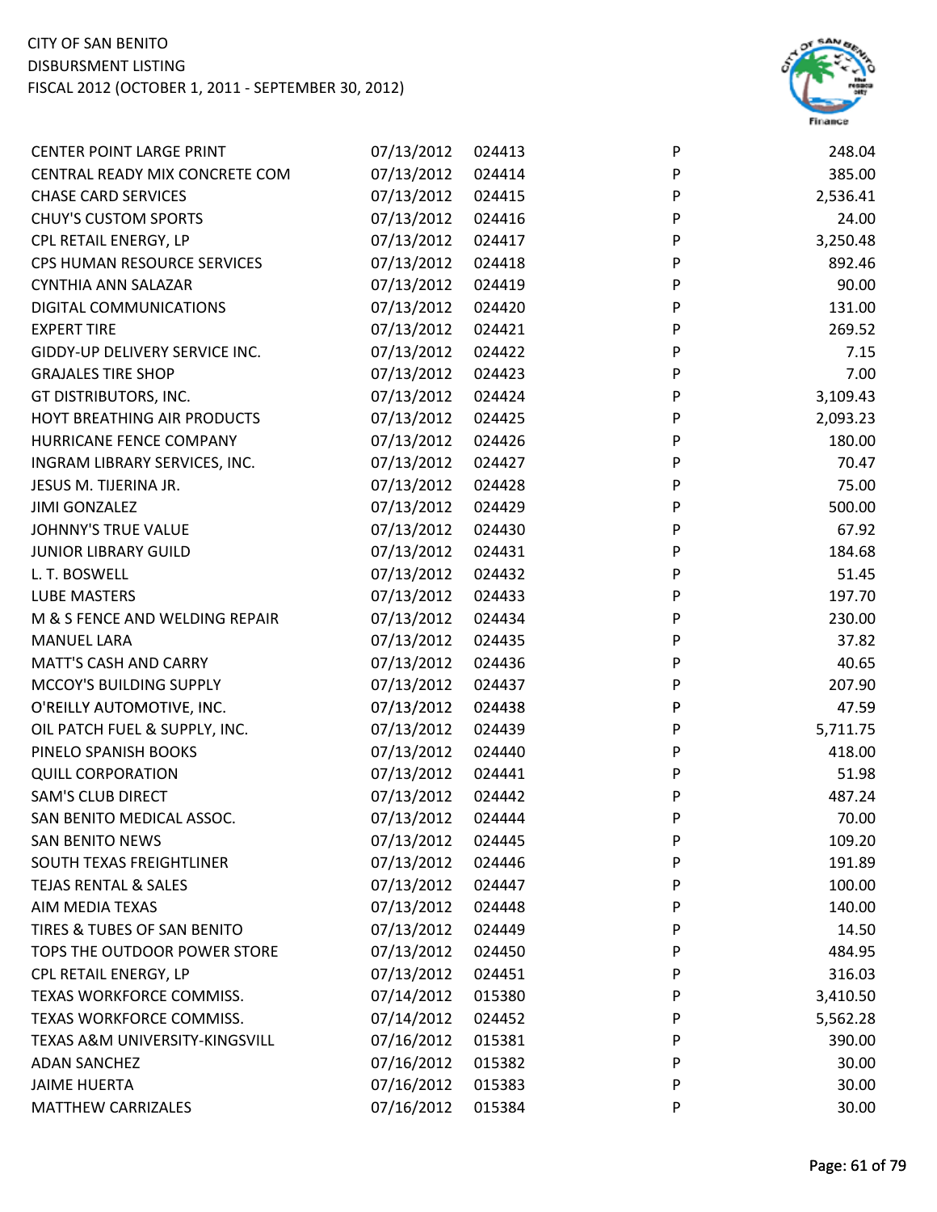| | | | | |
|---|---|---|---|---|
| CENTER POINT LARGE PRINT | 07/13/2012 | 024413 | P | 248.04 |
| CENTRAL READY MIX CONCRETE COM | 07/13/2012 | 024414 | P | 385.00 |
| CHASE CARD SERVICES | 07/13/2012 | 024415 | P | 2,536.41 |
| CHUY'S CUSTOM SPORTS | 07/13/2012 | 024416 | P | 24.00 |
| CPL RETAIL ENERGY, LP | 07/13/2012 | 024417 | P | 3,250.48 |
| CPS HUMAN RESOURCE SERVICES | 07/13/2012 | 024418 | P | 892.46 |
| CYNTHIA ANN SALAZAR | 07/13/2012 | 024419 | P | 90.00 |
| DIGITAL COMMUNICATIONS | 07/13/2012 | 024420 | P | 131.00 |
| EXPERT TIRE | 07/13/2012 | 024421 | P | 269.52 |
| GIDDY-UP DELIVERY SERVICE INC. | 07/13/2012 | 024422 | P | 7.15 |
| GRAJALES TIRE SHOP | 07/13/2012 | 024423 | P | 7.00 |
| GT DISTRIBUTORS, INC. | 07/13/2012 | 024424 | P | 3,109.43 |
| HOYT BREATHING AIR PRODUCTS | 07/13/2012 | 024425 | P | 2,093.23 |
| HURRICANE FENCE COMPANY | 07/13/2012 | 024426 | P | 180.00 |
| INGRAM LIBRARY SERVICES, INC. | 07/13/2012 | 024427 | P | 70.47 |
| JESUS M. TIJERINA JR. | 07/13/2012 | 024428 | P | 75.00 |
| JIMI GONZALEZ | 07/13/2012 | 024429 | P | 500.00 |
| JOHNNY'S TRUE VALUE | 07/13/2012 | 024430 | P | 67.92 |
| JUNIOR LIBRARY GUILD | 07/13/2012 | 024431 | P | 184.68 |
| L. T. BOSWELL | 07/13/2012 | 024432 | P | 51.45 |
| LUBE MASTERS | 07/13/2012 | 024433 | P | 197.70 |
| M & S FENCE AND WELDING REPAIR | 07/13/2012 | 024434 | P | 230.00 |
| MANUEL LARA | 07/13/2012 | 024435 | P | 37.82 |
| MATT'S CASH AND CARRY | 07/13/2012 | 024436 | P | 40.65 |
| MCCOY'S BUILDING SUPPLY | 07/13/2012 | 024437 | P | 207.90 |
| O'REILLY AUTOMOTIVE, INC. | 07/13/2012 | 024438 | P | 47.59 |
| OIL PATCH FUEL & SUPPLY, INC. | 07/13/2012 | 024439 | P | 5,711.75 |
| PINELO SPANISH BOOKS | 07/13/2012 | 024440 | P | 418.00 |
| QUILL CORPORATION | 07/13/2012 | 024441 | P | 51.98 |
| SAM'S CLUB DIRECT | 07/13/2012 | 024442 | P | 487.24 |
| SAN BENITO MEDICAL ASSOC. | 07/13/2012 | 024444 | P | 70.00 |
| SAN BENITO NEWS | 07/13/2012 | 024445 | P | 109.20 |
| SOUTH TEXAS FREIGHTLINER | 07/13/2012 | 024446 | P | 191.89 |
| TEJAS RENTAL & SALES | 07/13/2012 | 024447 | P | 100.00 |
| AIM MEDIA TEXAS | 07/13/2012 | 024448 | P | 140.00 |
| TIRES & TUBES OF SAN BENITO | 07/13/2012 | 024449 | P | 14.50 |
| TOPS THE OUTDOOR POWER STORE | 07/13/2012 | 024450 | P | 484.95 |
| CPL RETAIL ENERGY, LP | 07/13/2012 | 024451 | P | 316.03 |
| TEXAS WORKFORCE COMMISS. | 07/14/2012 | 015380 | P | 3,410.50 |
| TEXAS WORKFORCE COMMISS. | 07/14/2012 | 024452 | P | 5,562.28 |
| TEXAS A&M UNIVERSITY-KINGSVILL | 07/16/2012 | 015381 | P | 390.00 |
| ADAN SANCHEZ | 07/16/2012 | 015382 | P | 30.00 |
| JAIME HUERTA | 07/16/2012 | 015383 | P | 30.00 |
| MATTHEW CARRIZALES | 07/16/2012 | 015384 | P | 30.00 |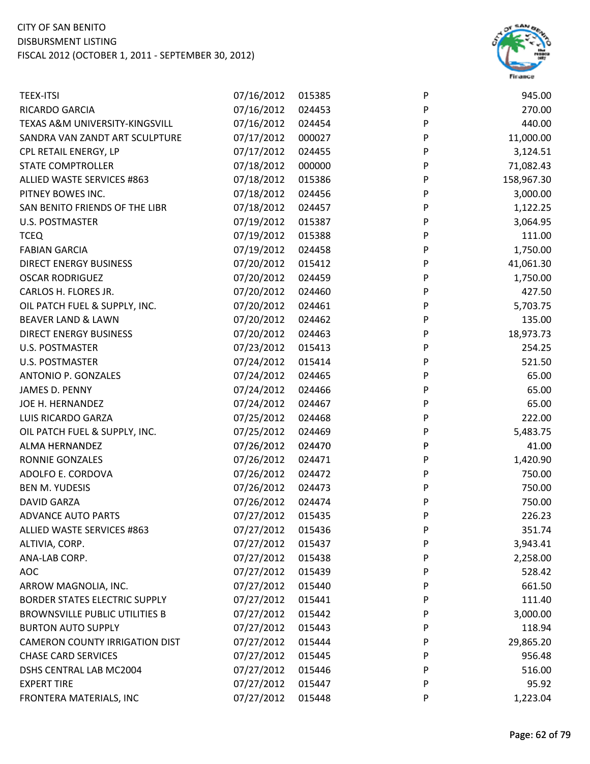CITY OF SAN BENITO
DISBURSMENT LISTING
FISCAL 2012 (OCTOBER 1, 2011 - SEPTEMBER 30, 2012)

| | | | | |
|---|---|---|---|---|
| TEEX-ITSI | 07/16/2012 | 015385 | P | 945.00 |
| RICARDO GARCIA | 07/16/2012 | 024453 | P | 270.00 |
| TEXAS A&M UNIVERSITY-KINGSVILL | 07/16/2012 | 024454 | P | 440.00 |
| SANDRA VAN ZANDT ART SCULPTURE | 07/17/2012 | 000027 | P | 11,000.00 |
| CPL RETAIL ENERGY, LP | 07/17/2012 | 024455 | P | 3,124.51 |
| STATE COMPTROLLER | 07/18/2012 | 000000 | P | 71,082.43 |
| ALLIED WASTE SERVICES #863 | 07/18/2012 | 015386 | P | 158,967.30 |
| PITNEY BOWES INC. | 07/18/2012 | 024456 | P | 3,000.00 |
| SAN BENITO FRIENDS OF THE LIBR | 07/18/2012 | 024457 | P | 1,122.25 |
| U.S. POSTMASTER | 07/19/2012 | 015387 | P | 3,064.95 |
| TCEQ | 07/19/2012 | 015388 | P | 111.00 |
| FABIAN GARCIA | 07/19/2012 | 024458 | P | 1,750.00 |
| DIRECT ENERGY BUSINESS | 07/20/2012 | 015412 | P | 41,061.30 |
| OSCAR RODRIGUEZ | 07/20/2012 | 024459 | P | 1,750.00 |
| CARLOS H. FLORES JR. | 07/20/2012 | 024460 | P | 427.50 |
| OIL PATCH FUEL & SUPPLY, INC. | 07/20/2012 | 024461 | P | 5,703.75 |
| BEAVER LAND & LAWN | 07/20/2012 | 024462 | P | 135.00 |
| DIRECT ENERGY BUSINESS | 07/20/2012 | 024463 | P | 18,973.73 |
| U.S. POSTMASTER | 07/23/2012 | 015413 | P | 254.25 |
| U.S. POSTMASTER | 07/24/2012 | 015414 | P | 521.50 |
| ANTONIO P. GONZALES | 07/24/2012 | 024465 | P | 65.00 |
| JAMES D. PENNY | 07/24/2012 | 024466 | P | 65.00 |
| JOE H. HERNANDEZ | 07/24/2012 | 024467 | P | 65.00 |
| LUIS RICARDO GARZA | 07/25/2012 | 024468 | P | 222.00 |
| OIL PATCH FUEL & SUPPLY, INC. | 07/25/2012 | 024469 | P | 5,483.75 |
| ALMA HERNANDEZ | 07/26/2012 | 024470 | P | 41.00 |
| RONNIE GONZALES | 07/26/2012 | 024471 | P | 1,420.90 |
| ADOLFO E. CORDOVA | 07/26/2012 | 024472 | P | 750.00 |
| BEN M. YUDESIS | 07/26/2012 | 024473 | P | 750.00 |
| DAVID GARZA | 07/26/2012 | 024474 | P | 750.00 |
| ADVANCE AUTO PARTS | 07/27/2012 | 015435 | P | 226.23 |
| ALLIED WASTE SERVICES #863 | 07/27/2012 | 015436 | P | 351.74 |
| ALTIVIA, CORP. | 07/27/2012 | 015437 | P | 3,943.41 |
| ANA-LAB CORP. | 07/27/2012 | 015438 | P | 2,258.00 |
| AOC | 07/27/2012 | 015439 | P | 528.42 |
| ARROW MAGNOLIA, INC. | 07/27/2012 | 015440 | P | 661.50 |
| BORDER STATES ELECTRIC SUPPLY | 07/27/2012 | 015441 | P | 111.40 |
| BROWNSVILLE PUBLIC UTILITIES B | 07/27/2012 | 015442 | P | 3,000.00 |
| BURTON AUTO SUPPLY | 07/27/2012 | 015443 | P | 118.94 |
| CAMERON COUNTY IRRIGATION DIST | 07/27/2012 | 015444 | P | 29,865.20 |
| CHASE CARD SERVICES | 07/27/2012 | 015445 | P | 956.48 |
| DSHS CENTRAL LAB MC2004 | 07/27/2012 | 015446 | P | 516.00 |
| EXPERT TIRE | 07/27/2012 | 015447 | P | 95.92 |
| FRONTERA MATERIALS, INC | 07/27/2012 | 015448 | P | 1,223.04 |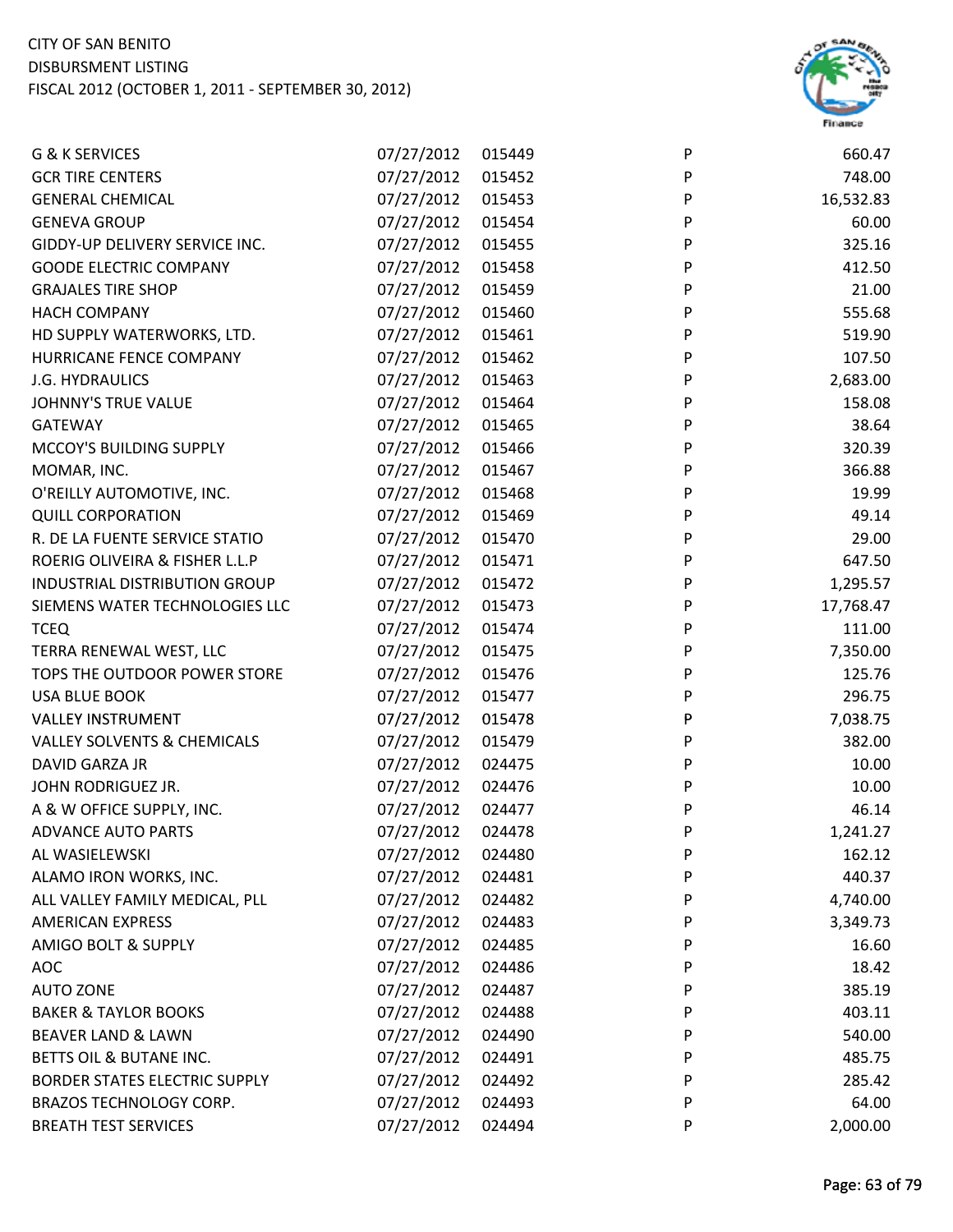| | | | | |
|---|---|---|---|---|
| G & K SERVICES | 07/27/2012 | 015449 | P | 660.47 |
| GCR TIRE CENTERS | 07/27/2012 | 015452 | P | 748.00 |
| GENERAL CHEMICAL | 07/27/2012 | 015453 | P | 16,532.83 |
| GENEVA GROUP | 07/27/2012 | 015454 | P | 60.00 |
| GIDDY-UP DELIVERY SERVICE INC. | 07/27/2012 | 015455 | P | 325.16 |
| GOODE ELECTRIC COMPANY | 07/27/2012 | 015458 | P | 412.50 |
| GRAJALES TIRE SHOP | 07/27/2012 | 015459 | P | 21.00 |
| HACH COMPANY | 07/27/2012 | 015460 | P | 555.68 |
| HD SUPPLY WATERWORKS, LTD. | 07/27/2012 | 015461 | P | 519.90 |
| HURRICANE FENCE COMPANY | 07/27/2012 | 015462 | P | 107.50 |
| J.G. HYDRAULICS | 07/27/2012 | 015463 | P | 2,683.00 |
| JOHNNY'S TRUE VALUE | 07/27/2012 | 015464 | P | 158.08 |
| GATEWAY | 07/27/2012 | 015465 | P | 38.64 |
| MCCOY'S BUILDING SUPPLY | 07/27/2012 | 015466 | P | 320.39 |
| MOMAR, INC. | 07/27/2012 | 015467 | P | 366.88 |
| O'REILLY AUTOMOTIVE, INC. | 07/27/2012 | 015468 | P | 19.99 |
| QUILL CORPORATION | 07/27/2012 | 015469 | P | 49.14 |
| R. DE LA FUENTE SERVICE STATIO | 07/27/2012 | 015470 | P | 29.00 |
| ROERIG OLIVEIRA & FISHER L.L.P | 07/27/2012 | 015471 | P | 647.50 |
| INDUSTRIAL DISTRIBUTION GROUP | 07/27/2012 | 015472 | P | 1,295.57 |
| SIEMENS WATER TECHNOLOGIES LLC | 07/27/2012 | 015473 | P | 17,768.47 |
| TCEQ | 07/27/2012 | 015474 | P | 111.00 |
| TERRA RENEWAL WEST, LLC | 07/27/2012 | 015475 | P | 7,350.00 |
| TOPS THE OUTDOOR POWER STORE | 07/27/2012 | 015476 | P | 125.76 |
| USA BLUE BOOK | 07/27/2012 | 015477 | P | 296.75 |
| VALLEY INSTRUMENT | 07/27/2012 | 015478 | P | 7,038.75 |
| VALLEY SOLVENTS & CHEMICALS | 07/27/2012 | 015479 | P | 382.00 |
| DAVID GARZA JR | 07/27/2012 | 024475 | P | 10.00 |
| JOHN RODRIGUEZ JR. | 07/27/2012 | 024476 | P | 10.00 |
| A & W OFFICE SUPPLY, INC. | 07/27/2012 | 024477 | P | 46.14 |
| ADVANCE AUTO PARTS | 07/27/2012 | 024478 | P | 1,241.27 |
| AL WASIELEWSKI | 07/27/2012 | 024480 | P | 162.12 |
| ALAMO IRON WORKS, INC. | 07/27/2012 | 024481 | P | 440.37 |
| ALL VALLEY FAMILY MEDICAL, PLL | 07/27/2012 | 024482 | P | 4,740.00 |
| AMERICAN EXPRESS | 07/27/2012 | 024483 | P | 3,349.73 |
| AMIGO BOLT & SUPPLY | 07/27/2012 | 024485 | P | 16.60 |
| AOC | 07/27/2012 | 024486 | P | 18.42 |
| AUTO ZONE | 07/27/2012 | 024487 | P | 385.19 |
| BAKER & TAYLOR BOOKS | 07/27/2012 | 024488 | P | 403.11 |
| BEAVER LAND & LAWN | 07/27/2012 | 024490 | P | 540.00 |
| BETTS OIL & BUTANE INC. | 07/27/2012 | 024491 | P | 485.75 |
| BORDER STATES ELECTRIC SUPPLY | 07/27/2012 | 024492 | P | 285.42 |
| BRAZOS TECHNOLOGY CORP. | 07/27/2012 | 024493 | P | 64.00 |
| BREATH TEST SERVICES | 07/27/2012 | 024494 | P | 2,000.00 |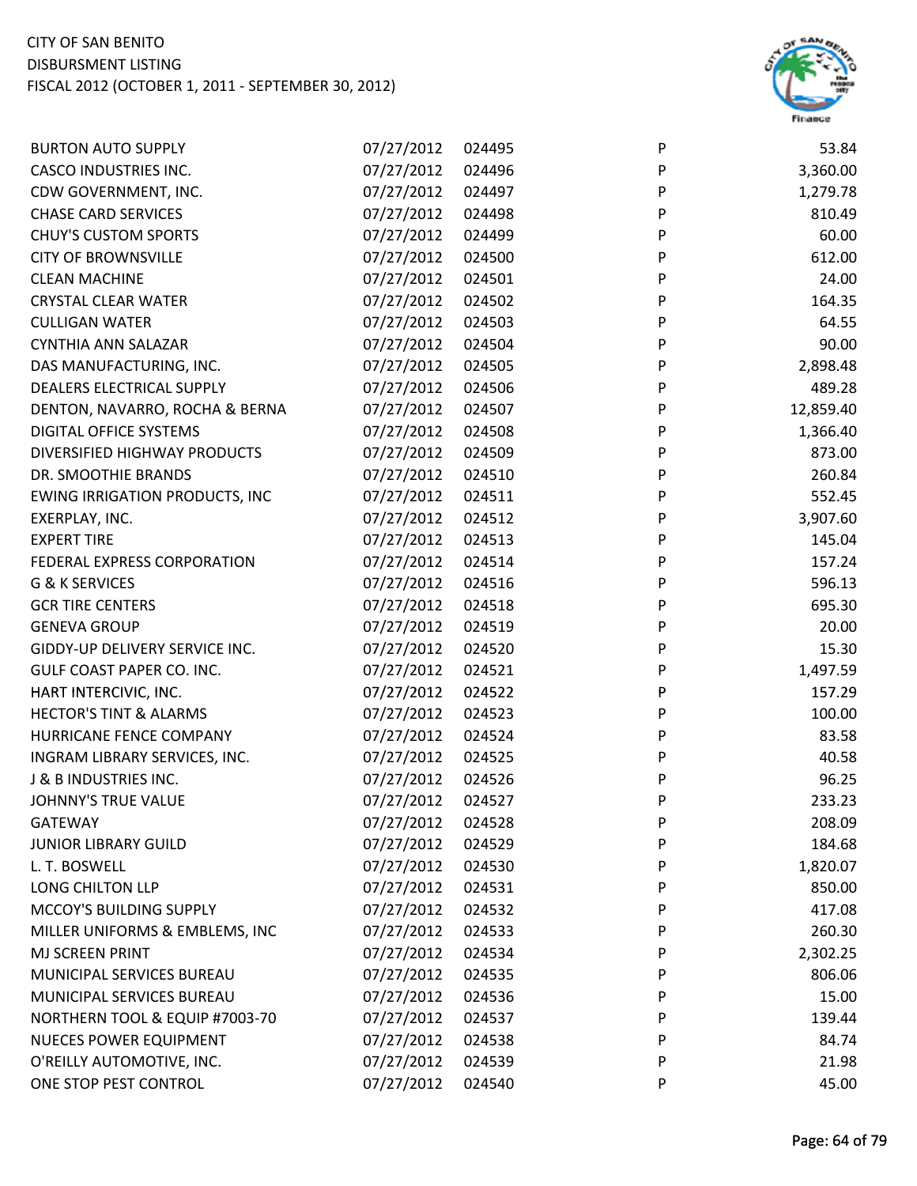| | | | | |
|---|---|---|---|---|
| BURTON AUTO SUPPLY | 07/27/2012 | 024495 | P | 53.84 |
| CASCO INDUSTRIES INC. | 07/27/2012 | 024496 | P | 3,360.00 |
| CDW GOVERNMENT, INC. | 07/27/2012 | 024497 | P | 1,279.78 |
| CHASE CARD SERVICES | 07/27/2012 | 024498 | P | 810.49 |
| CHUY'S CUSTOM SPORTS | 07/27/2012 | 024499 | P | 60.00 |
| CITY OF BROWNSVILLE | 07/27/2012 | 024500 | P | 612.00 |
| CLEAN MACHINE | 07/27/2012 | 024501 | P | 24.00 |
| CRYSTAL CLEAR WATER | 07/27/2012 | 024502 | P | 164.35 |
| CULLIGAN WATER | 07/27/2012 | 024503 | P | 64.55 |
| CYNTHIA ANN SALAZAR | 07/27/2012 | 024504 | P | 90.00 |
| DAS MANUFACTURING, INC. | 07/27/2012 | 024505 | P | 2,898.48 |
| DEALERS ELECTRICAL SUPPLY | 07/27/2012 | 024506 | P | 489.28 |
| DENTON, NAVARRO, ROCHA & BERNA | 07/27/2012 | 024507 | P | 12,859.40 |
| DIGITAL OFFICE SYSTEMS | 07/27/2012 | 024508 | P | 1,366.40 |
| DIVERSIFIED HIGHWAY PRODUCTS | 07/27/2012 | 024509 | P | 873.00 |
| DR. SMOOTHIE BRANDS | 07/27/2012 | 024510 | P | 260.84 |
| EWING IRRIGATION PRODUCTS, INC | 07/27/2012 | 024511 | P | 552.45 |
| EXERPLAY, INC. | 07/27/2012 | 024512 | P | 3,907.60 |
| EXPERT TIRE | 07/27/2012 | 024513 | P | 145.04 |
| FEDERAL EXPRESS CORPORATION | 07/27/2012 | 024514 | P | 157.24 |
| G & K SERVICES | 07/27/2012 | 024516 | P | 596.13 |
| GCR TIRE CENTERS | 07/27/2012 | 024518 | P | 695.30 |
| GENEVA GROUP | 07/27/2012 | 024519 | P | 20.00 |
| GIDDY-UP DELIVERY SERVICE INC. | 07/27/2012 | 024520 | P | 15.30 |
| GULF COAST PAPER CO. INC. | 07/27/2012 | 024521 | P | 1,497.59 |
| HART INTERCIVIC, INC. | 07/27/2012 | 024522 | P | 157.29 |
| HECTOR'S TINT & ALARMS | 07/27/2012 | 024523 | P | 100.00 |
| HURRICANE FENCE COMPANY | 07/27/2012 | 024524 | P | 83.58 |
| INGRAM LIBRARY SERVICES, INC. | 07/27/2012 | 024525 | P | 40.58 |
| J & B INDUSTRIES INC. | 07/27/2012 | 024526 | P | 96.25 |
| JOHNNY'S TRUE VALUE | 07/27/2012 | 024527 | P | 233.23 |
| GATEWAY | 07/27/2012 | 024528 | P | 208.09 |
| JUNIOR LIBRARY GUILD | 07/27/2012 | 024529 | P | 184.68 |
| L. T. BOSWELL | 07/27/2012 | 024530 | P | 1,820.07 |
| LONG CHILTON LLP | 07/27/2012 | 024531 | P | 850.00 |
| MCCOY'S BUILDING SUPPLY | 07/27/2012 | 024532 | P | 417.08 |
| MILLER UNIFORMS & EMBLEMS, INC | 07/27/2012 | 024533 | P | 260.30 |
| MJ SCREEN PRINT | 07/27/2012 | 024534 | P | 2,302.25 |
| MUNICIPAL SERVICES BUREAU | 07/27/2012 | 024535 | P | 806.06 |
| MUNICIPAL SERVICES BUREAU | 07/27/2012 | 024536 | P | 15.00 |
| NORTHERN TOOL & EQUIP #7003-70 | 07/27/2012 | 024537 | P | 139.44 |
| NUECES POWER EQUIPMENT | 07/27/2012 | 024538 | P | 84.74 |
| O'REILLY AUTOMOTIVE, INC. | 07/27/2012 | 024539 | P | 21.98 |
| ONE STOP PEST CONTROL | 07/27/2012 | 024540 | P | 45.00 |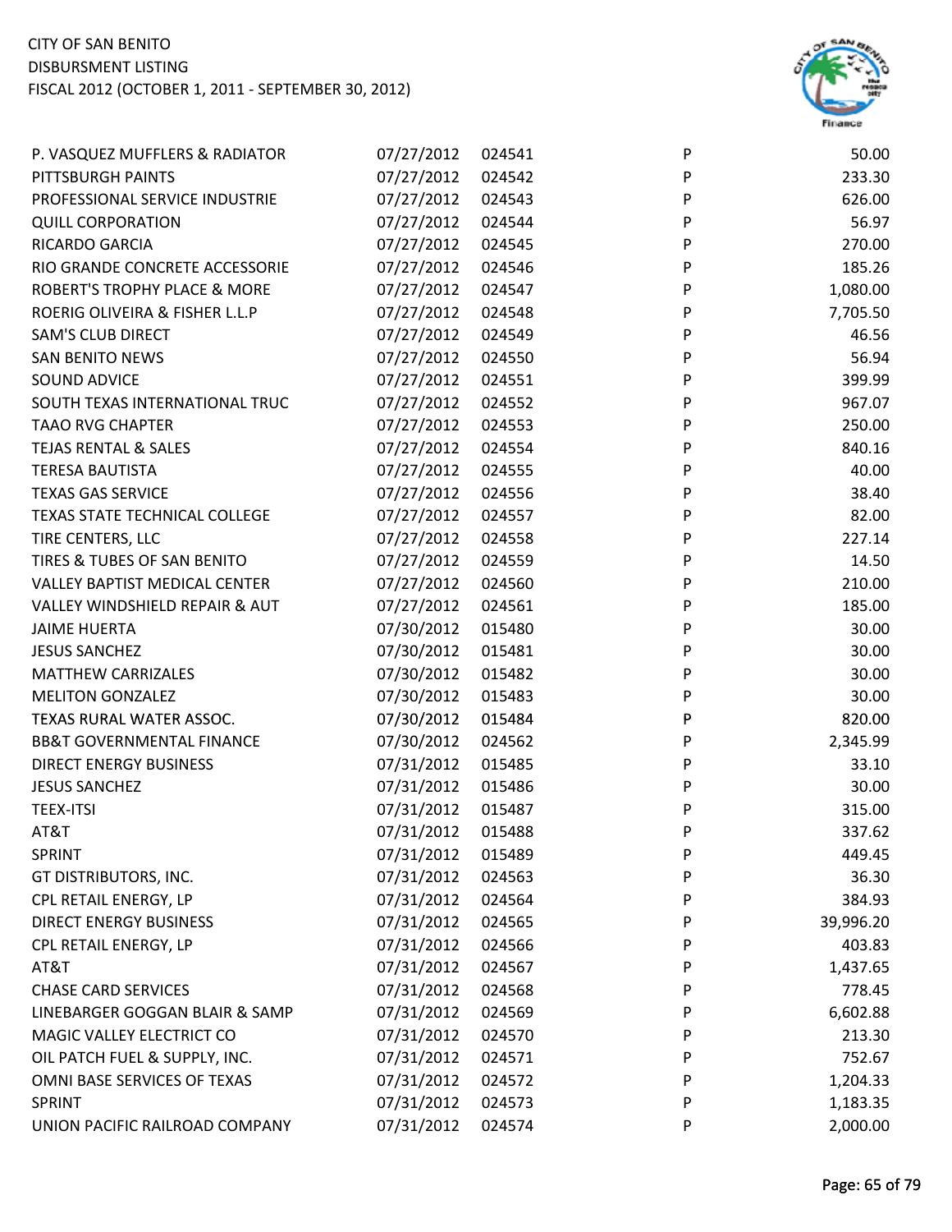| | | | | |
|---|---|---|---|---|
| P. VASQUEZ MUFFLERS & RADIATOR | 07/27/2012 | 024541 | P | 50.00 |
| PITTSBURGH PAINTS | 07/27/2012 | 024542 | P | 233.30 |
| PROFESSIONAL SERVICE INDUSTRIE | 07/27/2012 | 024543 | P | 626.00 |
| QUILL CORPORATION | 07/27/2012 | 024544 | P | 56.97 |
| RICARDO GARCIA | 07/27/2012 | 024545 | P | 270.00 |
| RIO GRANDE CONCRETE ACCESSORIE | 07/27/2012 | 024546 | P | 185.26 |
| ROBERT'S TROPHY PLACE & MORE | 07/27/2012 | 024547 | P | 1,080.00 |
| ROERIG OLIVEIRA & FISHER L.L.P | 07/27/2012 | 024548 | P | 7,705.50 |
| SAM'S CLUB DIRECT | 07/27/2012 | 024549 | P | 46.56 |
| SAN BENITO NEWS | 07/27/2012 | 024550 | P | 56.94 |
| SOUND ADVICE | 07/27/2012 | 024551 | P | 399.99 |
| SOUTH TEXAS INTERNATIONAL TRUC | 07/27/2012 | 024552 | P | 967.07 |
| TAAO RVG CHAPTER | 07/27/2012 | 024553 | P | 250.00 |
| TEJAS RENTAL & SALES | 07/27/2012 | 024554 | P | 840.16 |
| TERESA BAUTISTA | 07/27/2012 | 024555 | P | 40.00 |
| TEXAS GAS SERVICE | 07/27/2012 | 024556 | P | 38.40 |
| TEXAS STATE TECHNICAL COLLEGE | 07/27/2012 | 024557 | P | 82.00 |
| TIRE CENTERS, LLC | 07/27/2012 | 024558 | P | 227.14 |
| TIRES & TUBES OF SAN BENITO | 07/27/2012 | 024559 | P | 14.50 |
| VALLEY BAPTIST MEDICAL CENTER | 07/27/2012 | 024560 | P | 210.00 |
| VALLEY WINDSHIELD REPAIR & AUT | 07/27/2012 | 024561 | P | 185.00 |
| JAIME HUERTA | 07/30/2012 | 015480 | P | 30.00 |
| JESUS SANCHEZ | 07/30/2012 | 015481 | P | 30.00 |
| MATTHEW CARRIZALES | 07/30/2012 | 015482 | P | 30.00 |
| MELITON GONZALEZ | 07/30/2012 | 015483 | P | 30.00 |
| TEXAS RURAL WATER ASSOC. | 07/30/2012 | 015484 | P | 820.00 |
| BB&T GOVERNMENTAL FINANCE | 07/30/2012 | 024562 | P | 2,345.99 |
| DIRECT ENERGY BUSINESS | 07/31/2012 | 015485 | P | 33.10 |
| JESUS SANCHEZ | 07/31/2012 | 015486 | P | 30.00 |
| TEEX-ITSI | 07/31/2012 | 015487 | P | 315.00 |
| AT&T | 07/31/2012 | 015488 | P | 337.62 |
| SPRINT | 07/31/2012 | 015489 | P | 449.45 |
| GT DISTRIBUTORS, INC. | 07/31/2012 | 024563 | P | 36.30 |
| CPL RETAIL ENERGY, LP | 07/31/2012 | 024564 | P | 384.93 |
| DIRECT ENERGY BUSINESS | 07/31/2012 | 024565 | P | 39,996.20 |
| CPL RETAIL ENERGY, LP | 07/31/2012 | 024566 | P | 403.83 |
| AT&T | 07/31/2012 | 024567 | P | 1,437.65 |
| CHASE CARD SERVICES | 07/31/2012 | 024568 | P | 778.45 |
| LINEBARGER GOGGAN BLAIR & SAMP | 07/31/2012 | 024569 | P | 6,602.88 |
| MAGIC VALLEY ELECTRICT CO | 07/31/2012 | 024570 | P | 213.30 |
| OIL PATCH FUEL & SUPPLY, INC. | 07/31/2012 | 024571 | P | 752.67 |
| OMNI BASE SERVICES OF TEXAS | 07/31/2012 | 024572 | P | 1,204.33 |
| SPRINT | 07/31/2012 | 024573 | P | 1,183.35 |
| UNION PACIFIC RAILROAD COMPANY | 07/31/2012 | 024574 | P | 2,000.00 |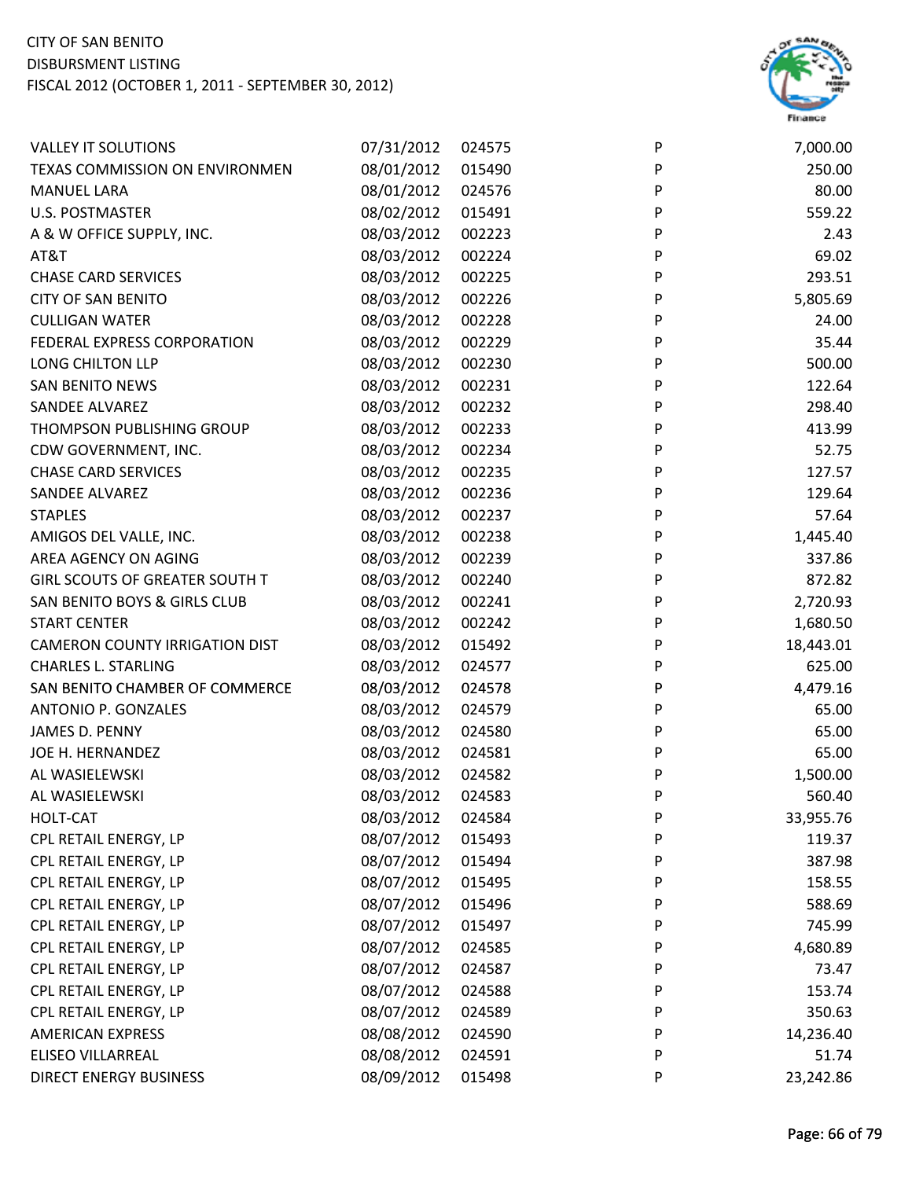CITY OF SAN BENITO
DISBURSMENT LISTING
FISCAL 2012 (OCTOBER 1, 2011 - SEPTEMBER 30, 2012)

| | | | | |
|---|---|---|---|---|
| VALLEY IT SOLUTIONS | 07/31/2012 | 024575 | P | 7,000.00 |
| TEXAS COMMISSION ON ENVIRONMEN | 08/01/2012 | 015490 | P | 250.00 |
| MANUEL LARA | 08/01/2012 | 024576 | P | 80.00 |
| U.S. POSTMASTER | 08/02/2012 | 015491 | P | 559.22 |
| A & W OFFICE SUPPLY, INC. | 08/03/2012 | 002223 | P | 2.43 |
| AT&T | 08/03/2012 | 002224 | P | 69.02 |
| CHASE CARD SERVICES | 08/03/2012 | 002225 | P | 293.51 |
| CITY OF SAN BENITO | 08/03/2012 | 002226 | P | 5,805.69 |
| CULLIGAN WATER | 08/03/2012 | 002228 | P | 24.00 |
| FEDERAL EXPRESS CORPORATION | 08/03/2012 | 002229 | P | 35.44 |
| LONG CHILTON LLP | 08/03/2012 | 002230 | P | 500.00 |
| SAN BENITO NEWS | 08/03/2012 | 002231 | P | 122.64 |
| SANDEE ALVAREZ | 08/03/2012 | 002232 | P | 298.40 |
| THOMPSON PUBLISHING GROUP | 08/03/2012 | 002233 | P | 413.99 |
| CDW GOVERNMENT, INC. | 08/03/2012 | 002234 | P | 52.75 |
| CHASE CARD SERVICES | 08/03/2012 | 002235 | P | 127.57 |
| SANDEE ALVAREZ | 08/03/2012 | 002236 | P | 129.64 |
| STAPLES | 08/03/2012 | 002237 | P | 57.64 |
| AMIGOS DEL VALLE, INC. | 08/03/2012 | 002238 | P | 1,445.40 |
| AREA AGENCY ON AGING | 08/03/2012 | 002239 | P | 337.86 |
| GIRL SCOUTS OF GREATER SOUTH T | 08/03/2012 | 002240 | P | 872.82 |
| SAN BENITO BOYS & GIRLS CLUB | 08/03/2012 | 002241 | P | 2,720.93 |
| START CENTER | 08/03/2012 | 002242 | P | 1,680.50 |
| CAMERON COUNTY IRRIGATION DIST | 08/03/2012 | 015492 | P | 18,443.01 |
| CHARLES L. STARLING | 08/03/2012 | 024577 | P | 625.00 |
| SAN BENITO CHAMBER OF COMMERCE | 08/03/2012 | 024578 | P | 4,479.16 |
| ANTONIO P. GONZALES | 08/03/2012 | 024579 | P | 65.00 |
| JAMES D. PENNY | 08/03/2012 | 024580 | P | 65.00 |
| JOE H. HERNANDEZ | 08/03/2012 | 024581 | P | 65.00 |
| AL WASIELEWSKI | 08/03/2012 | 024582 | P | 1,500.00 |
| AL WASIELEWSKI | 08/03/2012 | 024583 | P | 560.40 |
| HOLT-CAT | 08/03/2012 | 024584 | P | 33,955.76 |
| CPL RETAIL ENERGY, LP | 08/07/2012 | 015493 | P | 119.37 |
| CPL RETAIL ENERGY, LP | 08/07/2012 | 015494 | P | 387.98 |
| CPL RETAIL ENERGY, LP | 08/07/2012 | 015495 | P | 158.55 |
| CPL RETAIL ENERGY, LP | 08/07/2012 | 015496 | P | 588.69 |
| CPL RETAIL ENERGY, LP | 08/07/2012 | 015497 | P | 745.99 |
| CPL RETAIL ENERGY, LP | 08/07/2012 | 024585 | P | 4,680.89 |
| CPL RETAIL ENERGY, LP | 08/07/2012 | 024587 | P | 73.47 |
| CPL RETAIL ENERGY, LP | 08/07/2012 | 024588 | P | 153.74 |
| CPL RETAIL ENERGY, LP | 08/07/2012 | 024589 | P | 350.63 |
| AMERICAN EXPRESS | 08/08/2012 | 024590 | P | 14,236.40 |
| ELISEO VILLARREAL | 08/08/2012 | 024591 | P | 51.74 |
| DIRECT ENERGY BUSINESS | 08/09/2012 | 015498 | P | 23,242.86 |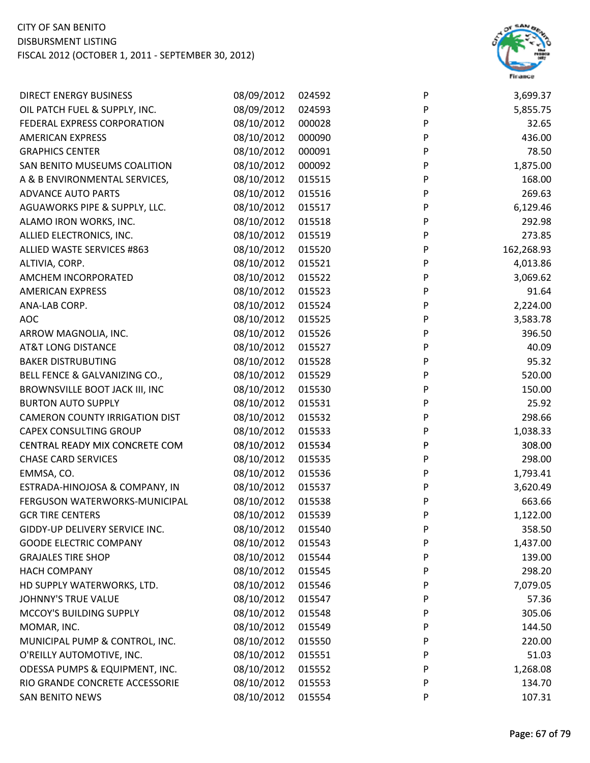CITY OF SAN BENITO
DISBURSMENT LISTING
FISCAL 2012 (OCTOBER 1, 2011 - SEPTEMBER 30, 2012)

| | | | | |
|---|---|---|---|---|
| DIRECT ENERGY BUSINESS | 08/09/2012 | 024592 | P | 3,699.37 |
| OIL PATCH FUEL & SUPPLY, INC. | 08/09/2012 | 024593 | P | 5,855.75 |
| FEDERAL EXPRESS CORPORATION | 08/10/2012 | 000028 | P | 32.65 |
| AMERICAN EXPRESS | 08/10/2012 | 000090 | P | 436.00 |
| GRAPHICS CENTER | 08/10/2012 | 000091 | P | 78.50 |
| SAN BENITO MUSEUMS COALITION | 08/10/2012 | 000092 | P | 1,875.00 |
| A & B ENVIRONMENTAL SERVICES, | 08/10/2012 | 015515 | P | 168.00 |
| ADVANCE AUTO PARTS | 08/10/2012 | 015516 | P | 269.63 |
| AGUAWORKS PIPE & SUPPLY, LLC. | 08/10/2012 | 015517 | P | 6,129.46 |
| ALAMO IRON WORKS, INC. | 08/10/2012 | 015518 | P | 292.98 |
| ALLIED ELECTRONICS, INC. | 08/10/2012 | 015519 | P | 273.85 |
| ALLIED WASTE SERVICES #863 | 08/10/2012 | 015520 | P | 162,268.93 |
| ALTIVIA, CORP. | 08/10/2012 | 015521 | P | 4,013.86 |
| AMCHEM INCORPORATED | 08/10/2012 | 015522 | P | 3,069.62 |
| AMERICAN EXPRESS | 08/10/2012 | 015523 | P | 91.64 |
| ANA-LAB CORP. | 08/10/2012 | 015524 | P | 2,224.00 |
| AOC | 08/10/2012 | 015525 | P | 3,583.78 |
| ARROW MAGNOLIA, INC. | 08/10/2012 | 015526 | P | 396.50 |
| AT&T LONG DISTANCE | 08/10/2012 | 015527 | P | 40.09 |
| BAKER DISTRUBUTING | 08/10/2012 | 015528 | P | 95.32 |
| BELL FENCE & GALVANIZING CO., | 08/10/2012 | 015529 | P | 520.00 |
| BROWNSVILLE BOOT JACK III, INC | 08/10/2012 | 015530 | P | 150.00 |
| BURTON AUTO SUPPLY | 08/10/2012 | 015531 | P | 25.92 |
| CAMERON COUNTY IRRIGATION DIST | 08/10/2012 | 015532 | P | 298.66 |
| CAPEX CONSULTING GROUP | 08/10/2012 | 015533 | P | 1,038.33 |
| CENTRAL READY MIX CONCRETE COM | 08/10/2012 | 015534 | P | 308.00 |
| CHASE CARD SERVICES | 08/10/2012 | 015535 | P | 298.00 |
| EMMSA, CO. | 08/10/2012 | 015536 | P | 1,793.41 |
| ESTRADA-HINOJOSA & COMPANY, IN | 08/10/2012 | 015537 | P | 3,620.49 |
| FERGUSON WATERWORKS-MUNICIPAL | 08/10/2012 | 015538 | P | 663.66 |
| GCR TIRE CENTERS | 08/10/2012 | 015539 | P | 1,122.00 |
| GIDDY-UP DELIVERY SERVICE INC. | 08/10/2012 | 015540 | P | 358.50 |
| GOODE ELECTRIC COMPANY | 08/10/2012 | 015543 | P | 1,437.00 |
| GRAJALES TIRE SHOP | 08/10/2012 | 015544 | P | 139.00 |
| HACH COMPANY | 08/10/2012 | 015545 | P | 298.20 |
| HD SUPPLY WATERWORKS, LTD. | 08/10/2012 | 015546 | P | 7,079.05 |
| JOHNNY'S TRUE VALUE | 08/10/2012 | 015547 | P | 57.36 |
| MCCOY'S BUILDING SUPPLY | 08/10/2012 | 015548 | P | 305.06 |
| MOMAR, INC. | 08/10/2012 | 015549 | P | 144.50 |
| MUNICIPAL PUMP & CONTROL, INC. | 08/10/2012 | 015550 | P | 220.00 |
| O'REILLY AUTOMOTIVE, INC. | 08/10/2012 | 015551 | P | 51.03 |
| ODESSA PUMPS & EQUIPMENT, INC. | 08/10/2012 | 015552 | P | 1,268.08 |
| RIO GRANDE CONCRETE ACCESSORIE | 08/10/2012 | 015553 | P | 134.70 |
| SAN BENITO NEWS | 08/10/2012 | 015554 | P | 107.31 |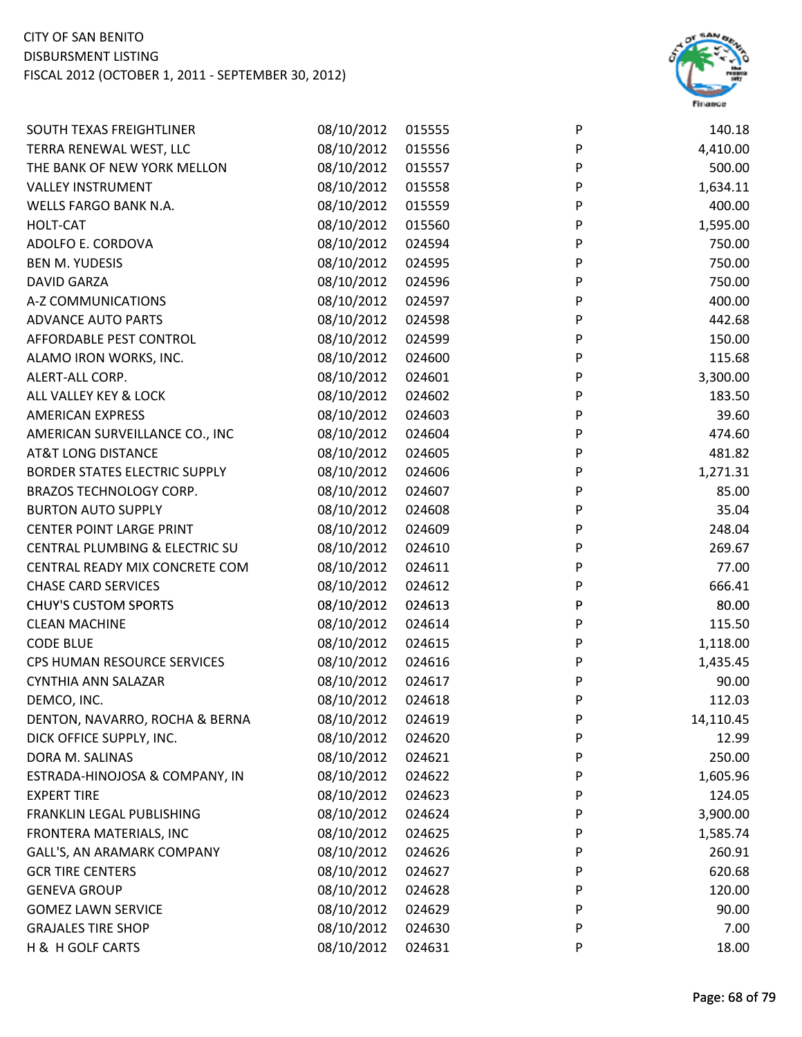CITY OF SAN BENITO
DISBURSMENT LISTING
FISCAL 2012 (OCTOBER 1, 2011 - SEPTEMBER 30, 2012)

| | | | | |
|---|---|---|---|---|
| SOUTH TEXAS FREIGHTLINER | 08/10/2012 | 015555 | P | 140.18 |
| TERRA RENEWAL WEST, LLC | 08/10/2012 | 015556 | P | 4,410.00 |
| THE BANK OF NEW YORK MELLON | 08/10/2012 | 015557 | P | 500.00 |
| VALLEY INSTRUMENT | 08/10/2012 | 015558 | P | 1,634.11 |
| WELLS FARGO BANK N.A. | 08/10/2012 | 015559 | P | 400.00 |
| HOLT-CAT | 08/10/2012 | 015560 | P | 1,595.00 |
| ADOLFO E. CORDOVA | 08/10/2012 | 024594 | P | 750.00 |
| BEN M. YUDESIS | 08/10/2012 | 024595 | P | 750.00 |
| DAVID GARZA | 08/10/2012 | 024596 | P | 750.00 |
| A-Z COMMUNICATIONS | 08/10/2012 | 024597 | P | 400.00 |
| ADVANCE AUTO PARTS | 08/10/2012 | 024598 | P | 442.68 |
| AFFORDABLE PEST CONTROL | 08/10/2012 | 024599 | P | 150.00 |
| ALAMO IRON WORKS, INC. | 08/10/2012 | 024600 | P | 115.68 |
| ALERT-ALL CORP. | 08/10/2012 | 024601 | P | 3,300.00 |
| ALL VALLEY KEY & LOCK | 08/10/2012 | 024602 | P | 183.50 |
| AMERICAN EXPRESS | 08/10/2012 | 024603 | P | 39.60 |
| AMERICAN SURVEILLANCE CO., INC | 08/10/2012 | 024604 | P | 474.60 |
| AT&T LONG DISTANCE | 08/10/2012 | 024605 | P | 481.82 |
| BORDER STATES ELECTRIC SUPPLY | 08/10/2012 | 024606 | P | 1,271.31 |
| BRAZOS TECHNOLOGY CORP. | 08/10/2012 | 024607 | P | 85.00 |
| BURTON AUTO SUPPLY | 08/10/2012 | 024608 | P | 35.04 |
| CENTER POINT LARGE PRINT | 08/10/2012 | 024609 | P | 248.04 |
| CENTRAL PLUMBING & ELECTRIC SU | 08/10/2012 | 024610 | P | 269.67 |
| CENTRAL READY MIX CONCRETE COM | 08/10/2012 | 024611 | P | 77.00 |
| CHASE CARD SERVICES | 08/10/2012 | 024612 | P | 666.41 |
| CHUY'S CUSTOM SPORTS | 08/10/2012 | 024613 | P | 80.00 |
| CLEAN MACHINE | 08/10/2012 | 024614 | P | 115.50 |
| CODE BLUE | 08/10/2012 | 024615 | P | 1,118.00 |
| CPS HUMAN RESOURCE SERVICES | 08/10/2012 | 024616 | P | 1,435.45 |
| CYNTHIA ANN SALAZAR | 08/10/2012 | 024617 | P | 90.00 |
| DEMCO, INC. | 08/10/2012 | 024618 | P | 112.03 |
| DENTON, NAVARRO, ROCHA & BERNA | 08/10/2012 | 024619 | P | 14,110.45 |
| DICK OFFICE SUPPLY, INC. | 08/10/2012 | 024620 | P | 12.99 |
| DORA M. SALINAS | 08/10/2012 | 024621 | P | 250.00 |
| ESTRADA-HINOJOSA & COMPANY, IN | 08/10/2012 | 024622 | P | 1,605.96 |
| EXPERT TIRE | 08/10/2012 | 024623 | P | 124.05 |
| FRANKLIN LEGAL PUBLISHING | 08/10/2012 | 024624 | P | 3,900.00 |
| FRONTERA MATERIALS, INC | 08/10/2012 | 024625 | P | 1,585.74 |
| GALL'S, AN ARAMARK COMPANY | 08/10/2012 | 024626 | P | 260.91 |
| GCR TIRE CENTERS | 08/10/2012 | 024627 | P | 620.68 |
| GENEVA GROUP | 08/10/2012 | 024628 | P | 120.00 |
| GOMEZ LAWN SERVICE | 08/10/2012 | 024629 | P | 90.00 |
| GRAJALES TIRE SHOP | 08/10/2012 | 024630 | P | 7.00 |
| H & H GOLF CARTS | 08/10/2012 | 024631 | P | 18.00 |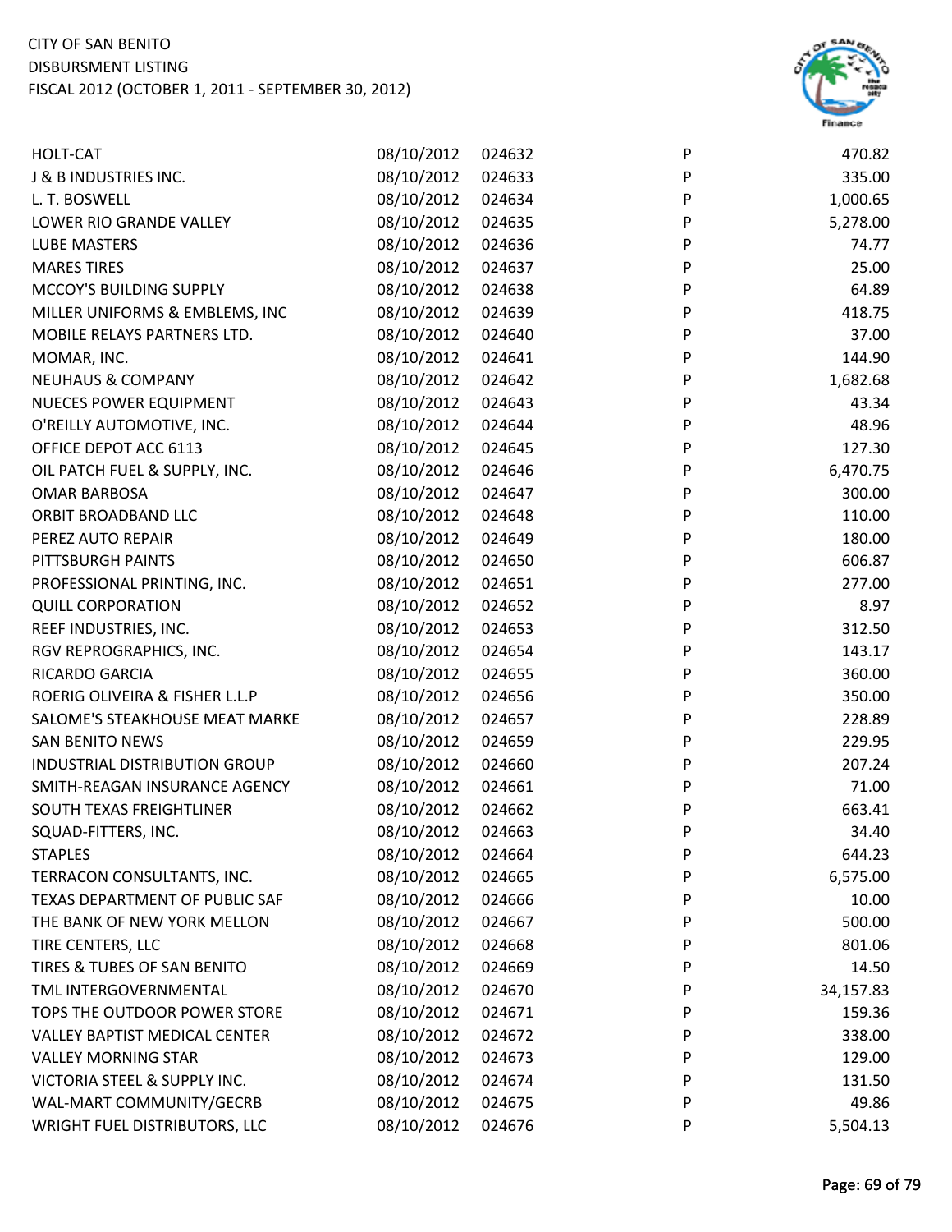CITY OF SAN BENITO
DISBURSMENT LISTING
FISCAL 2012 (OCTOBER 1, 2011 - SEPTEMBER 30, 2012)

| | | | | |
|---|---|---|---|---|
| HOLT-CAT | 08/10/2012 | 024632 | P | 470.82 |
| J & B INDUSTRIES INC. | 08/10/2012 | 024633 | P | 335.00 |
| L. T. BOSWELL | 08/10/2012 | 024634 | P | 1,000.65 |
| LOWER RIO GRANDE VALLEY | 08/10/2012 | 024635 | P | 5,278.00 |
| LUBE MASTERS | 08/10/2012 | 024636 | P | 74.77 |
| MARES TIRES | 08/10/2012 | 024637 | P | 25.00 |
| MCCOY'S BUILDING SUPPLY | 08/10/2012 | 024638 | P | 64.89 |
| MILLER UNIFORMS & EMBLEMS, INC | 08/10/2012 | 024639 | P | 418.75 |
| MOBILE RELAYS PARTNERS LTD. | 08/10/2012 | 024640 | P | 37.00 |
| MOMAR, INC. | 08/10/2012 | 024641 | P | 144.90 |
| NEUHAUS & COMPANY | 08/10/2012 | 024642 | P | 1,682.68 |
| NUECES POWER EQUIPMENT | 08/10/2012 | 024643 | P | 43.34 |
| O'REILLY AUTOMOTIVE, INC. | 08/10/2012 | 024644 | P | 48.96 |
| OFFICE DEPOT ACC 6113 | 08/10/2012 | 024645 | P | 127.30 |
| OIL PATCH FUEL & SUPPLY, INC. | 08/10/2012 | 024646 | P | 6,470.75 |
| OMAR BARBOSA | 08/10/2012 | 024647 | P | 300.00 |
| ORBIT BROADBAND LLC | 08/10/2012 | 024648 | P | 110.00 |
| PEREZ AUTO REPAIR | 08/10/2012 | 024649 | P | 180.00 |
| PITTSBURGH PAINTS | 08/10/2012 | 024650 | P | 606.87 |
| PROFESSIONAL PRINTING, INC. | 08/10/2012 | 024651 | P | 277.00 |
| QUILL CORPORATION | 08/10/2012 | 024652 | P | 8.97 |
| REEF INDUSTRIES, INC. | 08/10/2012 | 024653 | P | 312.50 |
| RGV REPROGRAPHICS, INC. | 08/10/2012 | 024654 | P | 143.17 |
| RICARDO GARCIA | 08/10/2012 | 024655 | P | 360.00 |
| ROERIG OLIVEIRA & FISHER L.L.P | 08/10/2012 | 024656 | P | 350.00 |
| SALOME'S STEAKHOUSE MEAT MARKE | 08/10/2012 | 024657 | P | 228.89 |
| SAN BENITO NEWS | 08/10/2012 | 024659 | P | 229.95 |
| INDUSTRIAL DISTRIBUTION GROUP | 08/10/2012 | 024660 | P | 207.24 |
| SMITH-REAGAN INSURANCE AGENCY | 08/10/2012 | 024661 | P | 71.00 |
| SOUTH TEXAS FREIGHTLINER | 08/10/2012 | 024662 | P | 663.41 |
| SQUAD-FITTERS, INC. | 08/10/2012 | 024663 | P | 34.40 |
| STAPLES | 08/10/2012 | 024664 | P | 644.23 |
| TERRACON CONSULTANTS, INC. | 08/10/2012 | 024665 | P | 6,575.00 |
| TEXAS DEPARTMENT OF PUBLIC SAF | 08/10/2012 | 024666 | P | 10.00 |
| THE BANK OF NEW YORK MELLON | 08/10/2012 | 024667 | P | 500.00 |
| TIRE CENTERS, LLC | 08/10/2012 | 024668 | P | 801.06 |
| TIRES & TUBES OF SAN BENITO | 08/10/2012 | 024669 | P | 14.50 |
| TML INTERGOVERNMENTAL | 08/10/2012 | 024670 | P | 34,157.83 |
| TOPS THE OUTDOOR POWER STORE | 08/10/2012 | 024671 | P | 159.36 |
| VALLEY BAPTIST MEDICAL CENTER | 08/10/2012 | 024672 | P | 338.00 |
| VALLEY MORNING STAR | 08/10/2012 | 024673 | P | 129.00 |
| VICTORIA STEEL & SUPPLY INC. | 08/10/2012 | 024674 | P | 131.50 |
| WAL-MART COMMUNITY/GECRB | 08/10/2012 | 024675 | P | 49.86 |
| WRIGHT FUEL DISTRIBUTORS, LLC | 08/10/2012 | 024676 | P | 5,504.13 |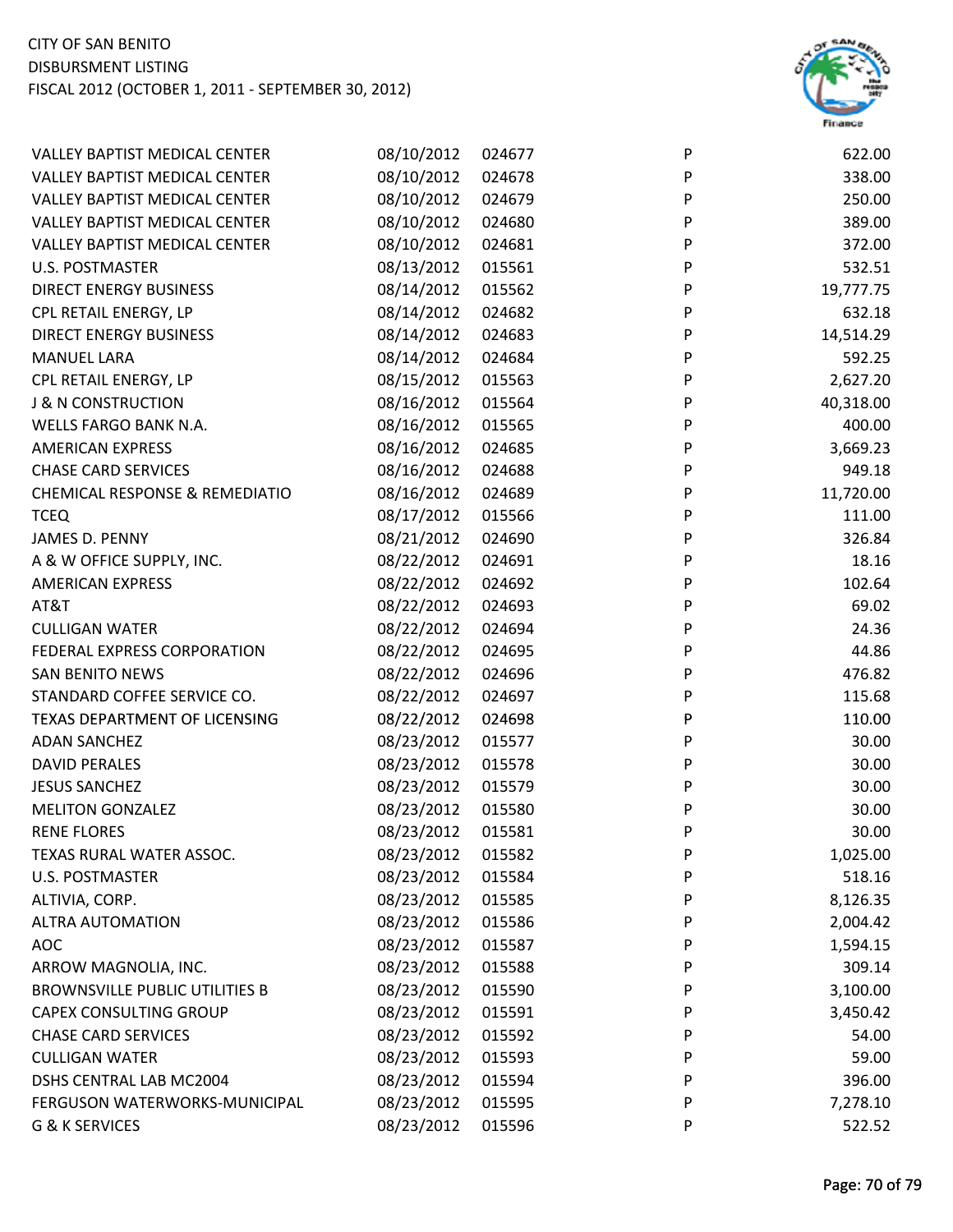| | | | | |
|---|---|---|---|---|
| VALLEY BAPTIST MEDICAL CENTER | 08/10/2012 | 024677 | P | 622.00 |
| VALLEY BAPTIST MEDICAL CENTER | 08/10/2012 | 024678 | P | 338.00 |
| VALLEY BAPTIST MEDICAL CENTER | 08/10/2012 | 024679 | P | 250.00 |
| VALLEY BAPTIST MEDICAL CENTER | 08/10/2012 | 024680 | P | 389.00 |
| VALLEY BAPTIST MEDICAL CENTER | 08/10/2012 | 024681 | P | 372.00 |
| U.S. POSTMASTER | 08/13/2012 | 015561 | P | 532.51 |
| DIRECT ENERGY BUSINESS | 08/14/2012 | 015562 | P | 19,777.75 |
| CPL RETAIL ENERGY, LP | 08/14/2012 | 024682 | P | 632.18 |
| DIRECT ENERGY BUSINESS | 08/14/2012 | 024683 | P | 14,514.29 |
| MANUEL LARA | 08/14/2012 | 024684 | P | 592.25 |
| CPL RETAIL ENERGY, LP | 08/15/2012 | 015563 | P | 2,627.20 |
| J & N CONSTRUCTION | 08/16/2012 | 015564 | P | 40,318.00 |
| WELLS FARGO BANK N.A. | 08/16/2012 | 015565 | P | 400.00 |
| AMERICAN EXPRESS | 08/16/2012 | 024685 | P | 3,669.23 |
| CHASE CARD SERVICES | 08/16/2012 | 024688 | P | 949.18 |
| CHEMICAL RESPONSE & REMEDIATIO | 08/16/2012 | 024689 | P | 11,720.00 |
| TCEQ | 08/17/2012 | 015566 | P | 111.00 |
| JAMES D. PENNY | 08/21/2012 | 024690 | P | 326.84 |
| A & W OFFICE SUPPLY, INC. | 08/22/2012 | 024691 | P | 18.16 |
| AMERICAN EXPRESS | 08/22/2012 | 024692 | P | 102.64 |
| AT&T | 08/22/2012 | 024693 | P | 69.02 |
| CULLIGAN WATER | 08/22/2012 | 024694 | P | 24.36 |
| FEDERAL EXPRESS CORPORATION | 08/22/2012 | 024695 | P | 44.86 |
| SAN BENITO NEWS | 08/22/2012 | 024696 | P | 476.82 |
| STANDARD COFFEE SERVICE CO. | 08/22/2012 | 024697 | P | 115.68 |
| TEXAS DEPARTMENT OF LICENSING | 08/22/2012 | 024698 | P | 110.00 |
| ADAN SANCHEZ | 08/23/2012 | 015577 | P | 30.00 |
| DAVID PERALES | 08/23/2012 | 015578 | P | 30.00 |
| JESUS SANCHEZ | 08/23/2012 | 015579 | P | 30.00 |
| MELITON GONZALEZ | 08/23/2012 | 015580 | P | 30.00 |
| RENE FLORES | 08/23/2012 | 015581 | P | 30.00 |
| TEXAS RURAL WATER ASSOC. | 08/23/2012 | 015582 | P | 1,025.00 |
| U.S. POSTMASTER | 08/23/2012 | 015584 | P | 518.16 |
| ALTIVIA, CORP. | 08/23/2012 | 015585 | P | 8,126.35 |
| ALTRA AUTOMATION | 08/23/2012 | 015586 | P | 2,004.42 |
| AOC | 08/23/2012 | 015587 | P | 1,594.15 |
| ARROW MAGNOLIA, INC. | 08/23/2012 | 015588 | P | 309.14 |
| BROWNSVILLE PUBLIC UTILITIES B | 08/23/2012 | 015590 | P | 3,100.00 |
| CAPEX CONSULTING GROUP | 08/23/2012 | 015591 | P | 3,450.42 |
| CHASE CARD SERVICES | 08/23/2012 | 015592 | P | 54.00 |
| CULLIGAN WATER | 08/23/2012 | 015593 | P | 59.00 |
| DSHS CENTRAL LAB MC2004 | 08/23/2012 | 015594 | P | 396.00 |
| FERGUSON WATERWORKS-MUNICIPAL | 08/23/2012 | 015595 | P | 7,278.10 |
| G & K SERVICES | 08/23/2012 | 015596 | P | 522.52 |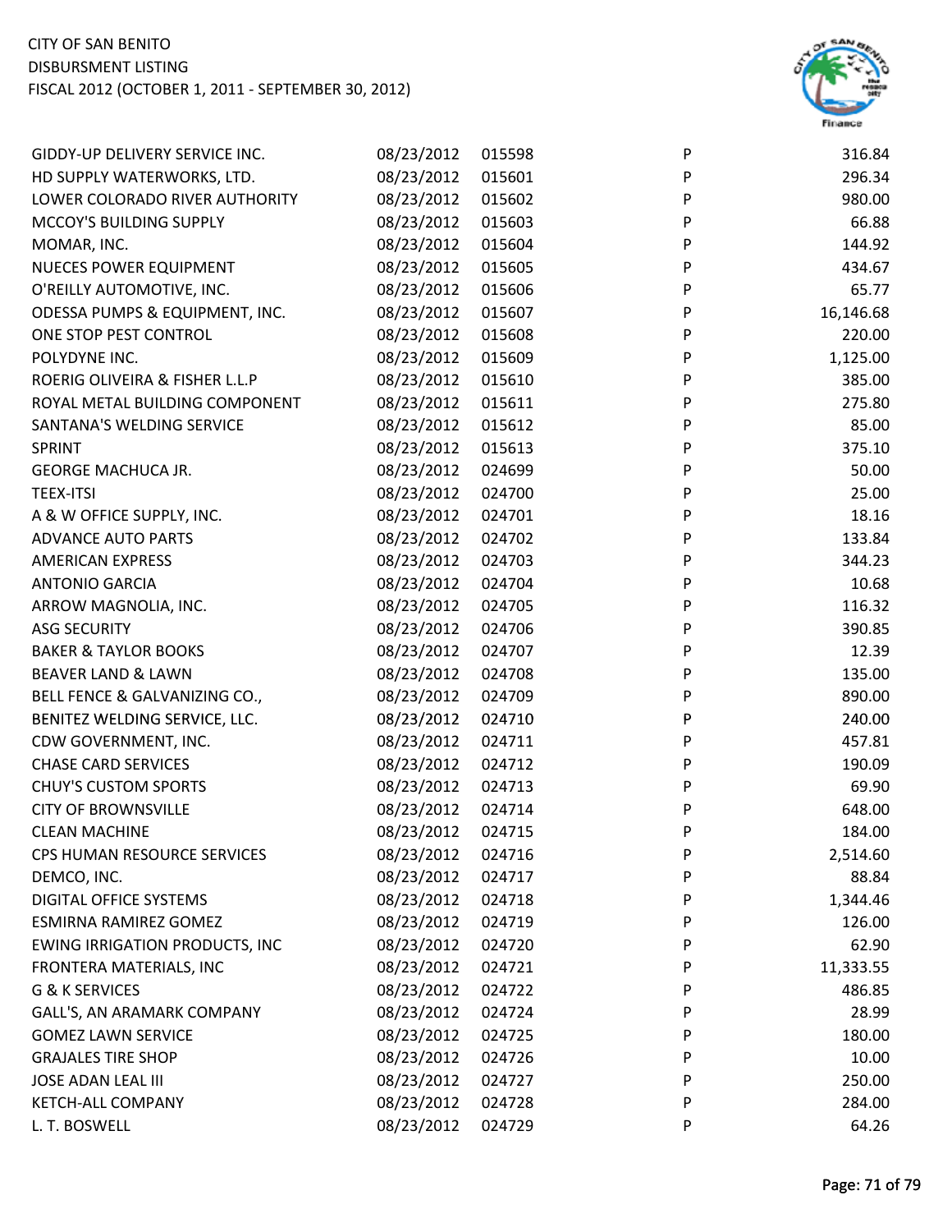CITY OF SAN BENITO
DISBURSMENT LISTING
FISCAL 2012 (OCTOBER 1, 2011 - SEPTEMBER 30, 2012)

| | | | | |
|---|---|---|---|---|
| GIDDY-UP DELIVERY SERVICE INC. | 08/23/2012 | 015598 | P | 316.84 |
| HD SUPPLY WATERWORKS, LTD. | 08/23/2012 | 015601 | P | 296.34 |
| LOWER COLORADO RIVER AUTHORITY | 08/23/2012 | 015602 | P | 980.00 |
| MCCOY'S BUILDING SUPPLY | 08/23/2012 | 015603 | P | 66.88 |
| MOMAR, INC. | 08/23/2012 | 015604 | P | 144.92 |
| NUECES POWER EQUIPMENT | 08/23/2012 | 015605 | P | 434.67 |
| O'REILLY AUTOMOTIVE, INC. | 08/23/2012 | 015606 | P | 65.77 |
| ODESSA PUMPS & EQUIPMENT, INC. | 08/23/2012 | 015607 | P | 16,146.68 |
| ONE STOP PEST CONTROL | 08/23/2012 | 015608 | P | 220.00 |
| POLYDYNE INC. | 08/23/2012 | 015609 | P | 1,125.00 |
| ROERIG OLIVEIRA & FISHER L.L.P | 08/23/2012 | 015610 | P | 385.00 |
| ROYAL METAL BUILDING COMPONENT | 08/23/2012 | 015611 | P | 275.80 |
| SANTANA'S WELDING SERVICE | 08/23/2012 | 015612 | P | 85.00 |
| SPRINT | 08/23/2012 | 015613 | P | 375.10 |
| GEORGE MACHUCA JR. | 08/23/2012 | 024699 | P | 50.00 |
| TEEX-ITSI | 08/23/2012 | 024700 | P | 25.00 |
| A & W OFFICE SUPPLY, INC. | 08/23/2012 | 024701 | P | 18.16 |
| ADVANCE AUTO PARTS | 08/23/2012 | 024702 | P | 133.84 |
| AMERICAN EXPRESS | 08/23/2012 | 024703 | P | 344.23 |
| ANTONIO GARCIA | 08/23/2012 | 024704 | P | 10.68 |
| ARROW MAGNOLIA, INC. | 08/23/2012 | 024705 | P | 116.32 |
| ASG SECURITY | 08/23/2012 | 024706 | P | 390.85 |
| BAKER & TAYLOR BOOKS | 08/23/2012 | 024707 | P | 12.39 |
| BEAVER LAND & LAWN | 08/23/2012 | 024708 | P | 135.00 |
| BELL FENCE & GALVANIZING CO., | 08/23/2012 | 024709 | P | 890.00 |
| BENITEZ WELDING SERVICE, LLC. | 08/23/2012 | 024710 | P | 240.00 |
| CDW GOVERNMENT, INC. | 08/23/2012 | 024711 | P | 457.81 |
| CHASE CARD SERVICES | 08/23/2012 | 024712 | P | 190.09 |
| CHUY'S CUSTOM SPORTS | 08/23/2012 | 024713 | P | 69.90 |
| CITY OF BROWNSVILLE | 08/23/2012 | 024714 | P | 648.00 |
| CLEAN MACHINE | 08/23/2012 | 024715 | P | 184.00 |
| CPS HUMAN RESOURCE SERVICES | 08/23/2012 | 024716 | P | 2,514.60 |
| DEMCO, INC. | 08/23/2012 | 024717 | P | 88.84 |
| DIGITAL OFFICE SYSTEMS | 08/23/2012 | 024718 | P | 1,344.46 |
| ESMIRNA RAMIREZ GOMEZ | 08/23/2012 | 024719 | P | 126.00 |
| EWING IRRIGATION PRODUCTS, INC | 08/23/2012 | 024720 | P | 62.90 |
| FRONTERA MATERIALS, INC | 08/23/2012 | 024721 | P | 11,333.55 |
| G & K SERVICES | 08/23/2012 | 024722 | P | 486.85 |
| GALL'S, AN ARAMARK COMPANY | 08/23/2012 | 024724 | P | 28.99 |
| GOMEZ LAWN SERVICE | 08/23/2012 | 024725 | P | 180.00 |
| GRAJALES TIRE SHOP | 08/23/2012 | 024726 | P | 10.00 |
| JOSE ADAN LEAL III | 08/23/2012 | 024727 | P | 250.00 |
| KETCH-ALL COMPANY | 08/23/2012 | 024728 | P | 284.00 |
| L. T. BOSWELL | 08/23/2012 | 024729 | P | 64.26 |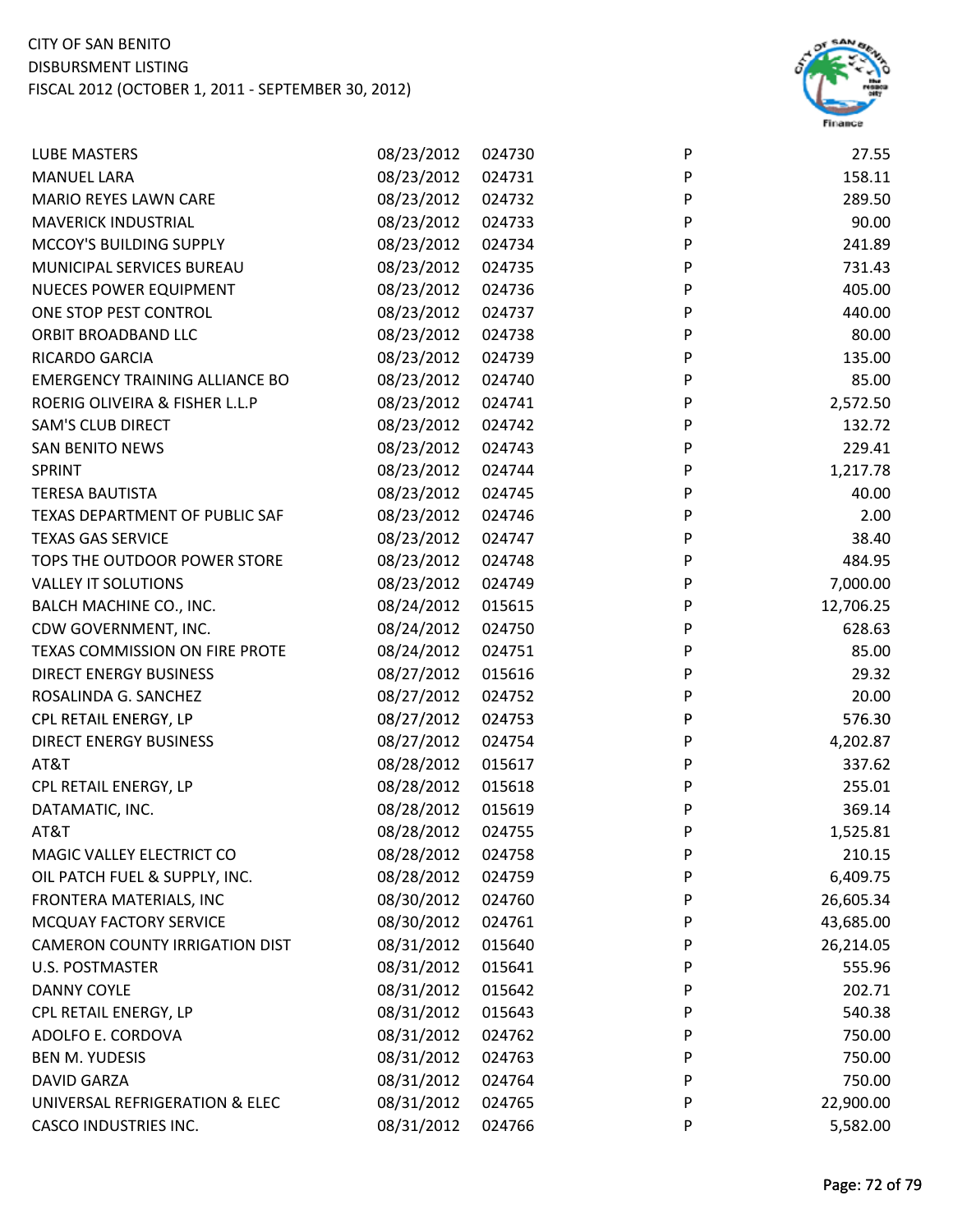| | | | | |
|---|---|---|---|---|
| LUBE MASTERS | 08/23/2012 | 024730 | P | 27.55 |
| MANUEL LARA | 08/23/2012 | 024731 | P | 158.11 |
| MARIO REYES LAWN CARE | 08/23/2012 | 024732 | P | 289.50 |
| MAVERICK INDUSTRIAL | 08/23/2012 | 024733 | P | 90.00 |
| MCCOY'S BUILDING SUPPLY | 08/23/2012 | 024734 | P | 241.89 |
| MUNICIPAL SERVICES BUREAU | 08/23/2012 | 024735 | P | 731.43 |
| NUECES POWER EQUIPMENT | 08/23/2012 | 024736 | P | 405.00 |
| ONE STOP PEST CONTROL | 08/23/2012 | 024737 | P | 440.00 |
| ORBIT BROADBAND LLC | 08/23/2012 | 024738 | P | 80.00 |
| RICARDO GARCIA | 08/23/2012 | 024739 | P | 135.00 |
| EMERGENCY TRAINING ALLIANCE BO | 08/23/2012 | 024740 | P | 85.00 |
| ROERIG OLIVEIRA & FISHER L.L.P | 08/23/2012 | 024741 | P | 2,572.50 |
| SAM'S CLUB DIRECT | 08/23/2012 | 024742 | P | 132.72 |
| SAN BENITO NEWS | 08/23/2012 | 024743 | P | 229.41 |
| SPRINT | 08/23/2012 | 024744 | P | 1,217.78 |
| TERESA BAUTISTA | 08/23/2012 | 024745 | P | 40.00 |
| TEXAS DEPARTMENT OF PUBLIC SAF | 08/23/2012 | 024746 | P | 2.00 |
| TEXAS GAS SERVICE | 08/23/2012 | 024747 | P | 38.40 |
| TOPS THE OUTDOOR POWER STORE | 08/23/2012 | 024748 | P | 484.95 |
| VALLEY IT SOLUTIONS | 08/23/2012 | 024749 | P | 7,000.00 |
| BALCH MACHINE CO., INC. | 08/24/2012 | 015615 | P | 12,706.25 |
| CDW GOVERNMENT, INC. | 08/24/2012 | 024750 | P | 628.63 |
| TEXAS COMMISSION ON FIRE PROTE | 08/24/2012 | 024751 | P | 85.00 |
| DIRECT ENERGY BUSINESS | 08/27/2012 | 015616 | P | 29.32 |
| ROSALINDA G. SANCHEZ | 08/27/2012 | 024752 | P | 20.00 |
| CPL RETAIL ENERGY, LP | 08/27/2012 | 024753 | P | 576.30 |
| DIRECT ENERGY BUSINESS | 08/27/2012 | 024754 | P | 4,202.87 |
| AT&T | 08/28/2012 | 015617 | P | 337.62 |
| CPL RETAIL ENERGY, LP | 08/28/2012 | 015618 | P | 255.01 |
| DATAMATIC, INC. | 08/28/2012 | 015619 | P | 369.14 |
| AT&T | 08/28/2012 | 024755 | P | 1,525.81 |
| MAGIC VALLEY ELECTRICT CO | 08/28/2012 | 024758 | P | 210.15 |
| OIL PATCH FUEL & SUPPLY, INC. | 08/28/2012 | 024759 | P | 6,409.75 |
| FRONTERA MATERIALS, INC | 08/30/2012 | 024760 | P | 26,605.34 |
| MCQUAY FACTORY SERVICE | 08/30/2012 | 024761 | P | 43,685.00 |
| CAMERON COUNTY IRRIGATION DIST | 08/31/2012 | 015640 | P | 26,214.05 |
| U.S. POSTMASTER | 08/31/2012 | 015641 | P | 555.96 |
| DANNY COYLE | 08/31/2012 | 015642 | P | 202.71 |
| CPL RETAIL ENERGY, LP | 08/31/2012 | 015643 | P | 540.38 |
| ADOLFO E. CORDOVA | 08/31/2012 | 024762 | P | 750.00 |
| BEN M. YUDESIS | 08/31/2012 | 024763 | P | 750.00 |
| DAVID GARZA | 08/31/2012 | 024764 | P | 750.00 |
| UNIVERSAL REFRIGERATION & ELEC | 08/31/2012 | 024765 | P | 22,900.00 |
| CASCO INDUSTRIES INC. | 08/31/2012 | 024766 | P | 5,582.00 |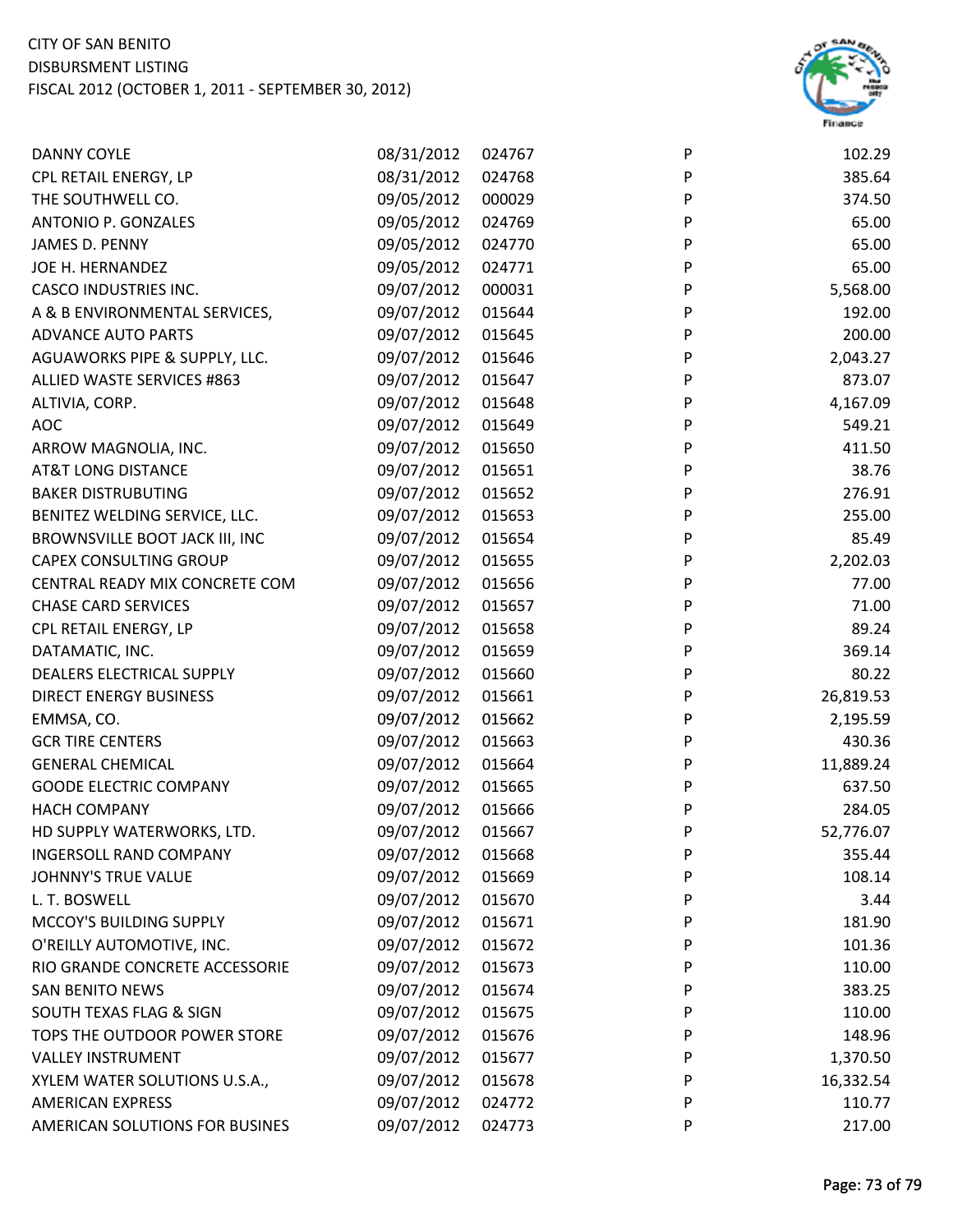| | | | | |
|---|---|---|---|---|
| DANNY COYLE | 08/31/2012 | 024767 | P | 102.29 |
| CPL RETAIL ENERGY, LP | 08/31/2012 | 024768 | P | 385.64 |
| THE SOUTHWELL CO. | 09/05/2012 | 000029 | P | 374.50 |
| ANTONIO P. GONZALES | 09/05/2012 | 024769 | P | 65.00 |
| JAMES D. PENNY | 09/05/2012 | 024770 | P | 65.00 |
| JOE H. HERNANDEZ | 09/05/2012 | 024771 | P | 65.00 |
| CASCO INDUSTRIES INC. | 09/07/2012 | 000031 | P | 5,568.00 |
| A & B ENVIRONMENTAL SERVICES, | 09/07/2012 | 015644 | P | 192.00 |
| ADVANCE AUTO PARTS | 09/07/2012 | 015645 | P | 200.00 |
| AGUAWORKS PIPE & SUPPLY, LLC. | 09/07/2012 | 015646 | P | 2,043.27 |
| ALLIED WASTE SERVICES #863 | 09/07/2012 | 015647 | P | 873.07 |
| ALTIVIA, CORP. | 09/07/2012 | 015648 | P | 4,167.09 |
| AOC | 09/07/2012 | 015649 | P | 549.21 |
| ARROW MAGNOLIA, INC. | 09/07/2012 | 015650 | P | 411.50 |
| AT&T LONG DISTANCE | 09/07/2012 | 015651 | P | 38.76 |
| BAKER DISTRUBUTING | 09/07/2012 | 015652 | P | 276.91 |
| BENITEZ WELDING SERVICE, LLC. | 09/07/2012 | 015653 | P | 255.00 |
| BROWNSVILLE BOOT JACK III, INC | 09/07/2012 | 015654 | P | 85.49 |
| CAPEX CONSULTING GROUP | 09/07/2012 | 015655 | P | 2,202.03 |
| CENTRAL READY MIX CONCRETE COM | 09/07/2012 | 015656 | P | 77.00 |
| CHASE CARD SERVICES | 09/07/2012 | 015657 | P | 71.00 |
| CPL RETAIL ENERGY, LP | 09/07/2012 | 015658 | P | 89.24 |
| DATAMATIC, INC. | 09/07/2012 | 015659 | P | 369.14 |
| DEALERS ELECTRICAL SUPPLY | 09/07/2012 | 015660 | P | 80.22 |
| DIRECT ENERGY BUSINESS | 09/07/2012 | 015661 | P | 26,819.53 |
| EMMSA, CO. | 09/07/2012 | 015662 | P | 2,195.59 |
| GCR TIRE CENTERS | 09/07/2012 | 015663 | P | 430.36 |
| GENERAL CHEMICAL | 09/07/2012 | 015664 | P | 11,889.24 |
| GOODE ELECTRIC COMPANY | 09/07/2012 | 015665 | P | 637.50 |
| HACH COMPANY | 09/07/2012 | 015666 | P | 284.05 |
| HD SUPPLY WATERWORKS, LTD. | 09/07/2012 | 015667 | P | 52,776.07 |
| INGERSOLL RAND COMPANY | 09/07/2012 | 015668 | P | 355.44 |
| JOHNNY'S TRUE VALUE | 09/07/2012 | 015669 | P | 108.14 |
| L. T. BOSWELL | 09/07/2012 | 015670 | P | 3.44 |
| MCCOY'S BUILDING SUPPLY | 09/07/2012 | 015671 | P | 181.90 |
| O'REILLY AUTOMOTIVE, INC. | 09/07/2012 | 015672 | P | 101.36 |
| RIO GRANDE CONCRETE ACCESSORIE | 09/07/2012 | 015673 | P | 110.00 |
| SAN BENITO NEWS | 09/07/2012 | 015674 | P | 383.25 |
| SOUTH TEXAS FLAG & SIGN | 09/07/2012 | 015675 | P | 110.00 |
| TOPS THE OUTDOOR POWER STORE | 09/07/2012 | 015676 | P | 148.96 |
| VALLEY INSTRUMENT | 09/07/2012 | 015677 | P | 1,370.50 |
| XYLEM WATER SOLUTIONS U.S.A., | 09/07/2012 | 015678 | P | 16,332.54 |
| AMERICAN EXPRESS | 09/07/2012 | 024772 | P | 110.77 |
| AMERICAN SOLUTIONS FOR BUSINES | 09/07/2012 | 024773 | P | 217.00 |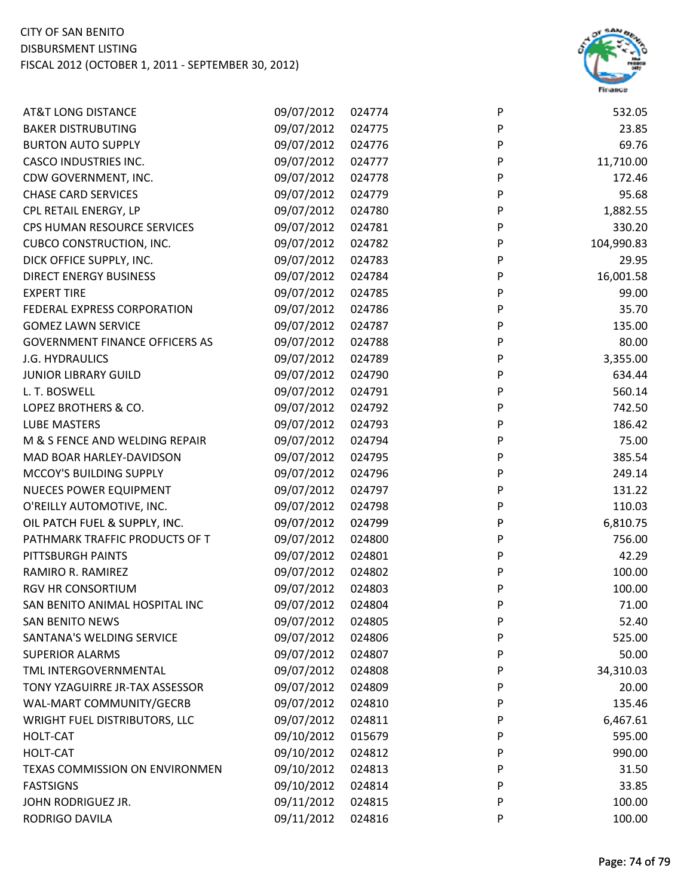CITY OF SAN BENITO
DISBURSMENT LISTING
FISCAL 2012 (OCTOBER 1, 2011 - SEPTEMBER 30, 2012)

| | | | | |
|---|---|---|---|---|
| AT&T LONG DISTANCE | 09/07/2012 | 024774 | P | 532.05 |
| BAKER DISTRUBUTING | 09/07/2012 | 024775 | P | 23.85 |
| BURTON AUTO SUPPLY | 09/07/2012 | 024776 | P | 69.76 |
| CASCO INDUSTRIES INC. | 09/07/2012 | 024777 | P | 11,710.00 |
| CDW GOVERNMENT, INC. | 09/07/2012 | 024778 | P | 172.46 |
| CHASE CARD SERVICES | 09/07/2012 | 024779 | P | 95.68 |
| CPL RETAIL ENERGY, LP | 09/07/2012 | 024780 | P | 1,882.55 |
| CPS HUMAN RESOURCE SERVICES | 09/07/2012 | 024781 | P | 330.20 |
| CUBCO CONSTRUCTION, INC. | 09/07/2012 | 024782 | P | 104,990.83 |
| DICK OFFICE SUPPLY, INC. | 09/07/2012 | 024783 | P | 29.95 |
| DIRECT ENERGY BUSINESS | 09/07/2012 | 024784 | P | 16,001.58 |
| EXPERT TIRE | 09/07/2012 | 024785 | P | 99.00 |
| FEDERAL EXPRESS CORPORATION | 09/07/2012 | 024786 | P | 35.70 |
| GOMEZ LAWN SERVICE | 09/07/2012 | 024787 | P | 135.00 |
| GOVERNMENT FINANCE OFFICERS AS | 09/07/2012 | 024788 | P | 80.00 |
| J.G. HYDRAULICS | 09/07/2012 | 024789 | P | 3,355.00 |
| JUNIOR LIBRARY GUILD | 09/07/2012 | 024790 | P | 634.44 |
| L. T. BOSWELL | 09/07/2012 | 024791 | P | 560.14 |
| LOPEZ BROTHERS & CO. | 09/07/2012 | 024792 | P | 742.50 |
| LUBE MASTERS | 09/07/2012 | 024793 | P | 186.42 |
| M & S FENCE AND WELDING REPAIR | 09/07/2012 | 024794 | P | 75.00 |
| MAD BOAR HARLEY-DAVIDSON | 09/07/2012 | 024795 | P | 385.54 |
| MCCOY'S BUILDING SUPPLY | 09/07/2012 | 024796 | P | 249.14 |
| NUECES POWER EQUIPMENT | 09/07/2012 | 024797 | P | 131.22 |
| O'REILLY AUTOMOTIVE, INC. | 09/07/2012 | 024798 | P | 110.03 |
| OIL PATCH FUEL & SUPPLY, INC. | 09/07/2012 | 024799 | P | 6,810.75 |
| PATHMARK TRAFFIC PRODUCTS OF T | 09/07/2012 | 024800 | P | 756.00 |
| PITTSBURGH PAINTS | 09/07/2012 | 024801 | P | 42.29 |
| RAMIRO R. RAMIREZ | 09/07/2012 | 024802 | P | 100.00 |
| RGV HR CONSORTIUM | 09/07/2012 | 024803 | P | 100.00 |
| SAN BENITO ANIMAL HOSPITAL INC | 09/07/2012 | 024804 | P | 71.00 |
| SAN BENITO NEWS | 09/07/2012 | 024805 | P | 52.40 |
| SANTANA'S WELDING SERVICE | 09/07/2012 | 024806 | P | 525.00 |
| SUPERIOR ALARMS | 09/07/2012 | 024807 | P | 50.00 |
| TML INTERGOVERNMENTAL | 09/07/2012 | 024808 | P | 34,310.03 |
| TONY YZAGUIRRE JR-TAX ASSESSOR | 09/07/2012 | 024809 | P | 20.00 |
| WAL-MART COMMUNITY/GECRB | 09/07/2012 | 024810 | P | 135.46 |
| WRIGHT FUEL DISTRIBUTORS, LLC | 09/07/2012 | 024811 | P | 6,467.61 |
| HOLT-CAT | 09/10/2012 | 015679 | P | 595.00 |
| HOLT-CAT | 09/10/2012 | 024812 | P | 990.00 |
| TEXAS COMMISSION ON ENVIRONMEN | 09/10/2012 | 024813 | P | 31.50 |
| FASTSIGNS | 09/10/2012 | 024814 | P | 33.85 |
| JOHN RODRIGUEZ JR. | 09/11/2012 | 024815 | P | 100.00 |
| RODRIGO DAVILA | 09/11/2012 | 024816 | P | 100.00 |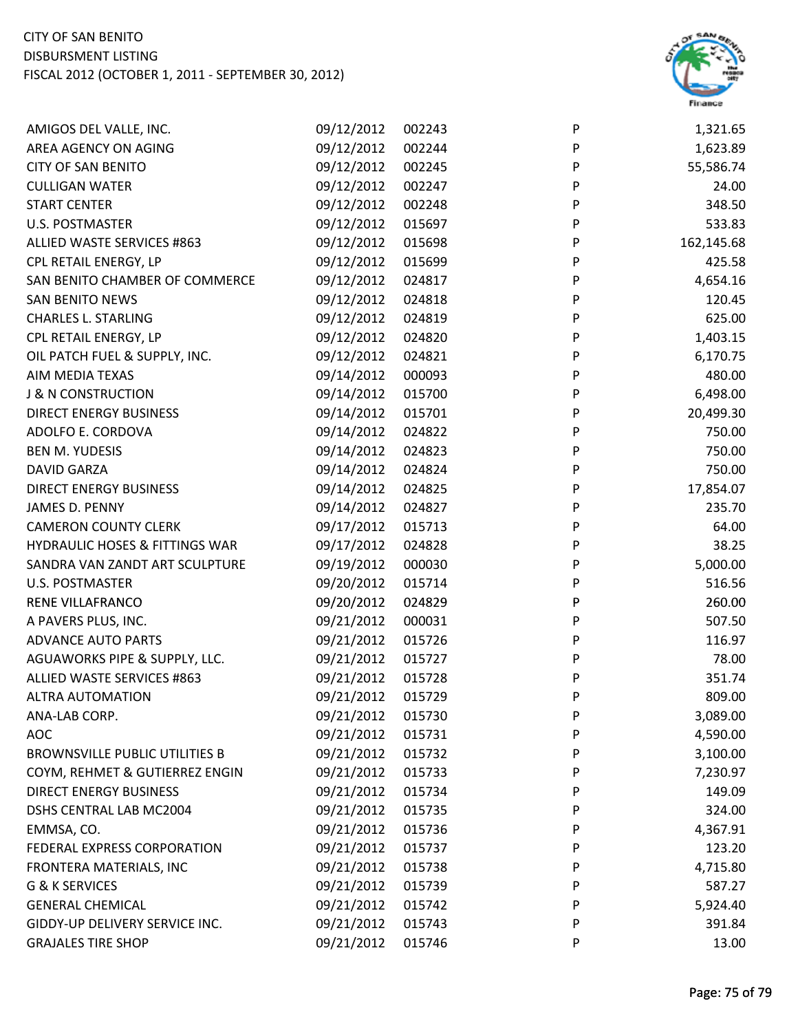CITY OF SAN BENITO
DISBURSMENT LISTING
FISCAL 2012 (OCTOBER 1, 2011 - SEPTEMBER 30, 2012)

| | | | | |
|---|---|---|---|---|
| AMIGOS DEL VALLE, INC. | 09/12/2012 | 002243 | P | 1,321.65 |
| AREA AGENCY ON AGING | 09/12/2012 | 002244 | P | 1,623.89 |
| CITY OF SAN BENITO | 09/12/2012 | 002245 | P | 55,586.74 |
| CULLIGAN WATER | 09/12/2012 | 002247 | P | 24.00 |
| START CENTER | 09/12/2012 | 002248 | P | 348.50 |
| U.S. POSTMASTER | 09/12/2012 | 015697 | P | 533.83 |
| ALLIED WASTE SERVICES #863 | 09/12/2012 | 015698 | P | 162,145.68 |
| CPL RETAIL ENERGY, LP | 09/12/2012 | 015699 | P | 425.58 |
| SAN BENITO CHAMBER OF COMMERCE | 09/12/2012 | 024817 | P | 4,654.16 |
| SAN BENITO NEWS | 09/12/2012 | 024818 | P | 120.45 |
| CHARLES L. STARLING | 09/12/2012 | 024819 | P | 625.00 |
| CPL RETAIL ENERGY, LP | 09/12/2012 | 024820 | P | 1,403.15 |
| OIL PATCH FUEL & SUPPLY, INC. | 09/12/2012 | 024821 | P | 6,170.75 |
| AIM MEDIA TEXAS | 09/14/2012 | 000093 | P | 480.00 |
| J & N CONSTRUCTION | 09/14/2012 | 015700 | P | 6,498.00 |
| DIRECT ENERGY BUSINESS | 09/14/2012 | 015701 | P | 20,499.30 |
| ADOLFO E. CORDOVA | 09/14/2012 | 024822 | P | 750.00 |
| BEN M. YUDESIS | 09/14/2012 | 024823 | P | 750.00 |
| DAVID GARZA | 09/14/2012 | 024824 | P | 750.00 |
| DIRECT ENERGY BUSINESS | 09/14/2012 | 024825 | P | 17,854.07 |
| JAMES D. PENNY | 09/14/2012 | 024827 | P | 235.70 |
| CAMERON COUNTY CLERK | 09/17/2012 | 015713 | P | 64.00 |
| HYDRAULIC HOSES & FITTINGS WAR | 09/17/2012 | 024828 | P | 38.25 |
| SANDRA VAN ZANDT ART SCULPTURE | 09/19/2012 | 000030 | P | 5,000.00 |
| U.S. POSTMASTER | 09/20/2012 | 015714 | P | 516.56 |
| RENE VILLAFRANCO | 09/20/2012 | 024829 | P | 260.00 |
| A PAVERS PLUS, INC. | 09/21/2012 | 000031 | P | 507.50 |
| ADVANCE AUTO PARTS | 09/21/2012 | 015726 | P | 116.97 |
| AGUAWORKS PIPE & SUPPLY, LLC. | 09/21/2012 | 015727 | P | 78.00 |
| ALLIED WASTE SERVICES #863 | 09/21/2012 | 015728 | P | 351.74 |
| ALTRA AUTOMATION | 09/21/2012 | 015729 | P | 809.00 |
| ANA-LAB CORP. | 09/21/2012 | 015730 | P | 3,089.00 |
| AOC | 09/21/2012 | 015731 | P | 4,590.00 |
| BROWNSVILLE PUBLIC UTILITIES B | 09/21/2012 | 015732 | P | 3,100.00 |
| COYM, REHMET & GUTIERREZ ENGIN | 09/21/2012 | 015733 | P | 7,230.97 |
| DIRECT ENERGY BUSINESS | 09/21/2012 | 015734 | P | 149.09 |
| DSHS CENTRAL LAB MC2004 | 09/21/2012 | 015735 | P | 324.00 |
| EMMSA, CO. | 09/21/2012 | 015736 | P | 4,367.91 |
| FEDERAL EXPRESS CORPORATION | 09/21/2012 | 015737 | P | 123.20 |
| FRONTERA MATERIALS, INC | 09/21/2012 | 015738 | P | 4,715.80 |
| G & K SERVICES | 09/21/2012 | 015739 | P | 587.27 |
| GENERAL CHEMICAL | 09/21/2012 | 015742 | P | 5,924.40 |
| GIDDY-UP DELIVERY SERVICE INC. | 09/21/2012 | 015743 | P | 391.84 |
| GRAJALES TIRE SHOP | 09/21/2012 | 015746 | P | 13.00 |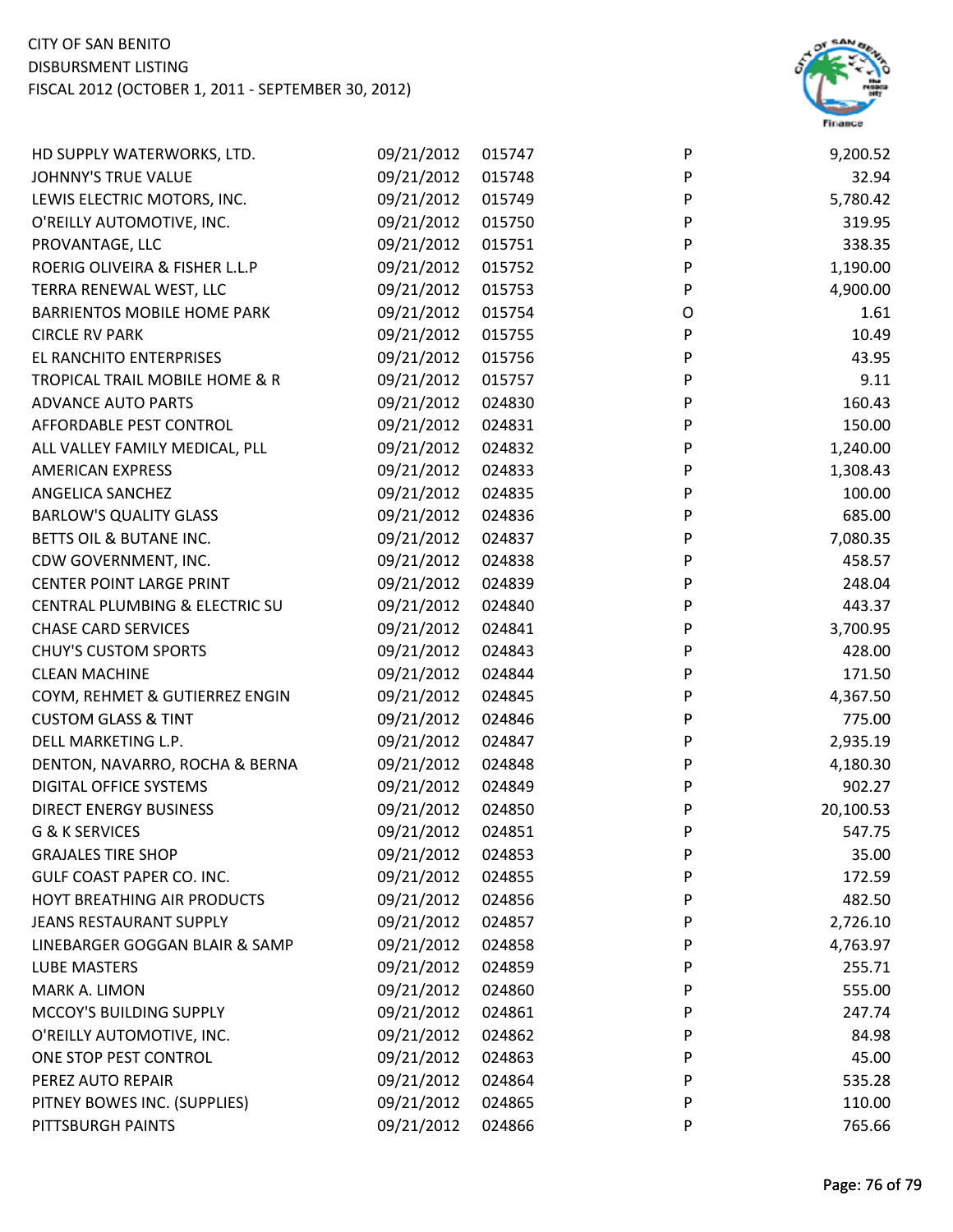CITY OF SAN BENITO
DISBURSMENT LISTING
FISCAL 2012 (OCTOBER 1, 2011 - SEPTEMBER 30, 2012)

| | | | | |
|---|---|---|---|---|
| HD SUPPLY WATERWORKS, LTD. | 09/21/2012 | 015747 | P | 9,200.52 |
| JOHNNY'S TRUE VALUE | 09/21/2012 | 015748 | P | 32.94 |
| LEWIS ELECTRIC MOTORS, INC. | 09/21/2012 | 015749 | P | 5,780.42 |
| O'REILLY AUTOMOTIVE, INC. | 09/21/2012 | 015750 | P | 319.95 |
| PROVANTAGE, LLC | 09/21/2012 | 015751 | P | 338.35 |
| ROERIG OLIVEIRA & FISHER L.L.P | 09/21/2012 | 015752 | P | 1,190.00 |
| TERRA RENEWAL WEST, LLC | 09/21/2012 | 015753 | P | 4,900.00 |
| BARRIENTOS MOBILE HOME PARK | 09/21/2012 | 015754 | O | 1.61 |
| CIRCLE RV PARK | 09/21/2012 | 015755 | P | 10.49 |
| EL RANCHITO ENTERPRISES | 09/21/2012 | 015756 | P | 43.95 |
| TROPICAL TRAIL MOBILE HOME & R | 09/21/2012 | 015757 | P | 9.11 |
| ADVANCE AUTO PARTS | 09/21/2012 | 024830 | P | 160.43 |
| AFFORDABLE PEST CONTROL | 09/21/2012 | 024831 | P | 150.00 |
| ALL VALLEY FAMILY MEDICAL, PLL | 09/21/2012 | 024832 | P | 1,240.00 |
| AMERICAN EXPRESS | 09/21/2012 | 024833 | P | 1,308.43 |
| ANGELICA SANCHEZ | 09/21/2012 | 024835 | P | 100.00 |
| BARLOW'S QUALITY GLASS | 09/21/2012 | 024836 | P | 685.00 |
| BETTS OIL & BUTANE INC. | 09/21/2012 | 024837 | P | 7,080.35 |
| CDW GOVERNMENT, INC. | 09/21/2012 | 024838 | P | 458.57 |
| CENTER POINT LARGE PRINT | 09/21/2012 | 024839 | P | 248.04 |
| CENTRAL PLUMBING & ELECTRIC SU | 09/21/2012 | 024840 | P | 443.37 |
| CHASE CARD SERVICES | 09/21/2012 | 024841 | P | 3,700.95 |
| CHUY'S CUSTOM SPORTS | 09/21/2012 | 024843 | P | 428.00 |
| CLEAN MACHINE | 09/21/2012 | 024844 | P | 171.50 |
| COYM, REHMET & GUTIERREZ ENGIN | 09/21/2012 | 024845 | P | 4,367.50 |
| CUSTOM GLASS & TINT | 09/21/2012 | 024846 | P | 775.00 |
| DELL MARKETING L.P. | 09/21/2012 | 024847 | P | 2,935.19 |
| DENTON, NAVARRO, ROCHA & BERNA | 09/21/2012 | 024848 | P | 4,180.30 |
| DIGITAL OFFICE SYSTEMS | 09/21/2012 | 024849 | P | 902.27 |
| DIRECT ENERGY BUSINESS | 09/21/2012 | 024850 | P | 20,100.53 |
| G & K SERVICES | 09/21/2012 | 024851 | P | 547.75 |
| GRAJALES TIRE SHOP | 09/21/2012 | 024853 | P | 35.00 |
| GULF COAST PAPER CO. INC. | 09/21/2012 | 024855 | P | 172.59 |
| HOYT BREATHING AIR PRODUCTS | 09/21/2012 | 024856 | P | 482.50 |
| JEANS RESTAURANT SUPPLY | 09/21/2012 | 024857 | P | 2,726.10 |
| LINEBARGER GOGGAN BLAIR & SAMP | 09/21/2012 | 024858 | P | 4,763.97 |
| LUBE MASTERS | 09/21/2012 | 024859 | P | 255.71 |
| MARK A. LIMON | 09/21/2012 | 024860 | P | 555.00 |
| MCCOY'S BUILDING SUPPLY | 09/21/2012 | 024861 | P | 247.74 |
| O'REILLY AUTOMOTIVE, INC. | 09/21/2012 | 024862 | P | 84.98 |
| ONE STOP PEST CONTROL | 09/21/2012 | 024863 | P | 45.00 |
| PEREZ AUTO REPAIR | 09/21/2012 | 024864 | P | 535.28 |
| PITNEY BOWES INC. (SUPPLIES) | 09/21/2012 | 024865 | P | 110.00 |
| PITTSBURGH PAINTS | 09/21/2012 | 024866 | P | 765.66 |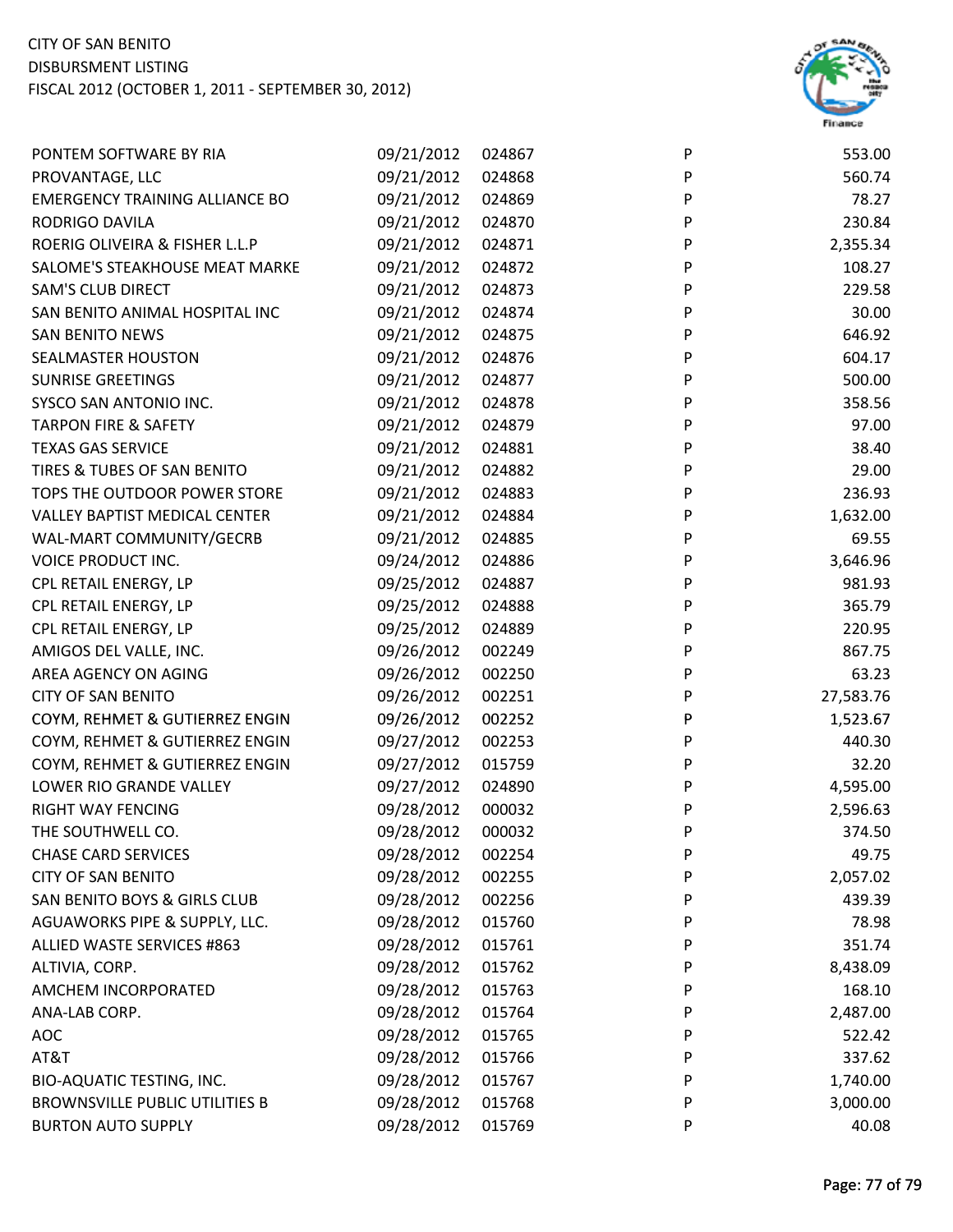CITY OF SAN BENITO
DISBURSMENT LISTING
FISCAL 2012 (OCTOBER 1, 2011 - SEPTEMBER 30, 2012)

| | | | | |
|---|---|---|---|---|
| PONTEM SOFTWARE BY RIA | 09/21/2012 | 024867 | P | 553.00 |
| PROVANTAGE, LLC | 09/21/2012 | 024868 | P | 560.74 |
| EMERGENCY TRAINING ALLIANCE BO | 09/21/2012 | 024869 | P | 78.27 |
| RODRIGO DAVILA | 09/21/2012 | 024870 | P | 230.84 |
| ROERIG OLIVEIRA & FISHER L.L.P | 09/21/2012 | 024871 | P | 2,355.34 |
| SALOME'S STEAKHOUSE MEAT MARKE | 09/21/2012 | 024872 | P | 108.27 |
| SAM'S CLUB DIRECT | 09/21/2012 | 024873 | P | 229.58 |
| SAN BENITO ANIMAL HOSPITAL INC | 09/21/2012 | 024874 | P | 30.00 |
| SAN BENITO NEWS | 09/21/2012 | 024875 | P | 646.92 |
| SEALMASTER HOUSTON | 09/21/2012 | 024876 | P | 604.17 |
| SUNRISE GREETINGS | 09/21/2012 | 024877 | P | 500.00 |
| SYSCO SAN ANTONIO INC. | 09/21/2012 | 024878 | P | 358.56 |
| TARPON FIRE & SAFETY | 09/21/2012 | 024879 | P | 97.00 |
| TEXAS GAS SERVICE | 09/21/2012 | 024881 | P | 38.40 |
| TIRES & TUBES OF SAN BENITO | 09/21/2012 | 024882 | P | 29.00 |
| TOPS THE OUTDOOR POWER STORE | 09/21/2012 | 024883 | P | 236.93 |
| VALLEY BAPTIST MEDICAL CENTER | 09/21/2012 | 024884 | P | 1,632.00 |
| WAL-MART COMMUNITY/GECRB | 09/21/2012 | 024885 | P | 69.55 |
| VOICE PRODUCT INC. | 09/24/2012 | 024886 | P | 3,646.96 |
| CPL RETAIL ENERGY, LP | 09/25/2012 | 024887 | P | 981.93 |
| CPL RETAIL ENERGY, LP | 09/25/2012 | 024888 | P | 365.79 |
| CPL RETAIL ENERGY, LP | 09/25/2012 | 024889 | P | 220.95 |
| AMIGOS DEL VALLE, INC. | 09/26/2012 | 002249 | P | 867.75 |
| AREA AGENCY ON AGING | 09/26/2012 | 002250 | P | 63.23 |
| CITY OF SAN BENITO | 09/26/2012 | 002251 | P | 27,583.76 |
| COYM, REHMET & GUTIERREZ ENGIN | 09/26/2012 | 002252 | P | 1,523.67 |
| COYM, REHMET & GUTIERREZ ENGIN | 09/27/2012 | 002253 | P | 440.30 |
| COYM, REHMET & GUTIERREZ ENGIN | 09/27/2012 | 015759 | P | 32.20 |
| LOWER RIO GRANDE VALLEY | 09/27/2012 | 024890 | P | 4,595.00 |
| RIGHT WAY FENCING | 09/28/2012 | 000032 | P | 2,596.63 |
| THE SOUTHWELL CO. | 09/28/2012 | 000032 | P | 374.50 |
| CHASE CARD SERVICES | 09/28/2012 | 002254 | P | 49.75 |
| CITY OF SAN BENITO | 09/28/2012 | 002255 | P | 2,057.02 |
| SAN BENITO BOYS & GIRLS CLUB | 09/28/2012 | 002256 | P | 439.39 |
| AGUAWORKS PIPE & SUPPLY, LLC. | 09/28/2012 | 015760 | P | 78.98 |
| ALLIED WASTE SERVICES #863 | 09/28/2012 | 015761 | P | 351.74 |
| ALTIVIA, CORP. | 09/28/2012 | 015762 | P | 8,438.09 |
| AMCHEM INCORPORATED | 09/28/2012 | 015763 | P | 168.10 |
| ANA-LAB CORP. | 09/28/2012 | 015764 | P | 2,487.00 |
| AOC | 09/28/2012 | 015765 | P | 522.42 |
| AT&T | 09/28/2012 | 015766 | P | 337.62 |
| BIO-AQUATIC TESTING, INC. | 09/28/2012 | 015767 | P | 1,740.00 |
| BROWNSVILLE PUBLIC UTILITIES B | 09/28/2012 | 015768 | P | 3,000.00 |
| BURTON AUTO SUPPLY | 09/28/2012 | 015769 | P | 40.08 |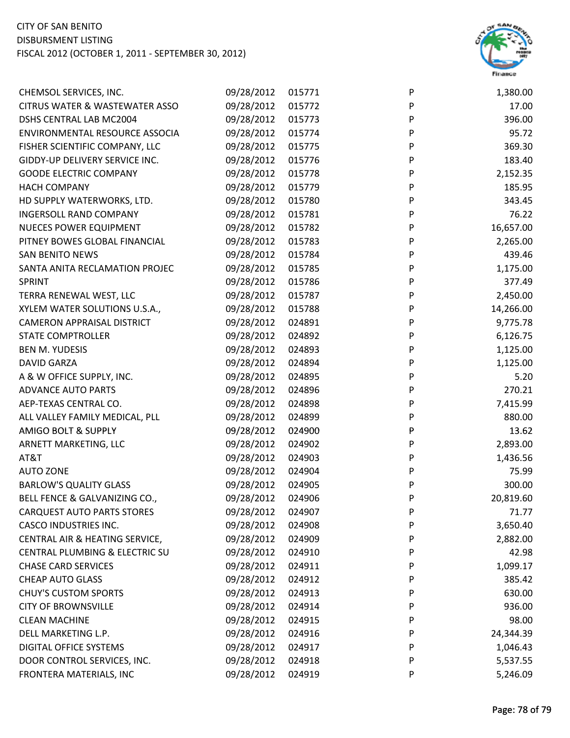CITY OF SAN BENITO
DISBURSMENT LISTING
FISCAL 2012 (OCTOBER 1, 2011 - SEPTEMBER 30, 2012)

| | | | | |
|---|---|---|---|---|
| CHEMSOL SERVICES, INC. | 09/28/2012 | 015771 | P | 1,380.00 |
| CITRUS WATER & WASTEWATER ASSO | 09/28/2012 | 015772 | P | 17.00 |
| DSHS CENTRAL LAB MC2004 | 09/28/2012 | 015773 | P | 396.00 |
| ENVIRONMENTAL RESOURCE ASSOCIA | 09/28/2012 | 015774 | P | 95.72 |
| FISHER SCIENTIFIC COMPANY, LLC | 09/28/2012 | 015775 | P | 369.30 |
| GIDDY-UP DELIVERY SERVICE INC. | 09/28/2012 | 015776 | P | 183.40 |
| GOODE ELECTRIC COMPANY | 09/28/2012 | 015778 | P | 2,152.35 |
| HACH COMPANY | 09/28/2012 | 015779 | P | 185.95 |
| HD SUPPLY WATERWORKS, LTD. | 09/28/2012 | 015780 | P | 343.45 |
| INGERSOLL RAND COMPANY | 09/28/2012 | 015781 | P | 76.22 |
| NUECES POWER EQUIPMENT | 09/28/2012 | 015782 | P | 16,657.00 |
| PITNEY BOWES GLOBAL FINANCIAL | 09/28/2012 | 015783 | P | 2,265.00 |
| SAN BENITO NEWS | 09/28/2012 | 015784 | P | 439.46 |
| SANTA ANITA RECLAMATION PROJEC | 09/28/2012 | 015785 | P | 1,175.00 |
| SPRINT | 09/28/2012 | 015786 | P | 377.49 |
| TERRA RENEWAL WEST, LLC | 09/28/2012 | 015787 | P | 2,450.00 |
| XYLEM WATER SOLUTIONS U.S.A., | 09/28/2012 | 015788 | P | 14,266.00 |
| CAMERON APPRAISAL DISTRICT | 09/28/2012 | 024891 | P | 9,775.78 |
| STATE COMPTROLLER | 09/28/2012 | 024892 | P | 6,126.75 |
| BEN M. YUDESIS | 09/28/2012 | 024893 | P | 1,125.00 |
| DAVID GARZA | 09/28/2012 | 024894 | P | 1,125.00 |
| A & W OFFICE SUPPLY, INC. | 09/28/2012 | 024895 | P | 5.20 |
| ADVANCE AUTO PARTS | 09/28/2012 | 024896 | P | 270.21 |
| AEP-TEXAS CENTRAL CO. | 09/28/2012 | 024898 | P | 7,415.99 |
| ALL VALLEY FAMILY MEDICAL, PLL | 09/28/2012 | 024899 | P | 880.00 |
| AMIGO BOLT & SUPPLY | 09/28/2012 | 024900 | P | 13.62 |
| ARNETT MARKETING, LLC | 09/28/2012 | 024902 | P | 2,893.00 |
| AT&T | 09/28/2012 | 024903 | P | 1,436.56 |
| AUTO ZONE | 09/28/2012 | 024904 | P | 75.99 |
| BARLOW'S QUALITY GLASS | 09/28/2012 | 024905 | P | 300.00 |
| BELL FENCE & GALVANIZING CO., | 09/28/2012 | 024906 | P | 20,819.60 |
| CARQUEST AUTO PARTS STORES | 09/28/2012 | 024907 | P | 71.77 |
| CASCO INDUSTRIES INC. | 09/28/2012 | 024908 | P | 3,650.40 |
| CENTRAL AIR & HEATING SERVICE, | 09/28/2012 | 024909 | P | 2,882.00 |
| CENTRAL PLUMBING & ELECTRIC SU | 09/28/2012 | 024910 | P | 42.98 |
| CHASE CARD SERVICES | 09/28/2012 | 024911 | P | 1,099.17 |
| CHEAP AUTO GLASS | 09/28/2012 | 024912 | P | 385.42 |
| CHUY'S CUSTOM SPORTS | 09/28/2012 | 024913 | P | 630.00 |
| CITY OF BROWNSVILLE | 09/28/2012 | 024914 | P | 936.00 |
| CLEAN MACHINE | 09/28/2012 | 024915 | P | 98.00 |
| DELL MARKETING L.P. | 09/28/2012 | 024916 | P | 24,344.39 |
| DIGITAL OFFICE SYSTEMS | 09/28/2012 | 024917 | P | 1,046.43 |
| DOOR CONTROL SERVICES, INC. | 09/28/2012 | 024918 | P | 5,537.55 |
| FRONTERA MATERIALS, INC | 09/28/2012 | 024919 | P | 5,246.09 |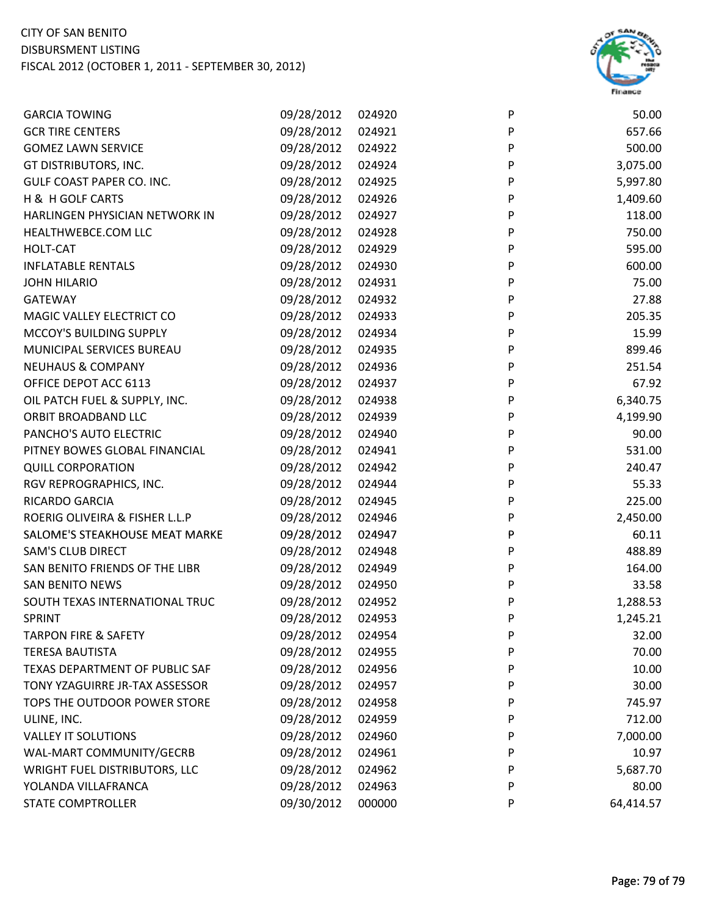CITY OF SAN BENITO
DISBURSMENT LISTING
FISCAL 2012 (OCTOBER 1, 2011 - SEPTEMBER 30, 2012)

| | | | | |
|---|---|---|---|---|
| GARCIA TOWING | 09/28/2012 | 024920 | P | 50.00 |
| GCR TIRE CENTERS | 09/28/2012 | 024921 | P | 657.66 |
| GOMEZ LAWN SERVICE | 09/28/2012 | 024922 | P | 500.00 |
| GT DISTRIBUTORS, INC. | 09/28/2012 | 024924 | P | 3,075.00 |
| GULF COAST PAPER CO. INC. | 09/28/2012 | 024925 | P | 5,997.80 |
| H & H GOLF CARTS | 09/28/2012 | 024926 | P | 1,409.60 |
| HARLINGEN PHYSICIAN NETWORK IN | 09/28/2012 | 024927 | P | 118.00 |
| HEALTHWEBCE.COM LLC | 09/28/2012 | 024928 | P | 750.00 |
| HOLT-CAT | 09/28/2012 | 024929 | P | 595.00 |
| INFLATABLE RENTALS | 09/28/2012 | 024930 | P | 600.00 |
| JOHN HILARIO | 09/28/2012 | 024931 | P | 75.00 |
| GATEWAY | 09/28/2012 | 024932 | P | 27.88 |
| MAGIC VALLEY ELECTRICT CO | 09/28/2012 | 024933 | P | 205.35 |
| MCCOY'S BUILDING SUPPLY | 09/28/2012 | 024934 | P | 15.99 |
| MUNICIPAL SERVICES BUREAU | 09/28/2012 | 024935 | P | 899.46 |
| NEUHAUS & COMPANY | 09/28/2012 | 024936 | P | 251.54 |
| OFFICE DEPOT ACC 6113 | 09/28/2012 | 024937 | P | 67.92 |
| OIL PATCH FUEL & SUPPLY, INC. | 09/28/2012 | 024938 | P | 6,340.75 |
| ORBIT BROADBAND LLC | 09/28/2012 | 024939 | P | 4,199.90 |
| PANCHO'S AUTO ELECTRIC | 09/28/2012 | 024940 | P | 90.00 |
| PITNEY BOWES GLOBAL FINANCIAL | 09/28/2012 | 024941 | P | 531.00 |
| QUILL CORPORATION | 09/28/2012 | 024942 | P | 240.47 |
| RGV REPROGRAPHICS, INC. | 09/28/2012 | 024944 | P | 55.33 |
| RICARDO GARCIA | 09/28/2012 | 024945 | P | 225.00 |
| ROERIG OLIVEIRA & FISHER L.L.P | 09/28/2012 | 024946 | P | 2,450.00 |
| SALOME'S STEAKHOUSE MEAT MARKE | 09/28/2012 | 024947 | P | 60.11 |
| SAM'S CLUB DIRECT | 09/28/2012 | 024948 | P | 488.89 |
| SAN BENITO FRIENDS OF THE LIBR | 09/28/2012 | 024949 | P | 164.00 |
| SAN BENITO NEWS | 09/28/2012 | 024950 | P | 33.58 |
| SOUTH TEXAS INTERNATIONAL TRUC | 09/28/2012 | 024952 | P | 1,288.53 |
| SPRINT | 09/28/2012 | 024953 | P | 1,245.21 |
| TARPON FIRE & SAFETY | 09/28/2012 | 024954 | P | 32.00 |
| TERESA BAUTISTA | 09/28/2012 | 024955 | P | 70.00 |
| TEXAS DEPARTMENT OF PUBLIC SAF | 09/28/2012 | 024956 | P | 10.00 |
| TONY YZAGUIRRE JR-TAX ASSESSOR | 09/28/2012 | 024957 | P | 30.00 |
| TOPS THE OUTDOOR POWER STORE | 09/28/2012 | 024958 | P | 745.97 |
| ULINE, INC. | 09/28/2012 | 024959 | P | 712.00 |
| VALLEY IT SOLUTIONS | 09/28/2012 | 024960 | P | 7,000.00 |
| WAL-MART COMMUNITY/GECRB | 09/28/2012 | 024961 | P | 10.97 |
| WRIGHT FUEL DISTRIBUTORS, LLC | 09/28/2012 | 024962 | P | 5,687.70 |
| YOLANDA VILLAFRANCA | 09/28/2012 | 024963 | P | 80.00 |
| STATE COMPTROLLER | 09/30/2012 | 000000 | P | 64,414.57 |